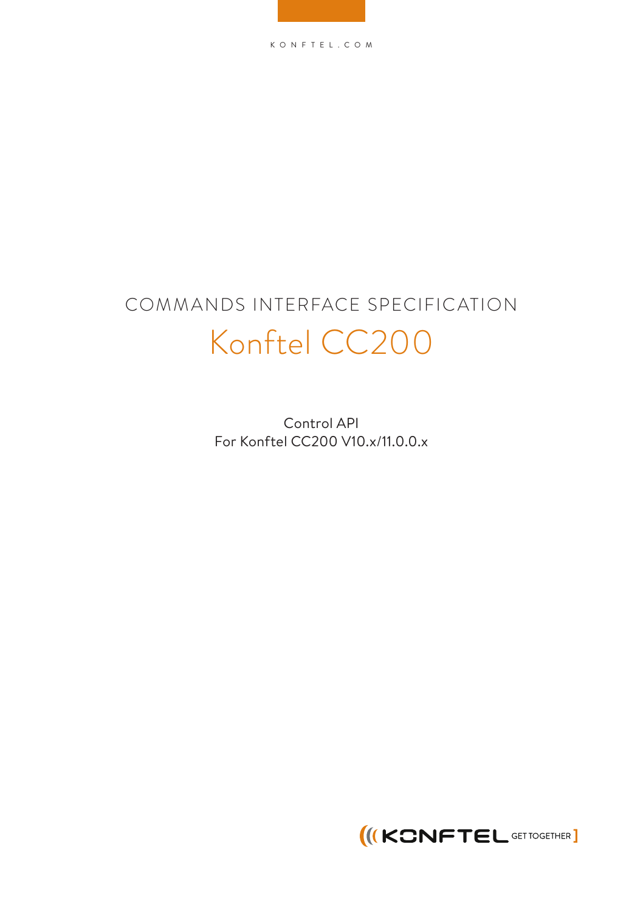KONFTEL.COM

# COMMANDS INTERFACE SPECIFICATION

## Konftel CC200

Control API
For Konftel CC200 V10.x/11.0.0.x

KONFTEL GET TOGETHER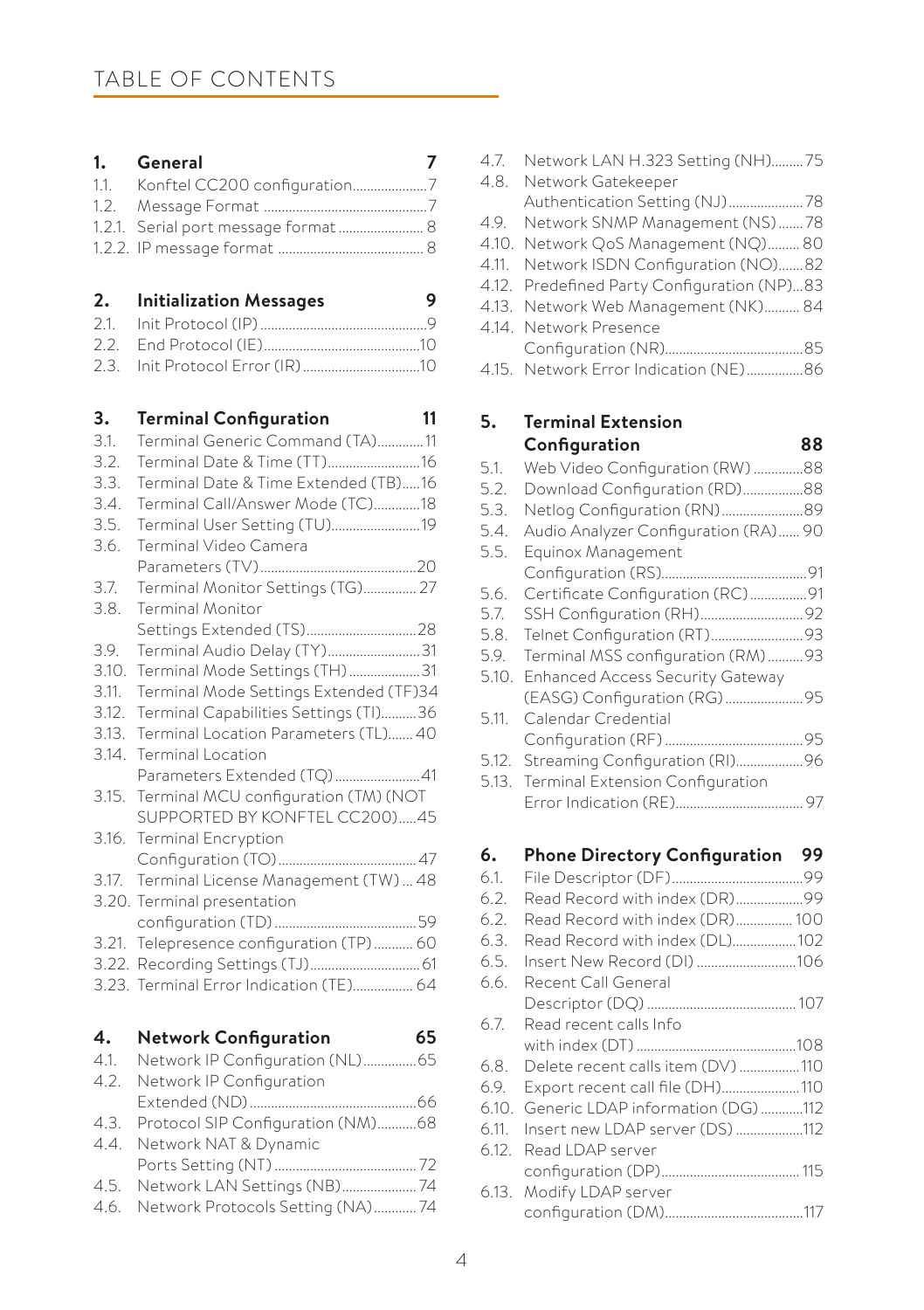# TABLE OF CONTENTS

**1. General** 7

- 1.1. Konftel CC200 configuration 7
- 1.2. Message Format 7
- 1.2.1. Serial port message format 8
- 1.2.2. IP message format 8

**2. Initialization Messages** 9

- 2.1. Init Protocol (IP) 9
- 2.2. End Protocol (IE) 10
- 2.3. Init Protocol Error (IR) 10

**3. Terminal Configuration** 11

- 3.1. Terminal Generic Command (TA) 11
- 3.2. Terminal Date & Time (TT) 16
- 3.3. Terminal Date & Time Extended (TB) 16
- 3.4. Terminal Call/Answer Mode (TC) 18
- 3.5. Terminal User Setting (TU) 19
- 3.6. Terminal Video Camera Parameters (TV) 20
- 3.7. Terminal Monitor Settings (TG) 27
- 3.8. Terminal Monitor Settings Extended (TS) 28
- 3.9. Terminal Audio Delay (TY) 31
- 3.10. Terminal Mode Settings (TH) 31
- 3.11. Terminal Mode Settings Extended (TF) 34
- 3.12. Terminal Capabilities Settings (TI) 36
- 3.13. Terminal Location Parameters (TL) 40
- 3.14. Terminal Location Parameters Extended (TQ) 41
- 3.15. Terminal MCU configuration (TM) (NOT SUPPORTED BY KONFTEL CC200) 45
- 3.16. Terminal Encryption Configuration (TO) 47
- 3.17. Terminal License Management (TW) 48
- 3.20. Terminal presentation configuration (TD) 59
- 3.21. Telepresence configuration (TP) 60
- 3.22. Recording Settings (TJ) 61
- 3.23. Terminal Error Indication (TE) 64

**4. Network Configuration** 65

- 4.1. Network IP Configuration (NL) 65
- 4.2. Network IP Configuration Extended (ND) 66
- 4.3. Protocol SIP Configuration (NM) 68
- 4.4. Network NAT & Dynamic Ports Setting (NT) 72
- 4.5. Network LAN Settings (NB) 74
- 4.6. Network Protocols Setting (NA) 74
- 4.7. Network LAN H.323 Setting (NH) 75
- 4.8. Network Gatekeeper Authentication Setting (NJ) 78
- 4.9. Network SNMP Management (NS) 78
- 4.10. Network QoS Management (NQ) 80
- 4.11. Network ISDN Configuration (NO) 82
- 4.12. Predefined Party Configuration (NP) 83
- 4.13. Network Web Management (NK) 84
- 4.14. Network Presence Configuration (NR) 85
- 4.15. Network Error Indication (NE) 86

**5. Terminal Extension Configuration** 88

- 5.1. Web Video Configuration (RW) 88
- 5.2. Download Configuration (RD) 88
- 5.3. Netlog Configuration (RN) 89
- 5.4. Audio Analyzer Configuration (RA) 90
- 5.5. Equinox Management Configuration (RS) 91
- 5.6. Certificate Configuration (RC) 91
- 5.7. SSH Configuration (RH) 92
- 5.8. Telnet Configuration (RT) 93
- 5.9. Terminal MSS configuration (RM) 93
- 5.10. Enhanced Access Security Gateway (EASG) Configuration (RG) 95
- 5.11. Calendar Credential Configuration (RF) 95
- 5.12. Streaming Configuration (RI) 96
- 5.13. Terminal Extension Configuration Error Indication (RE) 97

**6. Phone Directory Configuration** 99

- 6.1. File Descriptor (DF) 99
- 6.2. Read Record with index (DR) 99
- 6.2. Read Record with index (DR) 100
- 6.3. Read Record with index (DL) 102
- 6.5. Insert New Record (DI) 106
- 6.6. Recent Call General Descriptor (DQ) 107
- 6.7. Read recent calls Info with index (DT) 108
- 6.8. Delete recent calls item (DV) 110
- 6.9. Export recent call file (DH) 110
- 6.10. Generic LDAP information (DG) 112
- 6.11. Insert new LDAP server (DS) 112
- 6.12. Read LDAP server configuration (DP) 115
- 6.13. Modify LDAP server configuration (DM) 117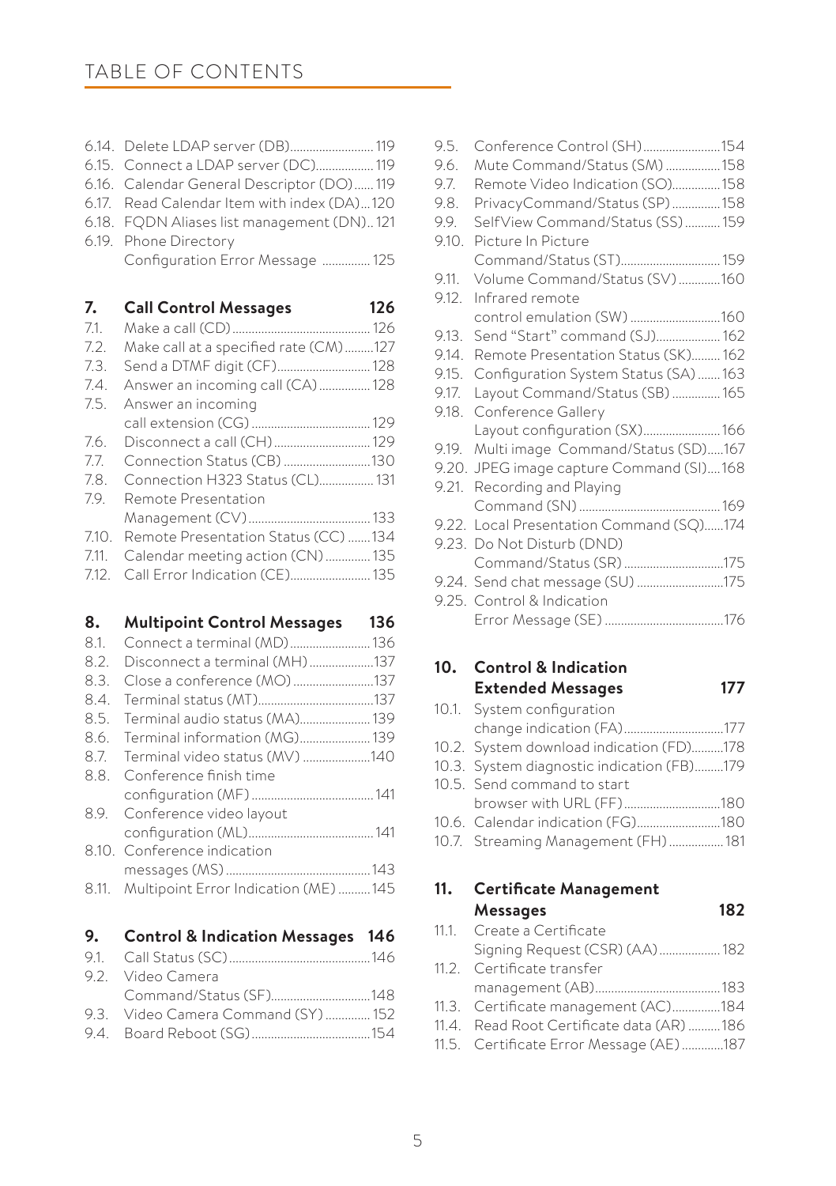# TABLE OF CONTENTS

- 6.14. Delete LDAP server (DB) .......... 119
- 6.15. Connect a LDAP server (DC) .......... 119
- 6.16. Calendar General Descriptor (DO) .......... 119
- 6.17. Read Calendar Item with index (DA) .......... 120
- 6.18. FQDN Aliases list management (DN) .......... 121
- 6.19. Phone Directory Configuration Error Message .......... 125

## 7. Call Control Messages 126

- 7.1. Make a call (CD) .......... 126
- 7.2. Make call at a specified rate (CM) .......... 127
- 7.3. Send a DTMF digit (CF) .......... 128
- 7.4. Answer an incoming call (CA) .......... 128
- 7.5. Answer an incoming call extension (CG) .......... 129
- 7.6. Disconnect a call (CH) .......... 129
- 7.7. Connection Status (CB) .......... 130
- 7.8. Connection H323 Status (CL) .......... 131
- 7.9. Remote Presentation Management (CV) .......... 133
- 7.10. Remote Presentation Status (CC) .......... 134
- 7.11. Calendar meeting action (CN) .......... 135
- 7.12. Call Error Indication (CE) .......... 135

## 8. Multipoint Control Messages 136

- 8.1. Connect a terminal (MD) .......... 136
- 8.2. Disconnect a terminal (MH) .......... 137
- 8.3. Close a conference (MO) .......... 137
- 8.4. Terminal status (MT) .......... 137
- 8.5. Terminal audio status (MA) .......... 139
- 8.6. Terminal information (MG) .......... 139
- 8.7. Terminal video status (MV) .......... 140
- 8.8. Conference finish time configuration (MF) .......... 141
- 8.9. Conference video layout configuration (ML) .......... 141
- 8.10. Conference indication messages (MS) .......... 143
- 8.11. Multipoint Error Indication (ME) .......... 145

## 9. Control & Indication Messages 146

- 9.1. Call Status (SC) .......... 146
- 9.2. Video Camera Command/Status (SF) .......... 148
- 9.3. Video Camera Command (SY) .......... 152
- 9.4. Board Reboot (SG) .......... 154
- 9.5. Conference Control (SH) .......... 154
- 9.6. Mute Command/Status (SM) .......... 158
- 9.7. Remote Video Indication (SO) .......... 158
- 9.8. PrivacyCommand/Status (SP) .......... 158
- 9.9. SelfView Command/Status (SS) .......... 159
- 9.10. Picture In Picture Command/Status (ST) .......... 159
- 9.11. Volume Command/Status (SV) .......... 160
- 9.12. Infrared remote control emulation (SW) .......... 160
- 9.13. Send "Start" command (SJ) .......... 162
- 9.14. Remote Presentation Status (SK) .......... 162
- 9.15. Configuration System Status (SA) .......... 163
- 9.17. Layout Command/Status (SB) .......... 165
- 9.18. Conference Gallery Layout configuration (SX) .......... 166
- 9.19. Multi image Command/Status (SD) .......... 167
- 9.20. JPEG image capture Command (SI) .......... 168
- 9.21. Recording and Playing Command (SN) .......... 169
- 9.22. Local Presentation Command (SQ) .......... 174
- 9.23. Do Not Disturb (DND) Command/Status (SR) .......... 175
- 9.24. Send chat message (SU) .......... 175
- 9.25. Control & Indication Error Message (SE) .......... 176

## 10. Control & Indication Extended Messages 177

- 10.1. System configuration change indication (FA) .......... 177
- 10.2. System download indication (FD) .......... 178
- 10.3. System diagnostic indication (FB) .......... 179
- 10.5. Send command to start browser with URL (FF) .......... 180
- 10.6. Calendar indication (FG) .......... 180
- 10.7. Streaming Management (FH) .......... 181

## 11. Certificate Management Messages 182

- 11.1. Create a Certificate Signing Request (CSR) (AA) .......... 182
- 11.2. Certificate transfer management (AB) .......... 183
- 11.3. Certificate management (AC) .......... 184
- 11.4. Read Root Certificate data (AR) .......... 186
- 11.5. Certificate Error Message (AE) .......... 187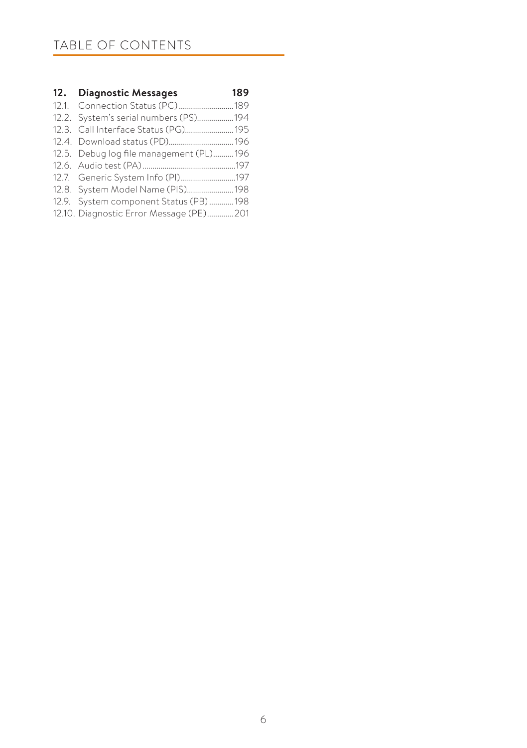# TABLE OF CONTENTS

**12. Diagnostic Messages 189**

12.1. Connection Status (PC) ........................... 189
12.2. System's serial numbers (PS) .................. 194
12.3. Call Interface Status (PG) ........................ 195
12.4. Download status (PD) ................................ 196
12.5. Debug log file management (PL) .......... 196
12.6. Audio test (PA) ............................................. 197
12.7. Generic System Info (PI) ........................... 197
12.8. System Model Name (PIS) ....................... 198
12.9. System component Status (PB) ............ 198
12.10. Diagnostic Error Message (PE) ............. 201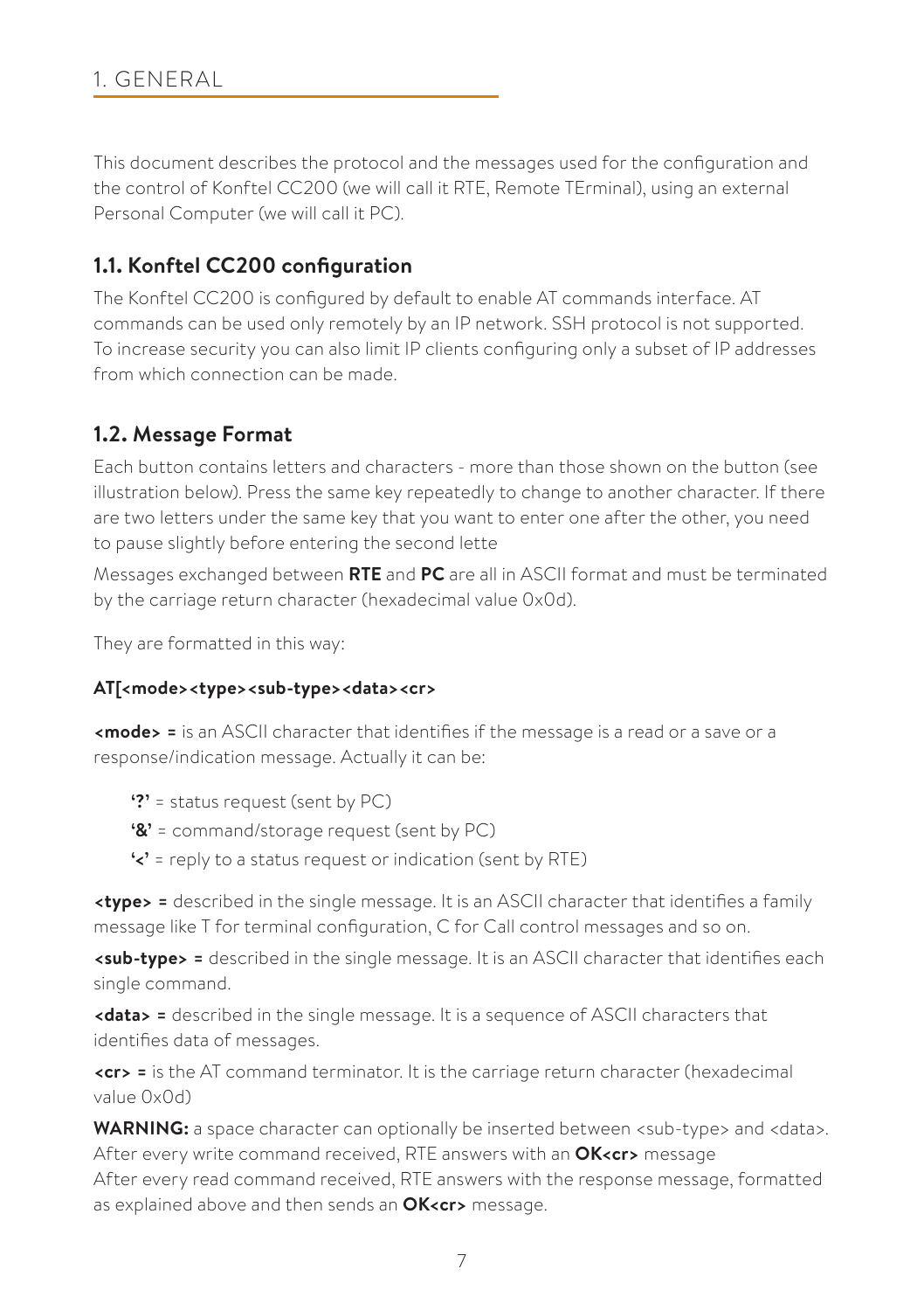# 1. GENERAL

This document describes the protocol and the messages used for the configuration and the control of Konftel CC200 (we will call it RTE, Remote TErminal), using an external Personal Computer (we will call it PC).

## 1.1. Konftel CC200 configuration

The Konftel CC200 is configured by default to enable AT commands interface. AT commands can be used only remotely by an IP network. SSH protocol is not supported. To increase security you can also limit IP clients configuring only a subset of IP addresses from which connection can be made.

## 1.2. Message Format

Each button contains letters and characters - more than those shown on the button (see illustration below). Press the same key repeatedly to change to another character. If there are two letters under the same key that you want to enter one after the other, you need to pause slightly before entering the second lette

Messages exchanged between **RTE** and **PC** are all in ASCII format and must be terminated by the carriage return character (hexadecimal value 0x0d).

They are formatted in this way:

**AT[<mode><type><sub-type><data><cr>**

**<mode> =** is an ASCII character that identifies if the message is a read or a save or a response/indication message. Actually it can be:

- **'?'** = status request (sent by PC)
- **'&'** = command/storage request (sent by PC)
- **'<'** = reply to a status request or indication (sent by RTE)

**<type> =** described in the single message. It is an ASCII character that identifies a family message like T for terminal configuration, C for Call control messages and so on.

**<sub-type> =** described in the single message. It is an ASCII character that identifies each single command.

**<data> =** described in the single message. It is a sequence of ASCII characters that identifies data of messages.

**<cr> =** is the AT command terminator. It is the carriage return character (hexadecimal value 0x0d)

**WARNING:** a space character can optionally be inserted between <sub-type> and <data>.
After every write command received, RTE answers with an **OK<cr>** message
After every read command received, RTE answers with the response message, formatted as explained above and then sends an **OK<cr>** message.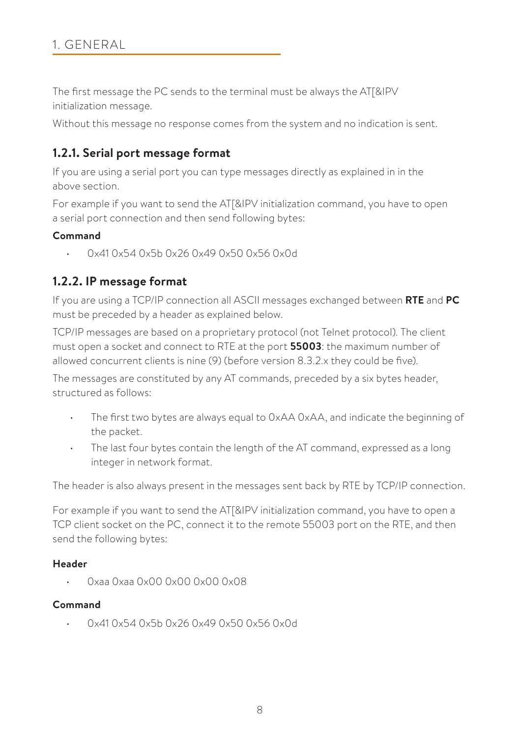The first message the PC sends to the terminal must be always the AT[&IPV initialization message.

Without this message no response comes from the system and no indication is sent.

### 1.2.1. Serial port message format

If you are using a serial port you can type messages directly as explained in in the above section.

For example if you want to send the AT[&IPV initialization command, you have to open a serial port connection and then send following bytes:

**Command**

- 0x41 0x54 0x5b 0x26 0x49 0x50 0x56 0x0d

### 1.2.2. IP message format

If you are using a TCP/IP connection all ASCII messages exchanged between **RTE** and **PC** must be preceded by a header as explained below.

TCP/IP messages are based on a proprietary protocol (not Telnet protocol). The client must open a socket and connect to RTE at the port **55003**: the maximum number of allowed concurrent clients is nine (9) (before version 8.3.2.x they could be five).

The messages are constituted by any AT commands, preceded by a six bytes header, structured as follows:

- The first two bytes are always equal to 0xAA 0xAA, and indicate the beginning of the packet.
- The last four bytes contain the length of the AT command, expressed as a long integer in network format.

The header is also always present in the messages sent back by RTE by TCP/IP connection.

For example if you want to send the AT[&IPV initialization command, you have to open a TCP client socket on the PC, connect it to the remote 55003 port on the RTE, and then send the following bytes:

**Header**

- 0xaa 0xaa 0x00 0x00 0x00 0x08

**Command**

- 0x41 0x54 0x5b 0x26 0x49 0x50 0x56 0x0d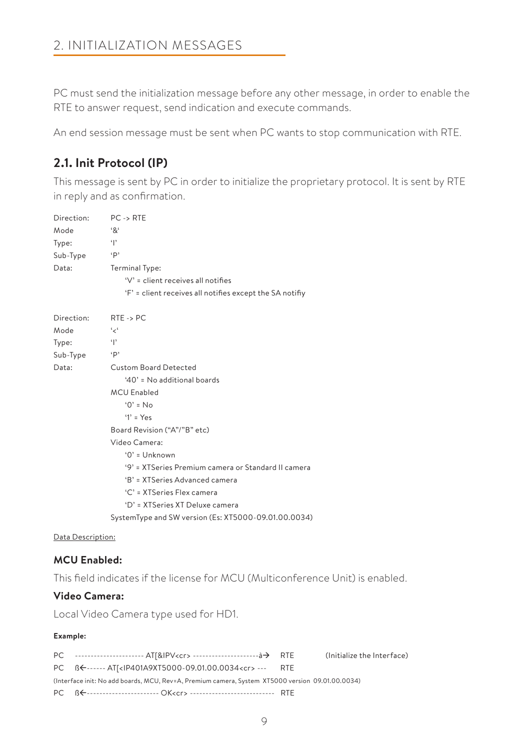## 2. INITIALIZATION MESSAGES

PC must send the initialization message before any other message, in order to enable the RTE to answer request, send indication and execute commands.

An end session message must be sent when PC wants to stop communication with RTE.

### 2.1. Init Protocol (IP)

This message is sent by PC in order to initialize the proprietary protocol. It is sent by RTE in reply and as confirmation.

| | |
|---|---|
| Direction: | PC -> RTE |
| Mode | '&' |
| Type: | 'I' |
| Sub-Type | 'P' |
| Data: | Terminal Type:<br>'V' = client receives all notifies<br>'F' = client receives all notifies except the SA notify |

| | |
|---|---|
| Direction: | RTE -> PC |
| Mode | '<' |
| Type: | 'I' |
| Sub-Type | 'P' |
| Data: | Custom Board Detected<br>'40' = No additional boards<br>MCU Enabled<br>'0' = No<br>'1' = Yes<br>Board Revision ("A"/"B" etc)<br>Video Camera:<br>'0' = Unknown<br>'9' = XTSeries Premium camera or Standard II camera<br>'B' = XTSeries Advanced camera<br>'C' = XTSeries Flex camera<br>'D' = XTSeries XT Deluxe camera<br>SystemType and SW version (Es: XT5000-09.01.00.0034) |

Data Description:

#### MCU Enabled:

This field indicates if the license for MCU (Multiconference Unit) is enabled.

#### Video Camera:

Local Video Camera type used for HD1.

**Example:**

```
PC   ---------------------- AT[&IPV<cr> --------------------à→  RTE        (Initialize the Interface)
PC   ß←------ AT[<IP401A9XT5000-09.01.00.0034<cr> ---   RTE
(Interface init: No add boards, MCU, Rev=A, Premium camera, System XT5000 version 09.01.00.0034)
PC   ß←----------------------- OK<cr> ---------------------------  RTE
```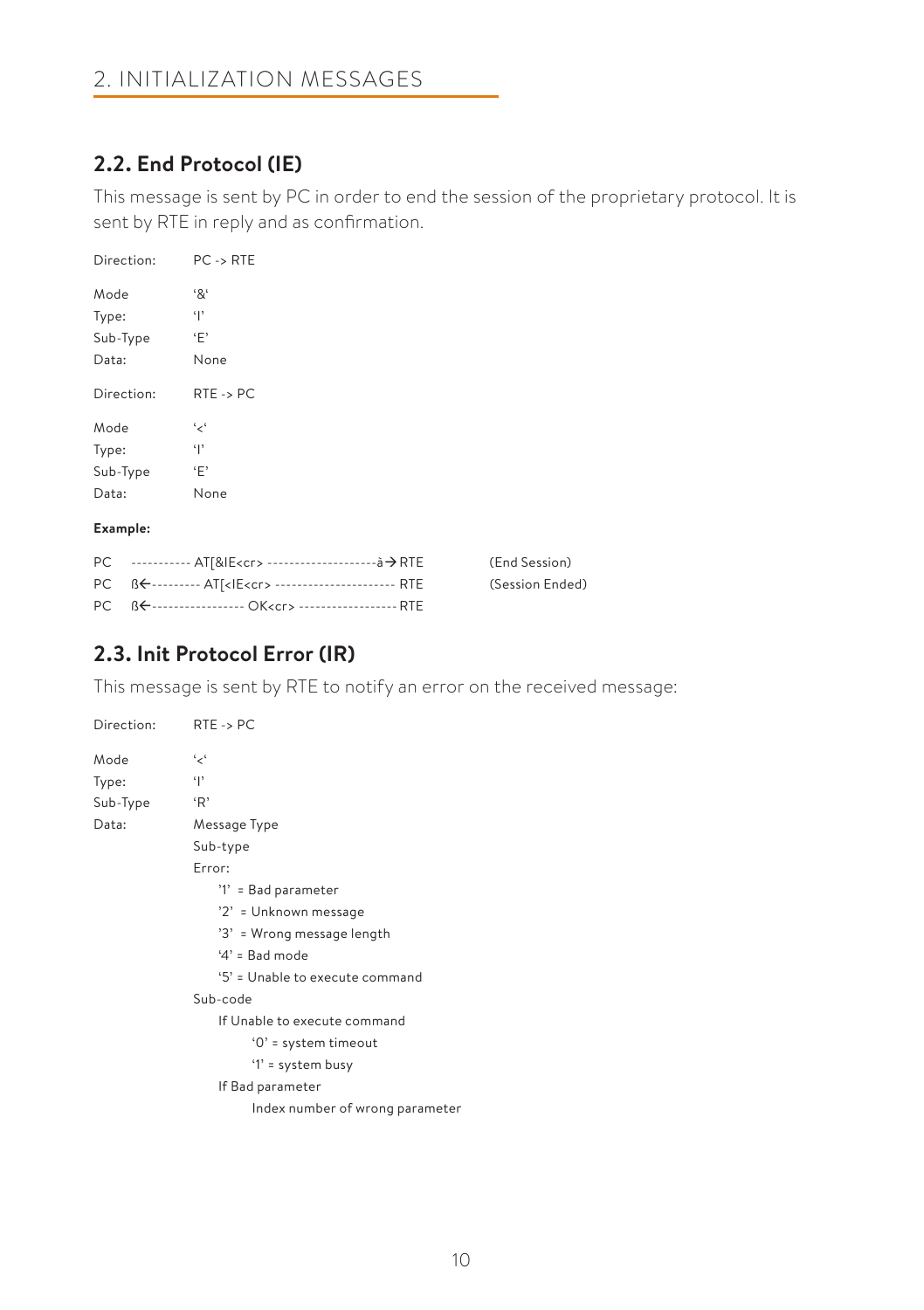## 2.2. End Protocol (IE)

This message is sent by PC in order to end the session of the proprietary protocol. It is sent by RTE in reply and as confirmation.

Direction: PC -> RTE

Mode '&'
Type: 'I'
Sub-Type 'E'
Data: None

Direction: RTE -> PC

Mode '<'
Type: 'I'
Sub-Type 'E'
Data: None

**Example:**

```
PC   ----------- AT[&IE<cr> --------------------à→RTE          (End Session)
PC   ß←--------- AT[<IE<cr> ---------------------- RTE          (Session Ended)
PC   ß←----------------- OK<cr> ------------------ RTE
```

## 2.3. Init Protocol Error (IR)

This message is sent by RTE to notify an error on the received message:

Direction: RTE -> PC

Mode '<'
Type: 'I'
Sub-Type 'R'
Data: Message Type
Sub-type
Error:
- '1' = Bad parameter
- '2' = Unknown message
- '3' = Wrong message length
- '4' = Bad mode
- '5' = Unable to execute command

Sub-code
- If Unable to execute command
  - '0' = system timeout
  - '1' = system busy
- If Bad parameter
  - Index number of wrong parameter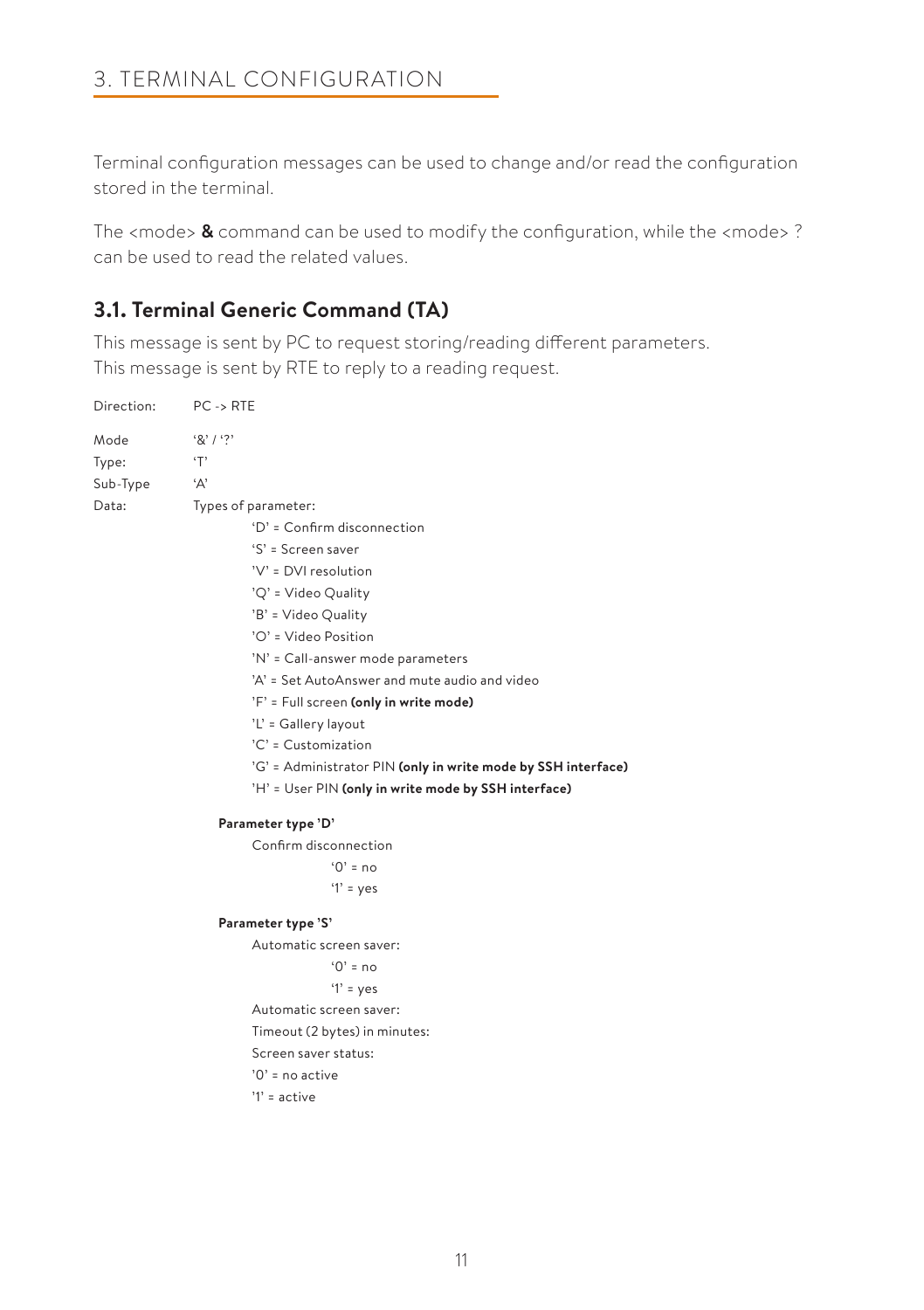# 3. TERMINAL CONFIGURATION

Terminal configuration messages can be used to change and/or read the configuration stored in the terminal.

The <mode> **&** command can be used to modify the configuration, while the <mode> ? can be used to read the related values.

## 3.1. Terminal Generic Command (TA)

This message is sent by PC to request storing/reading different parameters.
This message is sent by RTE to reply to a reading request.

Direction: PC -> RTE

Mode '&' / '?'
Type: 'T'
Sub-Type 'A'
Data: Types of parameter:

- 'D' = Confirm disconnection
- 'S' = Screen saver
- 'V' = DVI resolution
- 'Q' = Video Quality
- 'B' = Video Quality
- 'O' = Video Position
- 'N' = Call-answer mode parameters
- 'A' = Set AutoAnswer and mute audio and video
- 'F' = Full screen **(only in write mode)**
- 'L' = Gallery layout
- 'C' = Customization
- 'G' = Administrator PIN **(only in write mode by SSH interface)**
- 'H' = User PIN **(only in write mode by SSH interface)**

**Parameter type 'D'**

Confirm disconnection
- '0' = no
- '1' = yes

**Parameter type 'S'**

Automatic screen saver:
- '0' = no
- '1' = yes

Automatic screen saver:
Timeout (2 bytes) in minutes:
Screen saver status:
'0' = no active
'1' = active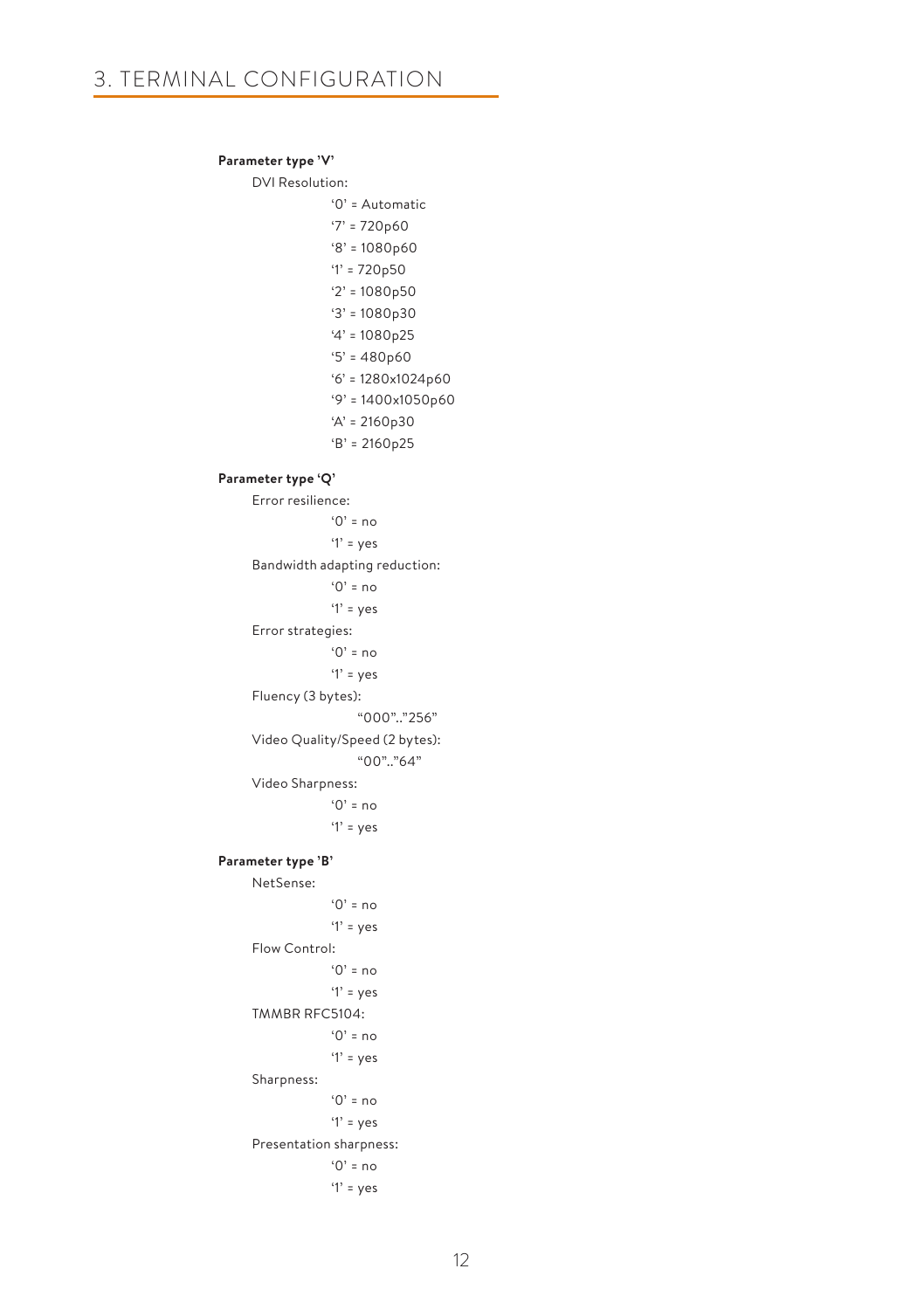# 3. TERMINAL CONFIGURATION

**Parameter type 'V'**

DVI Resolution:

- '0' = Automatic
- '7' = 720p60
- '8' = 1080p60
- '1' = 720p50
- '2' = 1080p50
- '3' = 1080p30
- '4' = 1080p25
- '5' = 480p60
- '6' = 1280x1024p60
- '9' = 1400x1050p60
- 'A' = 2160p30
- 'B' = 2160p25

**Parameter type 'Q'**

Error resilience:

- '0' = no
- '1' = yes

Bandwidth adapting reduction:

- '0' = no
- '1' = yes

Error strategies:

- '0' = no
- '1' = yes

Fluency (3 bytes):

- "000".."256"

Video Quality/Speed (2 bytes):

- "00".."64"

Video Sharpness:

- '0' = no
- '1' = yes

**Parameter type 'B'**

NetSense:

- '0' = no
- '1' = yes

Flow Control:

- '0' = no
- '1' = yes

TMMBR RFC5104:

- '0' = no
- '1' = yes

Sharpness:

- '0' = no
- '1' = yes

Presentation sharpness:

- '0' = no
- '1' = yes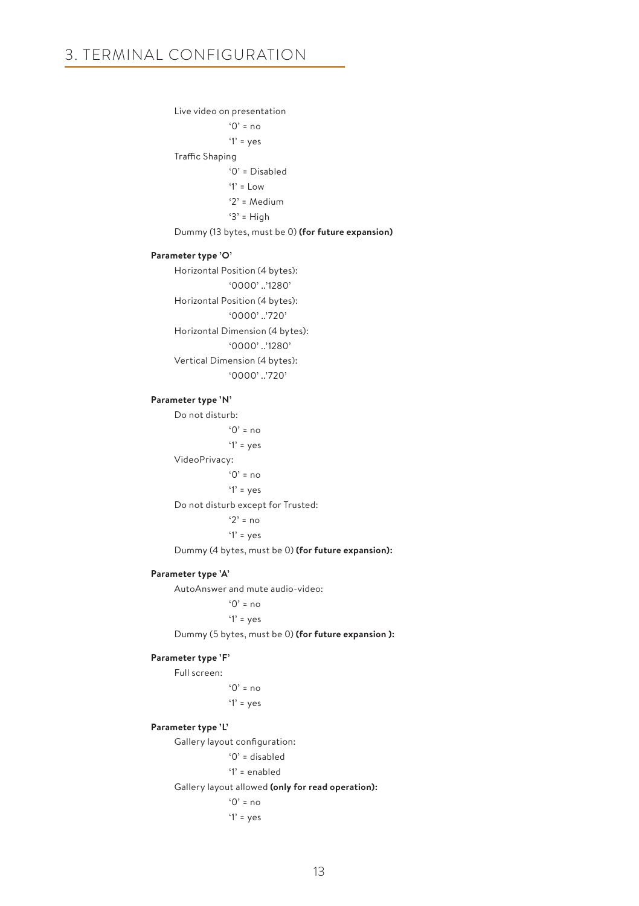# 3. TERMINAL CONFIGURATION

Live video on presentation

'0' = no

'1' = yes

Traffic Shaping

'0' = Disabled

'1' = Low

'2' = Medium

'3' = High

Dummy (13 bytes, must be 0) **(for future expansion)**

**Parameter type 'O'**

Horizontal Position (4 bytes):

'0000' ..'1280'

Horizontal Position (4 bytes):

'0000' ..'720'

Horizontal Dimension (4 bytes):

'0000' ..'1280'

Vertical Dimension (4 bytes):

'0000' ..'720'

**Parameter type 'N'**

Do not disturb:

'0' = no

'1' = yes

VideoPrivacy:

'0' = no

'1' = yes

Do not disturb except for Trusted:

'2' = no

'1' = yes

Dummy (4 bytes, must be 0) **(for future expansion):**

**Parameter type 'A'**

AutoAnswer and mute audio-video:

'0' = no

'1' = yes

Dummy (5 bytes, must be 0) **(for future expansion ):**

**Parameter type 'F'**

Full screen:

'0' = no

'1' = yes

**Parameter type 'L'**

Gallery layout configuration:

'0' = disabled

'1' = enabled

Gallery layout allowed **(only for read operation):**

'0' = no

'1' = yes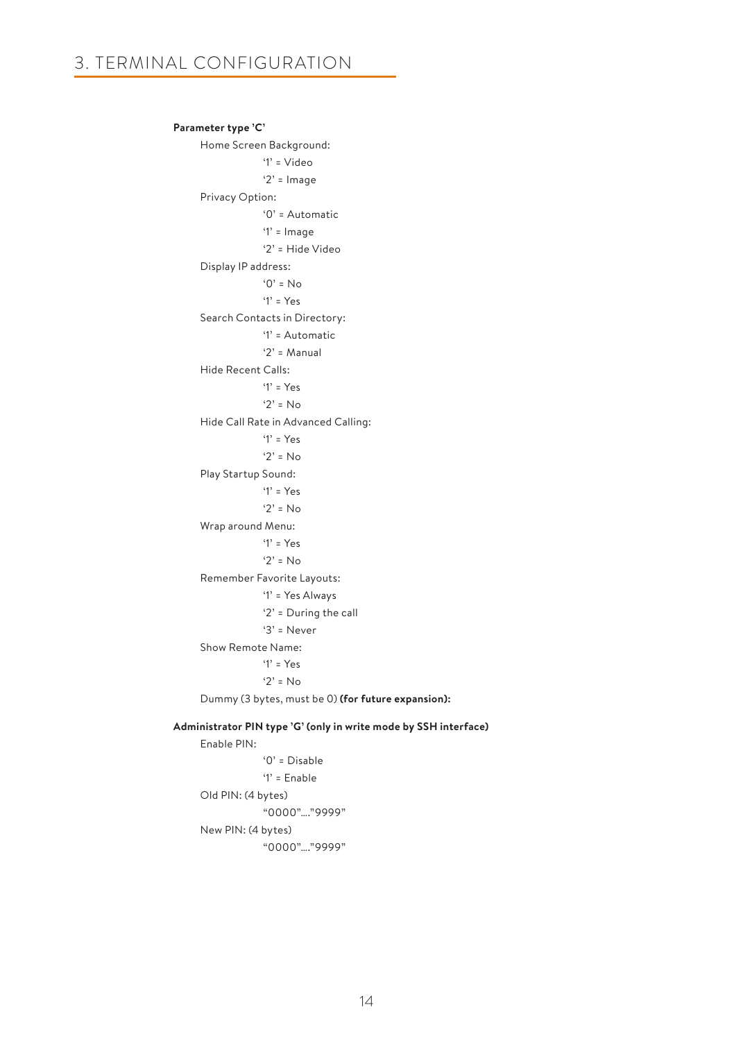# 3. TERMINAL CONFIGURATION

**Parameter type 'C'**

Home Screen Background:

- '1' = Video
- '2' = Image

Privacy Option:

- '0' = Automatic
- '1' = Image
- '2' = Hide Video

Display IP address:

- '0' = No
- '1' = Yes

Search Contacts in Directory:

- '1' = Automatic
- '2' = Manual

Hide Recent Calls:

- '1' = Yes
- '2' = No

Hide Call Rate in Advanced Calling:

- '1' = Yes
- '2' = No

Play Startup Sound:

- '1' = Yes
- '2' = No

Wrap around Menu:

- '1' = Yes
- '2' = No

Remember Favorite Layouts:

- '1' = Yes Always
- '2' = During the call
- '3' = Never

Show Remote Name:

- '1' = Yes
- '2' = No

Dummy (3 bytes, must be 0) **(for future expansion):**

**Administrator PIN type 'G' (only in write mode by SSH interface)**

Enable PIN:

- '0' = Disable
- '1' = Enable

Old PIN: (4 bytes)

- "0000"…."9999"

New PIN: (4 bytes)

- "0000"…."9999"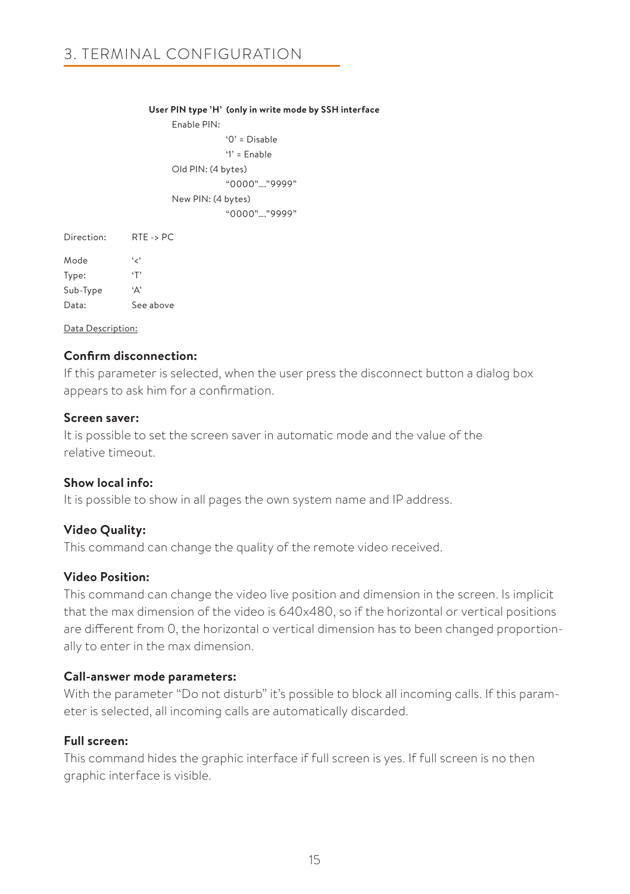# 3. TERMINAL CONFIGURATION

**User PIN type 'H' (only in write mode by SSH interface**

Enable PIN:

'0' = Disable

'1' = Enable

Old PIN: (4 bytes)

"0000"...."9999"

New PIN: (4 bytes)

"0000"...."9999"

Direction: RTE -> PC

Mode '<'
Type: 'T'
Sub-Type 'A'
Data: See above

Data Description:

**Confirm disconnection:**

If this parameter is selected, when the user press the disconnect button a dialog box appears to ask him for a confirmation.

**Screen saver:**

It is possible to set the screen saver in automatic mode and the value of the relative timeout.

**Show local info:**

It is possible to show in all pages the own system name and IP address.

**Video Quality:**

This command can change the quality of the remote video received.

**Video Position:**

This command can change the video live position and dimension in the screen. Is implicit that the max dimension of the video is 640x480, so if the horizontal or vertical positions are different from 0, the horizontal o vertical dimension has to been changed proportionally to enter in the max dimension.

**Call-answer mode parameters:**

With the parameter "Do not disturb" it's possible to block all incoming calls. If this parameter is selected, all incoming calls are automatically discarded.

**Full screen:**

This command hides the graphic interface if full screen is yes. If full screen is no then graphic interface is visible.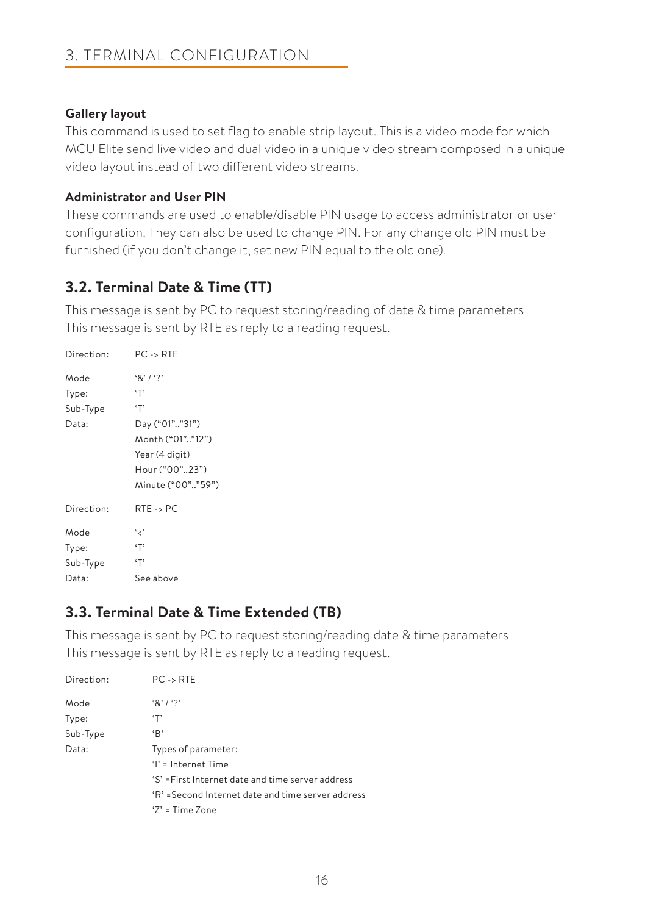# 3. TERMINAL CONFIGURATION

**Gallery layout**

This command is used to set flag to enable strip layout. This is a video mode for which MCU Elite send live video and dual video in a unique video stream composed in a unique video layout instead of two different video streams.

**Administrator and User PIN**

These commands are used to enable/disable PIN usage to access administrator or user configuration. They can also be used to change PIN. For any change old PIN must be furnished (if you don't change it, set new PIN equal to the old one).

## 3.2. Terminal Date & Time (TT)

This message is sent by PC to request storing/reading of date & time parameters
This message is sent by RTE as reply to a reading request.

| | |
|---|---|
| Direction: | PC -> RTE |
| Mode | '&' / '?' |
| Type: | 'T' |
| Sub-Type | 'T' |
| Data: | Day ("01".."31") |
| | Month ("01".."12") |
| | Year (4 digit) |
| | Hour ("00"..23") |
| | Minute ("00".."59") |

| | |
|---|---|
| Direction: | RTE -> PC |
| Mode | '<' |
| Type: | 'T' |
| Sub-Type | 'T' |
| Data: | See above |

## 3.3. Terminal Date & Time Extended (TB)

This message is sent by PC to request storing/reading date & time parameters
This message is sent by RTE as reply to a reading request.

| | |
|---|---|
| Direction: | PC -> RTE |
| Mode | '&' / '?' |
| Type: | 'T' |
| Sub-Type | 'B' |
| Data: | Types of parameter: |
| | 'I' = Internet Time |
| | 'S' =First Internet date and time server address |
| | 'R' =Second Internet date and time server address |
| | 'Z' = Time Zone |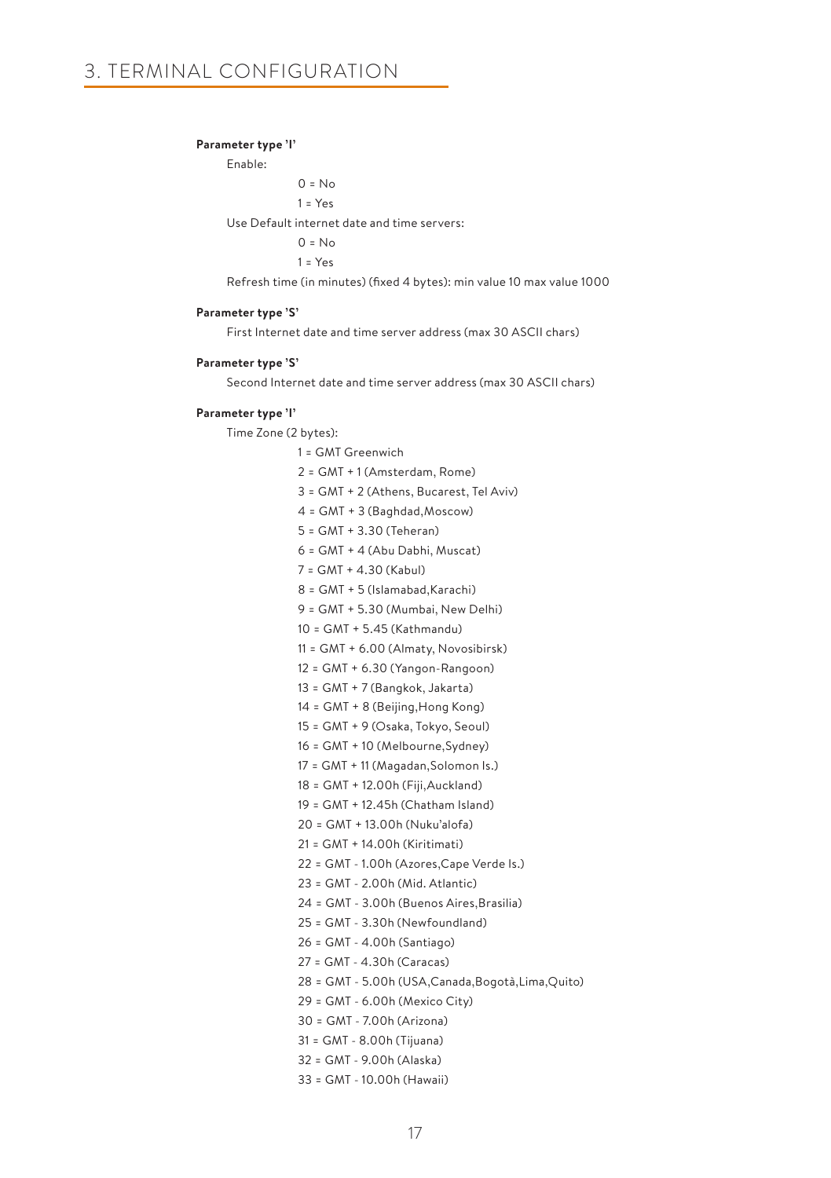# 3. TERMINAL CONFIGURATION

**Parameter type 'I'**

Enable:

0 = No

1 = Yes

Use Default internet date and time servers:

0 = No

1 = Yes

Refresh time (in minutes) (fixed 4 bytes): min value 10 max value 1000

**Parameter type 'S'**

First Internet date and time server address (max 30 ASCII chars)

**Parameter type 'S'**

Second Internet date and time server address (max 30 ASCII chars)

**Parameter type 'I'**

Time Zone (2 bytes):

1 = GMT Greenwich

2 = GMT + 1 (Amsterdam, Rome)

3 = GMT + 2 (Athens, Bucarest, Tel Aviv)

4 = GMT + 3 (Baghdad,Moscow)

5 = GMT + 3.30 (Teheran)

6 = GMT + 4 (Abu Dabhi, Muscat)

7 = GMT + 4.30 (Kabul)

8 = GMT + 5 (Islamabad,Karachi)

9 = GMT + 5.30 (Mumbai, New Delhi)

10 = GMT + 5.45 (Kathmandu)

11 = GMT + 6.00 (Almaty, Novosibirsk)

12 = GMT + 6.30 (Yangon-Rangoon)

13 = GMT + 7 (Bangkok, Jakarta)

14 = GMT + 8 (Beijing,Hong Kong)

15 = GMT + 9 (Osaka, Tokyo, Seoul)

16 = GMT + 10 (Melbourne,Sydney)

17 = GMT + 11 (Magadan,Solomon Is.)

18 = GMT + 12.00h (Fiji,Auckland)

19 = GMT + 12.45h (Chatham Island)

20 = GMT + 13.00h (Nuku'alofa)

21 = GMT + 14.00h (Kiritimati)

22 = GMT - 1.00h (Azores,Cape Verde Is.)

23 = GMT - 2.00h (Mid. Atlantic)

24 = GMT - 3.00h (Buenos Aires,Brasilia)

25 = GMT - 3.30h (Newfoundland)

26 = GMT - 4.00h (Santiago)

27 = GMT - 4.30h (Caracas)

28 = GMT - 5.00h (USA,Canada,Bogotà,Lima,Quito)

29 = GMT - 6.00h (Mexico City)

30 = GMT - 7.00h (Arizona)

31 = GMT - 8.00h (Tijuana)

32 = GMT - 9.00h (Alaska)

33 = GMT - 10.00h (Hawaii)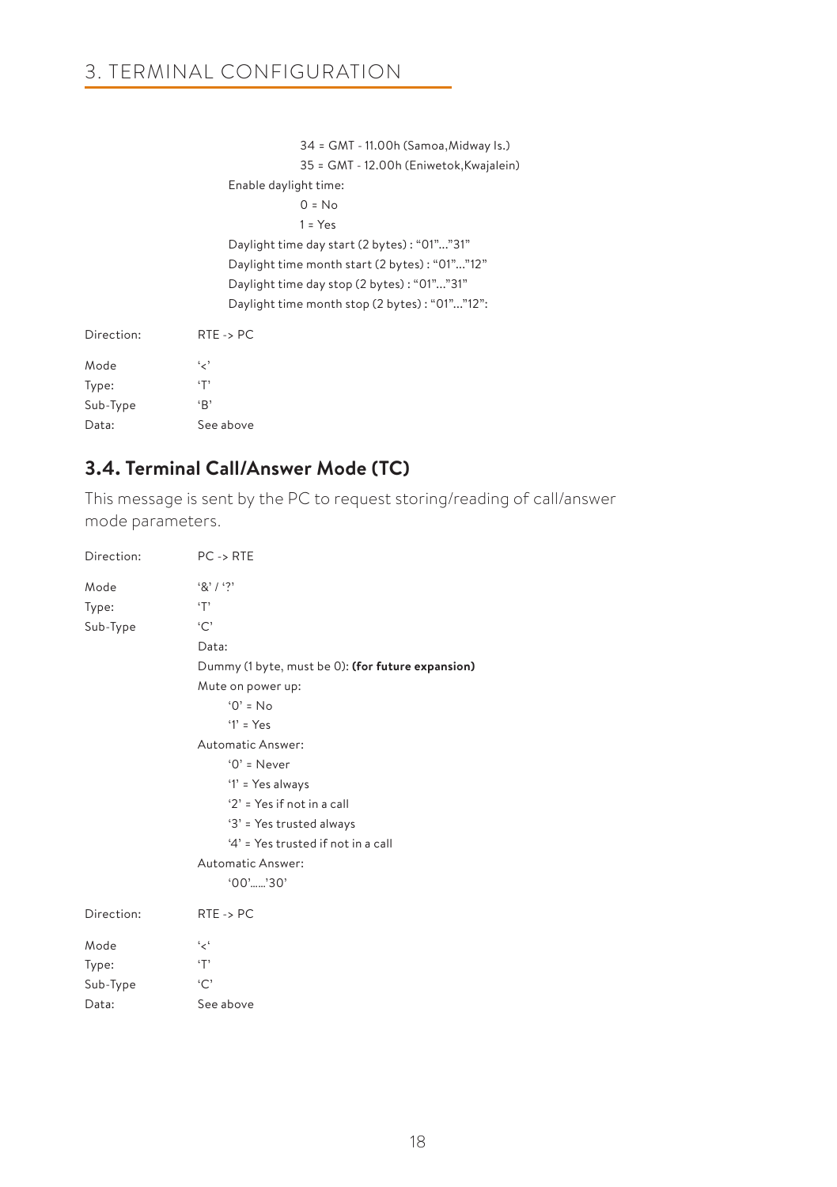34 = GMT - 11.00h (Samoa,Midway Is.)

35 = GMT - 12.00h (Eniwetok,Kwajalein)

Enable daylight time:

0 = No

1 = Yes

Daylight time day start (2 bytes) : "01"..."31"

Daylight time month start (2 bytes) : "01"..."12"

Daylight time day stop (2 bytes) : "01"..."31"

Daylight time month stop (2 bytes) : "01"..."12":

Direction: RTE -> PC

Mode '<'

Type: 'T'

Sub-Type 'B'

Data: See above

### 3.4. Terminal Call/Answer Mode (TC)

This message is sent by the PC to request storing/reading of call/answer mode parameters.

Direction: PC -> RTE

Mode '&' / '?'

Type: 'T'

Sub-Type 'C'

Data:

Dummy (1 byte, must be 0): **(for future expansion)**

Mute on power up:

- '0' = No
- '1' = Yes

Automatic Answer:

- '0' = Never
- '1' = Yes always
- '2' = Yes if not in a call
- '3' = Yes trusted always
- '4' = Yes trusted if not in a call

Automatic Answer:

- '00'......'30'

Direction: RTE -> PC

Mode '<'

Type: 'T'

Sub-Type 'C'

Data: See above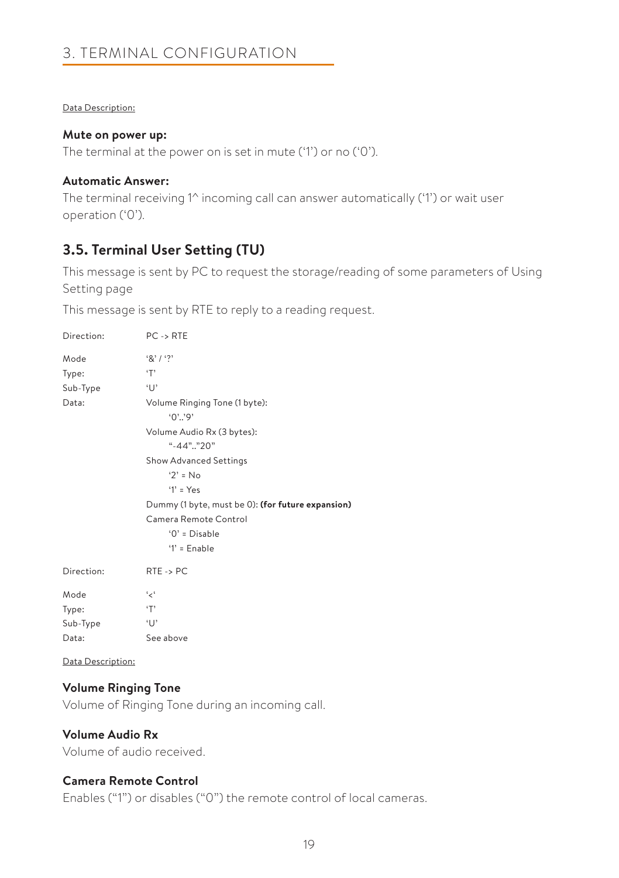Data Description:

**Mute on power up:**
The terminal at the power on is set in mute ('1') or no ('0').

**Automatic Answer:**
The terminal receiving 1^ incoming call can answer automatically ('1') or wait user operation ('0').

## 3.5. Terminal User Setting (TU)

This message is sent by PC to request the storage/reading of some parameters of Using Setting page

This message is sent by RTE to reply to a reading request.

| | |
|---|---|
| Direction: | PC -> RTE |
| Mode | '&' / '?' |
| Type: | 'T' |
| Sub-Type | 'U' |
| Data: | Volume Ringing Tone (1 byte): |
| | '0'..'9' |
| | Volume Audio Rx (3 bytes): |
| | "-44".."20" |
| | Show Advanced Settings |
| | '2' = No |
| | '1' = Yes |
| | Dummy (1 byte, must be 0): **(for future expansion)** |
| | Camera Remote Control |
| | '0' = Disable |
| | '1' = Enable |

| | |
|---|---|
| Direction: | RTE -> PC |
| Mode | '<' |
| Type: | 'T' |
| Sub-Type | 'U' |
| Data: | See above |

Data Description:

**Volume Ringing Tone**
Volume of Ringing Tone during an incoming call.

**Volume Audio Rx**
Volume of audio received.

**Camera Remote Control**
Enables ("1") or disables ("0") the remote control of local cameras.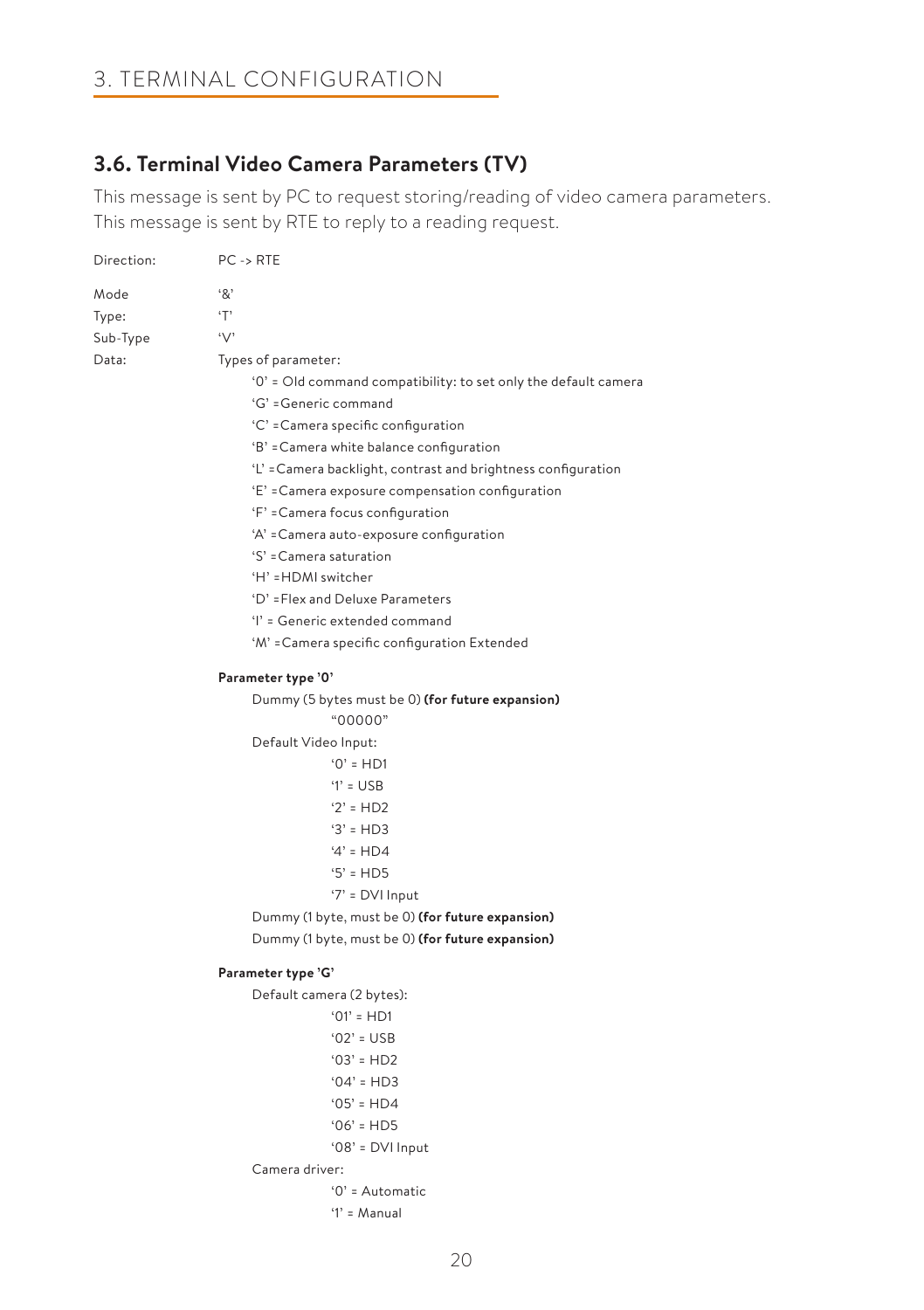# 3. TERMINAL CONFIGURATION

## 3.6. Terminal Video Camera Parameters (TV)

This message is sent by PC to request storing/reading of video camera parameters.
This message is sent by RTE to reply to a reading request.

Direction: PC -> RTE

Mode '&'
Type: 'T'
Sub-Type 'V'
Data: Types of parameter:

- '0' = Old command compatibility: to set only the default camera
- 'G' =Generic command
- 'C' =Camera specific configuration
- 'B' =Camera white balance configuration
- 'L' =Camera backlight, contrast and brightness configuration
- 'E' =Camera exposure compensation configuration
- 'F' =Camera focus configuration
- 'A' =Camera auto-exposure configuration
- 'S' =Camera saturation
- 'H' =HDMI switcher
- 'D' =Flex and Deluxe Parameters
- 'I' = Generic extended command
- 'M' =Camera specific configuration Extended

**Parameter type '0'**

Dummy (5 bytes must be 0) **(for future expansion)**

"00000"

Default Video Input:

- '0' = HD1
- '1' = USB
- '2' = HD2
- '3' = HD3
- '4' = HD4
- '5' = HD5
- '7' = DVI Input

Dummy (1 byte, must be 0) **(for future expansion)**

Dummy (1 byte, must be 0) **(for future expansion)**

**Parameter type 'G'**

Default camera (2 bytes):

- '01' = HD1
- '02' = USB
- '03' = HD2
- '04' = HD3
- '05' = HD4
- '06' = HD5
- '08' = DVI Input

Camera driver:

- '0' = Automatic
- '1' = Manual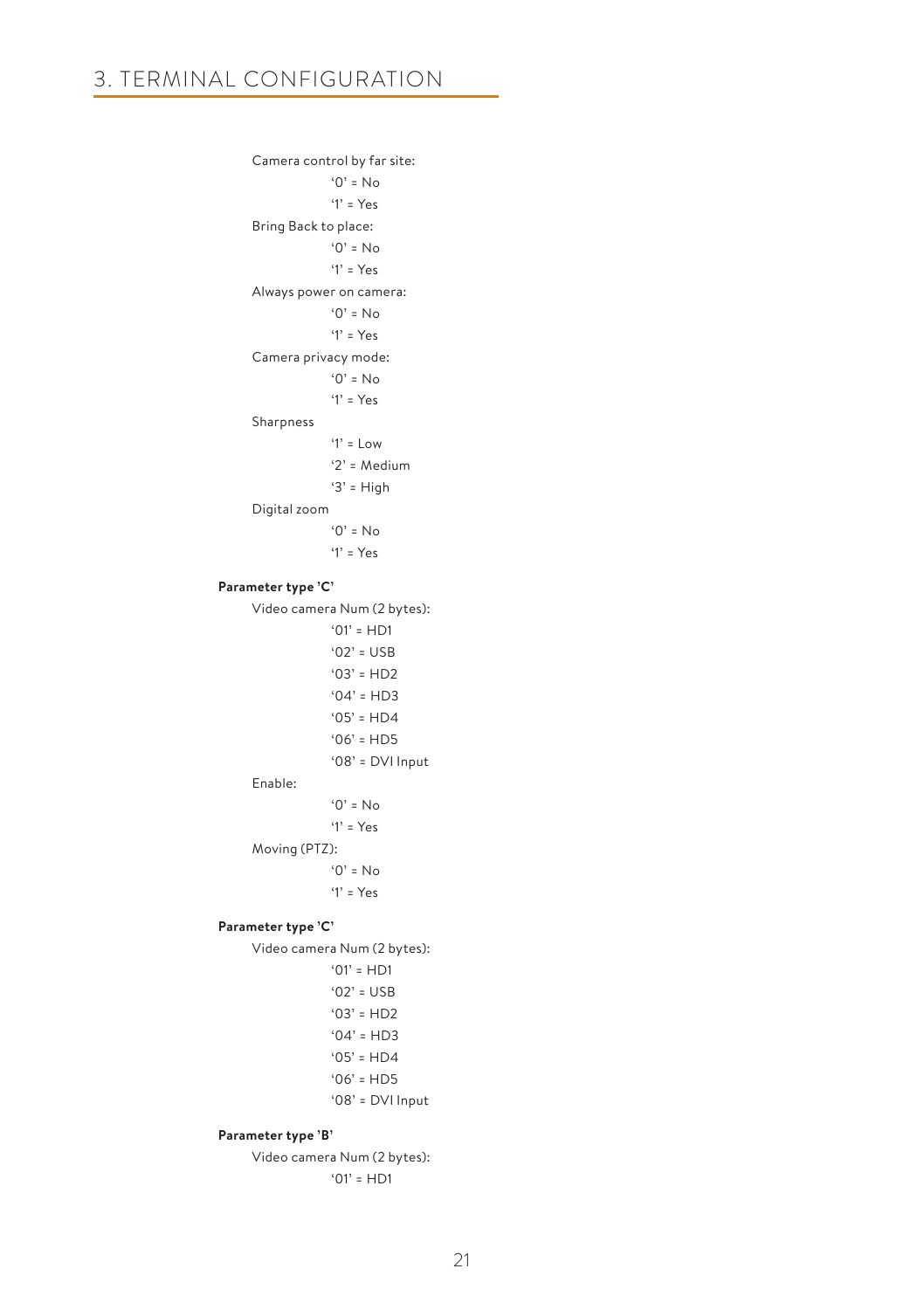# 3. TERMINAL CONFIGURATION

Camera control by far site:

- '0' = No
- '1' = Yes

Bring Back to place:

- '0' = No
- '1' = Yes

Always power on camera:

- '0' = No
- '1' = Yes

Camera privacy mode:

- '0' = No
- '1' = Yes

Sharpness

- '1' = Low
- '2' = Medium
- '3' = High

Digital zoom

- '0' = No
- '1' = Yes

**Parameter type 'C'**

Video camera Num (2 bytes):

- '01' = HD1
- '02' = USB
- '03' = HD2
- '04' = HD3
- '05' = HD4
- '06' = HD5
- '08' = DVI Input

Enable:

- '0' = No
- '1' = Yes

Moving (PTZ):

- '0' = No
- '1' = Yes

**Parameter type 'C'**

Video camera Num (2 bytes):

- '01' = HD1
- '02' = USB
- '03' = HD2
- '04' = HD3
- '05' = HD4
- '06' = HD5
- '08' = DVI Input

**Parameter type 'B'**

Video camera Num (2 bytes):

- '01' = HD1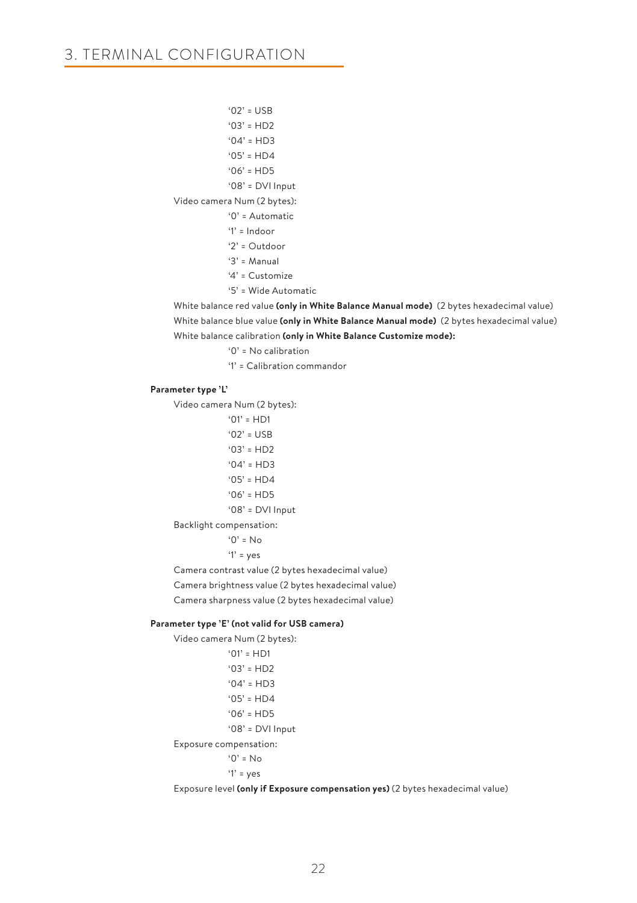'02' = USB

'03' = HD2

'04' = HD3

'05' = HD4

'06' = HD5

'08' = DVI Input

Video camera Num (2 bytes):

'0' = Automatic

'1' = Indoor

'2' = Outdoor

'3' = Manual

'4' = Customize

'5' = Wide Automatic

White balance red value **(only in White Balance Manual mode)** (2 bytes hexadecimal value)

White balance blue value **(only in White Balance Manual mode)** (2 bytes hexadecimal value)

White balance calibration **(only in White Balance Customize mode):**

'0' = No calibration

'1' = Calibration commandor

**Parameter type 'L'**

Video camera Num (2 bytes):

'01' = HD1

'02' = USB

'03' = HD2

'04' = HD3

'05' = HD4

'06' = HD5

'08' = DVI Input

Backlight compensation:

'0' = No

'1' = yes

Camera contrast value (2 bytes hexadecimal value)

Camera brightness value (2 bytes hexadecimal value)

Camera sharpness value (2 bytes hexadecimal value)

**Parameter type 'E' (not valid for USB camera)**

Video camera Num (2 bytes):

'01' = HD1

'03' = HD2

'04' = HD3

'05' = HD4

'06' = HD5

'08' = DVI Input

Exposure compensation:

'0' = No

'1' = yes

Exposure level **(only if Exposure compensation yes)** (2 bytes hexadecimal value)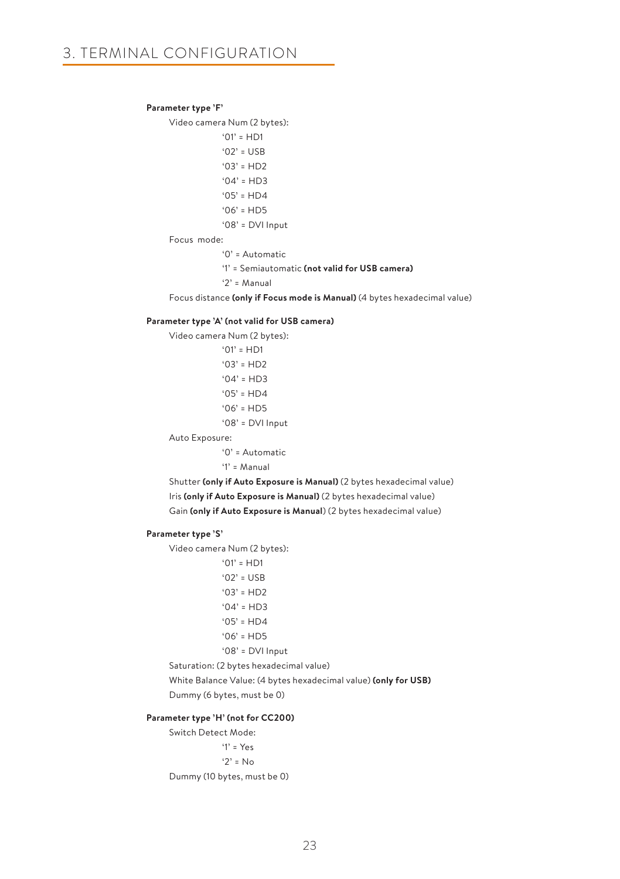# 3. TERMINAL CONFIGURATION

**Parameter type 'F'**

Video camera Num (2 bytes):

- '01' = HD1
- '02' = USB
- '03' = HD2
- '04' = HD3
- '05' = HD4
- '06' = HD5
- '08' = DVI Input

Focus mode:

- '0' = Automatic
- '1' = Semiautomatic **(not valid for USB camera)**
- '2' = Manual

Focus distance **(only if Focus mode is Manual)** (4 bytes hexadecimal value)

**Parameter type 'A' (not valid for USB camera)**

Video camera Num (2 bytes):

- '01' = HD1
- '03' = HD2
- '04' = HD3
- '05' = HD4
- '06' = HD5
- '08' = DVI Input

Auto Exposure:

- '0' = Automatic
- '1' = Manual

Shutter **(only if Auto Exposure is Manual)** (2 bytes hexadecimal value)

Iris **(only if Auto Exposure is Manual)** (2 bytes hexadecimal value)

Gain **(only if Auto Exposure is Manual**) (2 bytes hexadecimal value)

**Parameter type 'S'**

Video camera Num (2 bytes):

- '01' = HD1
- '02' = USB
- '03' = HD2
- '04' = HD3
- '05' = HD4
- '06' = HD5
- '08' = DVI Input

Saturation: (2 bytes hexadecimal value)

White Balance Value: (4 bytes hexadecimal value) **(only for USB)**

Dummy (6 bytes, must be 0)

**Parameter type 'H' (not for CC200)**

Switch Detect Mode:

- '1' = Yes
- '2' = No

Dummy (10 bytes, must be 0)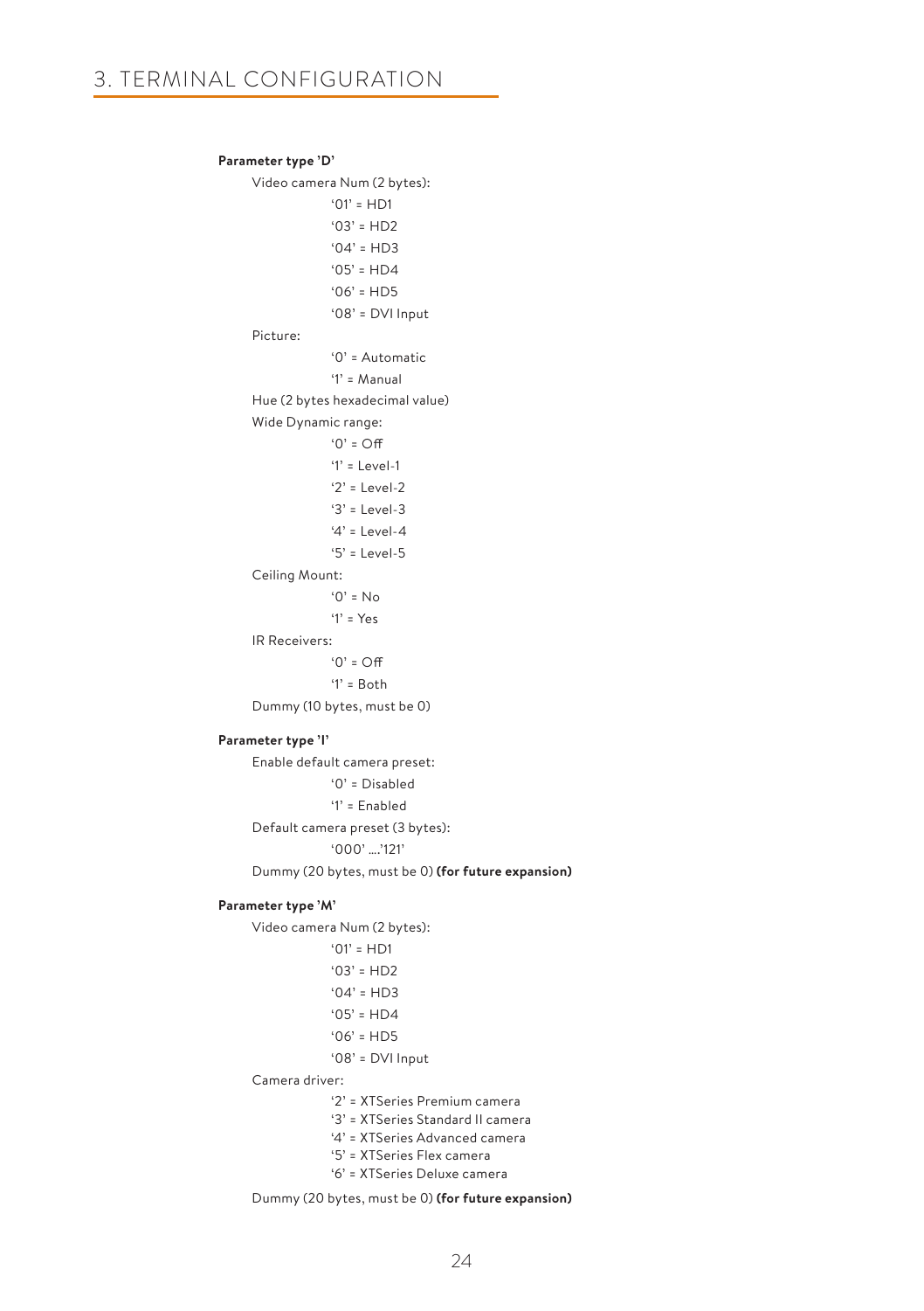# 3. TERMINAL CONFIGURATION

**Parameter type 'D'**

Video camera Num (2 bytes):

- '01' = HD1
- '03' = HD2
- '04' = HD3
- '05' = HD4
- '06' = HD5
- '08' = DVI Input

Picture:

- '0' = Automatic
- '1' = Manual

Hue (2 bytes hexadecimal value)

Wide Dynamic range:

- '0' = Off
- '1' = Level-1
- '2' = Level-2
- '3' = Level-3
- '4' = Level-4
- '5' = Level-5

Ceiling Mount:

- '0' = No
- '1' = Yes

IR Receivers:

- '0' = Off
- '1' = Both

Dummy (10 bytes, must be 0)

**Parameter type 'I'**

Enable default camera preset:

- '0' = Disabled
- '1' = Enabled

Default camera preset (3 bytes):

- '000' ....'121'

Dummy (20 bytes, must be 0) **(for future expansion)**

**Parameter type 'M'**

Video camera Num (2 bytes):

- '01' = HD1
- '03' = HD2
- '04' = HD3
- '05' = HD4
- '06' = HD5
- '08' = DVI Input

Camera driver:

- '2' = XTSeries Premium camera
- '3' = XTSeries Standard II camera
- '4' = XTSeries Advanced camera
- '5' = XTSeries Flex camera
- '6' = XTSeries Deluxe camera

Dummy (20 bytes, must be 0) **(for future expansion)**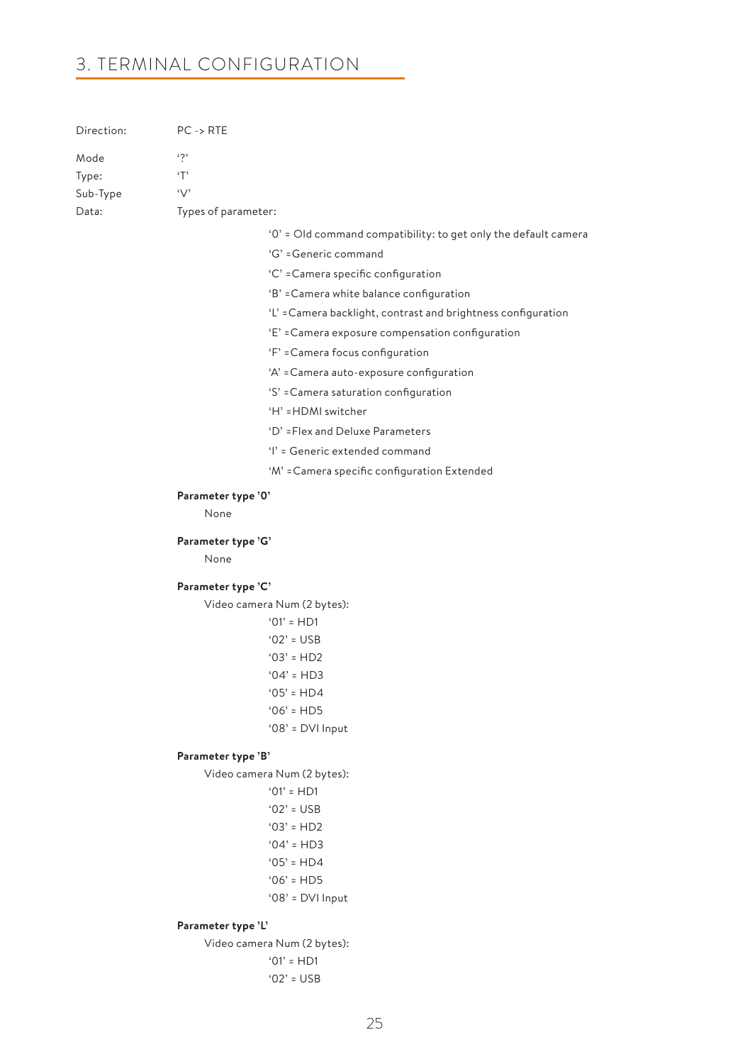# 3. TERMINAL CONFIGURATION

Direction: PC -> RTE

Mode '?'
Type: 'T'
Sub-Type 'V'
Data: Types of parameter:

- '0' = Old command compatibility: to get only the default camera
- 'G' =Generic command
- 'C' =Camera specific configuration
- 'B' =Camera white balance configuration
- 'L' =Camera backlight, contrast and brightness configuration
- 'E' =Camera exposure compensation configuration
- 'F' =Camera focus configuration
- 'A' =Camera auto-exposure configuration
- 'S' =Camera saturation configuration
- 'H' =HDMI switcher
- 'D' =Flex and Deluxe Parameters
- 'I' = Generic extended command
- 'M' =Camera specific configuration Extended

**Parameter type '0'**

None

**Parameter type 'G'**

None

**Parameter type 'C'**

Video camera Num (2 bytes):

- '01' = HD1
- '02' = USB
- '03' = HD2
- '04' = HD3
- '05' = HD4
- '06' = HD5
- '08' = DVI Input

**Parameter type 'B'**

Video camera Num (2 bytes):

- '01' = HD1
- '02' = USB
- '03' = HD2
- '04' = HD3
- '05' = HD4
- '06' = HD5
- '08' = DVI Input

**Parameter type 'L'**

Video camera Num (2 bytes):

- '01' = HD1
- '02' = USB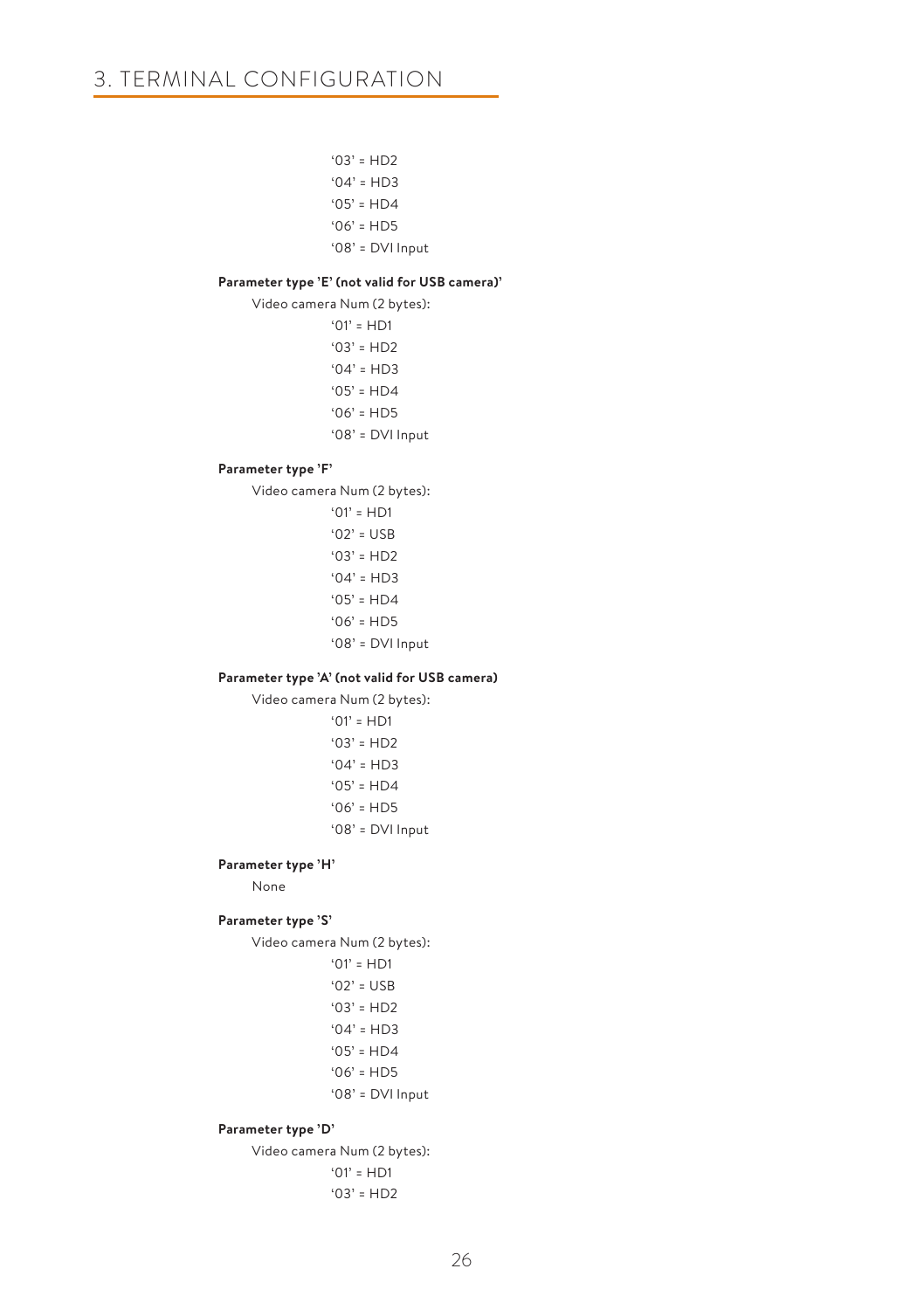# 3. TERMINAL CONFIGURATION

'03' = HD2
'04' = HD3
'05' = HD4
'06' = HD5
'08' = DVI Input

**Parameter type 'E' (not valid for USB camera)'**

Video camera Num (2 bytes):

'01' = HD1
'03' = HD2
'04' = HD3
'05' = HD4
'06' = HD5
'08' = DVI Input

**Parameter type 'F'**

Video camera Num (2 bytes):

'01' = HD1
'02' = USB
'03' = HD2
'04' = HD3
'05' = HD4
'06' = HD5
'08' = DVI Input

**Parameter type 'A' (not valid for USB camera)**

Video camera Num (2 bytes):

'01' = HD1
'03' = HD2
'04' = HD3
'05' = HD4
'06' = HD5
'08' = DVI Input

**Parameter type 'H'**

None

**Parameter type 'S'**

Video camera Num (2 bytes):

'01' = HD1
'02' = USB
'03' = HD2
'04' = HD3
'05' = HD4
'06' = HD5
'08' = DVI Input

**Parameter type 'D'**

Video camera Num (2 bytes):

'01' = HD1
'03' = HD2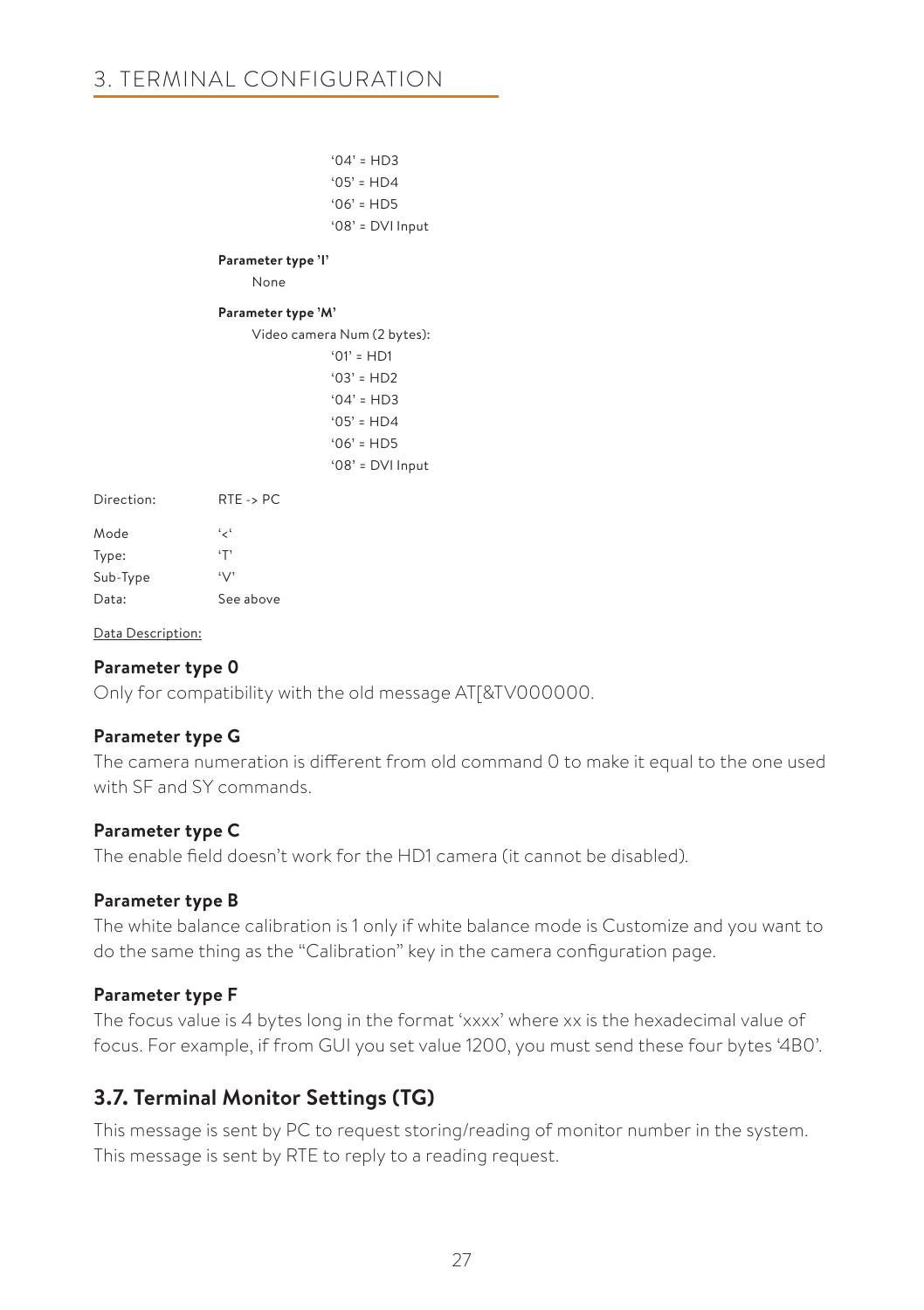'04' = HD3
'05' = HD4
'06' = HD5
'08' = DVI Input

**Parameter type 'I'**

None

**Parameter type 'M'**

Video camera Num (2 bytes):

'01' = HD1
'03' = HD2
'04' = HD3
'05' = HD4
'06' = HD5
'08' = DVI Input

Direction: RTE -> PC

Mode '<'
Type: 'T'
Sub-Type 'V'
Data: See above

Data Description:

**Parameter type 0**

Only for compatibility with the old message AT[&TV000000.

**Parameter type G**

The camera numeration is different from old command 0 to make it equal to the one used with SF and SY commands.

**Parameter type C**

The enable field doesn't work for the HD1 camera (it cannot be disabled).

**Parameter type B**

The white balance calibration is 1 only if white balance mode is Customize and you want to do the same thing as the "Calibration" key in the camera configuration page.

**Parameter type F**

The focus value is 4 bytes long in the format 'xxxx' where xx is the hexadecimal value of focus. For example, if from GUI you set value 1200, you must send these four bytes '4B0'.

## 3.7. Terminal Monitor Settings (TG)

This message is sent by PC to request storing/reading of monitor number in the system. This message is sent by RTE to reply to a reading request.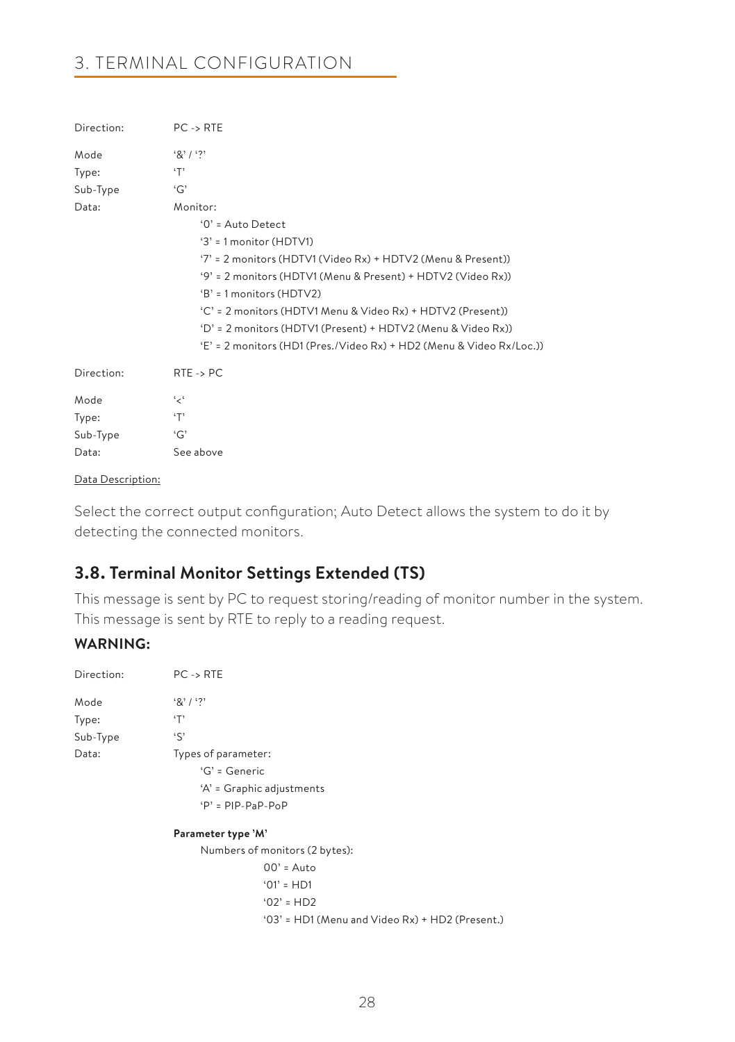Direction: PC -> RTE

Mode '&' / '?'
Type: 'T'
Sub-Type 'G'
Data: Monitor:

- '0' = Auto Detect
- '3' = 1 monitor (HDTV1)
- '7' = 2 monitors (HDTV1 (Video Rx) + HDTV2 (Menu & Present))
- '9' = 2 monitors (HDTV1 (Menu & Present) + HDTV2 (Video Rx))
- 'B' = 1 monitors (HDTV2)
- 'C' = 2 monitors (HDTV1 Menu & Video Rx) + HDTV2 (Present))
- 'D' = 2 monitors (HDTV1 (Present) + HDTV2 (Menu & Video Rx))
- 'E' = 2 monitors (HD1 (Pres./Video Rx) + HD2 (Menu & Video Rx/Loc.))

Direction: RTE -> PC

Mode '<'
Type: 'T'
Sub-Type 'G'
Data: See above

Data Description:

Select the correct output configuration; Auto Detect allows the system to do it by detecting the connected monitors.

## 3.8. Terminal Monitor Settings Extended (TS)

This message is sent by PC to request storing/reading of monitor number in the system. This message is sent by RTE to reply to a reading request.

**WARNING:**

Direction: PC -> RTE

Mode '&' / '?'
Type: 'T'
Sub-Type 'S'
Data: Types of parameter:

- 'G' = Generic
- 'A' = Graphic adjustments
- 'P' = PIP-PaP-PoP

**Parameter type 'M'**

Numbers of monitors (2 bytes):

- 00' = Auto
- '01' = HD1
- '02' = HD2
- '03' = HD1 (Menu and Video Rx) + HD2 (Present.)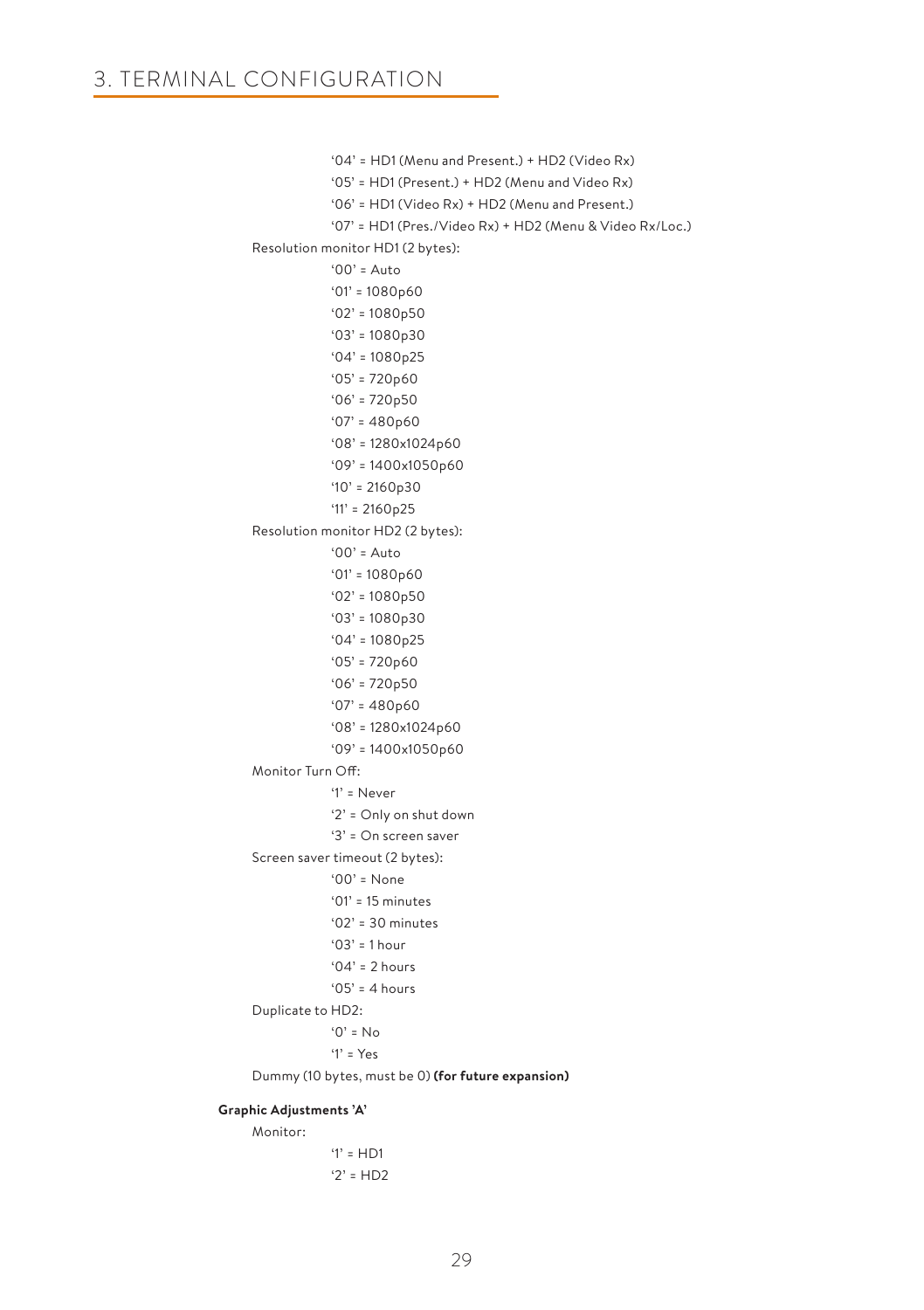# 3. TERMINAL CONFIGURATION

- '04' = HD1 (Menu and Present.) + HD2 (Video Rx)
- '05' = HD1 (Present.) + HD2 (Menu and Video Rx)
- '06' = HD1 (Video Rx) + HD2 (Menu and Present.)
- '07' = HD1 (Pres./Video Rx) + HD2 (Menu & Video Rx/Loc.)

Resolution monitor HD1 (2 bytes):

- '00' = Auto
- '01' = 1080p60
- '02' = 1080p50
- '03' = 1080p30
- '04' = 1080p25
- '05' = 720p60
- '06' = 720p50
- '07' = 480p60
- '08' = 1280x1024p60
- '09' = 1400x1050p60
- '10' = 2160p30
- '11' = 2160p25

Resolution monitor HD2 (2 bytes):

- '00' = Auto
- '01' = 1080p60
- '02' = 1080p50
- '03' = 1080p30
- '04' = 1080p25
- '05' = 720p60
- '06' = 720p50
- '07' = 480p60
- '08' = 1280x1024p60
- '09' = 1400x1050p60

Monitor Turn Off:

- '1' = Never
- '2' = Only on shut down
- '3' = On screen saver

Screen saver timeout (2 bytes):

- '00' = None
- '01' = 15 minutes
- '02' = 30 minutes
- '03' = 1 hour
- '04' = 2 hours
- '05' = 4 hours

Duplicate to HD2:

- '0' = No
- '1' = Yes

Dummy (10 bytes, must be 0) **(for future expansion)**

**Graphic Adjustments 'A'**

Monitor:

- '1' = HD1
- '2' = HD2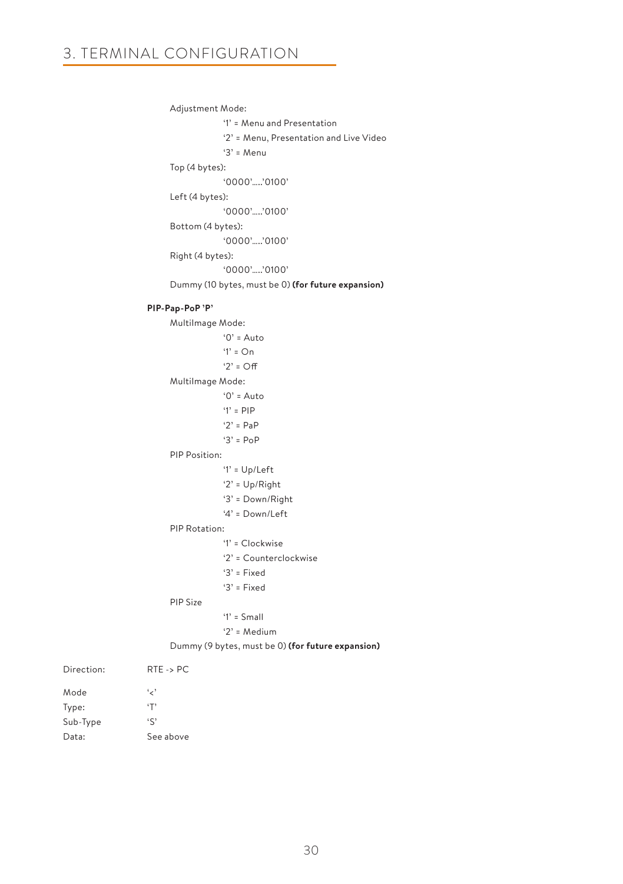Adjustment Mode:

- '1' = Menu and Presentation
- '2' = Menu, Presentation and Live Video
- '3' = Menu

Top (4 bytes):

- '0000'.....'0100'

Left (4 bytes):

- '0000'.....'0100'

Bottom (4 bytes):

- '0000'.....'0100'

Right (4 bytes):

- '0000'.....'0100'

Dummy (10 bytes, must be 0) **(for future expansion)**

**PIP-Pap-PoP 'P'**

MultiImage Mode:

- '0' = Auto
- '1' = On
- '2' = Off

MultiImage Mode:

- '0' = Auto
- '1' = PIP
- '2' = PaP
- '3' = PoP

PIP Position:

- '1' = Up/Left
- '2' = Up/Right
- '3' = Down/Right
- '4' = Down/Left

PIP Rotation:

- '1' = Clockwise
- '2' = Counterclockwise
- '3' = Fixed
- '3' = Fixed

PIP Size

- '1' = Small
- '2' = Medium

Dummy (9 bytes, must be 0) **(for future expansion)**

Direction: RTE -> PC

Mode '<'
Type: 'T'
Sub-Type 'S'
Data: See above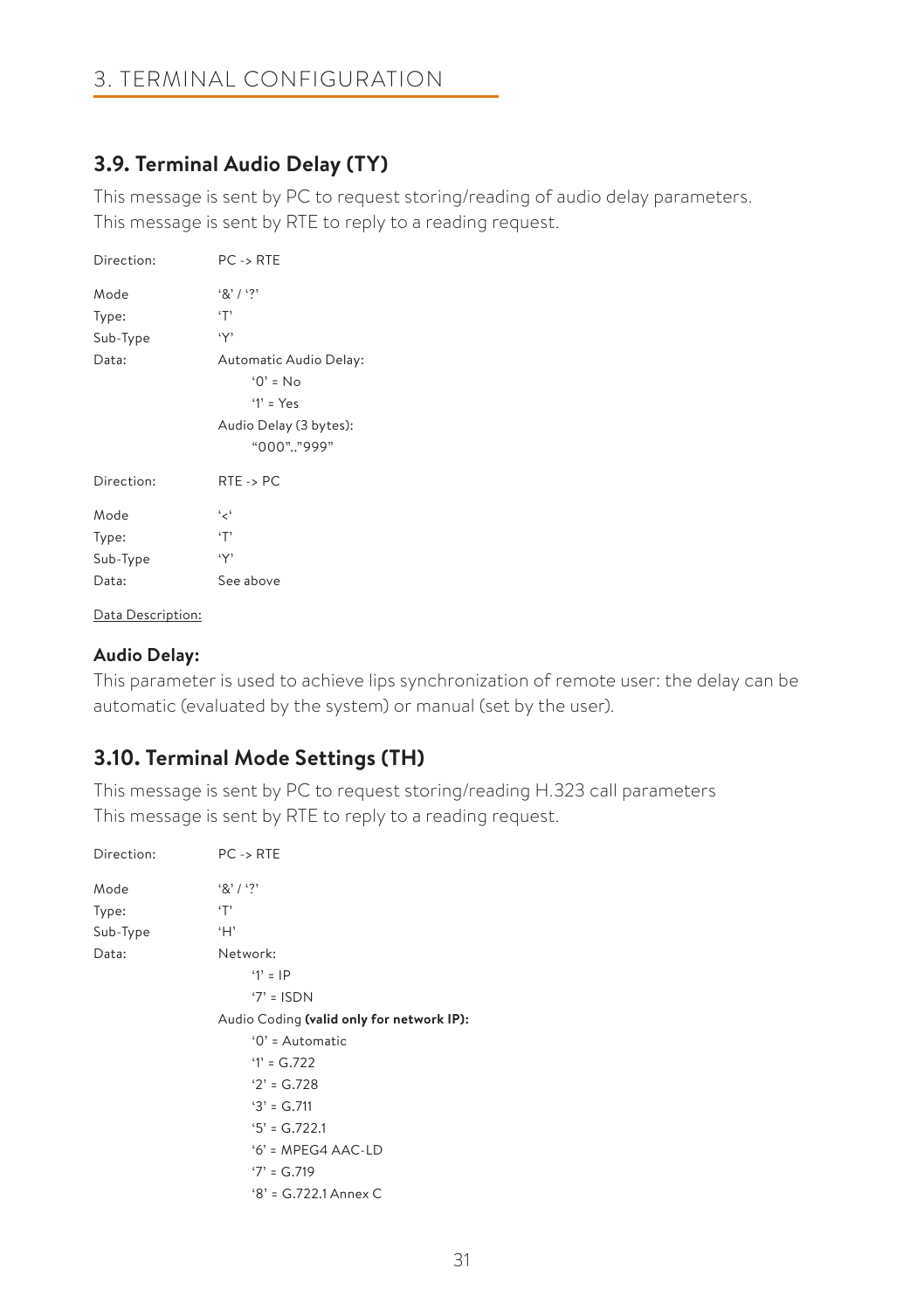## 3.9. Terminal Audio Delay (TY)

This message is sent by PC to request storing/reading of audio delay parameters.
This message is sent by RTE to reply to a reading request.

| | |
|---|---|
| Direction: | PC -> RTE |
| Mode | '&' / '?' |
| Type: | 'T' |
| Sub-Type | 'Y' |
| Data: | Automatic Audio Delay: |
| | '0' = No |
| | '1' = Yes |
| | Audio Delay (3 bytes): |
| | "000".."999" |

| | |
|---|---|
| Direction: | RTE -> PC |
| Mode | '<' |
| Type: | 'T' |
| Sub-Type | 'Y' |
| Data: | See above |

Data Description:

**Audio Delay:**
This parameter is used to achieve lips synchronization of remote user: the delay can be automatic (evaluated by the system) or manual (set by the user).

## 3.10. Terminal Mode Settings (TH)

This message is sent by PC to request storing/reading H.323 call parameters
This message is sent by RTE to reply to a reading request.

| | |
|---|---|
| Direction: | PC -> RTE |
| Mode | '&' / '?' |
| Type: | 'T' |
| Sub-Type | 'H' |
| Data: | Network: |
| | '1' = IP |
| | '7' = ISDN |
| | Audio Coding **(valid only for network IP):** |
| | '0' = Automatic |
| | '1' = G.722 |
| | '2' = G.728 |
| | '3' = G.711 |
| | '5' = G.722.1 |
| | '6' = MPEG4 AAC-LD |
| | '7' = G.719 |
| | '8' = G.722.1 Annex C |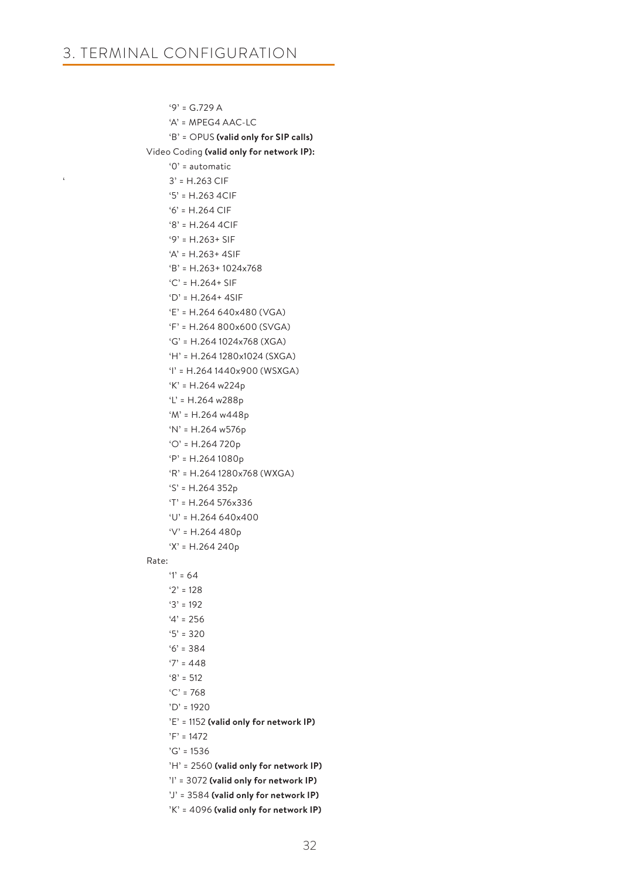# 3. TERMINAL CONFIGURATION

- '9' = G.729 A
- 'A' = MPEG4 AAC-LC
- 'B' = OPUS **(valid only for SIP calls)**

Video Coding **(valid only for network IP):**

- '0' = automatic
- '3' = H.263 CIF
- '5' = H.263 4CIF
- '6' = H.264 CIF
- '8' = H.264 4CIF
- '9' = H.263+ SIF
- 'A' = H.263+ 4SIF
- 'B' = H.263+ 1024x768
- 'C' = H.264+ SIF
- 'D' = H.264+ 4SIF
- 'E' = H.264 640x480 (VGA)
- 'F' = H.264 800x600 (SVGA)
- 'G' = H.264 1024x768 (XGA)
- 'H' = H.264 1280x1024 (SXGA)
- 'I' = H.264 1440x900 (WSXGA)
- 'K' = H.264 w224p
- 'L' = H.264 w288p
- 'M' = H.264 w448p
- 'N' = H.264 w576p
- 'O' = H.264 720p
- 'P' = H.264 1080p
- 'R' = H.264 1280x768 (WXGA)
- 'S' = H.264 352p
- 'T' = H.264 576x336
- 'U' = H.264 640x400
- 'V' = H.264 480p
- 'X' = H.264 240p

Rate:

- '1' = 64
- '2' = 128
- '3' = 192
- '4' = 256
- '5' = 320
- '6' = 384
- '7' = 448
- '8' = 512
- 'C' = 768
- 'D' = 1920
- 'E' = 1152 **(valid only for network IP)**
- 'F' = 1472
- 'G' = 1536
- 'H' = 2560 **(valid only for network IP)**
- 'I' = 3072 **(valid only for network IP)**
- 'J' = 3584 **(valid only for network IP)**
- 'K' = 4096 **(valid only for network IP)**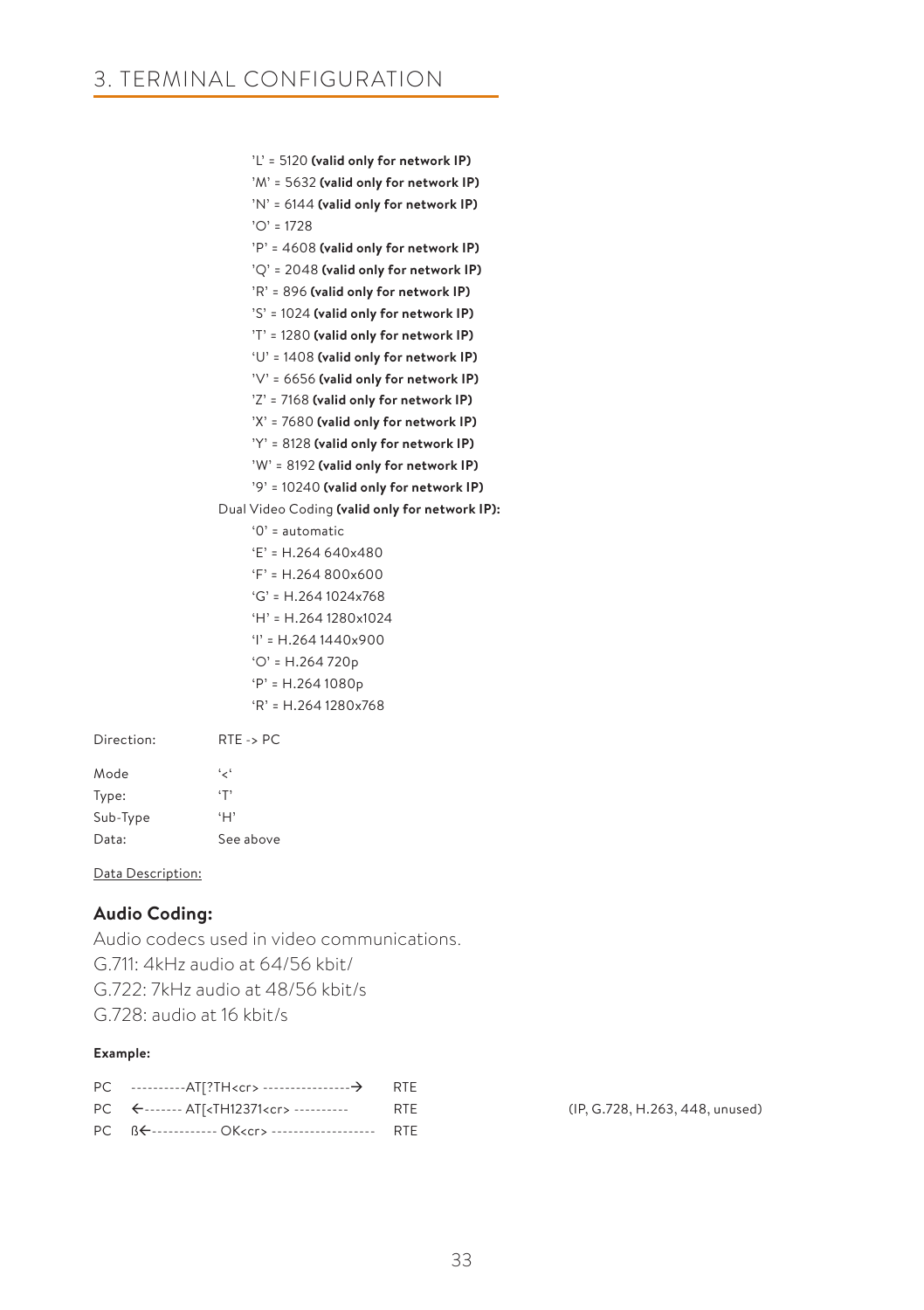'L' = 5120 **(valid only for network IP)**
'M' = 5632 **(valid only for network IP)**
'N' = 6144 **(valid only for network IP)**
'O' = 1728
'P' = 4608 **(valid only for network IP)**
'Q' = 2048 **(valid only for network IP)**
'R' = 896 **(valid only for network IP)**
'S' = 1024 **(valid only for network IP)**
'T' = 1280 **(valid only for network IP)**
'U' = 1408 **(valid only for network IP)**
'V' = 6656 **(valid only for network IP)**
'Z' = 7168 **(valid only for network IP)**
'X' = 7680 **(valid only for network IP)**
'Y' = 8128 **(valid only for network IP)**
'W' = 8192 **(valid only for network IP)**
'9' = 10240 **(valid only for network IP)**

Dual Video Coding **(valid only for network IP):**

'0' = automatic
'E' = H.264 640x480
'F' = H.264 800x600
'G' = H.264 1024x768
'H' = H.264 1280x1024
'I' = H.264 1440x900
'O' = H.264 720p
'P' = H.264 1080p
'R' = H.264 1280x768

Direction: RTE -> PC

Mode '<'
Type: 'T'
Sub-Type 'H'
Data: See above

Data Description:

### Audio Coding:

Audio codecs used in video communications.
G.711: 4kHz audio at 64/56 kbit/
G.722: 7kHz audio at 48/56 kbit/s
G.728: audio at 16 kbit/s

**Example:**

```
PC   ----------AT[?TH<cr> ----------------→      RTE
PC   ←------- AT[<TH12371<cr> ----------         RTE       (IP, G.728, H.263, 448, unused)
PC   ß←------------ OK<cr> -------------------   RTE
```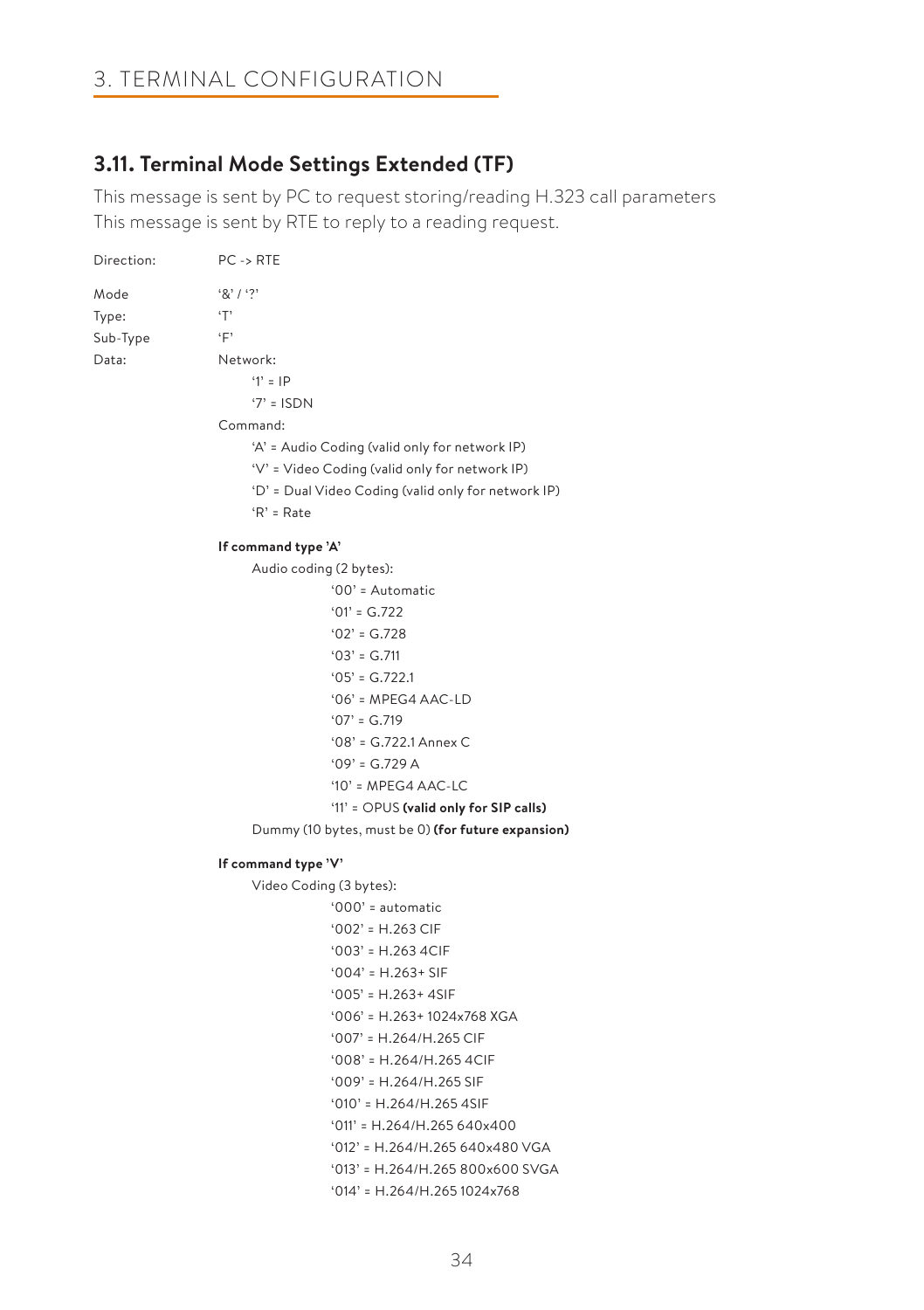## 3.11. Terminal Mode Settings Extended (TF)

This message is sent by PC to request storing/reading H.323 call parameters
This message is sent by RTE to reply to a reading request.

Direction: PC -> RTE

Mode: '&' / '?'
Type: 'T'
Sub-Type: 'F'
Data:

Network:
- '1' = IP
- '7' = ISDN

Command:
- 'A' = Audio Coding (valid only for network IP)
- 'V' = Video Coding (valid only for network IP)
- 'D' = Dual Video Coding (valid only for network IP)
- 'R' = Rate

**If command type 'A'**

Audio coding (2 bytes):
- '00' = Automatic
- '01' = G.722
- '02' = G.728
- '03' = G.711
- '05' = G.722.1
- '06' = MPEG4 AAC-LD
- '07' = G.719
- '08' = G.722.1 Annex C
- '09' = G.729 A
- '10' = MPEG4 AAC-LC
- '11' = OPUS **(valid only for SIP calls)**

Dummy (10 bytes, must be 0) **(for future expansion)**

**If command type 'V'**

Video Coding (3 bytes):
- '000' = automatic
- '002' = H.263 CIF
- '003' = H.263 4CIF
- '004' = H.263+ SIF
- '005' = H.263+ 4SIF
- '006' = H.263+ 1024x768 XGA
- '007' = H.264/H.265 CIF
- '008' = H.264/H.265 4CIF
- '009' = H.264/H.265 SIF
- '010' = H.264/H.265 4SIF
- '011' = H.264/H.265 640x400
- '012' = H.264/H.265 640x480 VGA
- '013' = H.264/H.265 800x600 SVGA
- '014' = H.264/H.265 1024x768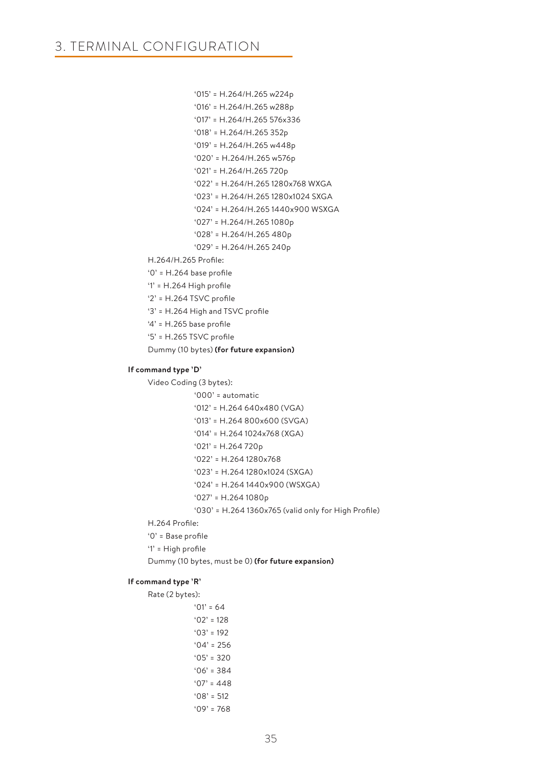'015' = H.264/H.265 w224p

'016' = H.264/H.265 w288p

'017' = H.264/H.265 576x336

'018' = H.264/H.265 352p

'019' = H.264/H.265 w448p

'020' = H.264/H.265 w576p

'021' = H.264/H.265 720p

'022' = H.264/H.265 1280x768 WXGA

'023' = H.264/H.265 1280x1024 SXGA

'024' = H.264/H.265 1440x900 WSXGA

'027' = H.264/H.265 1080p

'028' = H.264/H.265 480p

'029' = H.264/H.265 240p

H.264/H.265 Profile:

'0' = H.264 base profile

'1' = H.264 High profile

'2' = H.264 TSVC profile

'3' = H.264 High and TSVC profile

'4' = H.265 base profile

'5' = H.265 TSVC profile

Dummy (10 bytes) **(for future expansion)**

**If command type 'D'**

Video Coding (3 bytes):

'000' = automatic

'012' = H.264 640x480 (VGA)

'013' = H.264 800x600 (SVGA)

'014' = H.264 1024x768 (XGA)

'021' = H.264 720p

'022' = H.264 1280x768

'023' = H.264 1280x1024 (SXGA)

'024' = H.264 1440x900 (WSXGA)

'027' = H.264 1080p

'030' = H.264 1360x765 (valid only for High Profile)

H.264 Profile:

'0' = Base profile

'1' = High profile

Dummy (10 bytes, must be 0) **(for future expansion)**

**If command type 'R'**

Rate (2 bytes):

'01' = 64

'02' = 128

'03' = 192

'04' = 256

'05' = 320

'06' = 384

'07' = 448

'08' = 512

'09' = 768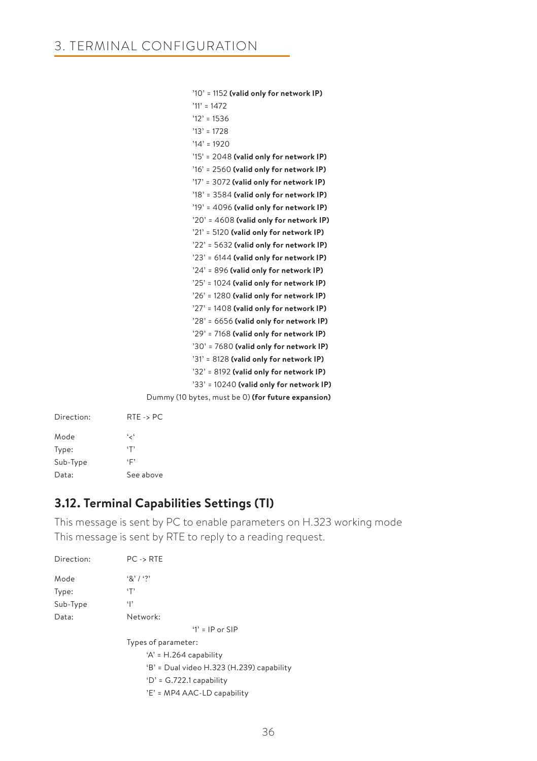'10' = 1152 **(valid only for network IP)**
'11' = 1472
'12' = 1536
'13' = 1728
'14' = 1920
'15' = 2048 **(valid only for network IP)**
'16' = 2560 **(valid only for network IP)**
'17' = 3072 **(valid only for network IP)**
'18' = 3584 **(valid only for network IP)**
'19' = 4096 **(valid only for network IP)**
'20' = 4608 **(valid only for network IP)**
'21' = 5120 **(valid only for network IP)**
'22' = 5632 **(valid only for network IP)**
'23' = 6144 **(valid only for network IP)**
'24' = 896 **(valid only for network IP)**
'25' = 1024 **(valid only for network IP)**
'26' = 1280 **(valid only for network IP)**
'27' = 1408 **(valid only for network IP)**
'28' = 6656 **(valid only for network IP)**
'29' = 7168 **(valid only for network IP)**
'30' = 7680 **(valid only for network IP)**
'31' = 8128 **(valid only for network IP)**
'32' = 8192 **(valid only for network IP)**
'33' = 10240 **(valid only for network IP)**

Dummy (10 bytes, must be 0) **(for future expansion)**

Direction: RTE -> PC

Mode '<'
Type: 'T'
Sub-Type 'F'
Data: See above

## 3.12. Terminal Capabilities Settings (TI)

This message is sent by PC to enable parameters on H.323 working mode
This message is sent by RTE to reply to a reading request.

Direction: PC -> RTE

Mode '&' / '?'
Type: 'T'
Sub-Type 'I'
Data: Network:

'1' = IP or SIP

Types of parameter:

'A' = H.264 capability
'B' = Dual video H.323 (H.239) capability
'D' = G.722.1 capability
'E' = MP4 AAC-LD capability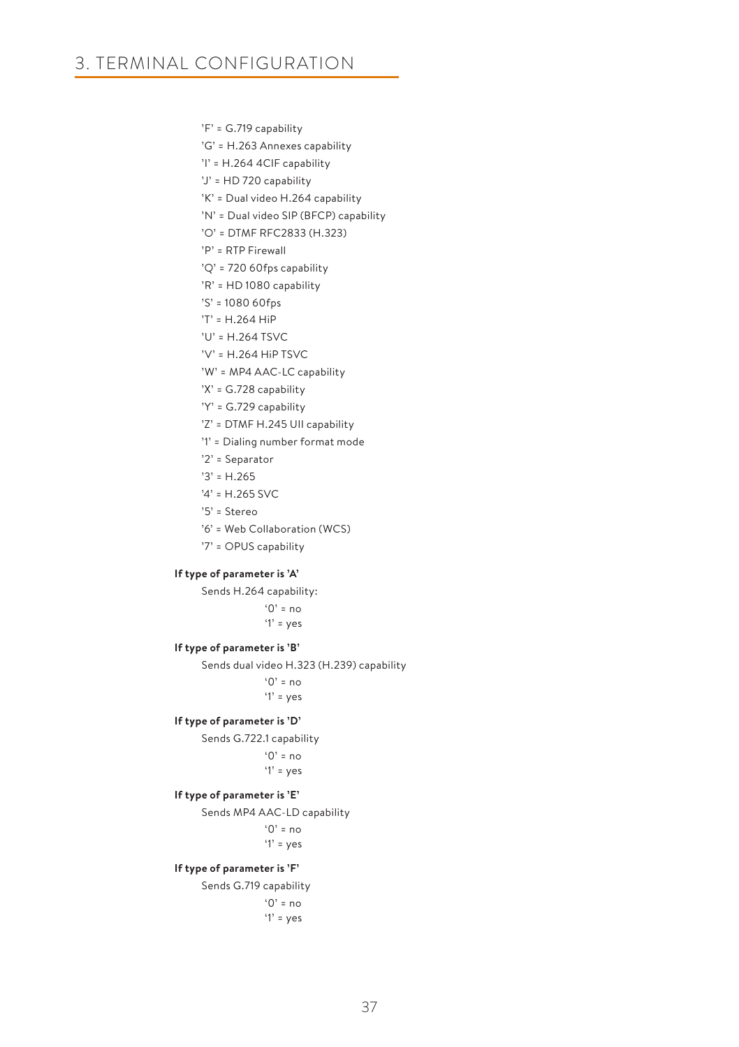'F' = G.719 capability
'G' = H.263 Annexes capability
'I' = H.264 4CIF capability
'J' = HD 720 capability
'K' = Dual video H.264 capability
'N' = Dual video SIP (BFCP) capability
'O' = DTMF RFC2833 (H.323)
'P' = RTP Firewall
'Q' = 720 60fps capability
'R' = HD 1080 capability
'S' = 1080 60fps
'T' = H.264 HiP
'U' = H.264 TSVC
'V' = H.264 HiP TSVC
'W' = MP4 AAC-LC capability
'X' = G.728 capability
'Y' = G.729 capability
'Z' = DTMF H.245 UII capability
'1' = Dialing number format mode
'2' = Separator
'3' = H.265
'4' = H.265 SVC
'5' = Stereo
'6' = Web Collaboration (WCS)
'7' = OPUS capability

**If type of parameter is 'A'**

Sends H.264 capability:

'0' = no
'1' = yes

**If type of parameter is 'B'**

Sends dual video H.323 (H.239) capability

'0' = no
'1' = yes

**If type of parameter is 'D'**

Sends G.722.1 capability

'0' = no
'1' = yes

**If type of parameter is 'E'**

Sends MP4 AAC-LD capability

'0' = no
'1' = yes

**If type of parameter is 'F'**

Sends G.719 capability

'0' = no
'1' = yes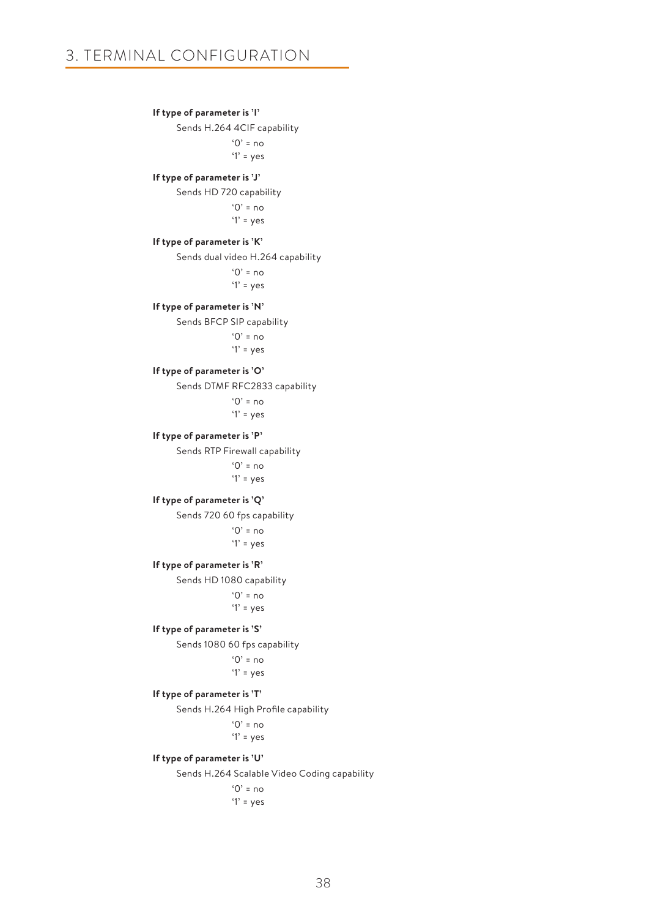# 3. TERMINAL CONFIGURATION

**If type of parameter is 'I'**

Sends H.264 4CIF capability

'0' = no
'1' = yes

**If type of parameter is 'J'**

Sends HD 720 capability

'0' = no
'1' = yes

**If type of parameter is 'K'**

Sends dual video H.264 capability

'0' = no
'1' = yes

**If type of parameter is 'N'**

Sends BFCP SIP capability

'0' = no
'1' = yes

**If type of parameter is 'O'**

Sends DTMF RFC2833 capability

'0' = no
'1' = yes

**If type of parameter is 'P'**

Sends RTP Firewall capability

'0' = no
'1' = yes

**If type of parameter is 'Q'**

Sends 720 60 fps capability

'0' = no
'1' = yes

**If type of parameter is 'R'**

Sends HD 1080 capability

'0' = no
'1' = yes

**If type of parameter is 'S'**

Sends 1080 60 fps capability

'0' = no
'1' = yes

**If type of parameter is 'T'**

Sends H.264 High Profile capability

'0' = no
'1' = yes

**If type of parameter is 'U'**

Sends H.264 Scalable Video Coding capability

'0' = no
'1' = yes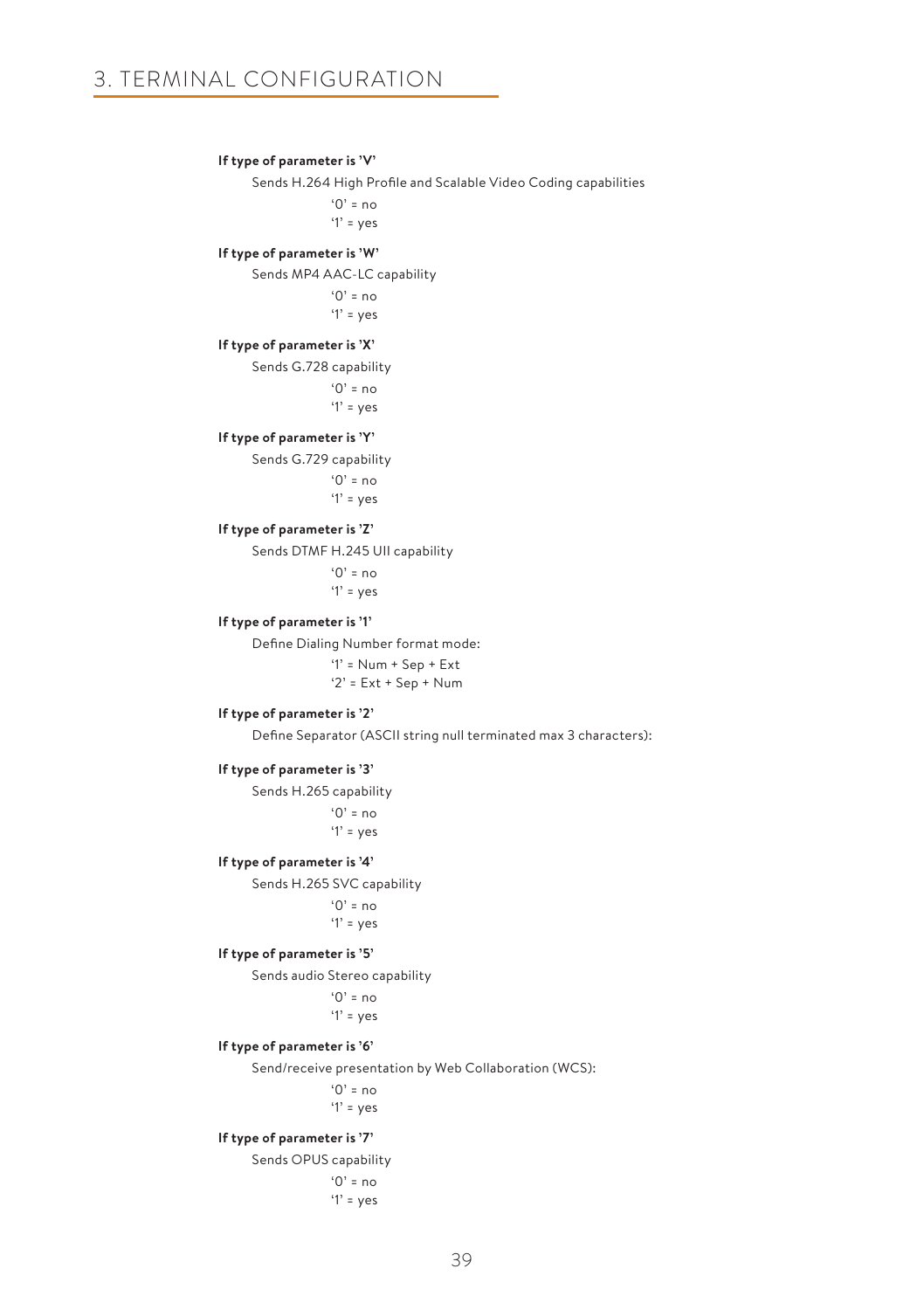**If type of parameter is 'V'**

Sends H.264 High Profile and Scalable Video Coding capabilities

'0' = no
'1' = yes

**If type of parameter is 'W'**

Sends MP4 AAC-LC capability

'0' = no
'1' = yes

**If type of parameter is 'X'**

Sends G.728 capability

'0' = no
'1' = yes

**If type of parameter is 'Y'**

Sends G.729 capability

'0' = no
'1' = yes

**If type of parameter is 'Z'**

Sends DTMF H.245 UII capability

'0' = no
'1' = yes

**If type of parameter is '1'**

Define Dialing Number format mode:

'1' = Num + Sep + Ext
'2' = Ext + Sep + Num

**If type of parameter is '2'**

Define Separator (ASCII string null terminated max 3 characters):

**If type of parameter is '3'**

Sends H.265 capability

'0' = no
'1' = yes

**If type of parameter is '4'**

Sends H.265 SVC capability

'0' = no
'1' = yes

**If type of parameter is '5'**

Sends audio Stereo capability

'0' = no
'1' = yes

**If type of parameter is '6'**

Send/receive presentation by Web Collaboration (WCS):

'0' = no
'1' = yes

**If type of parameter is '7'**

Sends OPUS capability

'0' = no
'1' = yes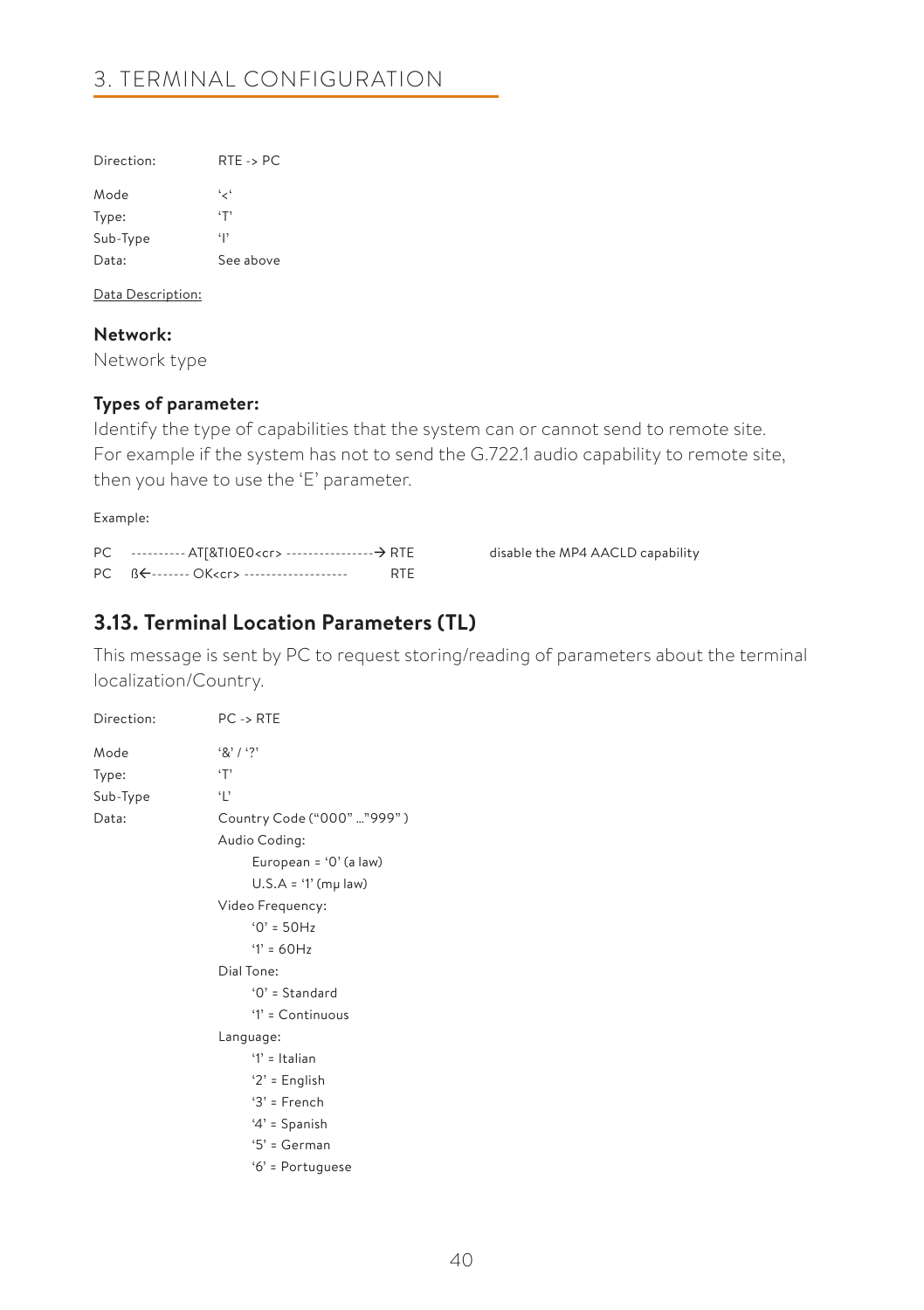Direction: RTE -> PC

| | |
|---|---|
| Mode | '<' |
| Type: | 'T' |
| Sub-Type | 'I' |
| Data: | See above |

Data Description:

**Network:**
Network type

**Types of parameter:**
Identify the type of capabilities that the system can or cannot send to remote site. For example if the system has not to send the G.722.1 audio capability to remote site, then you have to use the 'E' parameter.

Example:

```
PC   ---------- AT[&TI0E0<cr> ----------------→ RTE        disable the MP4 AACLD capability
PC   ß←------- OK<cr> -------------------       RTE
```

## 3.13. Terminal Location Parameters (TL)

This message is sent by PC to request storing/reading of parameters about the terminal localization/Country.

Direction: PC -> RTE

Mode: '&' / '?'

Type: 'T'

Sub-Type: 'L'

Data:
- Country Code ("000" …"999" )
- Audio Coding:
  - European = '0' (a law)
  - U.S.A = '1' (mμ law)
- Video Frequency:
  - '0' = 50Hz
  - '1' = 60Hz
- Dial Tone:
  - '0' = Standard
  - '1' = Continuous
- Language:
  - '1' = Italian
  - '2' = English
  - '3' = French
  - '4' = Spanish
  - '5' = German
  - '6' = Portuguese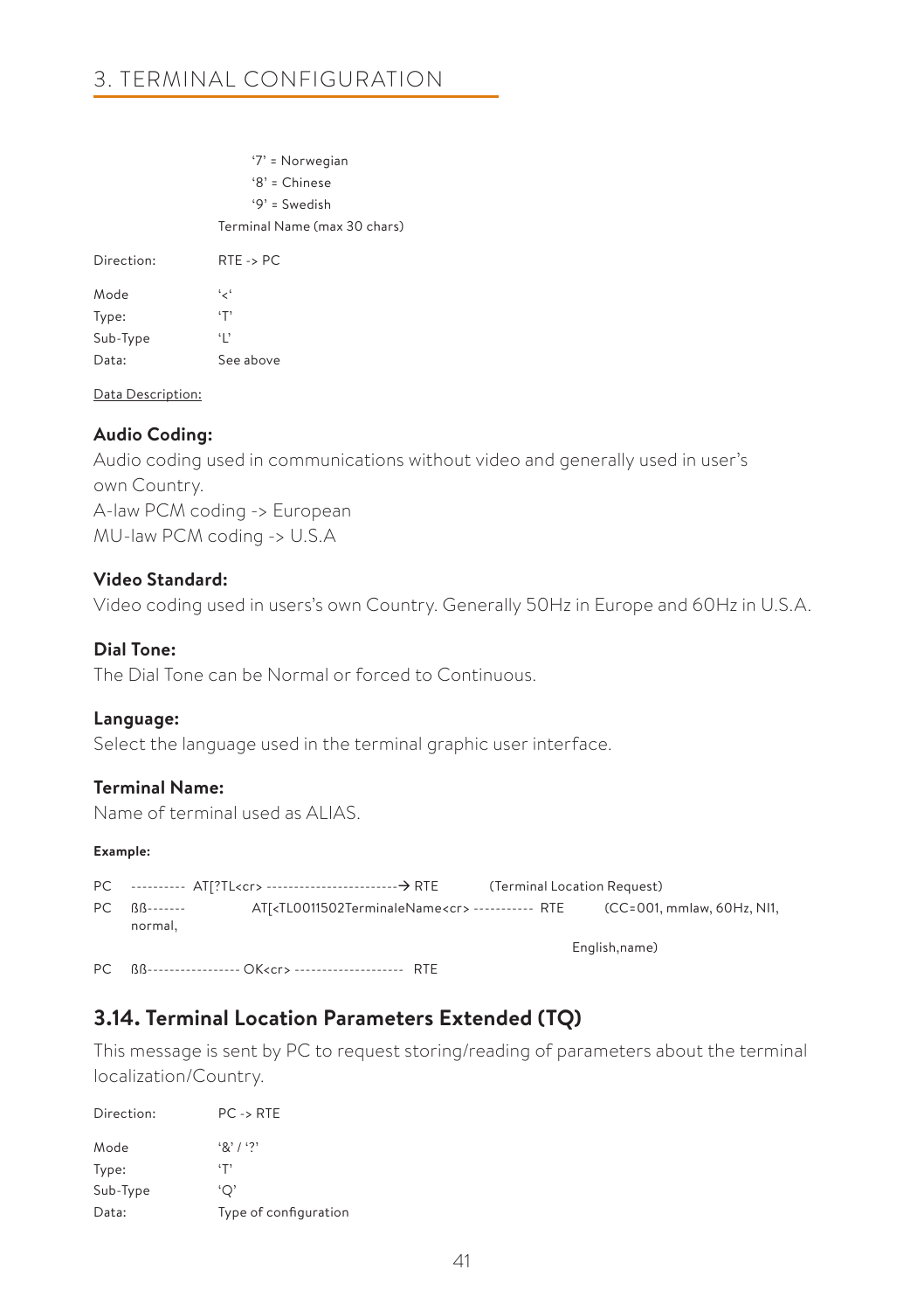## 3. TERMINAL CONFIGURATION

'7' = Norwegian
'8' = Chinese
'9' = Swedish
Terminal Name (max 30 chars)

Direction: RTE -> PC

Mode '<'
Type: 'T'
Sub-Type 'L'
Data: See above

Data Description:

**Audio Coding:**
Audio coding used in communications without video and generally used in user's own Country.
A-law PCM coding -> European
MU-law PCM coding -> U.S.A

**Video Standard:**
Video coding used in users's own Country. Generally 50Hz in Europe and 60Hz in U.S.A.

**Dial Tone:**
The Dial Tone can be Normal or forced to Continuous.

**Language:**
Select the language used in the terminal graphic user interface.

**Terminal Name:**
Name of terminal used as ALIAS.

**Example:**

```
PC  ---------- AT[?TL<cr> ------------------------→ RTE        (Terminal Location Request)
PC  ßß-------        AT[<TL0011502TerminaleName<cr> ----------- RTE      (CC=001, mmlaw, 60Hz, NI1, normal,
                                                                              English,name)
PC  ßß----------------- OK<cr> -------------------- RTE
```

## 3.14. Terminal Location Parameters Extended (TQ)

This message is sent by PC to request storing/reading of parameters about the terminal localization/Country.

Direction: PC -> RTE

Mode '&' / '?'
Type: 'T'
Sub-Type 'Q'
Data: Type of configuration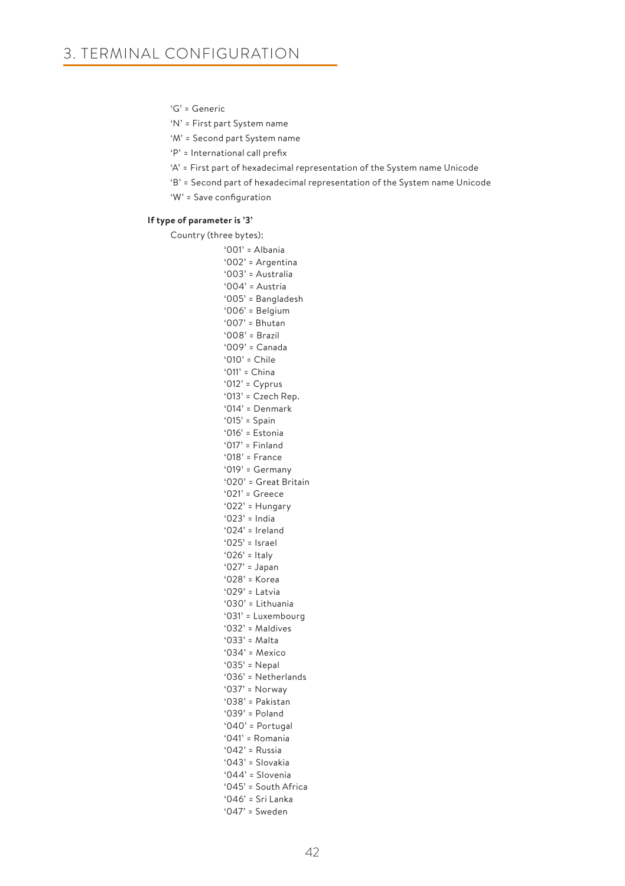‘G’ = Generic

‘N’ = First part System name

‘M’ = Second part System name

‘P’ = International call prefix

‘A’ = First part of hexadecimal representation of the System name Unicode

‘B’ = Second part of hexadecimal representation of the System name Unicode

‘W’ = Save configuration

**If type of parameter is ’3’**

Country (three bytes):

‘001’ = Albania
‘002’ = Argentina
‘003’ = Australia
‘004’ = Austria
‘005’ = Bangladesh
‘006’ = Belgium
‘007’ = Bhutan
‘008’ = Brazil
‘009’ = Canada
‘010’ = Chile
‘011’ = China
‘012’ = Cyprus
‘013’ = Czech Rep.
‘014’ = Denmark
‘015’ = Spain
‘016’ = Estonia
‘017’ = Finland
‘018’ = France
‘019’ = Germany
‘020’ = Great Britain
‘021’ = Greece
‘022’ = Hungary
‘023’ = India
‘024’ = Ireland
‘025’ = Israel
‘026’ = Italy
‘027’ = Japan
‘028’ = Korea
‘029’ = Latvia
‘030’ = Lithuania
‘031’ = Luxembourg
‘032’ = Maldives
‘033’ = Malta
‘034’ = Mexico
‘035’ = Nepal
‘036’ = Netherlands
‘037’ = Norway
‘038’ = Pakistan
‘039’ = Poland
‘040’ = Portugal
‘041’ = Romania
‘042’ = Russia
‘043’ = Slovakia
‘044’ = Slovenia
‘045’ = South Africa
‘046’ = Sri Lanka
‘047’ = Sweden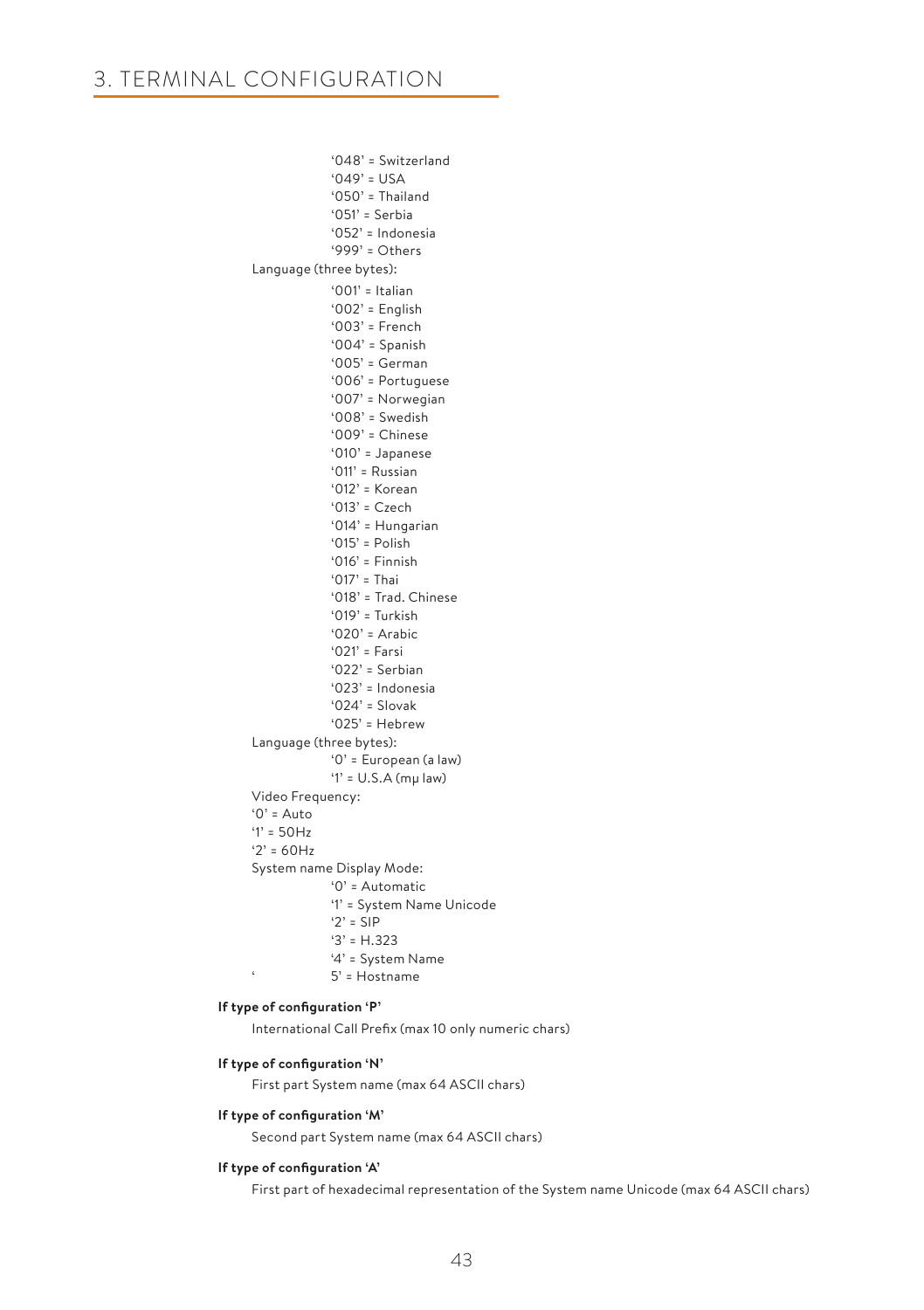'048' = Switzerland
'049' = USA
'050' = Thailand
'051' = Serbia
'052' = Indonesia
'999' = Others

Language (three bytes):

'001' = Italian
'002' = English
'003' = French
'004' = Spanish
'005' = German
'006' = Portuguese
'007' = Norwegian
'008' = Swedish
'009' = Chinese
'010' = Japanese
'011' = Russian
'012' = Korean
'013' = Czech
'014' = Hungarian
'015' = Polish
'016' = Finnish
'017' = Thai
'018' = Trad. Chinese
'019' = Turkish
'020' = Arabic
'021' = Farsi
'022' = Serbian
'023' = Indonesia
'024' = Slovak
'025' = Hebrew

Language (three bytes):

'0' = European (a law)
'1' = U.S.A (mµ law)

Video Frequency:

'0' = Auto
'1' = 50Hz
'2' = 60Hz

System name Display Mode:

'0' = Automatic
'1' = System Name Unicode
'2' = SIP
'3' = H.323
'4' = System Name
' 5' = Hostname

**If type of configuration 'P'**

International Call Prefix (max 10 only numeric chars)

**If type of configuration 'N'**

First part System name (max 64 ASCII chars)

**If type of configuration 'M'**

Second part System name (max 64 ASCII chars)

**If type of configuration 'A'**

First part of hexadecimal representation of the System name Unicode (max 64 ASCII chars)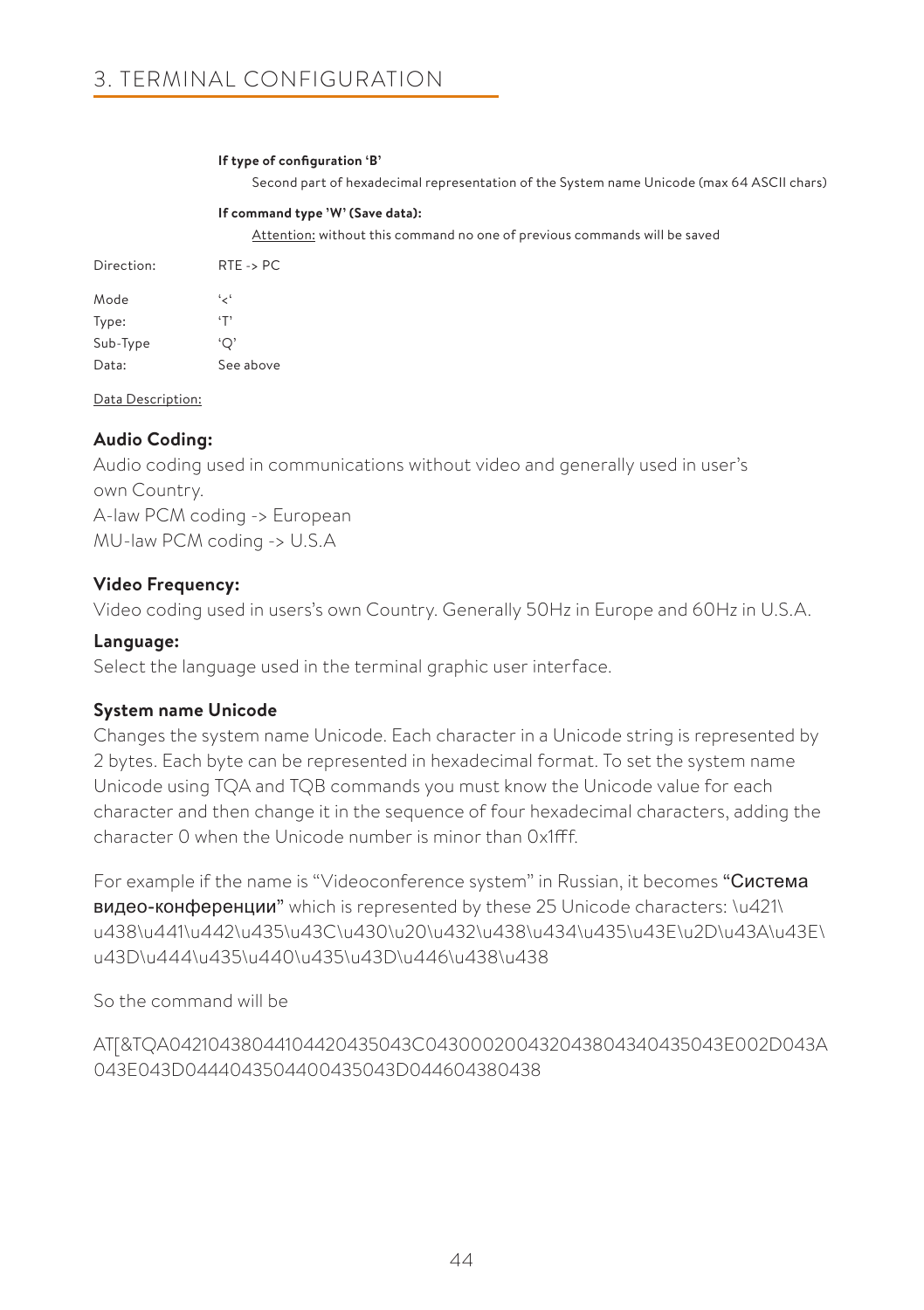# 3. TERMINAL CONFIGURATION

**If type of configuration 'B'**

Second part of hexadecimal representation of the System name Unicode (max 64 ASCII chars)

**If command type 'W' (Save data):**

Attention: without this command no one of previous commands will be saved

| | |
|---|---|
| Direction: | RTE -> PC |
| Mode | '<' |
| Type: | 'T' |
| Sub-Type | 'Q' |
| Data: | See above |

Data Description:

**Audio Coding:**

Audio coding used in communications without video and generally used in user's own Country.
A-law PCM coding -> European
MU-law PCM coding -> U.S.A

**Video Frequency:**

Video coding used in users's own Country. Generally 50Hz in Europe and 60Hz in U.S.A.

**Language:**

Select the language used in the terminal graphic user interface.

**System name Unicode**

Changes the system name Unicode. Each character in a Unicode string is represented by 2 bytes. Each byte can be represented in hexadecimal format. To set the system name Unicode using TQA and TQB commands you must know the Unicode value for each character and then change it in the sequence of four hexadecimal characters, adding the character 0 when the Unicode number is minor than 0x1fff.

For example if the name is "Videoconference system" in Russian, it becomes "Система видео-конференции" which is represented by these 25 Unicode characters: \u421\u438\u441\u442\u435\u43C\u430\u20\u432\u438\u434\u435\u43E\u2D\u43A\u43E\u43D\u444\u435\u440\u435\u43D\u446\u438\u438

So the command will be

AT[&TQA04210438044104420435043C0430002004320438043404350043E002D043A043E043D0444043504400435043D044604380438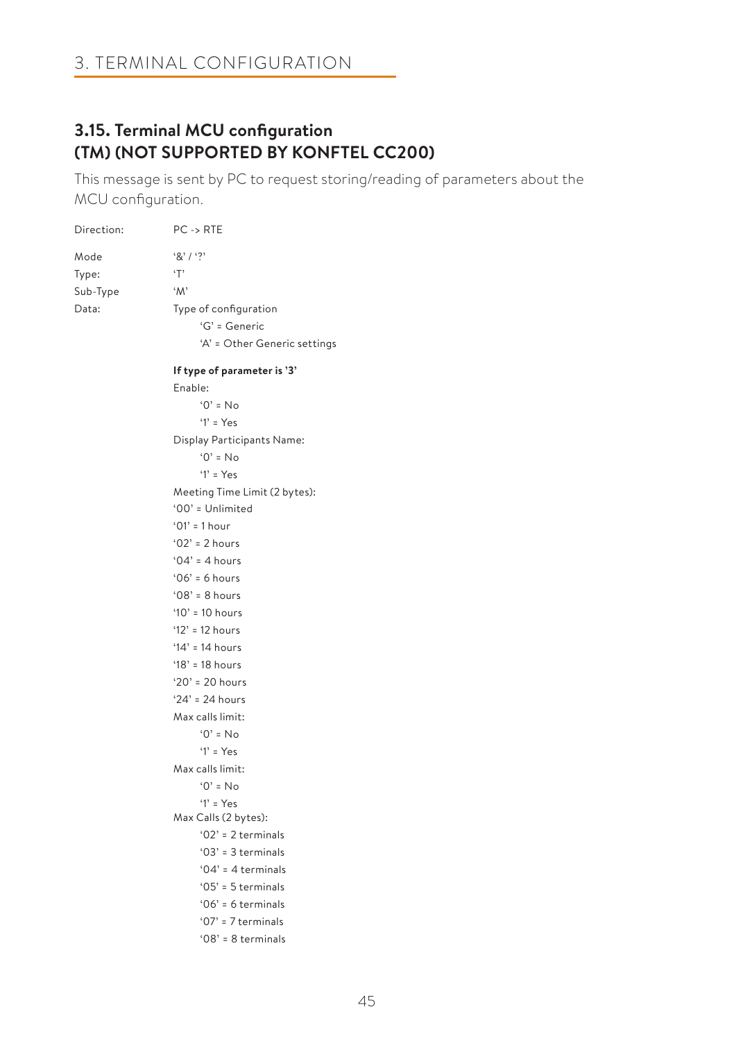## 3.15. Terminal MCU configuration (TM) (NOT SUPPORTED BY KONFTEL CC200)

This message is sent by PC to request storing/reading of parameters about the MCU configuration.

Direction: PC -> RTE

Mode '&' / '?'

Type: 'T'

Sub-Type 'M'

Data: Type of configuration

- 'G' = Generic
- 'A' = Other Generic settings

**If type of parameter is '3'**

Enable:

- '0' = No
- '1' = Yes

Display Participants Name:

- '0' = No
- '1' = Yes

Meeting Time Limit (2 bytes):

'00' = Unlimited
'01' = 1 hour
'02' = 2 hours
'04' = 4 hours
'06' = 6 hours
'08' = 8 hours
'10' = 10 hours
'12' = 12 hours
'14' = 14 hours
'18' = 18 hours
'20' = 20 hours
'24' = 24 hours

Max calls limit:

- '0' = No
- '1' = Yes

Max calls limit:

- '0' = No
- '1' = Yes

Max Calls (2 bytes):

- '02' = 2 terminals
- '03' = 3 terminals
- '04' = 4 terminals
- '05' = 5 terminals
- '06' = 6 terminals
- '07' = 7 terminals
- '08' = 8 terminals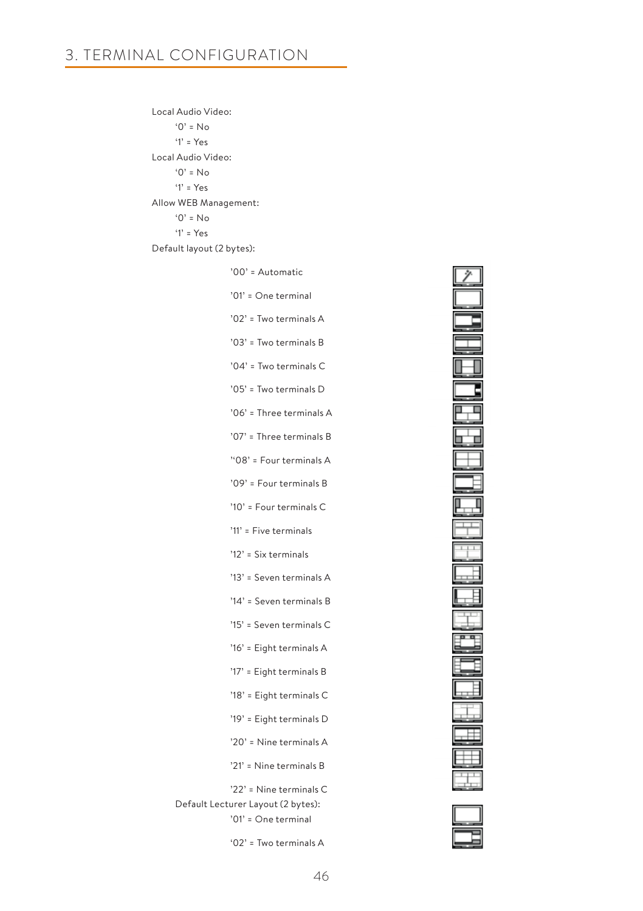# 3. TERMINAL CONFIGURATION

Local Audio Video:

- '0' = No
- '1' = Yes

Local Audio Video:

- '0' = No
- '1' = Yes

Allow WEB Management:

- '0' = No
- '1' = Yes

Default layout (2 bytes):

- '00' = Automatic
- '01' = One terminal
- '02' = Two terminals A
- '03' = Two terminals B
- '04' = Two terminals C
- '05' = Two terminals D
- '06' = Three terminals A
- '07' = Three terminals B
- ''08' = Four terminals A
- '09' = Four terminals B
- '10' = Four terminals C
- '11' = Five terminals
- '12' = Six terminals
- '13' = Seven terminals A
- '14' = Seven terminals B
- '15' = Seven terminals C
- '16' = Eight terminals A
- '17' = Eight terminals B
- '18' = Eight terminals C
- '19' = Eight terminals D
- '20' = Nine terminals A
- '21' = Nine terminals B
- '22' = Nine terminals C

Default Lecturer Layout (2 bytes):

- '01' = One terminal
- '02' = Two terminals A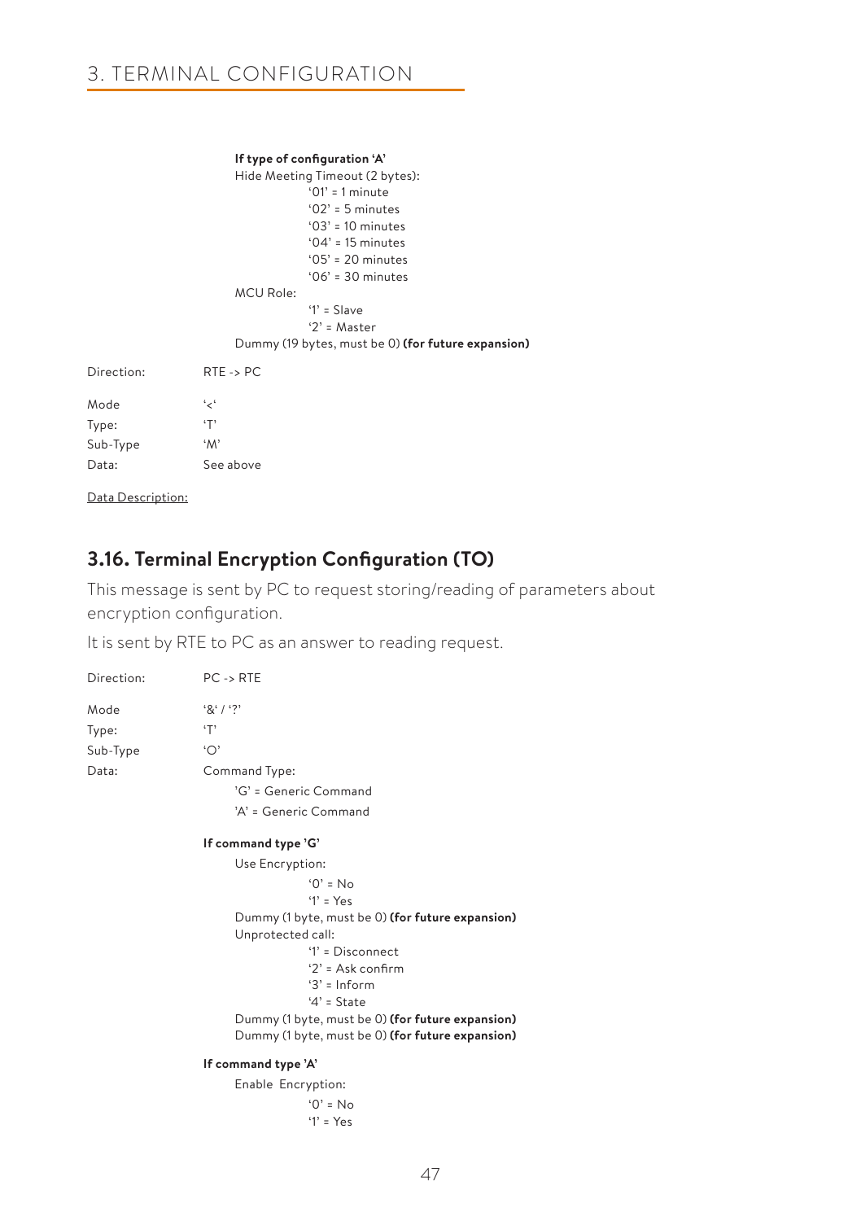**If type of configuration 'A'**

Hide Meeting Timeout (2 bytes):

- '01' = 1 minute
- '02' = 5 minutes
- '03' = 10 minutes
- '04' = 15 minutes
- '05' = 20 minutes
- '06' = 30 minutes

MCU Role:

- '1' = Slave
- '2' = Master

Dummy (19 bytes, must be 0) **(for future expansion)**

Direction: RTE -> PC

Mode '<'
Type: 'T'
Sub-Type 'M'
Data: See above

Data Description:

## 3.16. Terminal Encryption Configuration (TO)

This message is sent by PC to request storing/reading of parameters about encryption configuration.

It is sent by RTE to PC as an answer to reading request.

Direction: PC -> RTE

Mode '&' / '?'
Type: 'T'
Sub-Type 'O'
Data: Command Type:

- 'G' = Generic Command
- 'A' = Generic Command

**If command type 'G'**

Use Encryption:

- '0' = No
- '1' = Yes

Dummy (1 byte, must be 0) **(for future expansion)**

Unprotected call:

- '1' = Disconnect
- '2' = Ask confirm
- '3' = Inform
- '4' = State

Dummy (1 byte, must be 0) **(for future expansion)**

Dummy (1 byte, must be 0) **(for future expansion)**

**If command type 'A'**

Enable Encryption:

- '0' = No
- '1' = Yes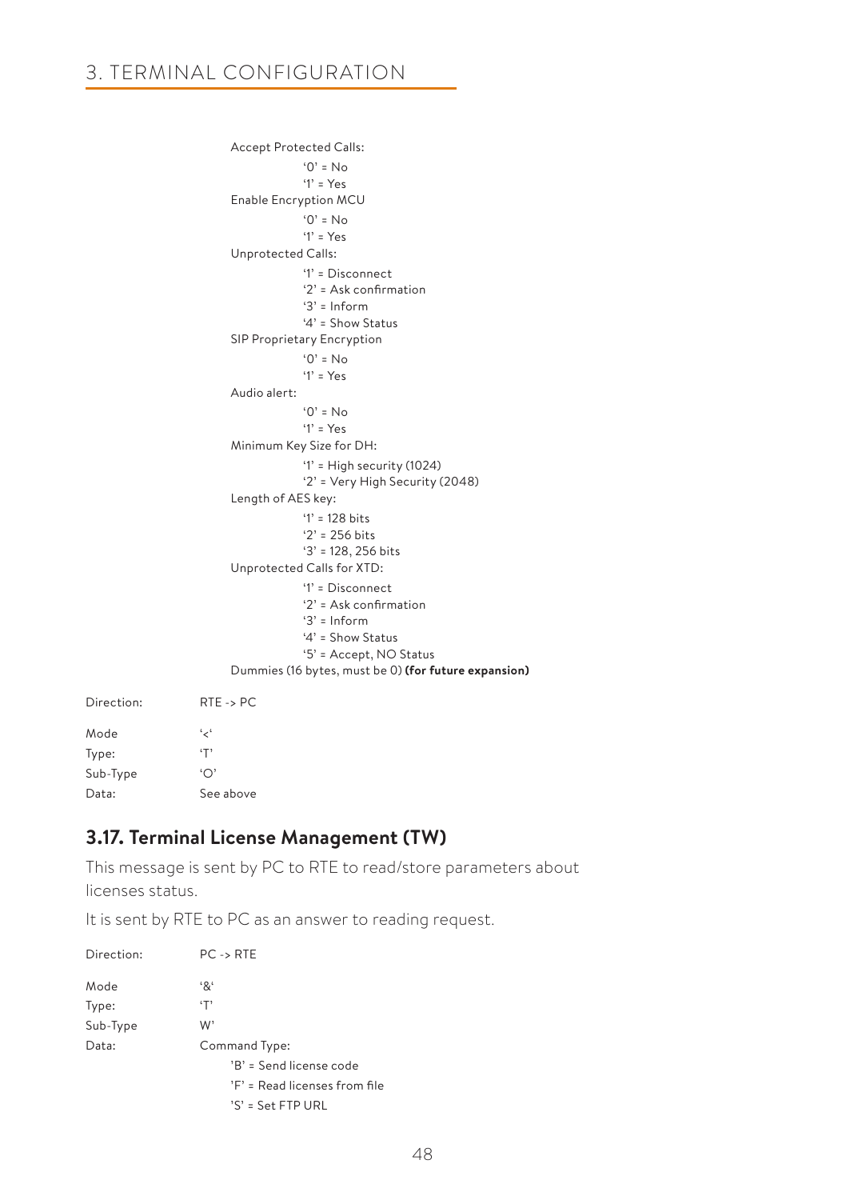Accept Protected Calls:

- '0' = No
- '1' = Yes

Enable Encryption MCU

- '0' = No
- '1' = Yes

Unprotected Calls:

- '1' = Disconnect
- '2' = Ask confirmation
- '3' = Inform
- '4' = Show Status

SIP Proprietary Encryption

- '0' = No
- '1' = Yes

Audio alert:

- '0' = No
- '1' = Yes

Minimum Key Size for DH:

- '1' = High security (1024)
- '2' = Very High Security (2048)

Length of AES key:

- '1' = 128 bits
- '2' = 256 bits
- '3' = 128, 256 bits

Unprotected Calls for XTD:

- '1' = Disconnect
- '2' = Ask confirmation
- '3' = Inform
- '4' = Show Status
- '5' = Accept, NO Status

Dummies (16 bytes, must be 0) **(for future expansion)**

Direction: RTE -> PC

Mode '<'
Type: 'T'
Sub-Type 'O'
Data: See above

## 3.17. Terminal License Management (TW)

This message is sent by PC to RTE to read/store parameters about licenses status.

It is sent by RTE to PC as an answer to reading request.

Direction: PC -> RTE

Mode '&'
Type: 'T'
Sub-Type W'
Data: Command Type:

- 'B' = Send license code
- 'F' = Read licenses from file
- 'S' = Set FTP URL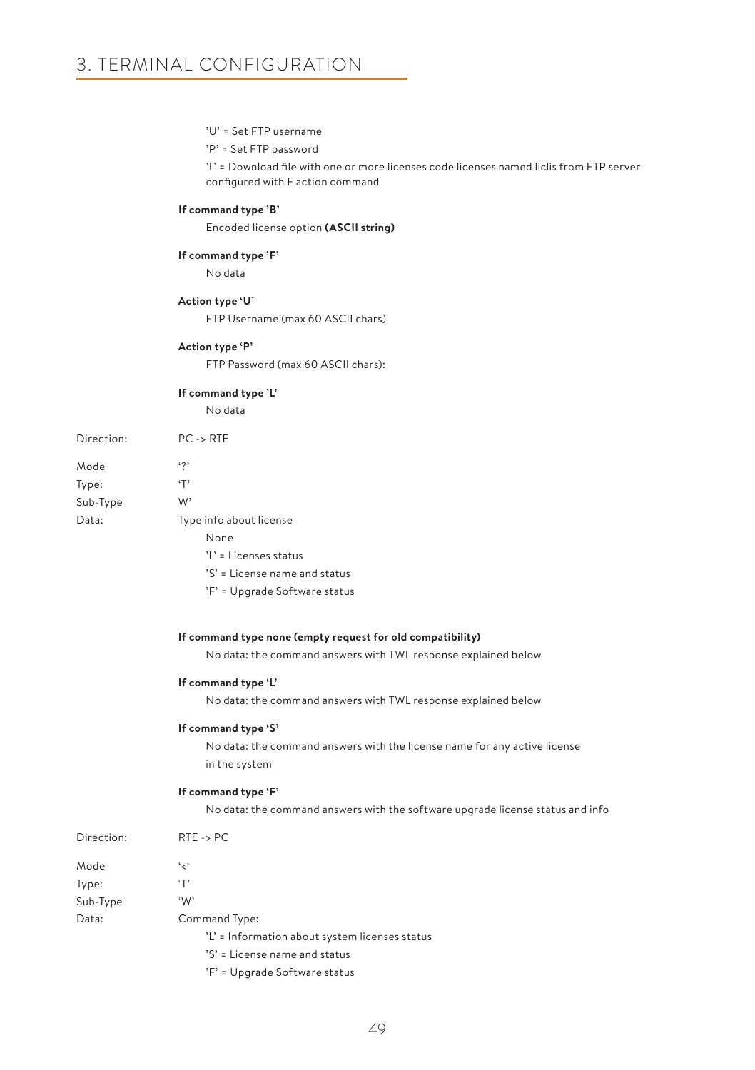'U' = Set FTP username

'P' = Set FTP password

'L' = Download file with one or more licenses code licenses named liclis from FTP server configured with F action command

**If command type 'B'**

Encoded license option **(ASCII string)**

**If command type 'F'**

No data

**Action type 'U'**

FTP Username (max 60 ASCII chars)

**Action type 'P'**

FTP Password (max 60 ASCII chars):

**If command type 'L'**

No data

Direction: PC -> RTE

Mode '?'

Type: 'T'

Sub-Type W'

Data: Type info about license

None

'L' = Licenses status

'S' = License name and status

'F' = Upgrade Software status

**If command type none (empty request for old compatibility)**

No data: the command answers with TWL response explained below

**If command type 'L'**

No data: the command answers with TWL response explained below

**If command type 'S'**

No data: the command answers with the license name for any active license in the system

**If command type 'F'**

No data: the command answers with the software upgrade license status and info

Direction: RTE -> PC

Mode '<'

Type: 'T'

Sub-Type 'W'

Data: Command Type:

'L' = Information about system licenses status

'S' = License name and status

'F' = Upgrade Software status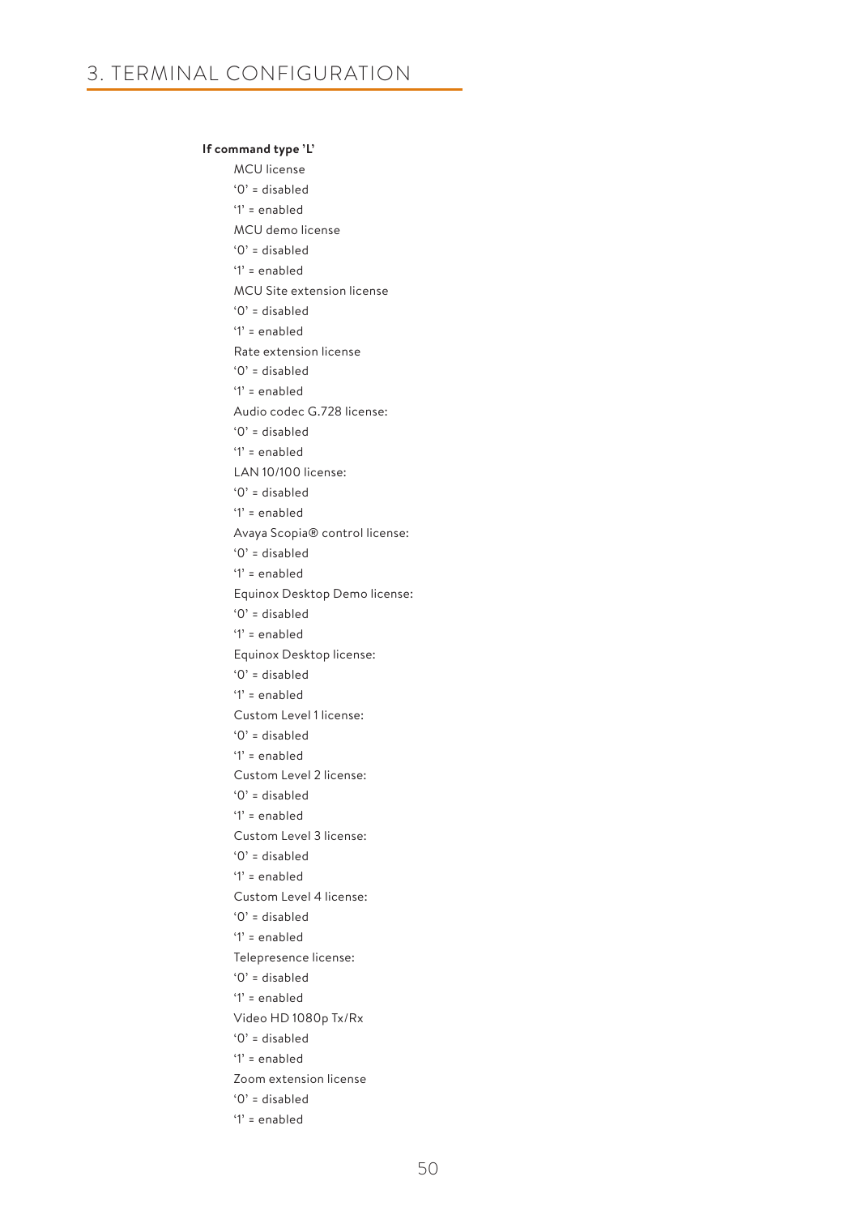# 3. TERMINAL CONFIGURATION

**If command type 'L'**

MCU license
'0' = disabled
'1' = enabled

MCU demo license
'0' = disabled
'1' = enabled

MCU Site extension license
'0' = disabled
'1' = enabled

Rate extension license
'0' = disabled
'1' = enabled

Audio codec G.728 license:
'0' = disabled
'1' = enabled

LAN 10/100 license:
'0' = disabled
'1' = enabled

Avaya Scopia® control license:
'0' = disabled
'1' = enabled

Equinox Desktop Demo license:
'0' = disabled
'1' = enabled

Equinox Desktop license:
'0' = disabled
'1' = enabled

Custom Level 1 license:
'0' = disabled
'1' = enabled

Custom Level 2 license:
'0' = disabled
'1' = enabled

Custom Level 3 license:
'0' = disabled
'1' = enabled

Custom Level 4 license:
'0' = disabled
'1' = enabled

Telepresence license:
'0' = disabled
'1' = enabled

Video HD 1080p Tx/Rx
'0' = disabled
'1' = enabled

Zoom extension license
'0' = disabled
'1' = enabled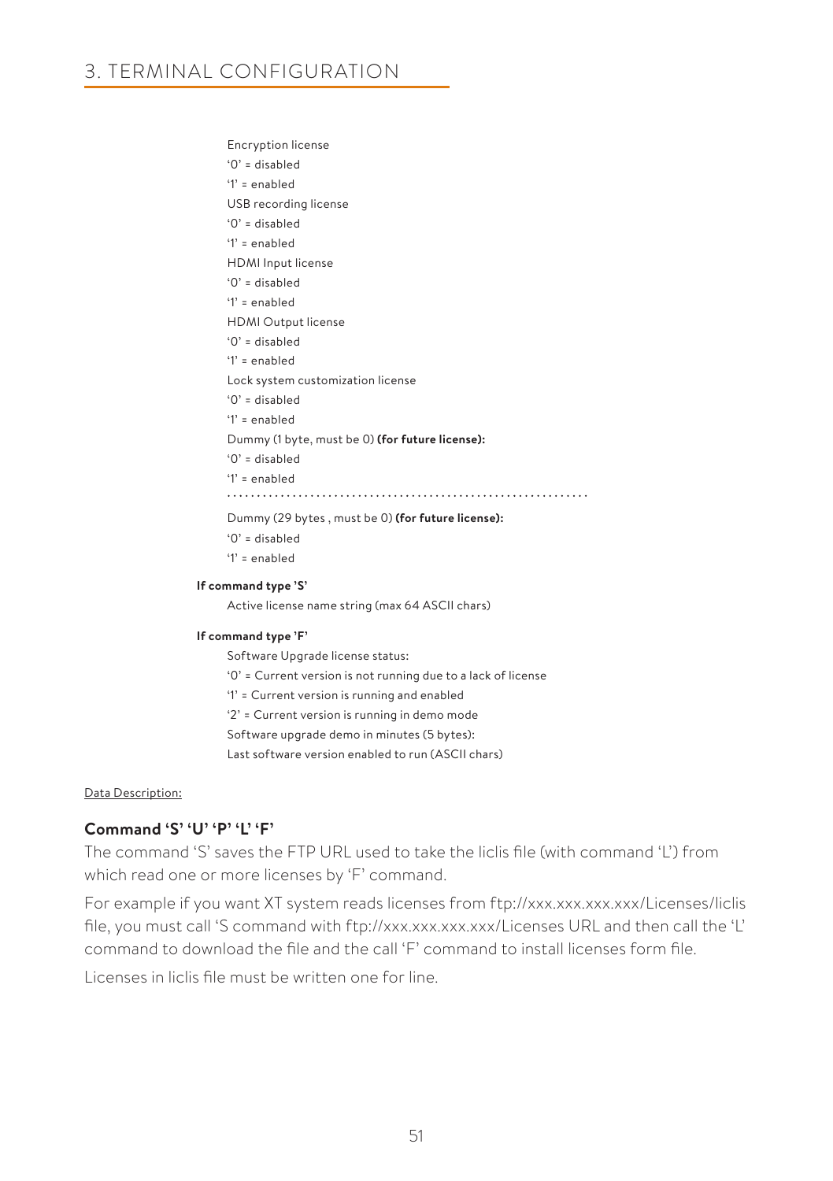Encryption license
'0' = disabled
'1' = enabled
USB recording license
'0' = disabled
'1' = enabled
HDMI Input license
'0' = disabled
'1' = enabled
HDMI Output license
'0' = disabled
'1' = enabled
Lock system customization license
'0' = disabled
'1' = enabled
Dummy (1 byte, must be 0) **(for future license):**
'0' = disabled
'1' = enabled
.............................................................
Dummy (29 bytes , must be 0) **(for future license):**
'0' = disabled
'1' = enabled

**If command type 'S'**

Active license name string (max 64 ASCII chars)

**If command type 'F'**

Software Upgrade license status:
'0' = Current version is not running due to a lack of license
'1' = Current version is running and enabled
'2' = Current version is running in demo mode
Software upgrade demo in minutes (5 bytes):
Last software version enabled to run (ASCII chars)

Data Description:

### Command 'S' 'U' 'P' 'L' 'F'

The command 'S' saves the FTP URL used to take the liclis file (with command 'L') from which read one or more licenses by 'F' command.

For example if you want XT system reads licenses from ftp://xxx.xxx.xxx.xxx/Licenses/liclis file, you must call 'S command with ftp://xxx.xxx.xxx.xxx/Licenses URL and then call the 'L' command to download the file and the call 'F' command to install licenses form file.

Licenses in liclis file must be written one for line.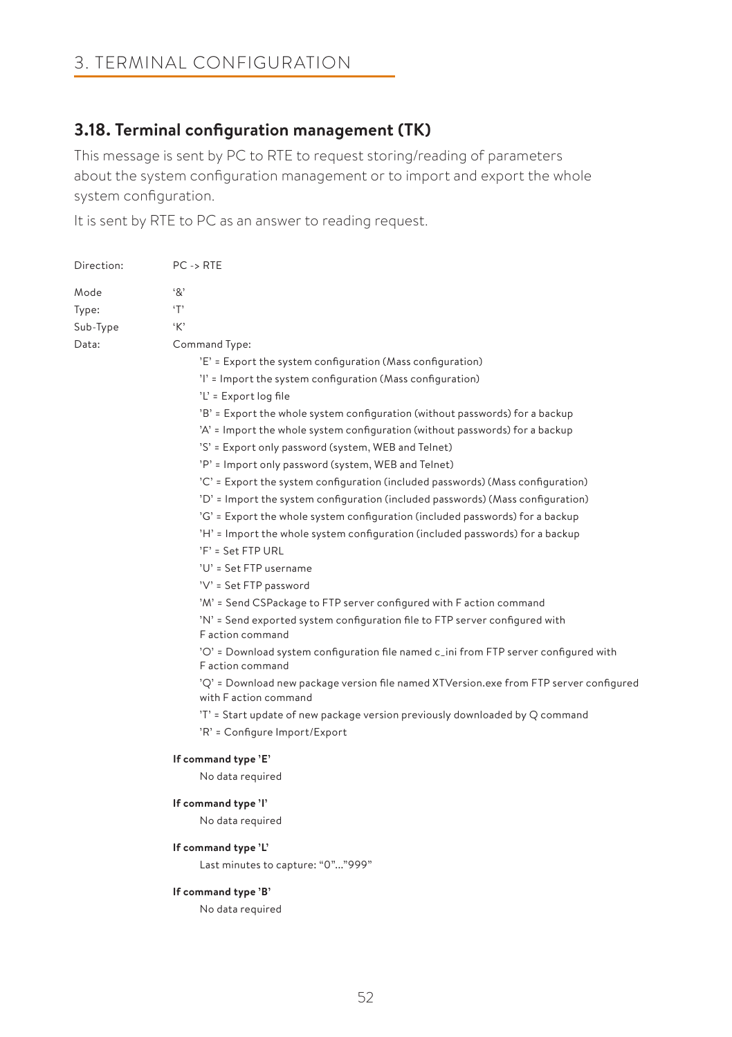## 3.18. Terminal configuration management (TK)

This message is sent by PC to RTE to request storing/reading of parameters about the system configuration management or to import and export the whole system configuration.

It is sent by RTE to PC as an answer to reading request.

Direction: PC -> RTE

Mode '&'

Type: 'T'

Sub-Type 'K'

Data: Command Type:

- 'E' = Export the system configuration (Mass configuration)
- 'I' = Import the system configuration (Mass configuration)
- 'L' = Export log file
- 'B' = Export the whole system configuration (without passwords) for a backup
- 'A' = Import the whole system configuration (without passwords) for a backup
- 'S' = Export only password (system, WEB and Telnet)
- 'P' = Import only password (system, WEB and Telnet)
- 'C' = Export the system configuration (included passwords) (Mass configuration)
- 'D' = Import the system configuration (included passwords) (Mass configuration)
- 'G' = Export the whole system configuration (included passwords) for a backup
- 'H' = Import the whole system configuration (included passwords) for a backup
- 'F' = Set FTP URL
- 'U' = Set FTP username
- 'V' = Set FTP password
- 'M' = Send CSPackage to FTP server configured with F action command
- 'N' = Send exported system configuration file to FTP server configured with F action command
- 'O' = Download system configuration file named c_ini from FTP server configured with F action command
- 'Q' = Download new package version file named XTVersion.exe from FTP server configured with F action command
- 'T' = Start update of new package version previously downloaded by Q command
- 'R' = Configure Import/Export

**If command type 'E'**

No data required

**If command type 'I'**

No data required

**If command type 'L'**

Last minutes to capture: "0"..."999"

**If command type 'B'**

No data required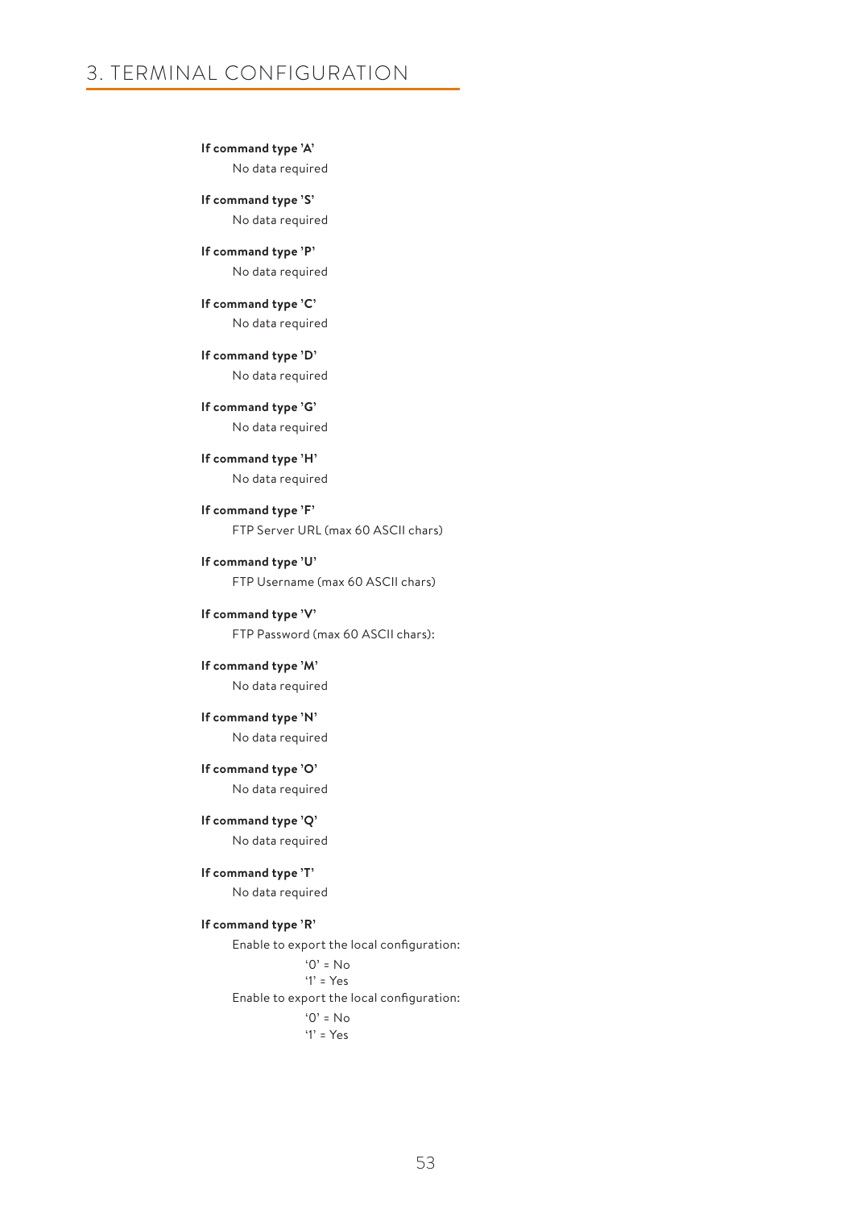# 3. TERMINAL CONFIGURATION

**If command type 'A'**

No data required

**If command type 'S'**

No data required

**If command type 'P'**

No data required

**If command type 'C'**

No data required

**If command type 'D'**

No data required

**If command type 'G'**

No data required

**If command type 'H'**

No data required

**If command type 'F'**

FTP Server URL (max 60 ASCII chars)

**If command type 'U'**

FTP Username (max 60 ASCII chars)

**If command type 'V'**

FTP Password (max 60 ASCII chars):

**If command type 'M'**

No data required

**If command type 'N'**

No data required

**If command type 'O'**

No data required

**If command type 'Q'**

No data required

**If command type 'T'**

No data required

**If command type 'R'**

Enable to export the local configuration:

'0' = No
'1' = Yes

Enable to export the local configuration:

'0' = No
'1' = Yes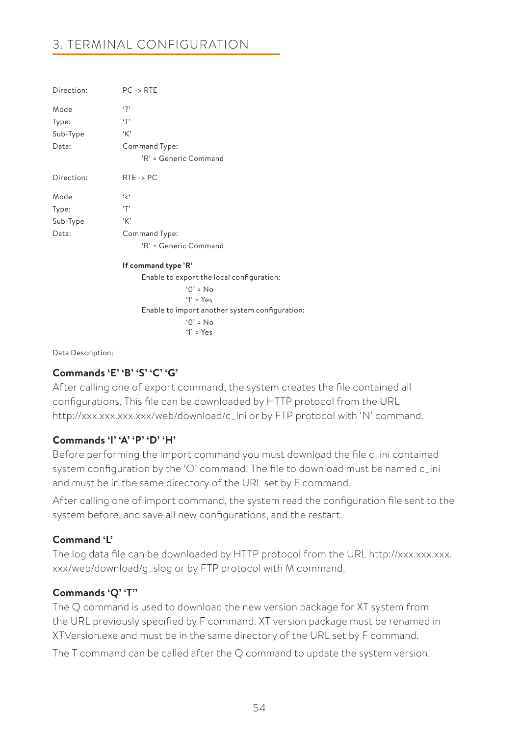| | |
|---|---|
| Direction: | PC -> RTE |
| Mode | '?' |
| Type: | 'T' |
| Sub-Type | 'K' |
| Data: | Command Type:<br>'R' = Generic Command |
| Direction: | RTE -> PC |
| Mode | '<' |
| Type: | 'T' |
| Sub-Type | 'K' |
| Data: | Command Type:<br>'R' = Generic Command |

**If command type 'R'**

Enable to export the local configuration:
- '0' = No
- '1' = Yes

Enable to import another system configuration:
- '0' = No
- '1' = Yes

Data Description:

### Commands 'E' 'B' 'S' 'C' 'G'

After calling one of export command, the system creates the file contained all configurations. This file can be downloaded by HTTP protocol from the URL http://xxx.xxx.xxx.xxx/web/download/c_ini or by FTP protocol with 'N' command.

### Commands 'I' 'A' 'P' 'D' 'H'

Before performing the import command you must download the file c_ini contained system configuration by the 'O' command. The file to download must be named c_ini and must be in the same directory of the URL set by F command.

After calling one of import command, the system read the configuration file sent to the system before, and save all new configurations, and the restart.

### Command 'L'

The log data file can be downloaded by HTTP protocol from the URL http://xxx.xxx.xxx.xxx/web/download/g_slog or by FTP protocol with M command.

### Commands 'Q' 'T''

The Q command is used to download the new version package for XT system from the URL previously specified by F command. XT version package must be renamed in XTVersion.exe and must be in the same directory of the URL set by F command.

The T command can be called after the Q command to update the system version.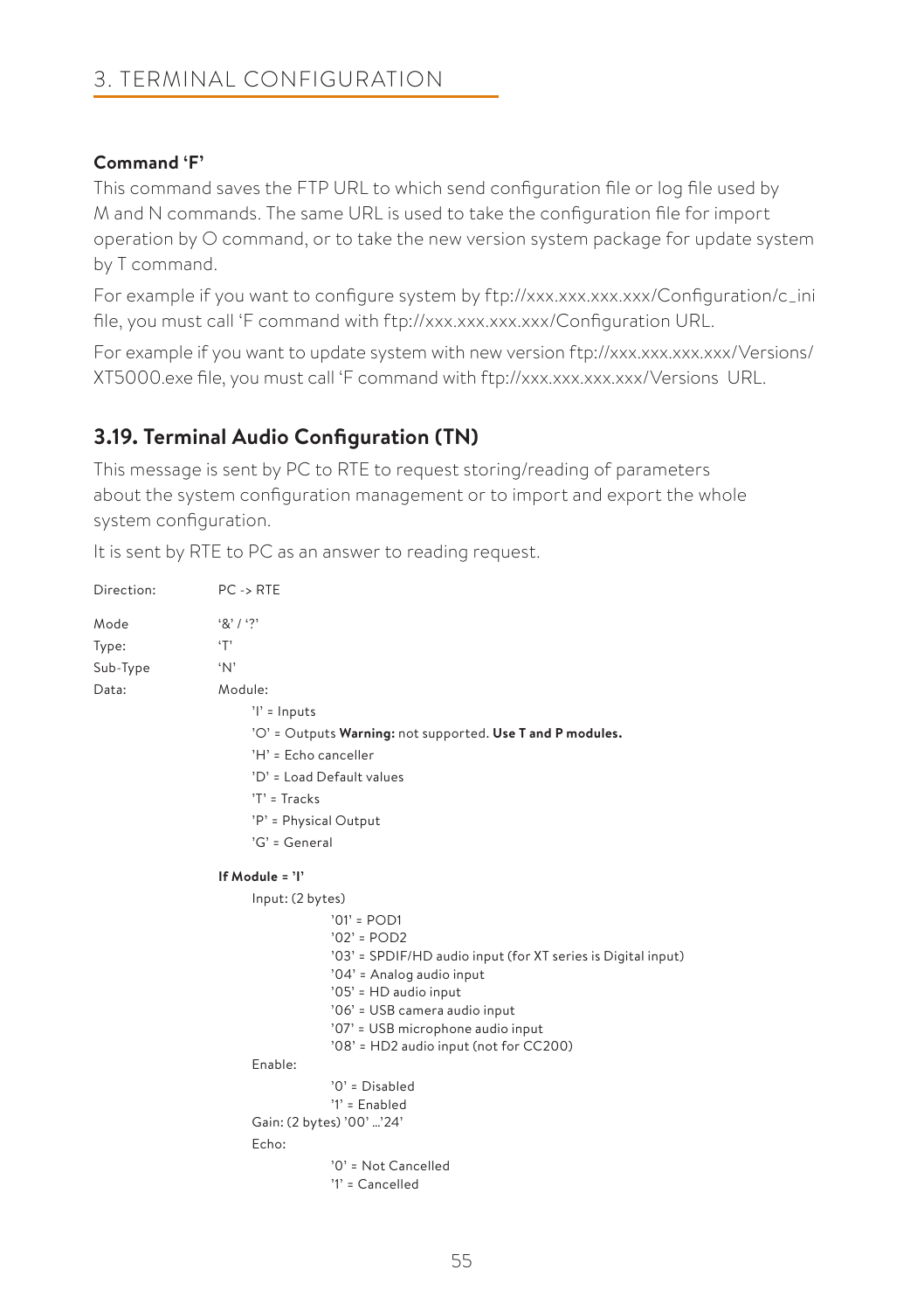### Command 'F'

This command saves the FTP URL to which send configuration file or log file used by M and N commands. The same URL is used to take the configuration file for import operation by O command, or to take the new version system package for update system by T command.

For example if you want to configure system by ftp://xxx.xxx.xxx.xxx/Configuration/c_ini file, you must call 'F command with ftp://xxx.xxx.xxx.xxx/Configuration URL.

For example if you want to update system with new version ftp://xxx.xxx.xxx.xxx/Versions/XT5000.exe file, you must call 'F command with ftp://xxx.xxx.xxx.xxx/Versions URL.

## 3.19. Terminal Audio Configuration (TN)

This message is sent by PC to RTE to request storing/reading of parameters about the system configuration management or to import and export the whole system configuration.

It is sent by RTE to PC as an answer to reading request.

Direction: PC -> RTE

Mode: '&' / '?'

Type: 'T'

Sub-Type: 'N'

Data: Module:

- 'I' = Inputs
- 'O' = Outputs **Warning:** not supported. **Use T and P modules.**
- 'H' = Echo canceller
- 'D' = Load Default values
- 'T' = Tracks
- 'P' = Physical Output
- 'G' = General

**If Module = 'I'**

Input: (2 bytes)

- '01' = POD1
- '02' = POD2
- '03' = SPDIF/HD audio input (for XT series is Digital input)
- '04' = Analog audio input
- '05' = HD audio input
- '06' = USB camera audio input
- '07' = USB microphone audio input
- '08' = HD2 audio input (not for CC200)

Enable:

- '0' = Disabled
- '1' = Enabled

Gain: (2 bytes) '00' …'24'

Echo:

- '0' = Not Cancelled
- '1' = Cancelled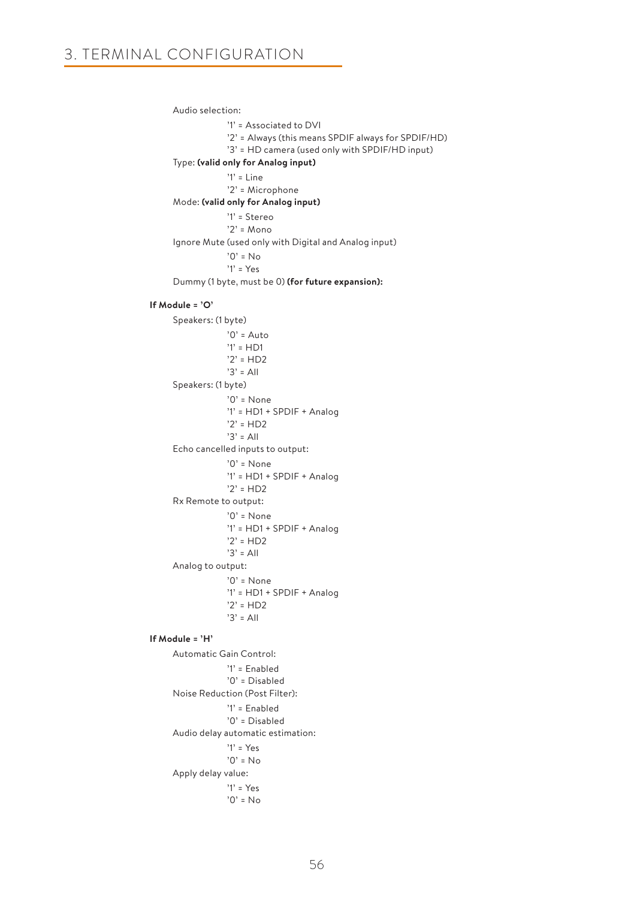Audio selection:

- '1' = Associated to DVI
- '2' = Always (this means SPDIF always for SPDIF/HD)
- '3' = HD camera (used only with SPDIF/HD input)

Type: **(valid only for Analog input)**

- '1' = Line
- '2' = Microphone

Mode: **(valid only for Analog input)**

- '1' = Stereo
- '2' = Mono

Ignore Mute (used only with Digital and Analog input)

- '0' = No
- '1' = Yes

Dummy (1 byte, must be 0) **(for future expansion):**

**If Module = 'O'**

Speakers: (1 byte)

- '0' = Auto
- '1' = HD1
- '2' = HD2
- '3' = All

Speakers: (1 byte)

- '0' = None
- '1' = HD1 + SPDIF + Analog
- '2' = HD2
- '3' = All

Echo cancelled inputs to output:

- '0' = None
- '1' = HD1 + SPDIF + Analog
- '2' = HD2

Rx Remote to output:

- '0' = None
- '1' = HD1 + SPDIF + Analog
- '2' = HD2
- '3' = All

Analog to output:

- '0' = None
- '1' = HD1 + SPDIF + Analog
- '2' = HD2
- '3' = All

**If Module = 'H'**

Automatic Gain Control:

- '1' = Enabled
- '0' = Disabled

Noise Reduction (Post Filter):

- '1' = Enabled
- '0' = Disabled

Audio delay automatic estimation:

- '1' = Yes
- '0' = No

Apply delay value:

- '1' = Yes
- '0' = No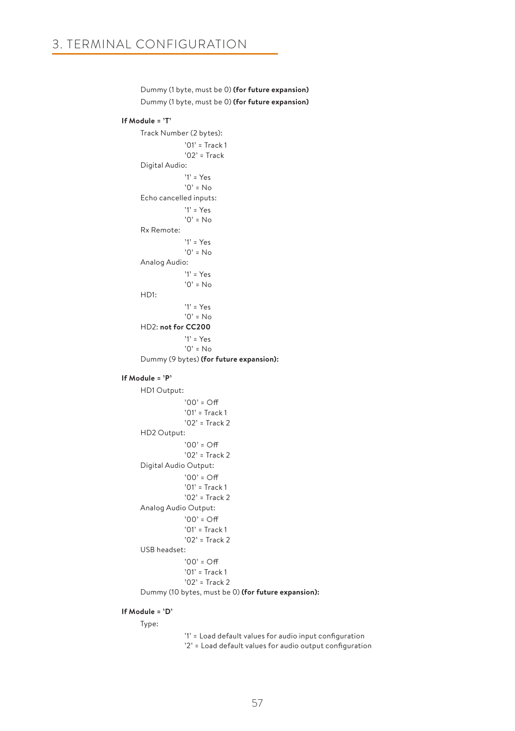Dummy (1 byte, must be 0) **(for future expansion)**

Dummy (1 byte, must be 0) **(for future expansion)**

**If Module = 'T'**

Track Number (2 bytes):

- '01' = Track 1
- '02' = Track

Digital Audio:

- '1' = Yes
- '0' = No

Echo cancelled inputs:

- '1' = Yes
- '0' = No

Rx Remote:

- '1' = Yes
- '0' = No

Analog Audio:

- '1' = Yes
- '0' = No

HD1:

- '1' = Yes
- '0' = No

HD2: **not for CC200**

- '1' = Yes
- '0' = No

Dummy (9 bytes) **(for future expansion):**

**If Module = 'P'**

HD1 Output:

- '00' = Off
- '01' = Track 1
- '02' = Track 2

HD2 Output:

- '00' = Off
- '02' = Track 2

Digital Audio Output:

- '00' = Off
- '01' = Track 1
- '02' = Track 2

Analog Audio Output:

- '00' = Off
- '01' = Track 1
- '02' = Track 2

USB headset:

- '00' = Off
- '01' = Track 1
- '02' = Track 2

Dummy (10 bytes, must be 0) **(for future expansion):**

**If Module = 'D'**

Type:

- '1' = Load default values for audio input configuration
- '2' = Load default values for audio output configuration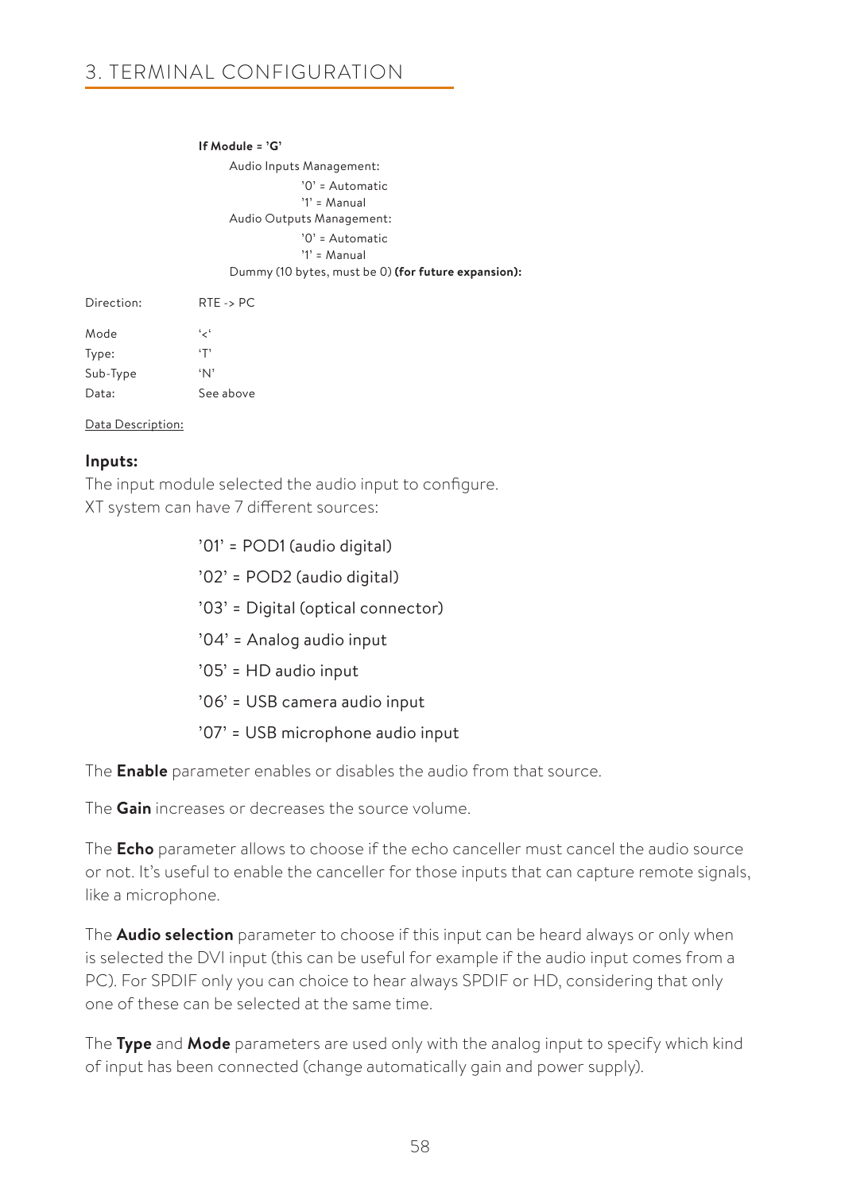**If Module = 'G'**

Audio Inputs Management:

'0' = Automatic

'1' = Manual

Audio Outputs Management:

'0' = Automatic

'1' = Manual

Dummy (10 bytes, must be 0) **(for future expansion):**

Direction: RTE -> PC

Mode '<'

Type: 'T'

Sub-Type 'N'

Data: See above

Data Description:

**Inputs:**

The input module selected the audio input to configure.
XT system can have 7 different sources:

'01' = POD1 (audio digital)

'02' = POD2 (audio digital)

'03' = Digital (optical connector)

'04' = Analog audio input

'05' = HD audio input

'06' = USB camera audio input

'07' = USB microphone audio input

The **Enable** parameter enables or disables the audio from that source.

The **Gain** increases or decreases the source volume.

The **Echo** parameter allows to choose if the echo canceller must cancel the audio source or not. It's useful to enable the canceller for those inputs that can capture remote signals, like a microphone.

The **Audio selection** parameter to choose if this input can be heard always or only when is selected the DVI input (this can be useful for example if the audio input comes from a PC). For SPDIF only you can choice to hear always SPDIF or HD, considering that only one of these can be selected at the same time.

The **Type** and **Mode** parameters are used only with the analog input to specify which kind of input has been connected (change automatically gain and power supply).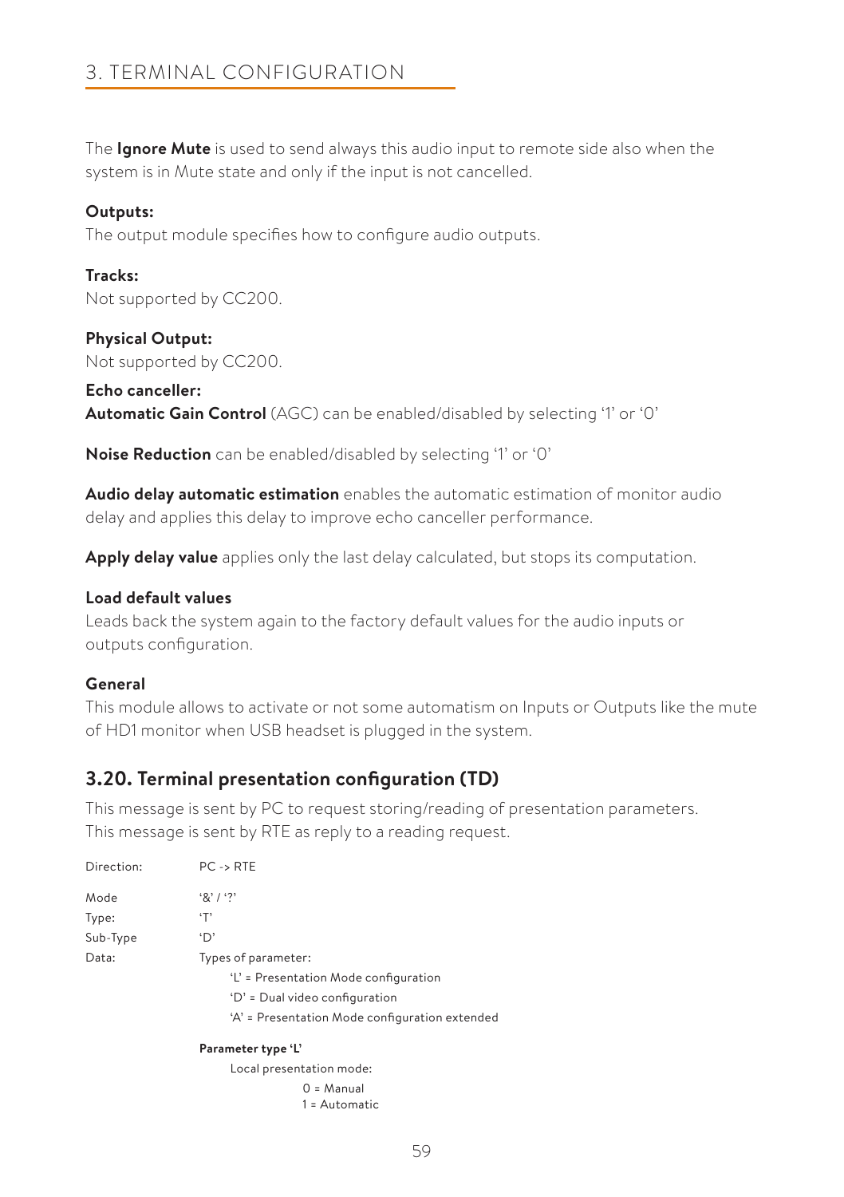The **Ignore Mute** is used to send always this audio input to remote side also when the system is in Mute state and only if the input is not cancelled.

**Outputs:**
The output module specifies how to configure audio outputs.

**Tracks:**
Not supported by CC200.

**Physical Output:**
Not supported by CC200.

**Echo canceller:**
**Automatic Gain Control** (AGC) can be enabled/disabled by selecting '1' or '0'

**Noise Reduction** can be enabled/disabled by selecting '1' or '0'

**Audio delay automatic estimation** enables the automatic estimation of monitor audio delay and applies this delay to improve echo canceller performance.

**Apply delay value** applies only the last delay calculated, but stops its computation.

**Load default values**
Leads back the system again to the factory default values for the audio inputs or outputs configuration.

**General**
This module allows to activate or not some automatism on Inputs or Outputs like the mute of HD1 monitor when USB headset is plugged in the system.

## 3.20. Terminal presentation configuration (TD)

This message is sent by PC to request storing/reading of presentation parameters.
This message is sent by RTE as reply to a reading request.

| | |
|---|---|
| Direction: | PC -> RTE |
| Mode | '&' / '?' |
| Type: | 'T' |
| Sub-Type | 'D' |
| Data: | Types of parameter: |
| | 'L' = Presentation Mode configuration |
| | 'D' = Dual video configuration |
| | 'A' = Presentation Mode configuration extended |

**Parameter type 'L'**

Local presentation mode:

0 = Manual
1 = Automatic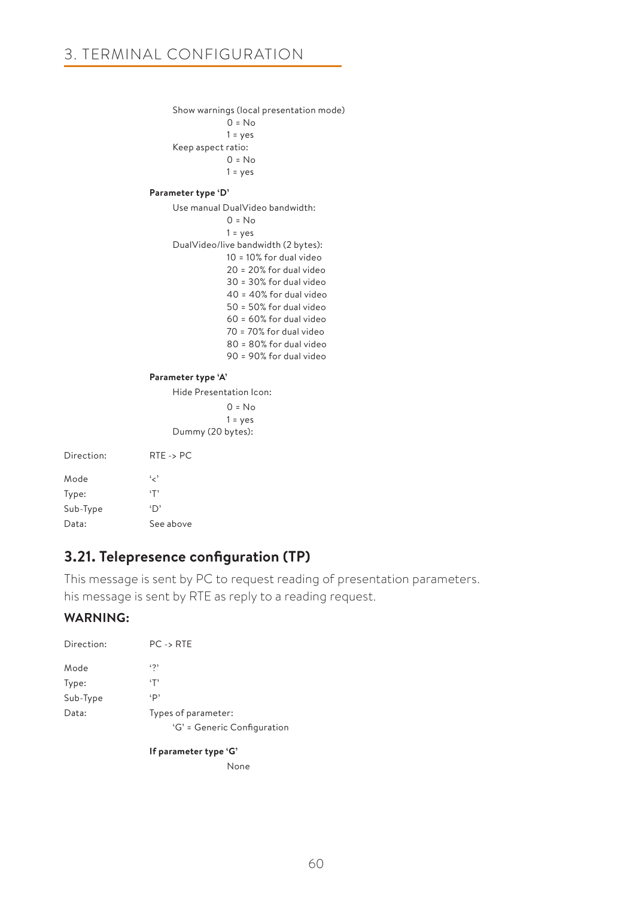Show warnings (local presentation mode)

0 = No

1 = yes

Keep aspect ratio:

0 = No

1 = yes

**Parameter type 'D'**

Use manual DualVideo bandwidth:

0 = No

1 = yes

DualVideo/live bandwidth (2 bytes):

10 = 10% for dual video

20 = 20% for dual video

30 = 30% for dual video

40 = 40% for dual video

50 = 50% for dual video

60 = 60% for dual video

70 = 70% for dual video

80 = 80% for dual video

90 = 90% for dual video

**Parameter type 'A'**

Hide Presentation Icon:

0 = No

1 = yes

Dummy (20 bytes):

Direction: RTE -> PC

Mode '<'

Type: 'T'

Sub-Type 'D'

Data: See above

## 3.21. Telepresence configuration (TP)

This message is sent by PC to request reading of presentation parameters.
his message is sent by RTE as reply to a reading request.

### WARNING:

Direction: PC -> RTE

Mode '?'

Type: 'T'

Sub-Type 'P'

Data: Types of parameter:

'G' = Generic Configuration

**If parameter type 'G'**

None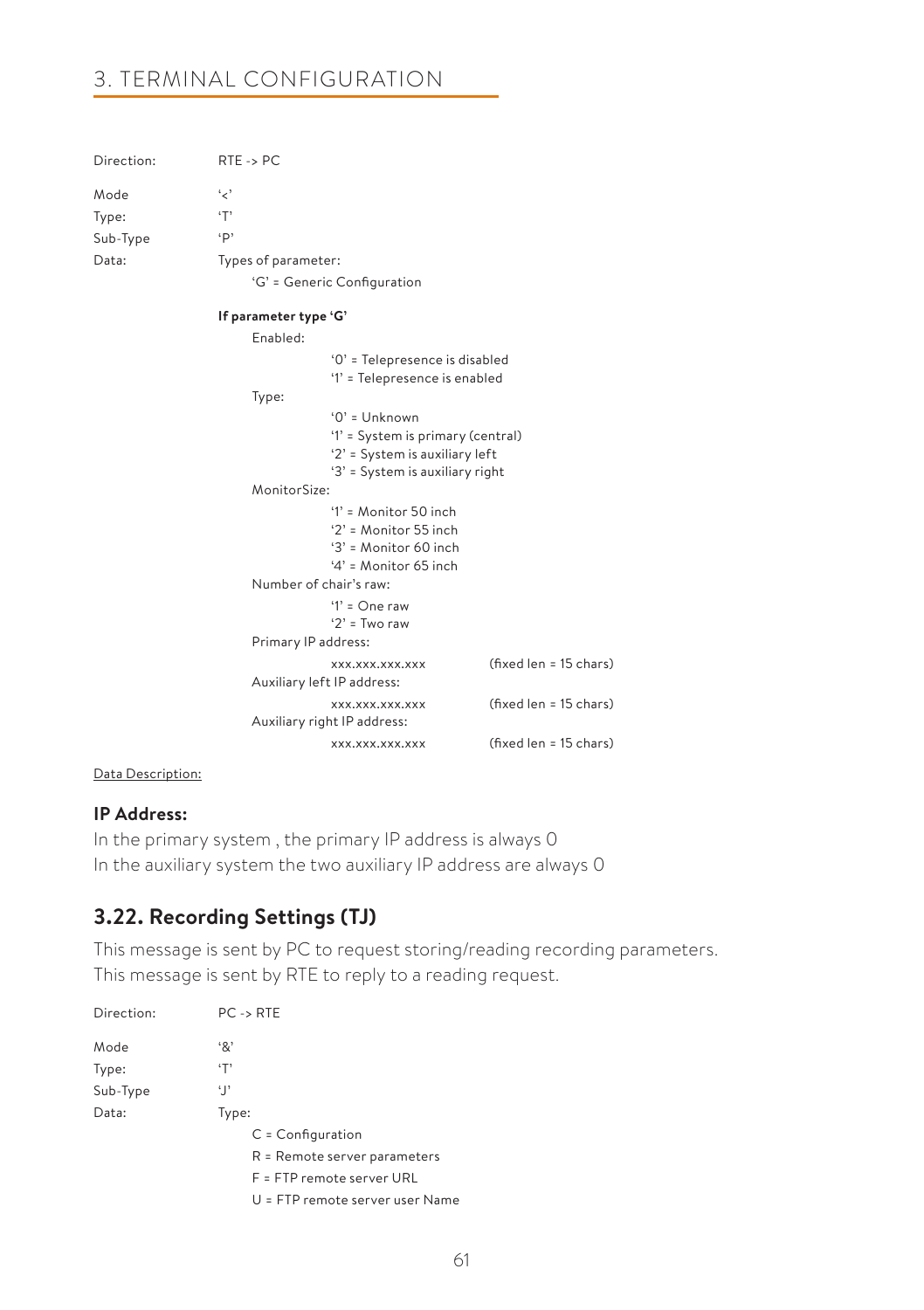Direction: RTE -> PC

Mode '<'
Type: 'T'
Sub-Type 'P'
Data: Types of parameter:
'G' = Generic Configuration

**If parameter type 'G'**

Enabled:
- '0' = Telepresence is disabled
- '1' = Telepresence is enabled

Type:
- '0' = Unknown
- '1' = System is primary (central)
- '2' = System is auxiliary left
- '3' = System is auxiliary right

MonitorSize:
- '1' = Monitor 50 inch
- '2' = Monitor 55 inch
- '3' = Monitor 60 inch
- '4' = Monitor 65 inch

Number of chair's raw:
- '1' = One raw
- '2' = Two raw

Primary IP address:
xxx.xxx.xxx.xxx (fixed len = 15 chars)

Auxiliary left IP address:
xxx.xxx.xxx.xxx (fixed len = 15 chars)

Auxiliary right IP address:
xxx.xxx.xxx.xxx (fixed len = 15 chars)

Data Description:

**IP Address:**
In the primary system , the primary IP address is always 0
In the auxiliary system the two auxiliary IP address are always 0

## 3.22. Recording Settings (TJ)

This message is sent by PC to request storing/reading recording parameters.
This message is sent by RTE to reply to a reading request.

Direction: PC -> RTE

Mode '&'
Type: 'T'
Sub-Type 'J'
Data: Type:
- C = Configuration
- R = Remote server parameters
- F = FTP remote server URL
- U = FTP remote server user Name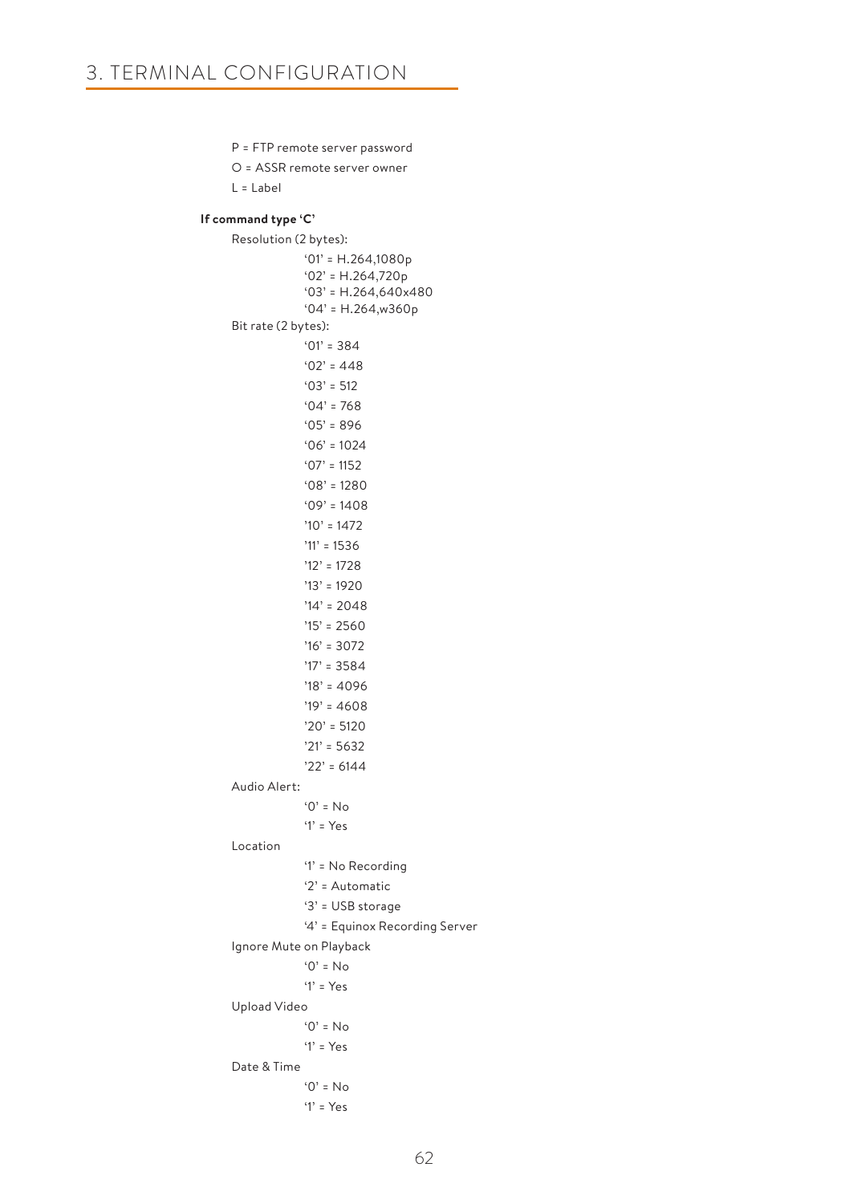P = FTP remote server password

O = ASSR remote server owner

L = Label

**If command type 'C'**

Resolution (2 bytes):

- '01' = H.264,1080p
- '02' = H.264,720p
- '03' = H.264,640x480
- '04' = H.264,w360p

Bit rate (2 bytes):

- '01' = 384
- '02' = 448
- '03' = 512
- '04' = 768
- '05' = 896
- '06' = 1024
- '07' = 1152
- '08' = 1280
- '09' = 1408
- '10' = 1472
- '11' = 1536
- '12' = 1728
- '13' = 1920
- '14' = 2048
- '15' = 2560
- '16' = 3072
- '17' = 3584
- '18' = 4096
- '19' = 4608
- '20' = 5120
- '21' = 5632
- '22' = 6144

Audio Alert:

- '0' = No
- '1' = Yes

Location

- '1' = No Recording
- '2' = Automatic
- '3' = USB storage
- '4' = Equinox Recording Server

Ignore Mute on Playback

- '0' = No
- '1' = Yes

Upload Video

- '0' = No
- '1' = Yes

Date & Time

- '0' = No
- '1' = Yes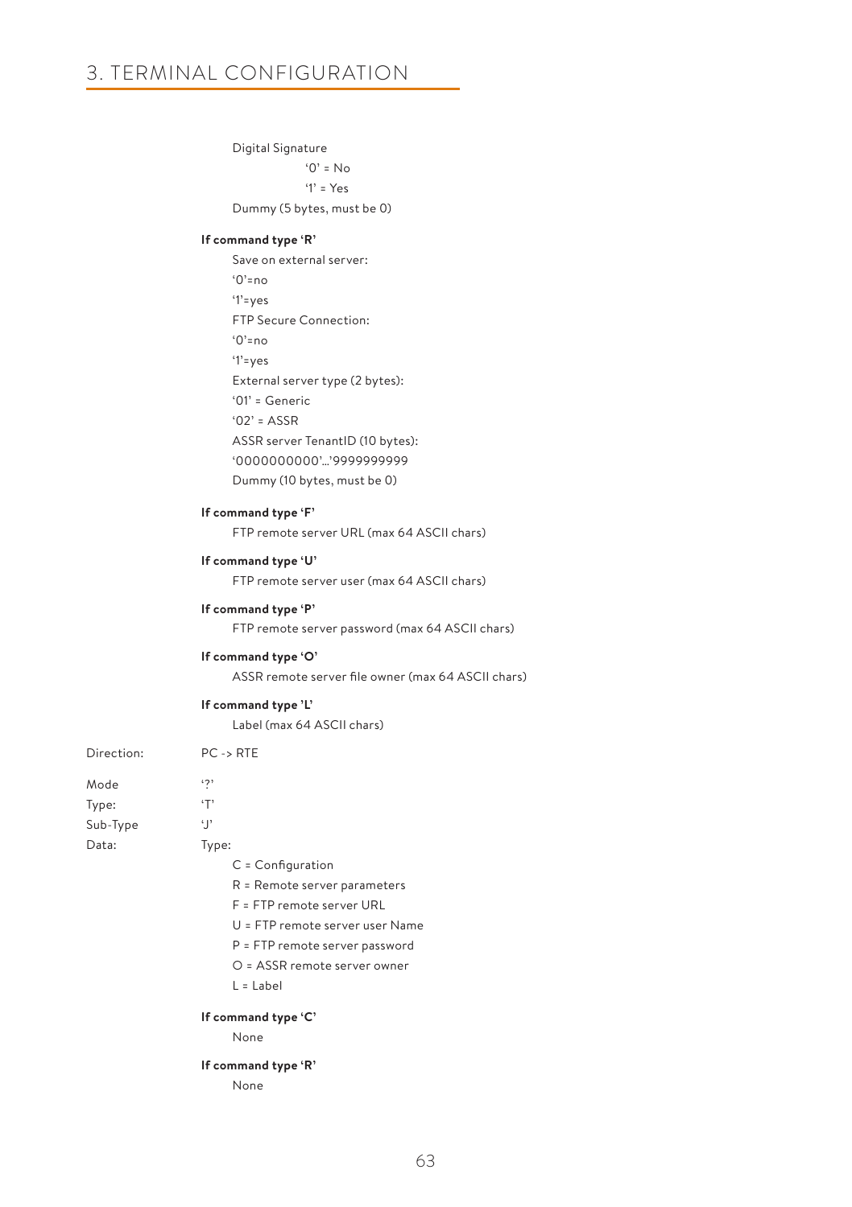Digital Signature

'0' = No

'1' = Yes

Dummy (5 bytes, must be 0)

**If command type 'R'**

Save on external server:

'0'=no

'1'=yes

FTP Secure Connection:

'0'=no

'1'=yes

External server type (2 bytes):

'01' = Generic

'02' = ASSR

ASSR server TenantID (10 bytes):

'0000000000'…'9999999999

Dummy (10 bytes, must be 0)

**If command type 'F'**

FTP remote server URL (max 64 ASCII chars)

**If command type 'U'**

FTP remote server user (max 64 ASCII chars)

**If command type 'P'**

FTP remote server password (max 64 ASCII chars)

**If command type 'O'**

ASSR remote server file owner (max 64 ASCII chars)

**If command type 'L'**

Label (max 64 ASCII chars)

Direction: PC -> RTE

Mode: '?'

Type: 'T'

Sub-Type: 'J'

Data: Type:

C = Configuration

R = Remote server parameters

F = FTP remote server URL

U = FTP remote server user Name

P = FTP remote server password

O = ASSR remote server owner

L = Label

**If command type 'C'**

None

**If command type 'R'**

None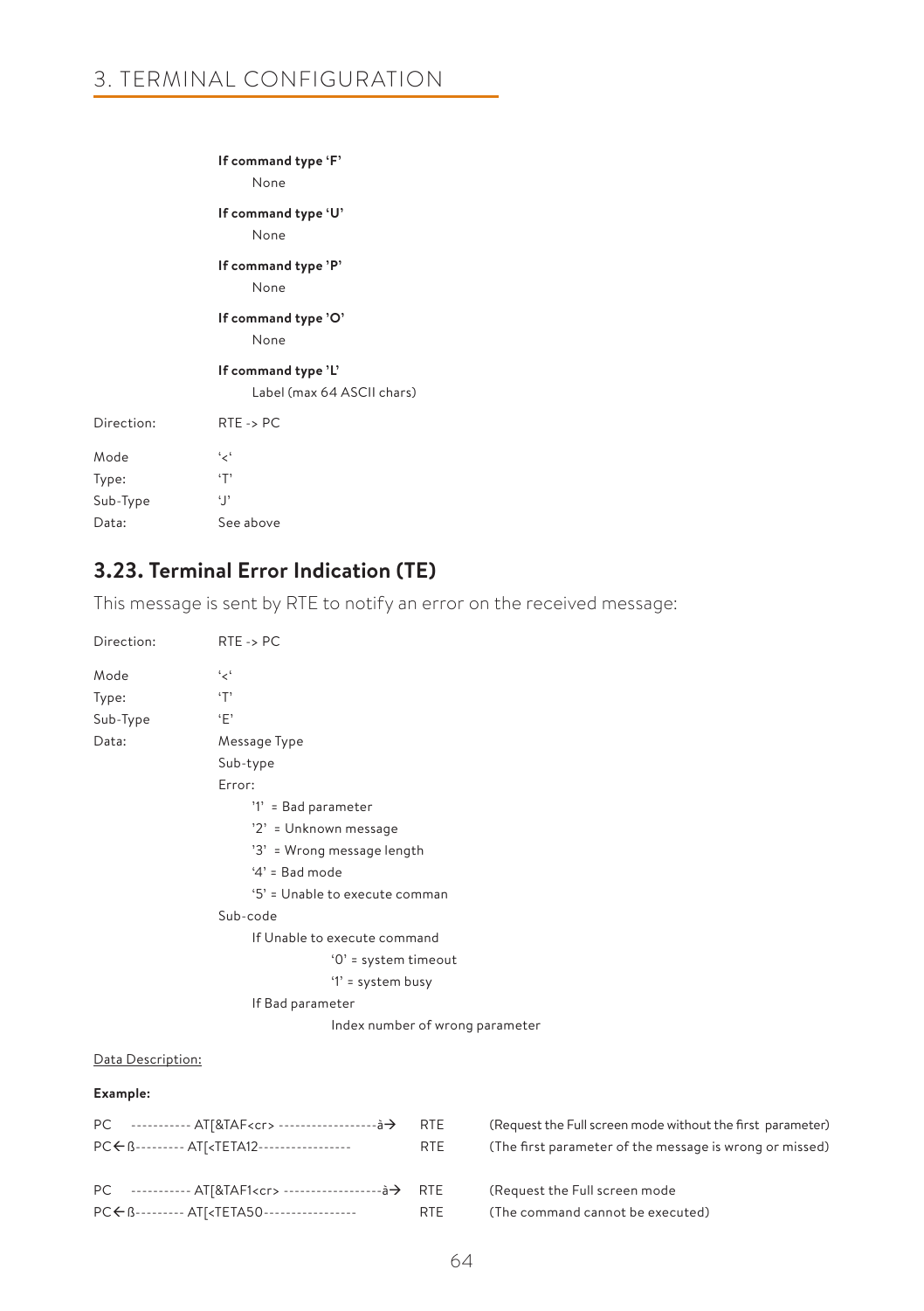**If command type 'F'**

None

**If command type 'U'**

None

**If command type 'P'**

None

**If command type 'O'**

None

**If command type 'L'**

Label (max 64 ASCII chars)

Direction: RTE -> PC

Mode '<'
Type: 'T'
Sub-Type 'J'
Data: See above

## 3.23. Terminal Error Indication (TE)

This message is sent by RTE to notify an error on the received message:

Direction: RTE -> PC

Mode '<'
Type: 'T'
Sub-Type 'E'
Data: Message Type

Sub-type

Error:

- '1' = Bad parameter
- '2' = Unknown message
- '3' = Wrong message length
- '4' = Bad mode
- '5' = Unable to execute comman

Sub-code

- If Unable to execute command
  - '0' = system timeout
  - '1' = system busy
- If Bad parameter
  - Index number of wrong parameter

Data Description:

**Example:**

PC ----------- AT[&TAF<cr> ------------------à→ RTE (Request the Full screen mode without the first parameter)
PC←ß--------- AT[<TETA12----------------- RTE (The first parameter of the message is wrong or missed)

PC ----------- AT[&TAF1<cr> ------------------à→ RTE (Request the Full screen mode
PC←ß--------- AT[<TETA50----------------- RTE (The command cannot be executed)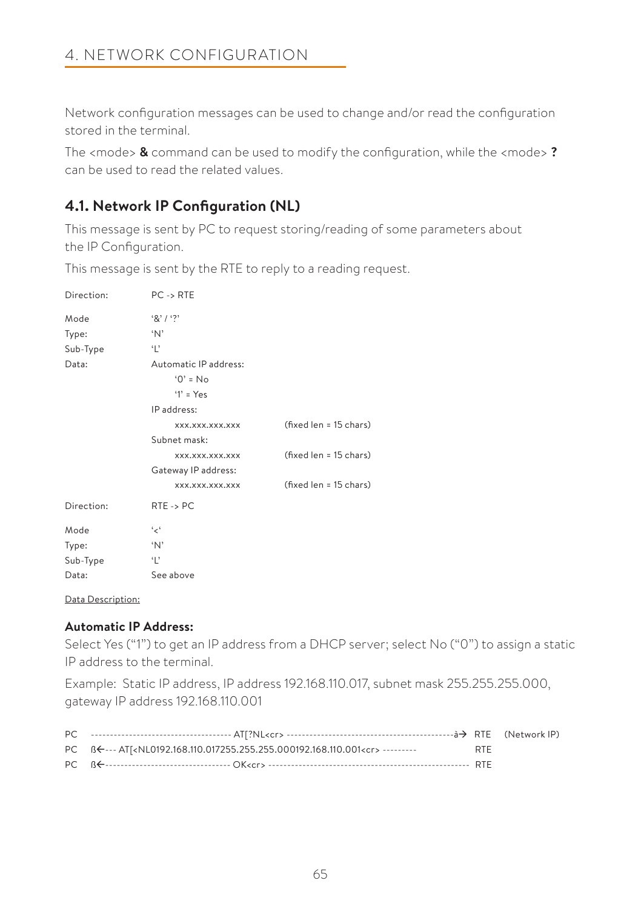## 4. NETWORK CONFIGURATION

Network configuration messages can be used to change and/or read the configuration stored in the terminal.

The <mode> **&** command can be used to modify the configuration, while the <mode> **?** can be used to read the related values.

### 4.1. Network IP Configuration (NL)

This message is sent by PC to request storing/reading of some parameters about the IP Configuration.

This message is sent by the RTE to reply to a reading request.

| | | |
|---|---|---|
| Direction: | PC -> RTE | |
| Mode | '&' / '?' | |
| Type: | 'N' | |
| Sub-Type | 'L' | |
| Data: | Automatic IP address: | |
| | '0' = No | |
| | '1' = Yes | |
| | IP address: | |
| | xxx.xxx.xxx.xxx | (fixed len = 15 chars) |
| | Subnet mask: | |
| | xxx.xxx.xxx.xxx | (fixed len = 15 chars) |
| | Gateway IP address: | |
| | xxx.xxx.xxx.xxx | (fixed len = 15 chars) |
| Direction: | RTE -> PC | |
| Mode | '<' | |
| Type: | 'N' | |
| Sub-Type | 'L' | |
| Data: | See above | |

Data Description:

**Automatic IP Address:**

Select Yes ("1") to get an IP address from a DHCP server; select No ("0") to assign a static IP address to the terminal.

Example: Static IP address, IP address 192.168.110.017, subnet mask 255.255.255.000, gateway IP address 192.168.110.001

```
PC  ------------------------------------ AT[?NL<cr> -------------------------------------------à→ RTE  (Network IP)
PC  ß←--- AT[<NL0192.168.110.017255.255.255.000192.168.110.001<cr> ---------          RTE
PC  ß←-------------------------------- OK<cr> ---------------------------------------------------- RTE
```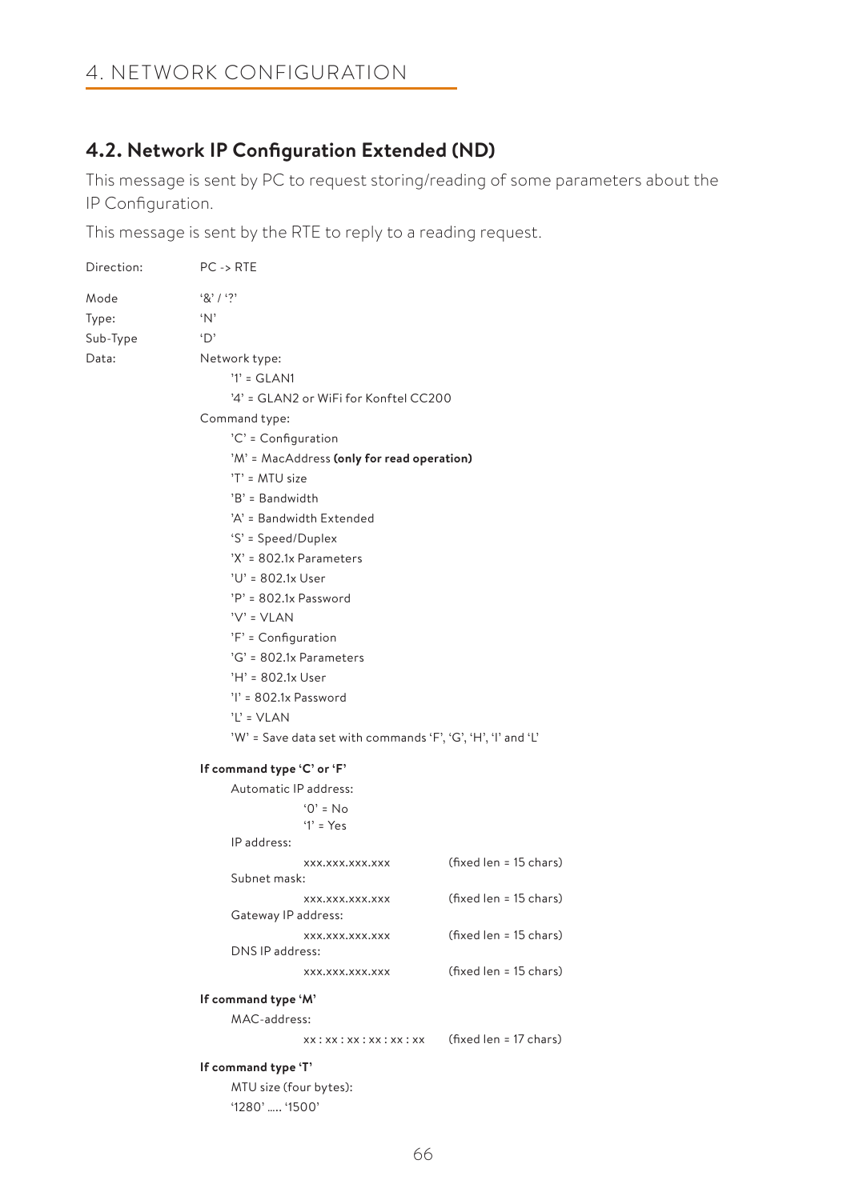# 4. NETWORK CONFIGURATION

## 4.2. Network IP Configuration Extended (ND)

This message is sent by PC to request storing/reading of some parameters about the IP Configuration.

This message is sent by the RTE to reply to a reading request.

Direction: PC -> RTE

Mode: '&' / '?'

Type: 'N'

Sub-Type: 'D'

Data:

Network type:

- '1' = GLAN1
- '4' = GLAN2 or WiFi for Konftel CC200

Command type:

- 'C' = Configuration
- 'M' = MacAddress **(only for read operation)**
- 'T' = MTU size
- 'B' = Bandwidth
- 'A' = Bandwidth Extended
- 'S' = Speed/Duplex
- 'X' = 802.1x Parameters
- 'U' = 802.1x User
- 'P' = 802.1x Password
- 'V' = VLAN
- 'F' = Configuration
- 'G' = 802.1x Parameters
- 'H' = 802.1x User
- 'I' = 802.1x Password
- 'L' = VLAN
- 'W' = Save data set with commands 'F', 'G', 'H', 'I' and 'L'

**If command type 'C' or 'F'**

Automatic IP address:

- '0' = No
- '1' = Yes

IP address:

xxx.xxx.xxx.xxx (fixed len = 15 chars)

Subnet mask:

xxx.xxx.xxx.xxx (fixed len = 15 chars)

Gateway IP address:

xxx.xxx.xxx.xxx (fixed len = 15 chars)

DNS IP address:

xxx.xxx.xxx.xxx (fixed len = 15 chars)

**If command type 'M'**

MAC-address:

xx : xx : xx : xx : xx : xx (fixed len = 17 chars)

**If command type 'T'**

MTU size (four bytes):

'1280' ..... '1500'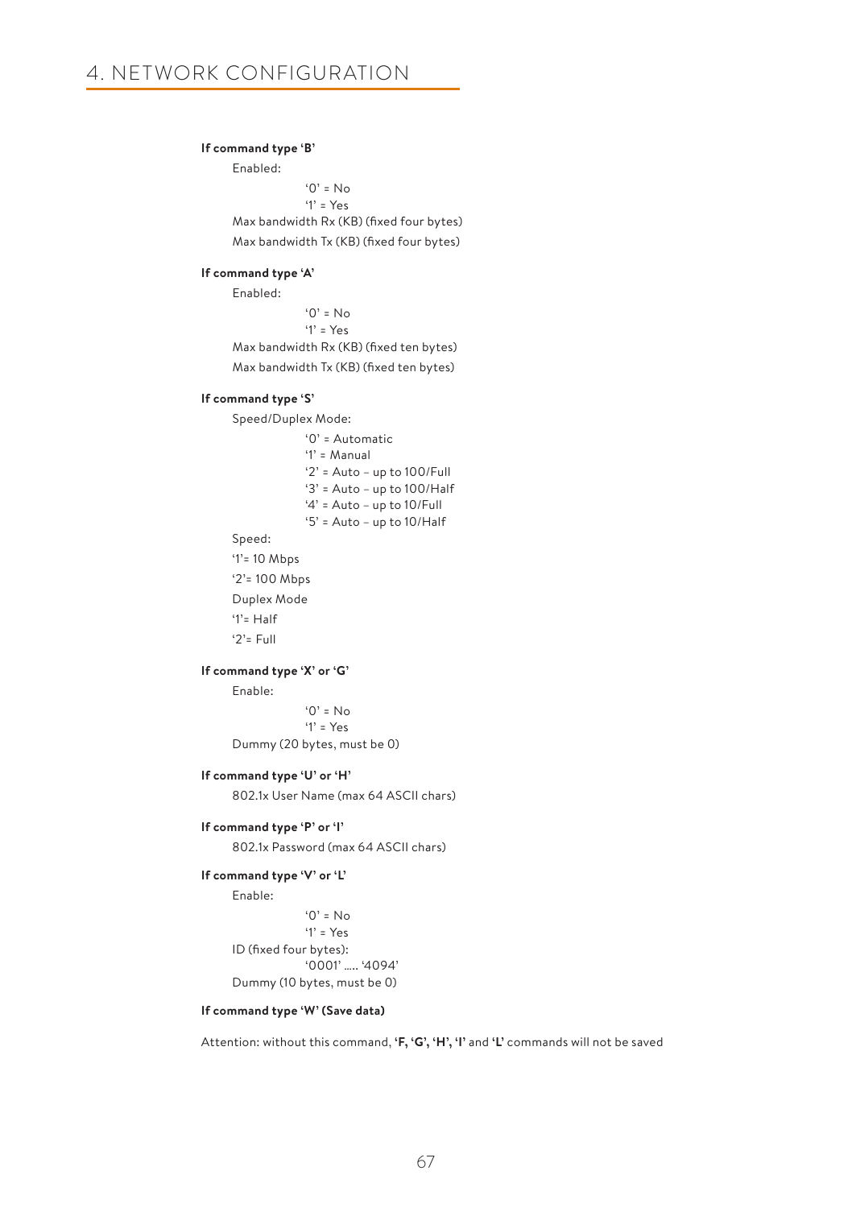**If command type 'B'**

Enabled:

'0' = No
'1' = Yes

Max bandwidth Rx (KB) (fixed four bytes)

Max bandwidth Tx (KB) (fixed four bytes)

**If command type 'A'**

Enabled:

'0' = No
'1' = Yes

Max bandwidth Rx (KB) (fixed ten bytes)

Max bandwidth Tx (KB) (fixed ten bytes)

**If command type 'S'**

Speed/Duplex Mode:

'0' = Automatic
'1' = Manual
'2' = Auto – up to 100/Full
'3' = Auto – up to 100/Half
'4' = Auto – up to 10/Full
'5' = Auto – up to 10/Half

Speed:

'1'= 10 Mbps

'2'= 100 Mbps

Duplex Mode

'1'= Half

'2'= Full

**If command type 'X' or 'G'**

Enable:

'0' = No
'1' = Yes

Dummy (20 bytes, must be 0)

**If command type 'U' or 'H'**

802.1x User Name (max 64 ASCII chars)

**If command type 'P' or 'I'**

802.1x Password (max 64 ASCII chars)

**If command type 'V' or 'L'**

Enable:

'0' = No
'1' = Yes

ID (fixed four bytes):

'0001' ..... '4094'

Dummy (10 bytes, must be 0)

**If command type 'W' (Save data)**

Attention: without this command, **'F, 'G', 'H', 'I'** and **'L'** commands will not be saved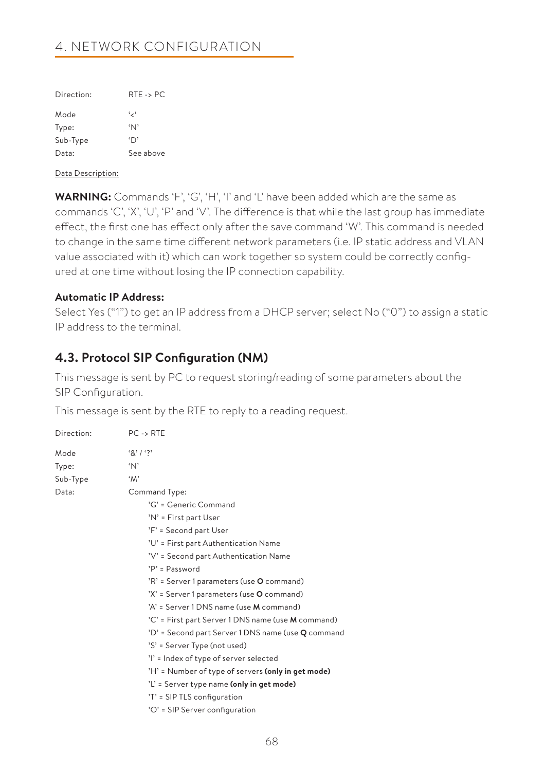Direction: RTE -> PC

Mode '<'
Type: 'N'
Sub-Type 'D'
Data: See above

Data Description:

**WARNING:** Commands 'F', 'G', 'H', 'I' and 'L' have been added which are the same as commands 'C', 'X', 'U', 'P' and 'V'. The difference is that while the last group has immediate effect, the first one has effect only after the save command 'W'. This command is needed to change in the same time different network parameters (i.e. IP static address and VLAN value associated with it) which can work together so system could be correctly configured at one time without losing the IP connection capability.

**Automatic IP Address:**
Select Yes ("1") to get an IP address from a DHCP server; select No ("0") to assign a static IP address to the terminal.

### 4.3. Protocol SIP Configuration (NM)

This message is sent by PC to request storing/reading of some parameters about the SIP Configuration.

This message is sent by the RTE to reply to a reading request.

Direction: PC -> RTE

Mode '&' / '?'
Type: 'N'
Sub-Type 'M'
Data: Command Type:

- 'G' = Generic Command
- 'N' = First part User
- 'F' = Second part User
- 'U' = First part Authentication Name
- 'V' = Second part Authentication Name
- 'P' = Password
- 'R' = Server 1 parameters (use **O** command)
- 'X' = Server 1 parameters (use **O** command)
- 'A' = Server 1 DNS name (use **M** command)
- 'C' = First part Server 1 DNS name (use **M** command)
- 'D' = Second part Server 1 DNS name (use **Q** command
- 'S' = Server Type (not used)
- 'I' = Index of type of server selected
- 'H' = Number of type of servers **(only in get mode)**
- 'L' = Server type name **(only in get mode)**
- 'T' = SIP TLS configuration
- 'O' = SIP Server configuration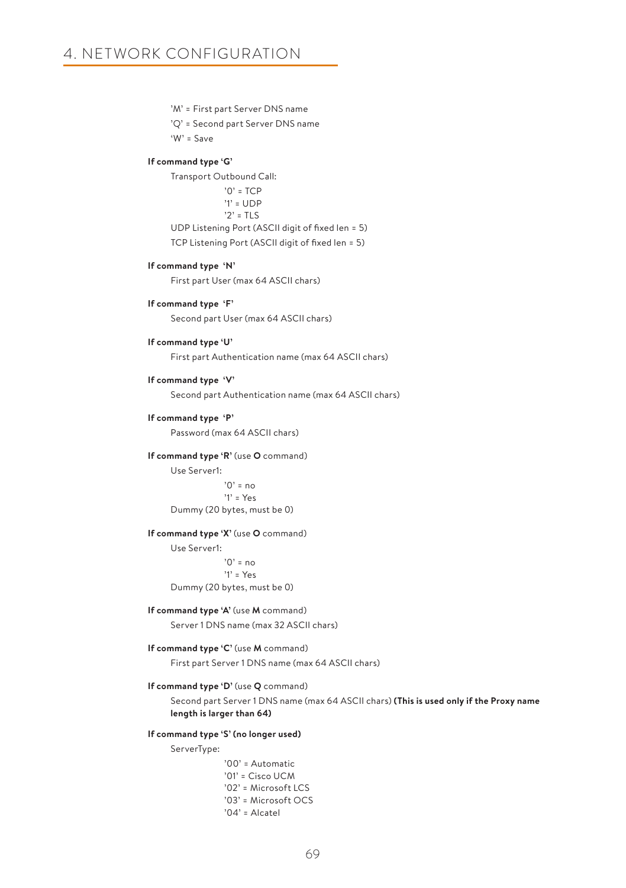'M' = First part Server DNS name

'Q' = Second part Server DNS name

'W' = Save

**If command type 'G'**

Transport Outbound Call:

'0' = TCP
'1' = UDP
'2' = TLS

UDP Listening Port (ASCII digit of fixed len = 5)

TCP Listening Port (ASCII digit of fixed len = 5)

**If command type 'N'**

First part User (max 64 ASCII chars)

**If command type 'F'**

Second part User (max 64 ASCII chars)

**If command type 'U'**

First part Authentication name (max 64 ASCII chars)

**If command type 'V'**

Second part Authentication name (max 64 ASCII chars)

**If command type 'P'**

Password (max 64 ASCII chars)

**If command type 'R'** (use **O** command)

Use Server1:

'0' = no
'1' = Yes

Dummy (20 bytes, must be 0)

**If command type 'X'** (use **O** command)

Use Server1:

'0' = no
'1' = Yes

Dummy (20 bytes, must be 0)

**If command type 'A'** (use **M** command)

Server 1 DNS name (max 32 ASCII chars)

**If command type 'C'** (use **M** command)

First part Server 1 DNS name (max 64 ASCII chars)

**If command type 'D'** (use **Q** command)

Second part Server 1 DNS name (max 64 ASCII chars) **(This is used only if the Proxy name length is larger than 64)**

**If command type 'S' (no longer used)**

ServerType:

'00' = Automatic
'01' = Cisco UCM
'02' = Microsoft LCS
'03' = Microsoft OCS
'04' = Alcatel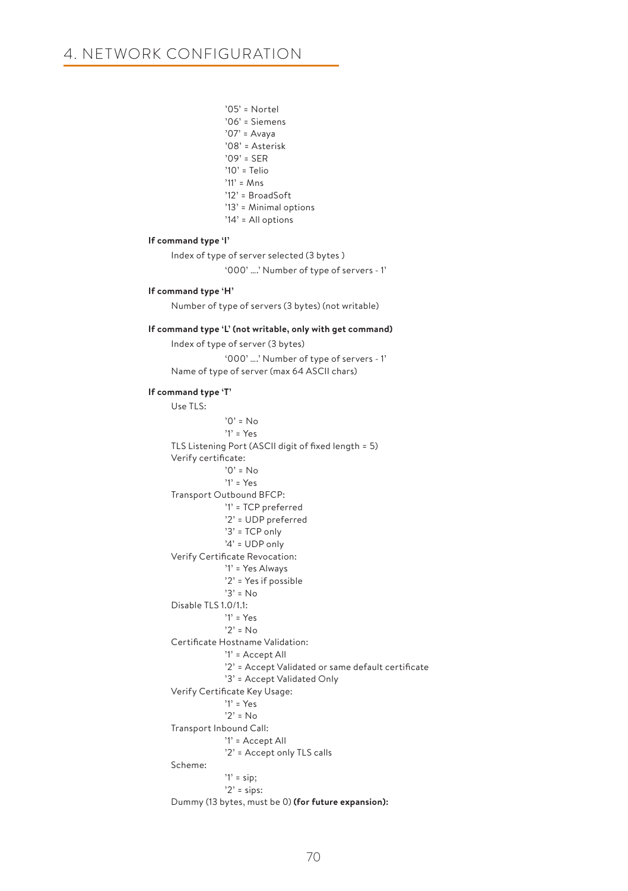’05’ = Nortel
’06’ = Siemens
’07’ = Avaya
’08’ = Asterisk
’09’ = SER
’10’ = Telio
’11’ = Mns
’12’ = BroadSoft
’13’ = Minimal options
’14’ = All options

**If command type ‘I’**

Index of type of server selected (3 bytes )

‘000’ ....’ Number of type of servers - 1’

**If command type ‘H’**

Number of type of servers (3 bytes) (not writable)

**If command type ‘L’ (not writable, only with get command)**

Index of type of server (3 bytes)

‘000’ ....’ Number of type of servers - 1’

Name of type of server (max 64 ASCII chars)

**If command type ‘T’**

Use TLS:

’0’ = No
’1’ = Yes

TLS Listening Port (ASCII digit of fixed length = 5)

Verify certificate:

’0’ = No
’1’ = Yes

Transport Outbound BFCP:

’1’ = TCP preferred
’2’ = UDP preferred
’3’ = TCP only
’4’ = UDP only

Verify Certificate Revocation:

’1’ = Yes Always
’2’ = Yes if possible
’3’ = No

Disable TLS 1.0/1.1:

’1’ = Yes
’2’ = No

Certificate Hostname Validation:

’1’ = Accept All
’2’ = Accept Validated or same default certificate
’3’ = Accept Validated Only

Verify Certificate Key Usage:

’1’ = Yes
’2’ = No

Transport Inbound Call:

’1’ = Accept All
’2’ = Accept only TLS calls

Scheme:

’1’ = sip;
’2’ = sips:

Dummy (13 bytes, must be 0) **(for future expansion):**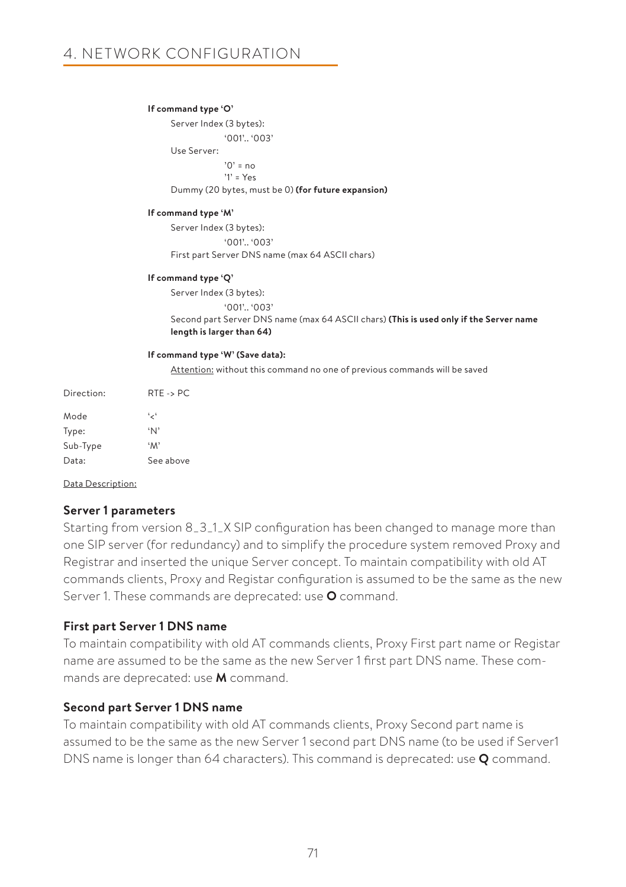**If command type 'O'**

Server Index (3 bytes):

'001'.. '003'

Use Server:

'0' = no
'1' = Yes

Dummy (20 bytes, must be 0) **(for future expansion)**

**If command type 'M'**

Server Index (3 bytes):

'001'.. '003'

First part Server DNS name (max 64 ASCII chars)

**If command type 'Q'**

Server Index (3 bytes):

'001'.. '003'

Second part Server DNS name (max 64 ASCII chars) **(This is used only if the Server name length is larger than 64)**

**If command type 'W' (Save data):**

Attention: without this command no one of previous commands will be saved

Direction: RTE -> PC

Mode '<'
Type: 'N'
Sub-Type 'M'
Data: See above

Data Description:

**Server 1 parameters**

Starting from version 8_3_1_X SIP configuration has been changed to manage more than one SIP server (for redundancy) and to simplify the procedure system removed Proxy and Registrar and inserted the unique Server concept. To maintain compatibility with old AT commands clients, Proxy and Registar configuration is assumed to be the same as the new Server 1. These commands are deprecated: use **O** command.

**First part Server 1 DNS name**

To maintain compatibility with old AT commands clients, Proxy First part name or Registar name are assumed to be the same as the new Server 1 first part DNS name. These commands are deprecated: use **M** command.

**Second part Server 1 DNS name**

To maintain compatibility with old AT commands clients, Proxy Second part name is assumed to be the same as the new Server 1 second part DNS name (to be used if Server1 DNS name is longer than 64 characters). This command is deprecated: use **Q** command.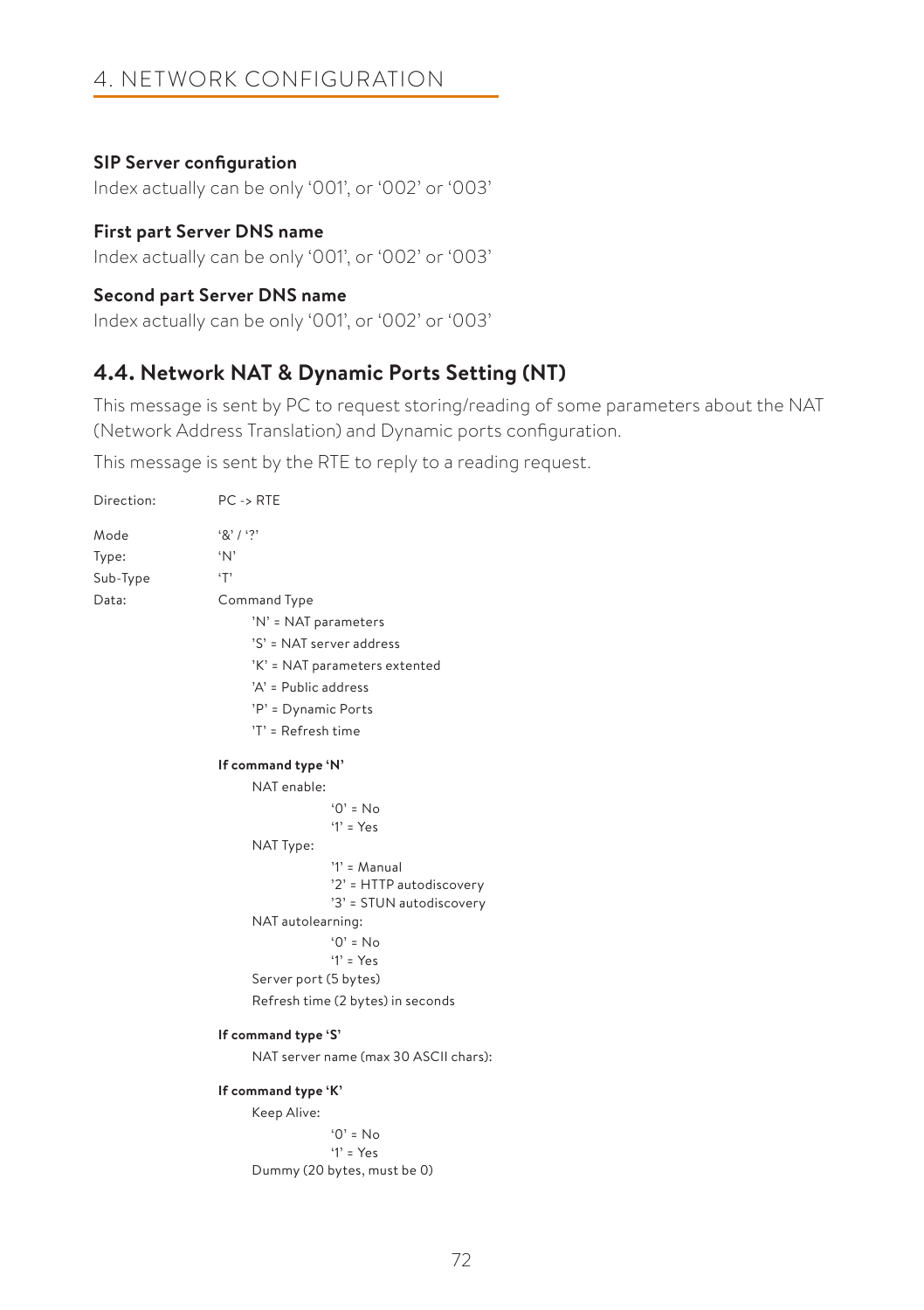**SIP Server configuration**

Index actually can be only '001', or '002' or '003'

**First part Server DNS name**

Index actually can be only '001', or '002' or '003'

**Second part Server DNS name**

Index actually can be only '001', or '002' or '003'

## 4.4. Network NAT & Dynamic Ports Setting (NT)

This message is sent by PC to request storing/reading of some parameters about the NAT (Network Address Translation) and Dynamic ports configuration.

This message is sent by the RTE to reply to a reading request.

Direction: PC -> RTE

Mode: '&' / '?'

Type: 'N'

Sub-Type: 'T'

Data: Command Type

- 'N' = NAT parameters
- 'S' = NAT server address
- 'K' = NAT parameters extented
- 'A' = Public address
- 'P' = Dynamic Ports
- 'T' = Refresh time

**If command type 'N'**

NAT enable:

- '0' = No
- '1' = Yes

NAT Type:

- '1' = Manual
- '2' = HTTP autodiscovery
- '3' = STUN autodiscovery

NAT autolearning:

- '0' = No
- '1' = Yes

Server port (5 bytes)

Refresh time (2 bytes) in seconds

**If command type 'S'**

NAT server name (max 30 ASCII chars):

**If command type 'K'**

Keep Alive:

- '0' = No
- '1' = Yes

Dummy (20 bytes, must be 0)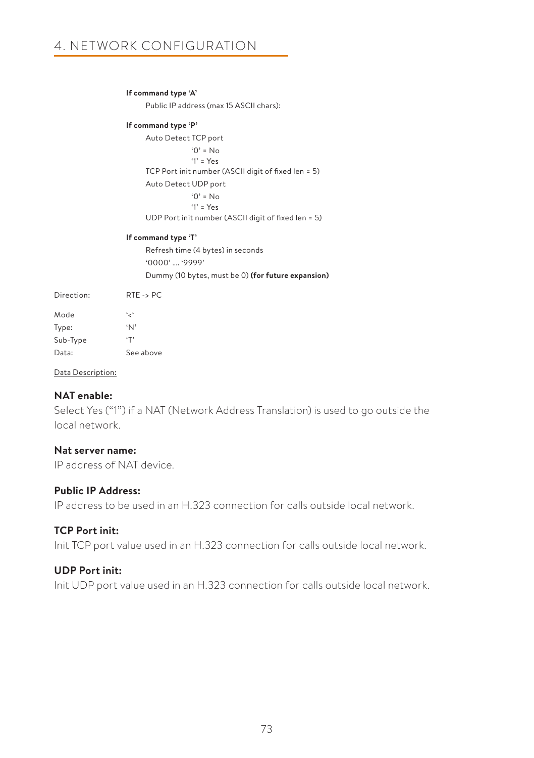# 4. NETWORK CONFIGURATION

**If command type 'A'**

Public IP address (max 15 ASCII chars):

**If command type 'P'**

Auto Detect TCP port

'0' = No
'1' = Yes

TCP Port init number (ASCII digit of fixed len = 5)

Auto Detect UDP port

'0' = No
'1' = Yes

UDP Port init number (ASCII digit of fixed len = 5)

**If command type 'T'**

Refresh time (4 bytes) in seconds

'0000' .... '9999'

Dummy (10 bytes, must be 0) **(for future expansion)**

Direction: RTE -> PC

Mode '<'
Type: 'N'
Sub-Type 'T'
Data: See above

Data Description:

### NAT enable:

Select Yes ("1") if a NAT (Network Address Translation) is used to go outside the local network.

### Nat server name:

IP address of NAT device.

### Public IP Address:

IP address to be used in an H.323 connection for calls outside local network.

### TCP Port init:

Init TCP port value used in an H.323 connection for calls outside local network.

### UDP Port init:

Init UDP port value used in an H.323 connection for calls outside local network.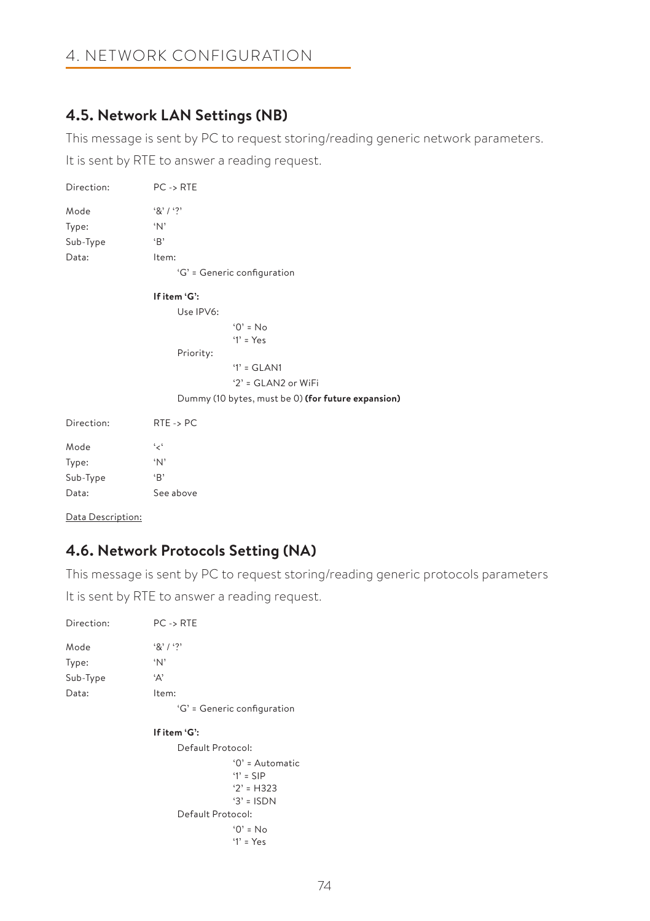# 4. NETWORK CONFIGURATION

## 4.5. Network LAN Settings (NB)

This message is sent by PC to request storing/reading generic network parameters.

It is sent by RTE to answer a reading request.

Direction: PC -> RTE

Mode '&' / '?'
Type: 'N'
Sub-Type 'B'
Data: Item:

- 'G' = Generic configuration

**If item 'G':**

- Use IPV6:
  - '0' = No
  - '1' = Yes
- Priority:
  - '1' = GLAN1
  - '2' = GLAN2 or WiFi
- Dummy (10 bytes, must be 0) **(for future expansion)**

Direction: RTE -> PC

Mode '<'
Type: 'N'
Sub-Type 'B'
Data: See above

Data Description:

## 4.6. Network Protocols Setting (NA)

This message is sent by PC to request storing/reading generic protocols parameters

It is sent by RTE to answer a reading request.

Direction: PC -> RTE

Mode '&' / '?'
Type: 'N'
Sub-Type 'A'
Data: Item:

- 'G' = Generic configuration

**If item 'G':**

- Default Protocol:
  - '0' = Automatic
  - '1' = SIP
  - '2' = H323
  - '3' = ISDN
- Default Protocol:
  - '0' = No
  - '1' = Yes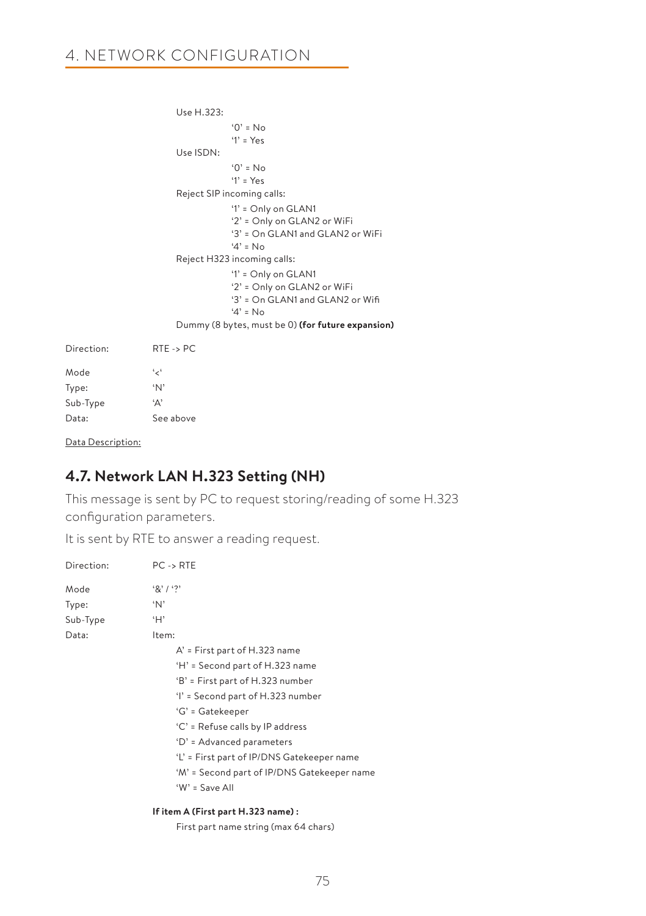Use H.323:

- '0' = No
- '1' = Yes

Use ISDN:

- '0' = No
- '1' = Yes

Reject SIP incoming calls:

- '1' = Only on GLAN1
- '2' = Only on GLAN2 or WiFi
- '3' = On GLAN1 and GLAN2 or WiFi
- '4' = No

Reject H323 incoming calls:

- '1' = Only on GLAN1
- '2' = Only on GLAN2 or WiFi
- '3' = On GLAN1 and GLAN2 or Wifi
- '4' = No

Dummy (8 bytes, must be 0) **(for future expansion)**

Direction: RTE -> PC

Mode '<'
Type: 'N'
Sub-Type 'A'
Data: See above

Data Description:

## 4.7. Network LAN H.323 Setting (NH)

This message is sent by PC to request storing/reading of some H.323 configuration parameters.

It is sent by RTE to answer a reading request.

Direction: PC -> RTE

Mode '&' / '?'
Type: 'N'
Sub-Type 'H'
Data: Item:

- A' = First part of H.323 name
- 'H' = Second part of H.323 name
- 'B' = First part of H.323 number
- 'I' = Second part of H.323 number
- 'G' = Gatekeeper
- 'C' = Refuse calls by IP address
- 'D' = Advanced parameters
- 'L' = First part of IP/DNS Gatekeeper name
- 'M' = Second part of IP/DNS Gatekeeper name
- 'W' = Save All

**If item A (First part H.323 name) :**

First part name string (max 64 chars)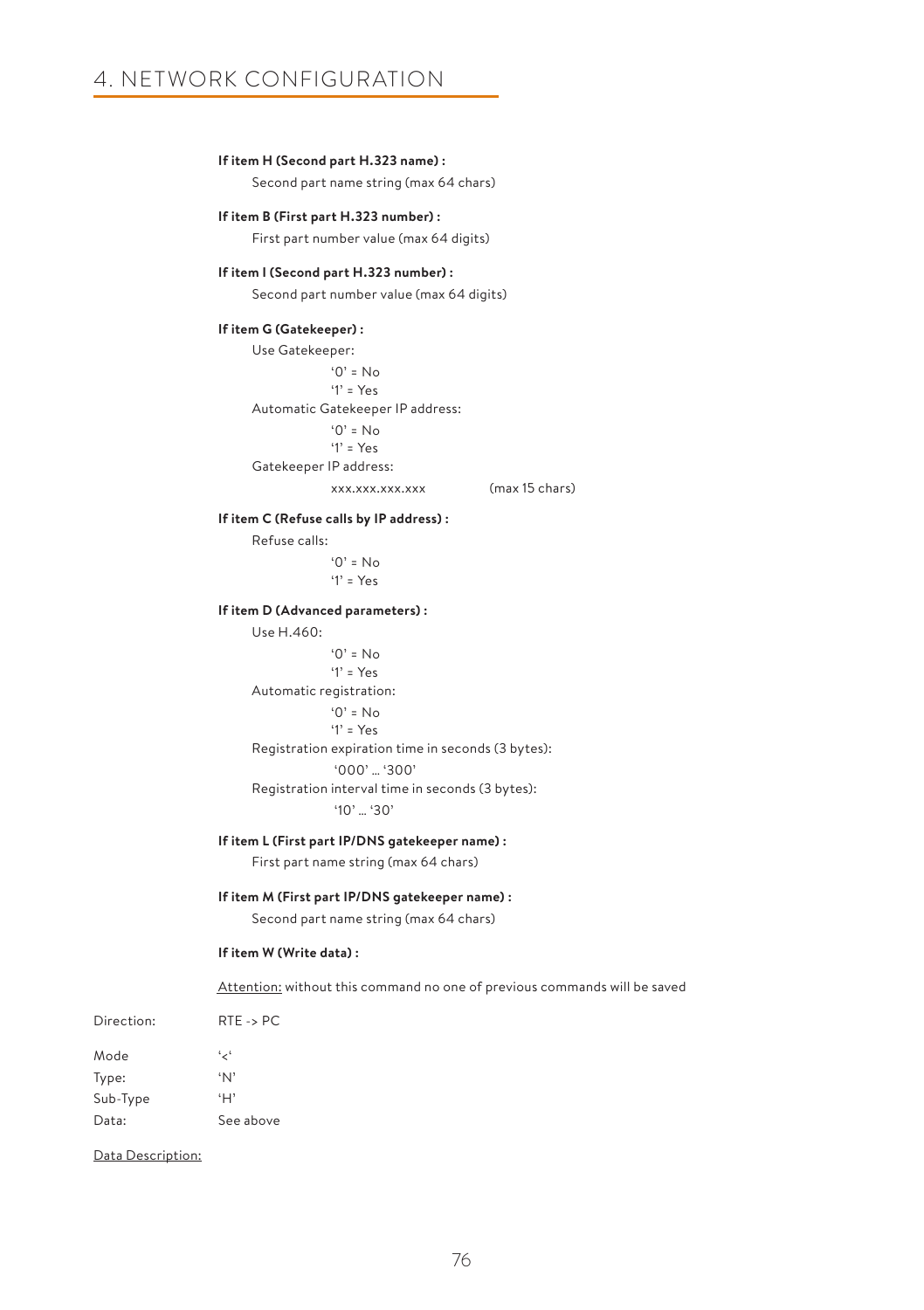# 4. NETWORK CONFIGURATION

**If item H (Second part H.323 name) :**

Second part name string (max 64 chars)

**If item B (First part H.323 number) :**

First part number value (max 64 digits)

**If item I (Second part H.323 number) :**

Second part number value (max 64 digits)

**If item G (Gatekeeper) :**

Use Gatekeeper:

- '0' = No
- '1' = Yes

Automatic Gatekeeper IP address:

- '0' = No
- '1' = Yes

Gatekeeper IP address:

xxx.xxx.xxx.xxx (max 15 chars)

**If item C (Refuse calls by IP address) :**

Refuse calls:

- '0' = No
- '1' = Yes

**If item D (Advanced parameters) :**

Use H.460:

- '0' = No
- '1' = Yes

Automatic registration:

- '0' = No
- '1' = Yes

Registration expiration time in seconds (3 bytes):

'000' ... '300'

Registration interval time in seconds (3 bytes):

'10' ... '30'

**If item L (First part IP/DNS gatekeeper name) :**

First part name string (max 64 chars)

**If item M (First part IP/DNS gatekeeper name) :**

Second part name string (max 64 chars)

**If item W (Write data) :**

Attention: without this command no one of previous commands will be saved

| | |
|---|---|
| Direction: | RTE -> PC |
| Mode | '<' |
| Type: | 'N' |
| Sub-Type | 'H' |
| Data: | See above |

Data Description: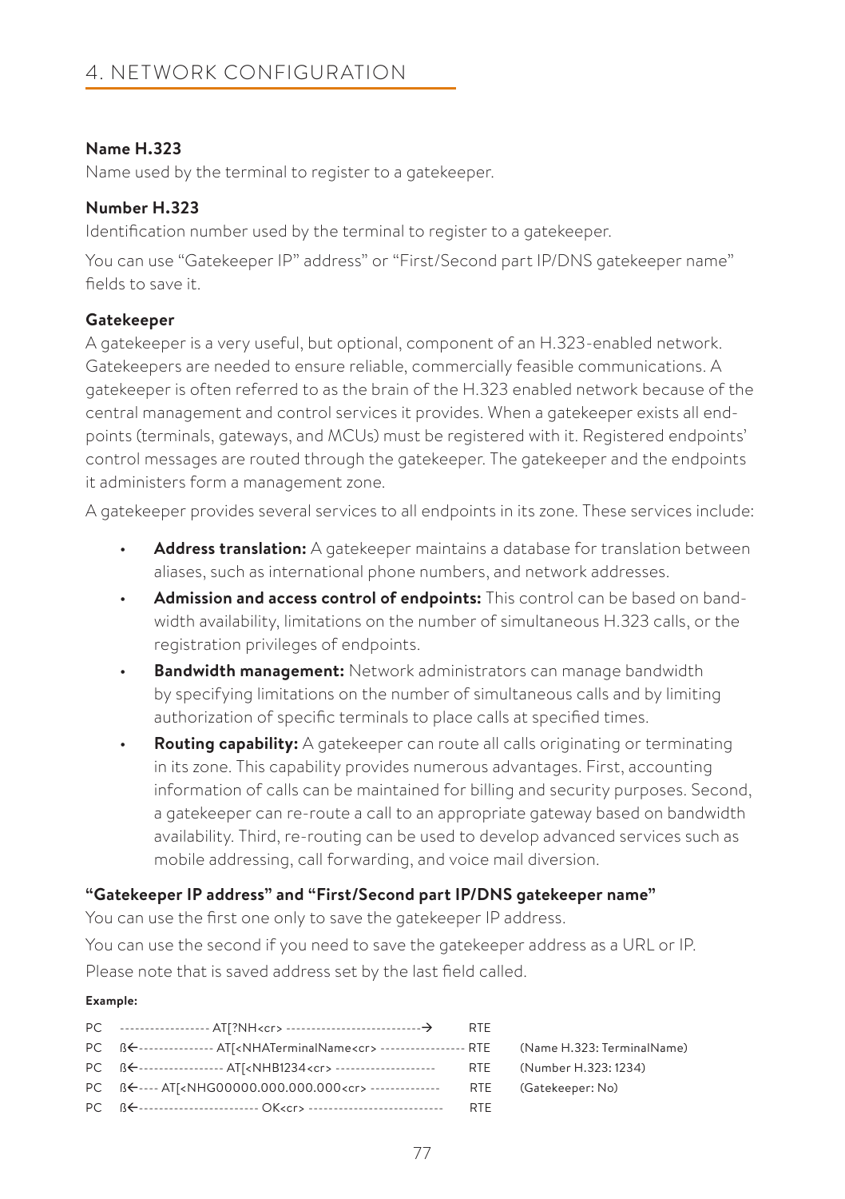# 4. NETWORK CONFIGURATION

**Name H.323**

Name used by the terminal to register to a gatekeeper.

**Number H.323**

Identification number used by the terminal to register to a gatekeeper.

You can use "Gatekeeper IP" address" or "First/Second part IP/DNS gatekeeper name" fields to save it.

**Gatekeeper**

A gatekeeper is a very useful, but optional, component of an H.323-enabled network. Gatekeepers are needed to ensure reliable, commercially feasible communications. A gatekeeper is often referred to as the brain of the H.323 enabled network because of the central management and control services it provides. When a gatekeeper exists all end-points (terminals, gateways, and MCUs) must be registered with it. Registered endpoints' control messages are routed through the gatekeeper. The gatekeeper and the endpoints it administers form a management zone.

A gatekeeper provides several services to all endpoints in its zone. These services include:

- **Address translation:** A gatekeeper maintains a database for translation between aliases, such as international phone numbers, and network addresses.
- **Admission and access control of endpoints:** This control can be based on band-width availability, limitations on the number of simultaneous H.323 calls, or the registration privileges of endpoints.
- **Bandwidth management:** Network administrators can manage bandwidth by specifying limitations on the number of simultaneous calls and by limiting authorization of specific terminals to place calls at specified times.
- **Routing capability:** A gatekeeper can route all calls originating or terminating in its zone. This capability provides numerous advantages. First, accounting information of calls can be maintained for billing and security purposes. Second, a gatekeeper can re-route a call to an appropriate gateway based on bandwidth availability. Third, re-routing can be used to develop advanced services such as mobile addressing, call forwarding, and voice mail diversion.

**"Gatekeeper IP address" and "First/Second part IP/DNS gatekeeper name"**

You can use the first one only to save the gatekeeper IP address.

You can use the second if you need to save the gatekeeper address as a URL or IP.

Please note that is saved address set by the last field called.

**Example:**

```
PC   ------------------ AT[?NH<cr> --------------------------→   RTE
PC   ß←--------------- AT[<NHATerminalName<cr> ----------------- RTE   (Name H.323: TerminalName)
PC   ß←----------------- AT[<NHB1234<cr> --------------------    RTE   (Number H.323: 1234)
PC   ß←---- AT[<NHG00000.000.000.000<cr> --------------          RTE   (Gatekeeper: No)
PC   ß←------------------------ OK<cr> ---------------------------   RTE
```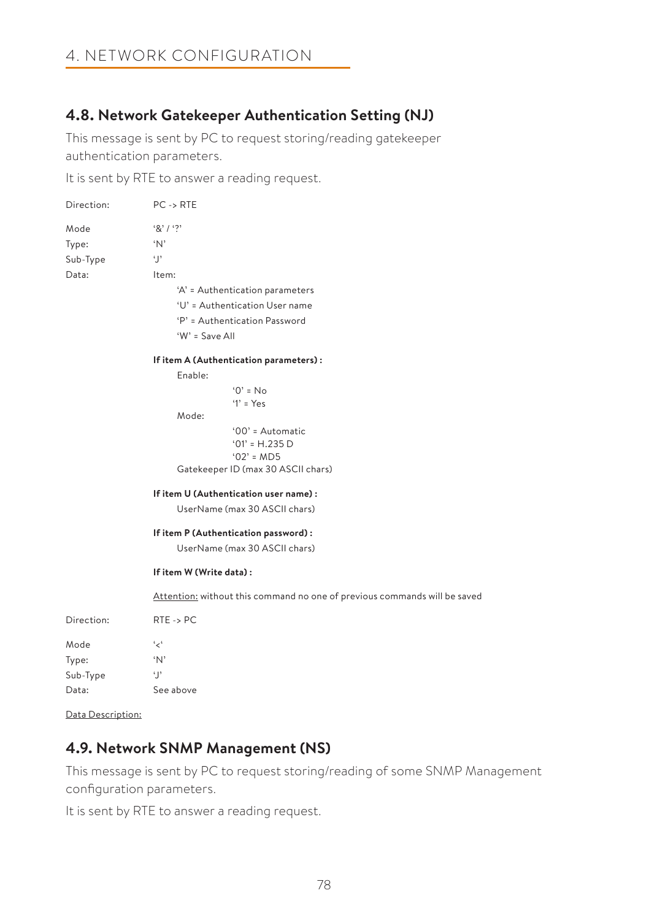## 4.8. Network Gatekeeper Authentication Setting (NJ)

This message is sent by PC to request storing/reading gatekeeper authentication parameters.

It is sent by RTE to answer a reading request.

Direction: PC -> RTE

Mode '&' / '?'
Type: 'N'
Sub-Type 'J'
Data: Item:

- 'A' = Authentication parameters
- 'U' = Authentication User name
- 'P' = Authentication Password
- 'W' = Save All

**If item A (Authentication parameters) :**

Enable:
- '0' = No
- '1' = Yes

Mode:
- '00' = Automatic
- '01' = H.235 D
- '02' = MD5

Gatekeeper ID (max 30 ASCII chars)

**If item U (Authentication user name) :**

UserName (max 30 ASCII chars)

**If item P (Authentication password) :**

UserName (max 30 ASCII chars)

**If item W (Write data) :**

Attention: without this command no one of previous commands will be saved

Direction: RTE -> PC

Mode '<'
Type: 'N'
Sub-Type 'J'
Data: See above

Data Description:

## 4.9. Network SNMP Management (NS)

This message is sent by PC to request storing/reading of some SNMP Management configuration parameters.

It is sent by RTE to answer a reading request.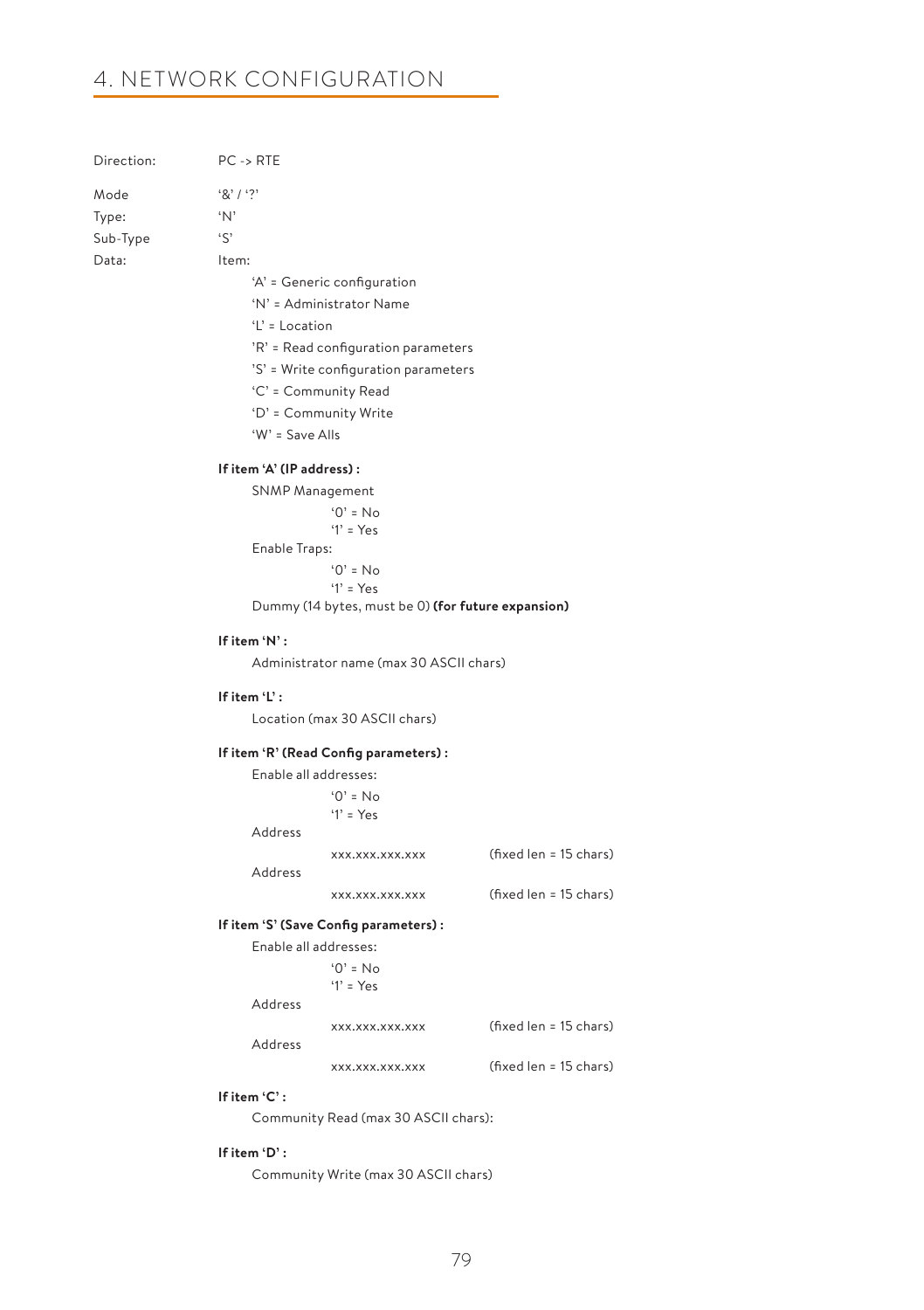# 4. NETWORK CONFIGURATION

Direction: PC -> RTE

Mode: '&' / '?'
Type: 'N'
Sub-Type: 'S'
Data: Item:

- 'A' = Generic configuration
- 'N' = Administrator Name
- 'L' = Location
- 'R' = Read configuration parameters
- 'S' = Write configuration parameters
- 'C' = Community Read
- 'D' = Community Write
- 'W' = Save Alls

**If item 'A' (IP address) :**

SNMP Management
- '0' = No
- '1' = Yes

Enable Traps:
- '0' = No
- '1' = Yes

Dummy (14 bytes, must be 0) **(for future expansion)**

**If item 'N' :**

Administrator name (max 30 ASCII chars)

**If item 'L' :**

Location (max 30 ASCII chars)

**If item 'R' (Read Config parameters) :**

Enable all addresses:
- '0' = No
- '1' = Yes

Address
xxx.xxx.xxx.xxx (fixed len = 15 chars)

Address
xxx.xxx.xxx.xxx (fixed len = 15 chars)

**If item 'S' (Save Config parameters) :**

Enable all addresses:
- '0' = No
- '1' = Yes

Address
xxx.xxx.xxx.xxx (fixed len = 15 chars)

Address
xxx.xxx.xxx.xxx (fixed len = 15 chars)

**If item 'C' :**

Community Read (max 30 ASCII chars):

**If item 'D' :**

Community Write (max 30 ASCII chars)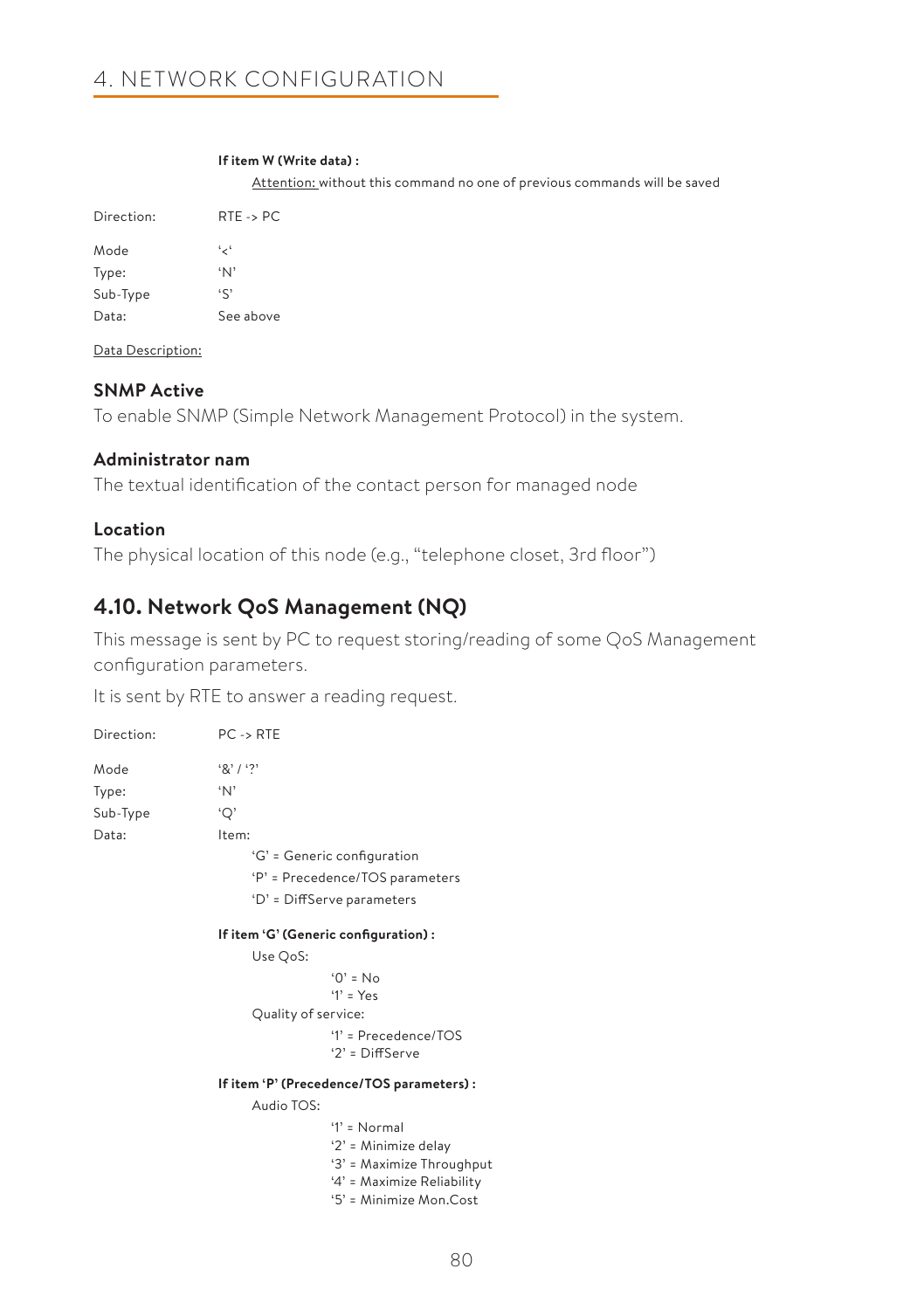**If item W (Write data) :**

<u>Attention:</u> without this command no one of previous commands will be saved

Direction: RTE -> PC

Mode '<'

Type: 'N'

Sub-Type 'S'

Data: See above

<u>Data Description:</u>

**SNMP Active**

To enable SNMP (Simple Network Management Protocol) in the system.

**Administrator nam**

The textual identification of the contact person for managed node

**Location**

The physical location of this node (e.g., "telephone closet, 3rd floor")

## 4.10. Network QoS Management (NQ)

This message is sent by PC to request storing/reading of some QoS Management configuration parameters.

It is sent by RTE to answer a reading request.

Direction: PC -> RTE

Mode '&' / '?'

Type: 'N'

Sub-Type 'Q'

Data: Item:

- 'G' = Generic configuration
- 'P' = Precedence/TOS parameters
- 'D' = DiffServe parameters

**If item 'G' (Generic configuration) :**

Use QoS:

- '0' = No
- '1' = Yes

Quality of service:

- '1' = Precedence/TOS
- '2' = DiffServe

**If item 'P' (Precedence/TOS parameters) :**

Audio TOS:

- '1' = Normal
- '2' = Minimize delay
- '3' = Maximize Throughput
- '4' = Maximize Reliability
- '5' = Minimize Mon.Cost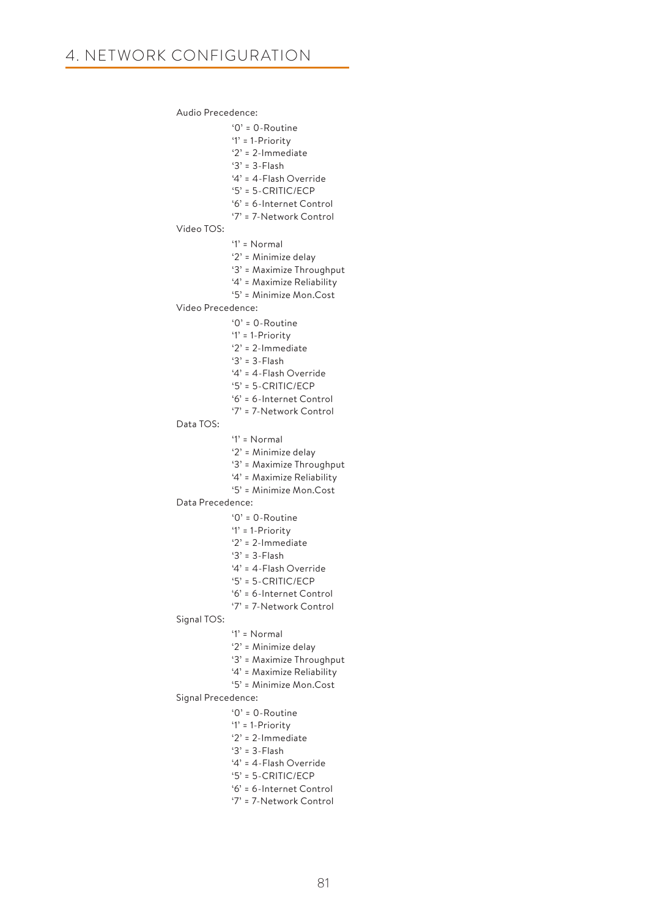# 4. NETWORK CONFIGURATION

Audio Precedence:

- ‘0’ = 0-Routine
- ‘1’ = 1-Priority
- ‘2’ = 2-Immediate
- ‘3’ = 3-Flash
- ‘4’ = 4-Flash Override
- ‘5’ = 5-CRITIC/ECP
- ‘6’ = 6-Internet Control
- ‘7’ = 7-Network Control

Video TOS:

- ‘1’ = Normal
- ‘2’ = Minimize delay
- ‘3’ = Maximize Throughput
- ‘4’ = Maximize Reliability
- ‘5’ = Minimize Mon.Cost

Video Precedence:

- ‘0’ = 0-Routine
- ‘1’ = 1-Priority
- ‘2’ = 2-Immediate
- ‘3’ = 3-Flash
- ‘4’ = 4-Flash Override
- ‘5’ = 5-CRITIC/ECP
- ‘6’ = 6-Internet Control
- ‘7’ = 7-Network Control

Data TOS:

- ‘1’ = Normal
- ‘2’ = Minimize delay
- ‘3’ = Maximize Throughput
- ‘4’ = Maximize Reliability
- ‘5’ = Minimize Mon.Cost

Data Precedence:

- ‘0’ = 0-Routine
- ‘1’ = 1-Priority
- ‘2’ = 2-Immediate
- ‘3’ = 3-Flash
- ‘4’ = 4-Flash Override
- ‘5’ = 5-CRITIC/ECP
- ‘6’ = 6-Internet Control
- ‘7’ = 7-Network Control

Signal TOS:

- ‘1’ = Normal
- ‘2’ = Minimize delay
- ‘3’ = Maximize Throughput
- ‘4’ = Maximize Reliability
- ‘5’ = Minimize Mon.Cost

Signal Precedence:

- ‘0’ = 0-Routine
- ‘1’ = 1-Priority
- ‘2’ = 2-Immediate
- ‘3’ = 3-Flash
- ‘4’ = 4-Flash Override
- ‘5’ = 5-CRITIC/ECP
- ‘6’ = 6-Internet Control
- ‘7’ = 7-Network Control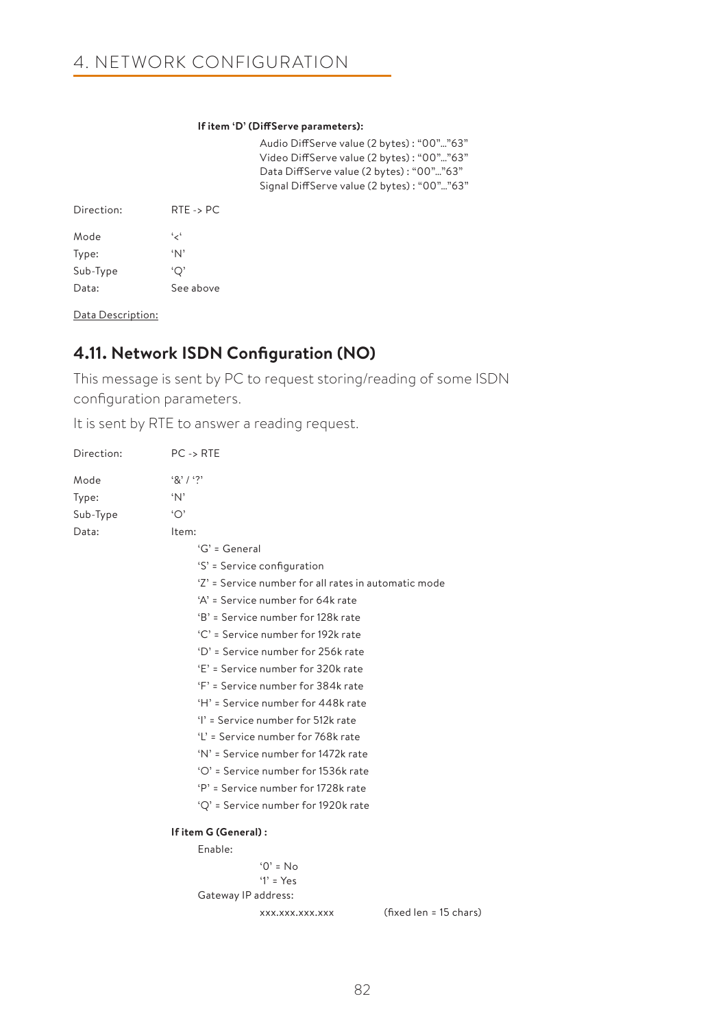**If item 'D' (DiffServe parameters):**

Audio DiffServe value (2 bytes) : "00"…"63"
Video DiffServe value (2 bytes) : "00"…"63"
Data DiffServe value (2 bytes) : "00"…"63"
Signal DiffServe value (2 bytes) : "00"…"63"

Direction: RTE -> PC

Mode '<'
Type: 'N'
Sub-Type 'Q'
Data: See above

Data Description:

## 4.11. Network ISDN Configuration (NO)

This message is sent by PC to request storing/reading of some ISDN configuration parameters.

It is sent by RTE to answer a reading request.

Direction: PC -> RTE

Mode '&' / '?'
Type: 'N'
Sub-Type 'O'
Data: Item:

- 'G' = General
- 'S' = Service configuration
- 'Z' = Service number for all rates in automatic mode
- 'A' = Service number for 64k rate
- 'B' = Service number for 128k rate
- 'C' = Service number for 192k rate
- 'D' = Service number for 256k rate
- 'E' = Service number for 320k rate
- 'F' = Service number for 384k rate
- 'H' = Service number for 448k rate
- 'I' = Service number for 512k rate
- 'L' = Service number for 768k rate
- 'N' = Service number for 1472k rate
- 'O' = Service number for 1536k rate
- 'P' = Service number for 1728k rate
- 'Q' = Service number for 1920k rate

**If item G (General) :**

Enable:

'0' = No
'1' = Yes

Gateway IP address:

xxx.xxx.xxx.xxx (fixed len = 15 chars)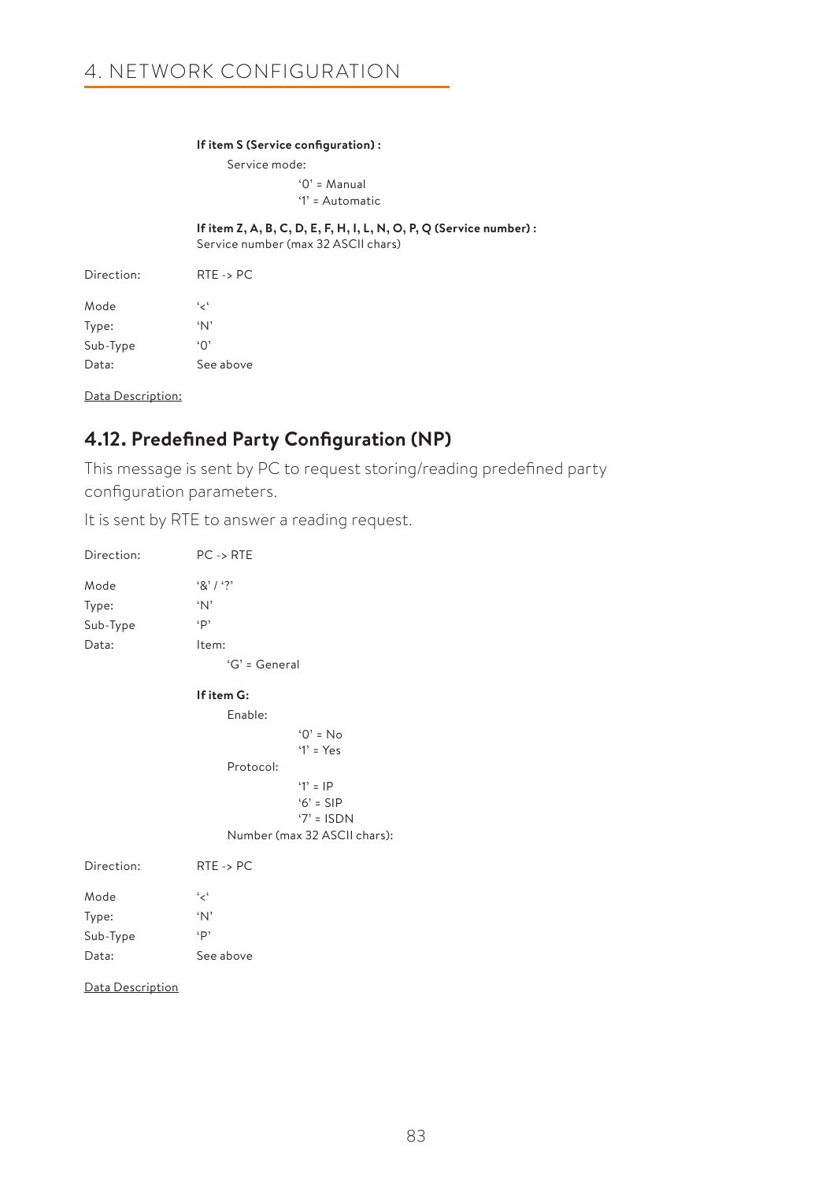**If item S (Service configuration) :**

Service mode:

'0' = Manual
'1' = Automatic

**If item Z, A, B, C, D, E, F, H, I, L, N, O, P, Q (Service number) :**
Service number (max 32 ASCII chars)

Direction: RTE -> PC

Mode '<'
Type: 'N'
Sub-Type '0'
Data: See above

Data Description:

## 4.12. Predefined Party Configuration (NP)

This message is sent by PC to request storing/reading predefined party configuration parameters.

It is sent by RTE to answer a reading request.

Direction: PC -> RTE

Mode '&' / '?'
Type: 'N'
Sub-Type 'P'
Data: Item:

'G' = General

**If item G:**

Enable:

'0' = No
'1' = Yes

Protocol:

'1' = IP
'6' = SIP
'7' = ISDN

Number (max 32 ASCII chars):

Direction: RTE -> PC

Mode '<'
Type: 'N'
Sub-Type 'P'
Data: See above

Data Description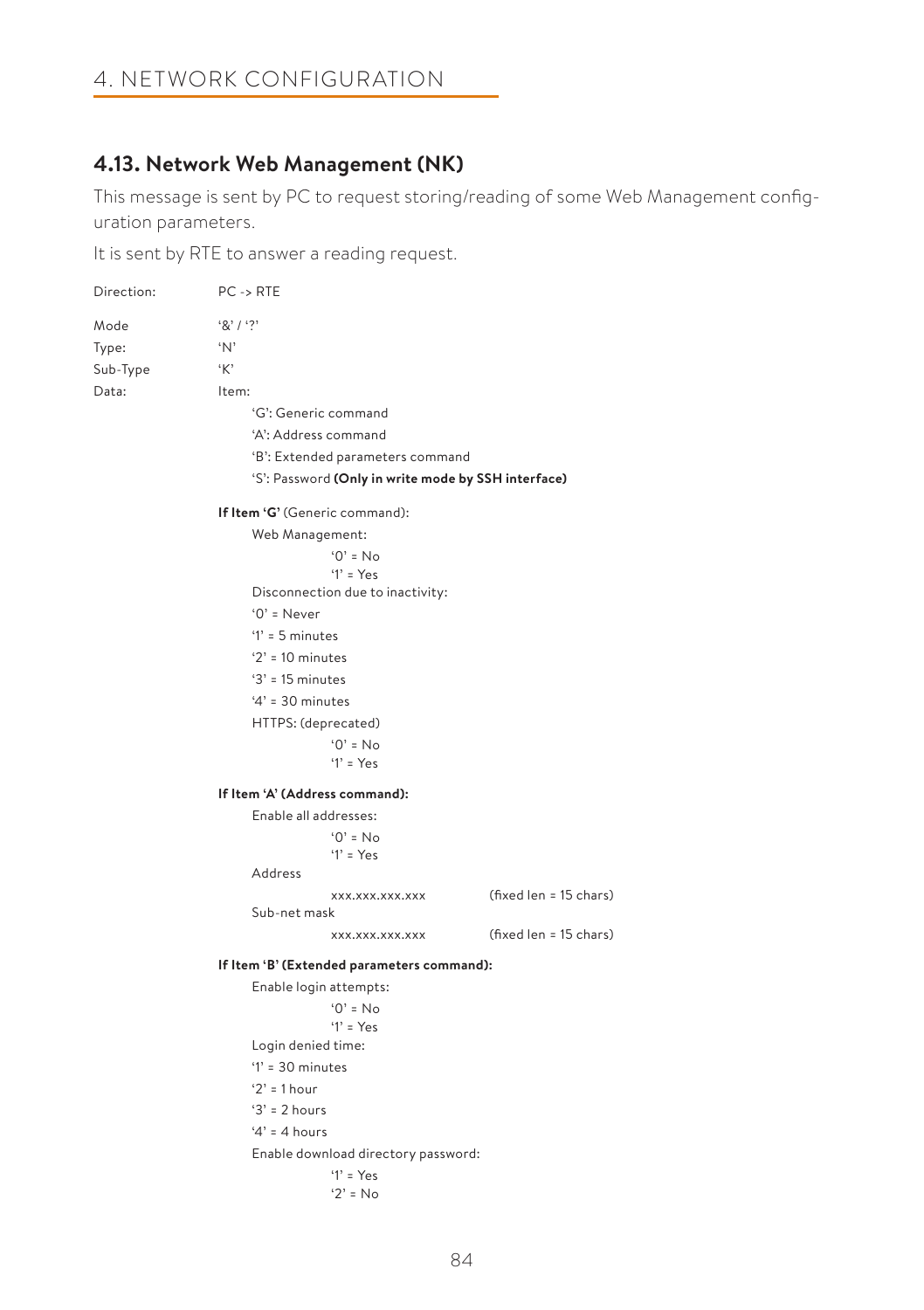## 4.13. Network Web Management (NK)

This message is sent by PC to request storing/reading of some Web Management configuration parameters.

It is sent by RTE to answer a reading request.

Direction: PC -> RTE

Mode: '&' / '?'

Type: 'N'

Sub-Type: 'K'

Data: Item:

- 'G': Generic command
- 'A': Address command
- 'B': Extended parameters command
- 'S': Password **(Only in write mode by SSH interface)**

**If Item 'G'** (Generic command):

Web Management:

- '0' = No
- '1' = Yes

Disconnection due to inactivity:

- '0' = Never
- '1' = 5 minutes
- '2' = 10 minutes
- '3' = 15 minutes
- '4' = 30 minutes

HTTPS: (deprecated)

- '0' = No
- '1' = Yes

**If Item 'A' (Address command):**

Enable all addresses:

- '0' = No
- '1' = Yes

Address

xxx.xxx.xxx.xxx (fixed len = 15 chars)

Sub-net mask

xxx.xxx.xxx.xxx (fixed len = 15 chars)

**If Item 'B' (Extended parameters command):**

Enable login attempts:

- '0' = No
- '1' = Yes

Login denied time:

- '1' = 30 minutes
- '2' = 1 hour
- '3' = 2 hours
- '4' = 4 hours

Enable download directory password:

- '1' = Yes
- '2' = No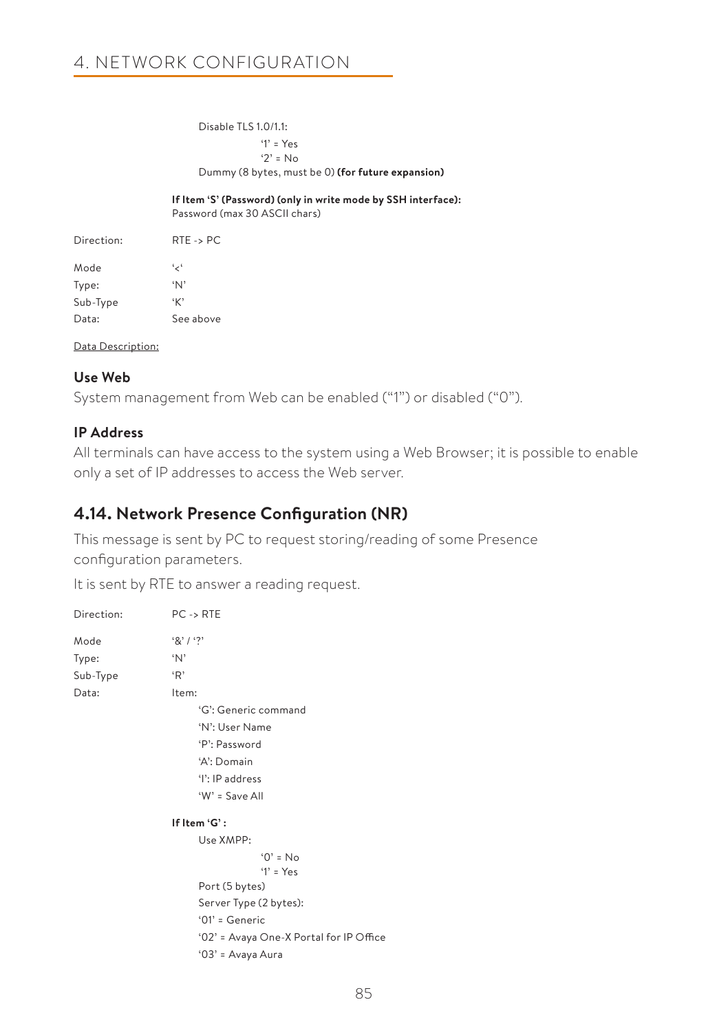Disable TLS 1.0/1.1:

'1' = Yes
'2' = No

Dummy (8 bytes, must be 0) **(for future expansion)**

**If Item 'S' (Password) (only in write mode by SSH interface):**
Password (max 30 ASCII chars)

Direction: RTE -> PC

Mode '<'
Type: 'N'
Sub-Type 'K'
Data: See above

Data Description:

### Use Web

System management from Web can be enabled ("1") or disabled ("0").

### IP Address

All terminals can have access to the system using a Web Browser; it is possible to enable only a set of IP addresses to access the Web server.

## 4.14. Network Presence Configuration (NR)

This message is sent by PC to request storing/reading of some Presence configuration parameters.

It is sent by RTE to answer a reading request.

Direction: PC -> RTE

Mode '&' / '?'
Type: 'N'
Sub-Type 'R'
Data: Item:

'G': Generic command
'N': User Name
'P': Password
'A': Domain
'I': IP address
'W' = Save All

**If Item 'G' :**

Use XMPP:

'0' = No
'1' = Yes

Port (5 bytes)

Server Type (2 bytes):

'01' = Generic
'02' = Avaya One-X Portal for IP Office
'03' = Avaya Aura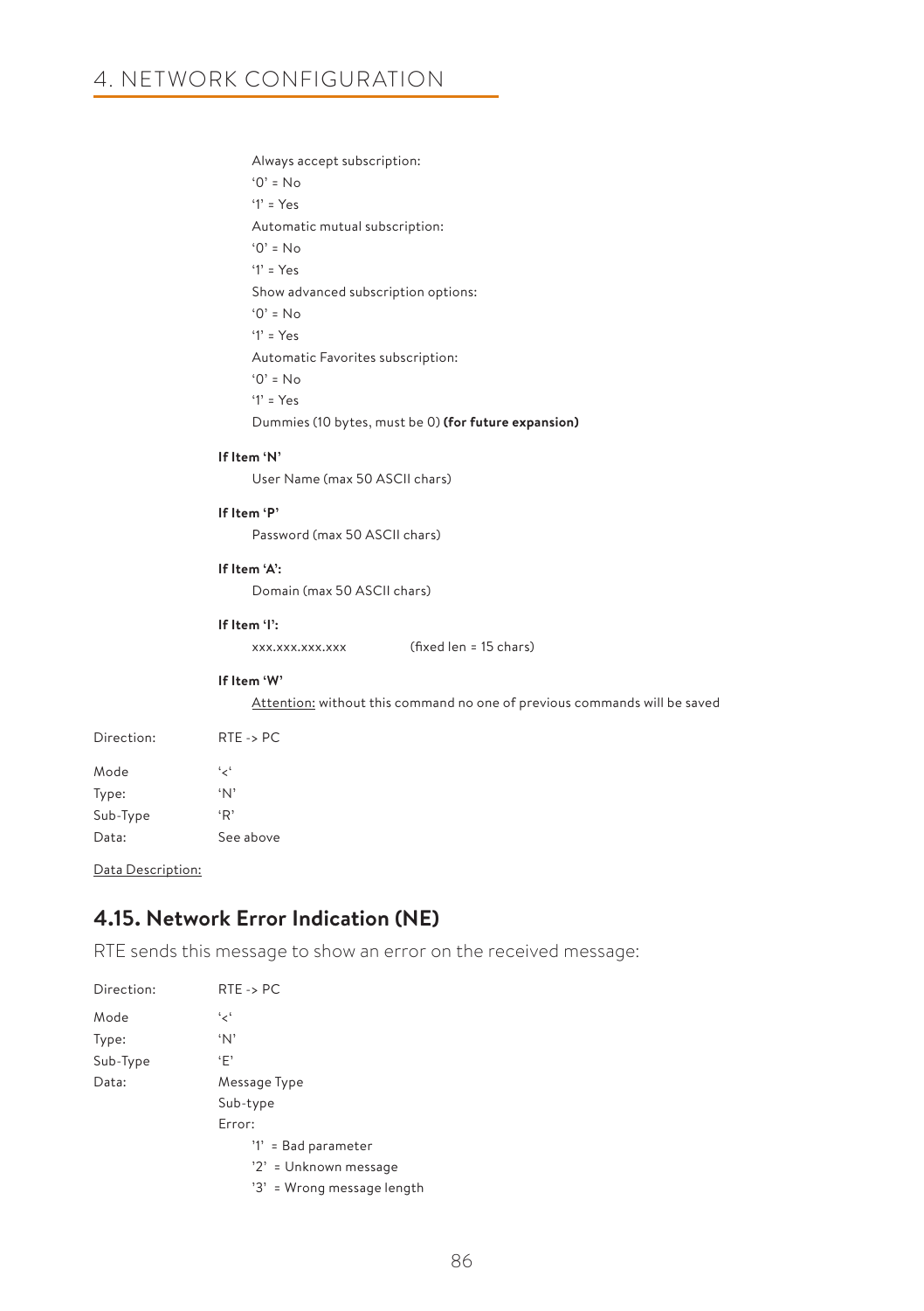Always accept subscription:

'0' = No

'1' = Yes

Automatic mutual subscription:

'0' = No

'1' = Yes

Show advanced subscription options:

'0' = No

'1' = Yes

Automatic Favorites subscription:

'0' = No

'1' = Yes

Dummies (10 bytes, must be 0) **(for future expansion)**

**If Item 'N'**

User Name (max 50 ASCII chars)

**If Item 'P'**

Password (max 50 ASCII chars)

**If Item 'A':**

Domain (max 50 ASCII chars)

**If Item 'I':**

xxx.xxx.xxx.xxx (fixed len = 15 chars)

**If Item 'W'**

Attention: without this command no one of previous commands will be saved

Direction: RTE -> PC

Mode '<'

Type: 'N'

Sub-Type 'R'

Data: See above

Data Description:

## 4.15. Network Error Indication (NE)

RTE sends this message to show an error on the received message:

Direction: RTE -> PC

Mode '<'

Type: 'N'

Sub-Type 'E'

Data: Message Type

Sub-type

Error:

'1' = Bad parameter

'2' = Unknown message

'3' = Wrong message length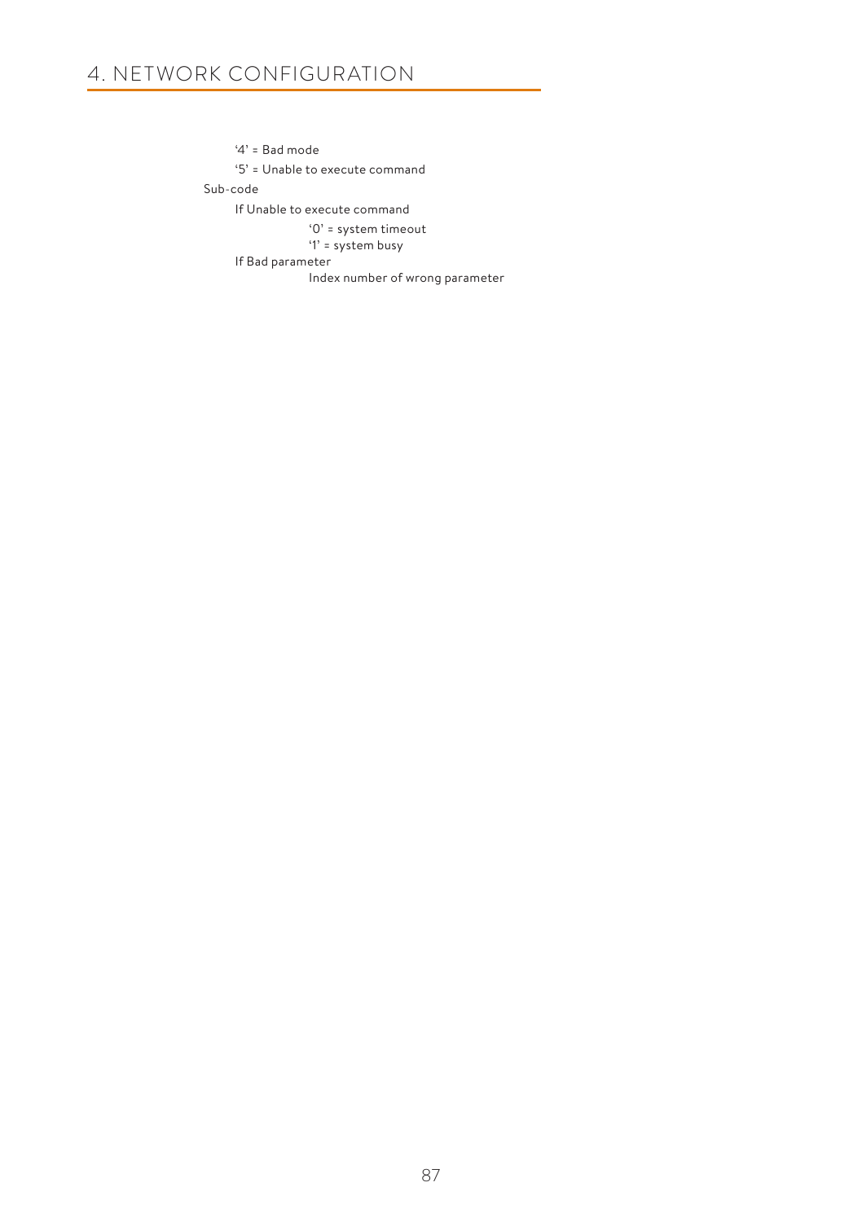'4' = Bad mode

'5' = Unable to execute command

Sub-code

If Unable to execute command

'0' = system timeout

'1' = system busy

If Bad parameter

Index number of wrong parameter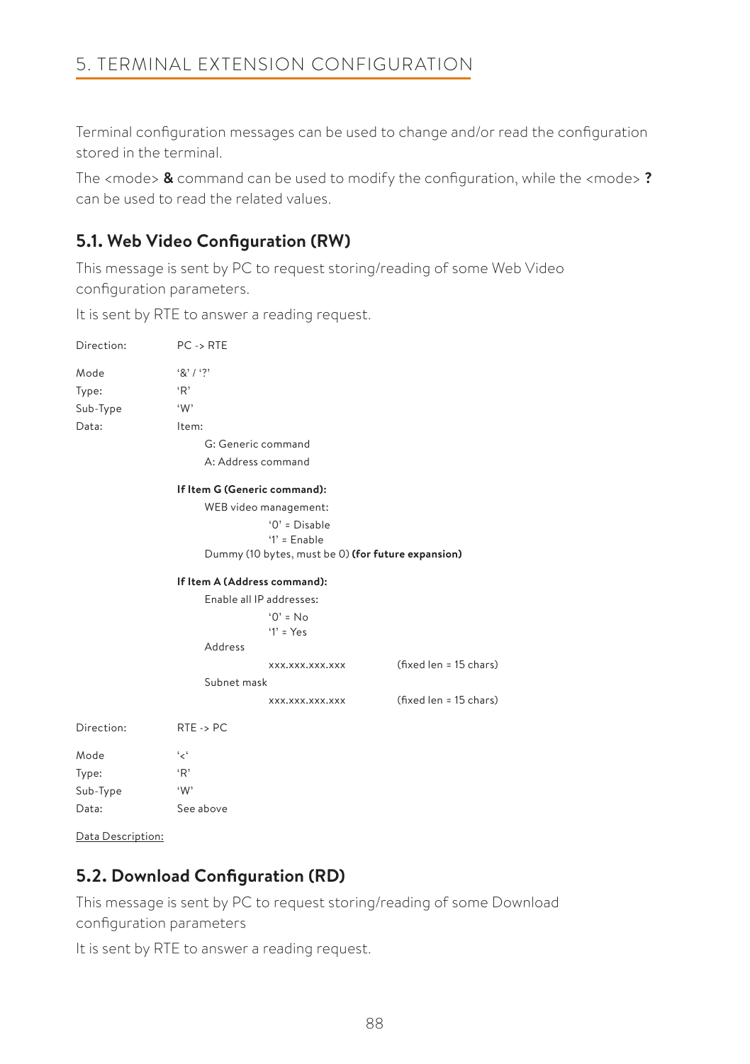# 5. TERMINAL EXTENSION CONFIGURATION

Terminal configuration messages can be used to change and/or read the configuration stored in the terminal.

The <mode> **&** command can be used to modify the configuration, while the <mode> **?** can be used to read the related values.

## 5.1. Web Video Configuration (RW)

This message is sent by PC to request storing/reading of some Web Video configuration parameters.

It is sent by RTE to answer a reading request.

Direction: PC -> RTE

Mode: '&' / '?'
Type: 'R'
Sub-Type: 'W'
Data: Item:

- G: Generic command
- A: Address command

**If Item G (Generic command):**

- WEB video management:
  - '0' = Disable
  - '1' = Enable
- Dummy (10 bytes, must be 0) **(for future expansion)**

**If Item A (Address command):**

- Enable all IP addresses:
  - '0' = No
  - '1' = Yes
- Address
  - xxx.xxx.xxx.xxx (fixed len = 15 chars)
- Subnet mask
  - xxx.xxx.xxx.xxx (fixed len = 15 chars)

Direction: RTE -> PC

Mode: '<'
Type: 'R'
Sub-Type: 'W'
Data: See above

Data Description:

## 5.2. Download Configuration (RD)

This message is sent by PC to request storing/reading of some Download configuration parameters

It is sent by RTE to answer a reading request.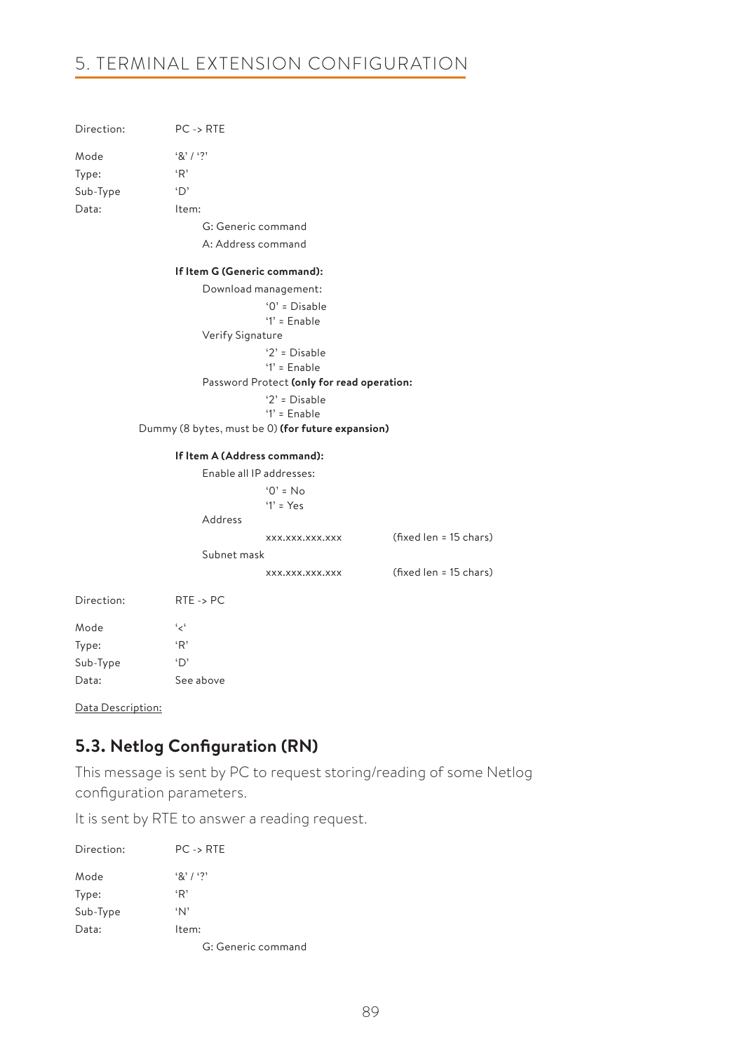Direction: PC -> RTE

Mode '&' / '?'
Type: 'R'
Sub-Type 'D'
Data: Item:

- G: Generic command
- A: Address command

**If Item G (Generic command):**

Download management:
- '0' = Disable
- '1' = Enable

Verify Signature
- '2' = Disable
- '1' = Enable

Password Protect **(only for read operation:**
- '2' = Disable
- '1' = Enable

Dummy (8 bytes, must be 0) **(for future expansion)**

**If Item A (Address command):**

Enable all IP addresses:
- '0' = No
- '1' = Yes

Address
- xxx.xxx.xxx.xxx (fixed len = 15 chars)

Subnet mask
- xxx.xxx.xxx.xxx (fixed len = 15 chars)

Direction: RTE -> PC

Mode '<'
Type: 'R'
Sub-Type 'D'
Data: See above

Data Description:

## 5.3. Netlog Configuration (RN)

This message is sent by PC to request storing/reading of some Netlog configuration parameters.

It is sent by RTE to answer a reading request.

Direction: PC -> RTE

Mode '&' / '?'
Type: 'R'
Sub-Type 'N'
Data: Item:

- G: Generic command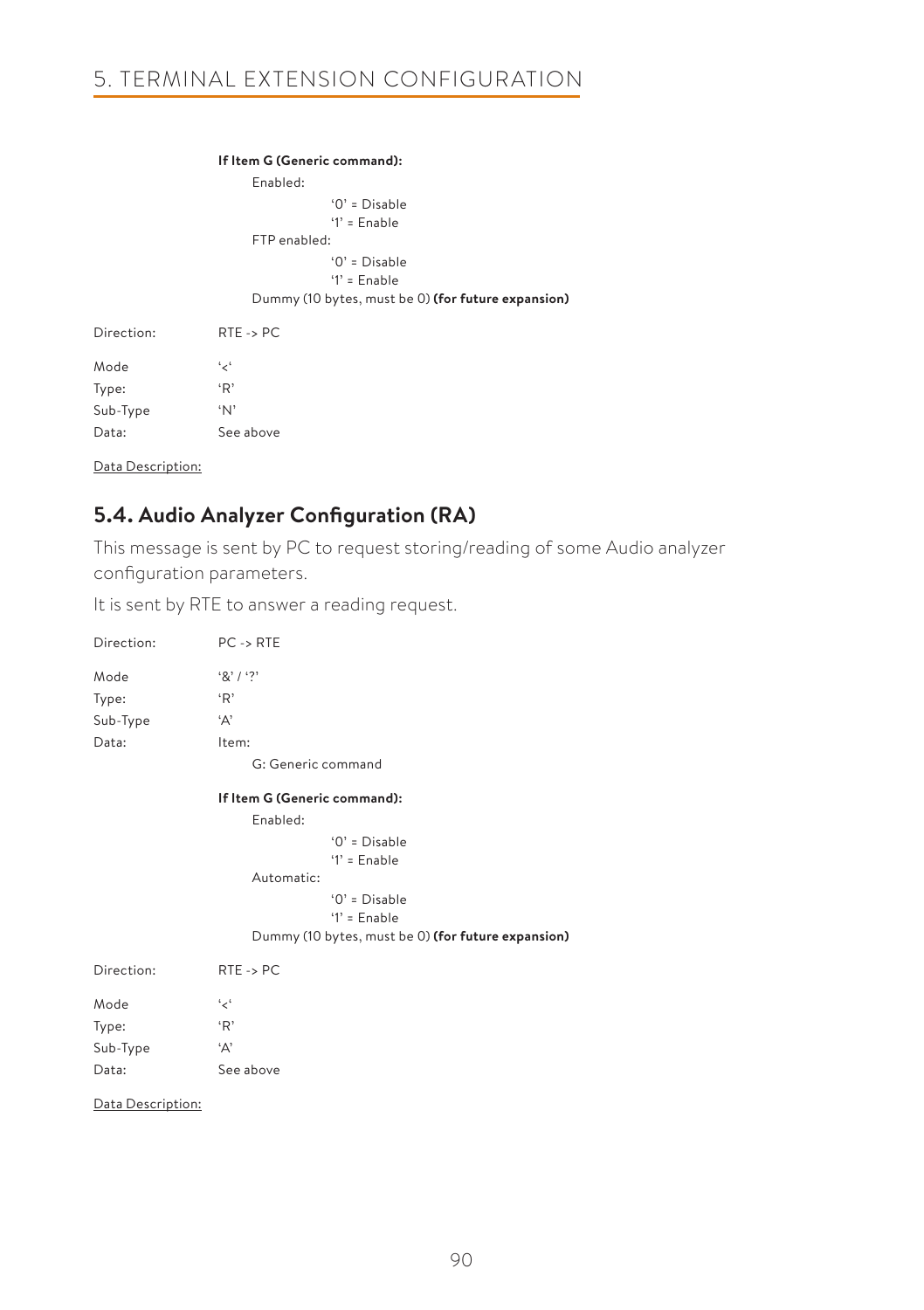**If Item G (Generic command):**

Enabled:

'0' = Disable
'1' = Enable

FTP enabled:

'0' = Disable
'1' = Enable

Dummy (10 bytes, must be 0) **(for future expansion)**

Direction: RTE -> PC

Mode '<'
Type: 'R'
Sub-Type 'N'
Data: See above

Data Description:

## 5.4. Audio Analyzer Configuration (RA)

This message is sent by PC to request storing/reading of some Audio analyzer configuration parameters.

It is sent by RTE to answer a reading request.

Direction: PC -> RTE

Mode '&' / '?'
Type: 'R'
Sub-Type 'A'
Data: Item:

G: Generic command

**If Item G (Generic command):**

Enabled:

'0' = Disable
'1' = Enable

Automatic:

'0' = Disable
'1' = Enable

Dummy (10 bytes, must be 0) **(for future expansion)**

Direction: RTE -> PC

Mode '<'
Type: 'R'
Sub-Type 'A'
Data: See above

Data Description: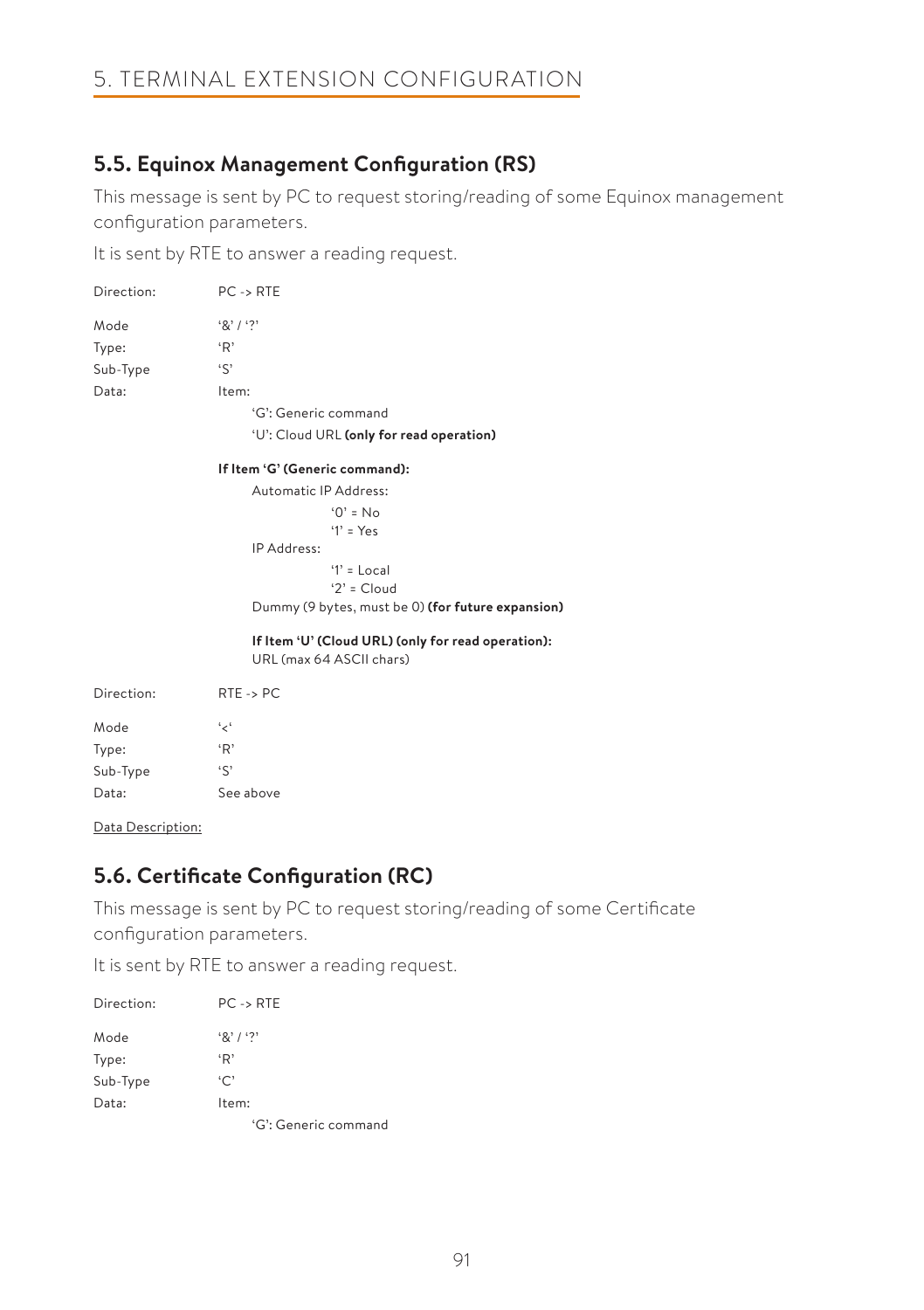# 5. TERMINAL EXTENSION CONFIGURATION

## 5.5. Equinox Management Configuration (RS)

This message is sent by PC to request storing/reading of some Equinox management configuration parameters.

It is sent by RTE to answer a reading request.

Direction: PC -> RTE

Mode '&' / '?'

Type: 'R'

Sub-Type 'S'

Data: Item:

- 'G': Generic command
- 'U': Cloud URL **(only for read operation)**

**If Item 'G' (Generic command):**

Automatic IP Address:

- '0' = No
- '1' = Yes

IP Address:

- '1' = Local
- '2' = Cloud

Dummy (9 bytes, must be 0) **(for future expansion)**

**If Item 'U' (Cloud URL) (only for read operation):**

URL (max 64 ASCII chars)

Direction: RTE -> PC

Mode '<'

Type: 'R'

Sub-Type 'S'

Data: See above

Data Description:

## 5.6. Certificate Configuration (RC)

This message is sent by PC to request storing/reading of some Certificate configuration parameters.

It is sent by RTE to answer a reading request.

Direction: PC -> RTE

Mode '&' / '?'

Type: 'R'

Sub-Type 'C'

Data: Item:

- 'G': Generic command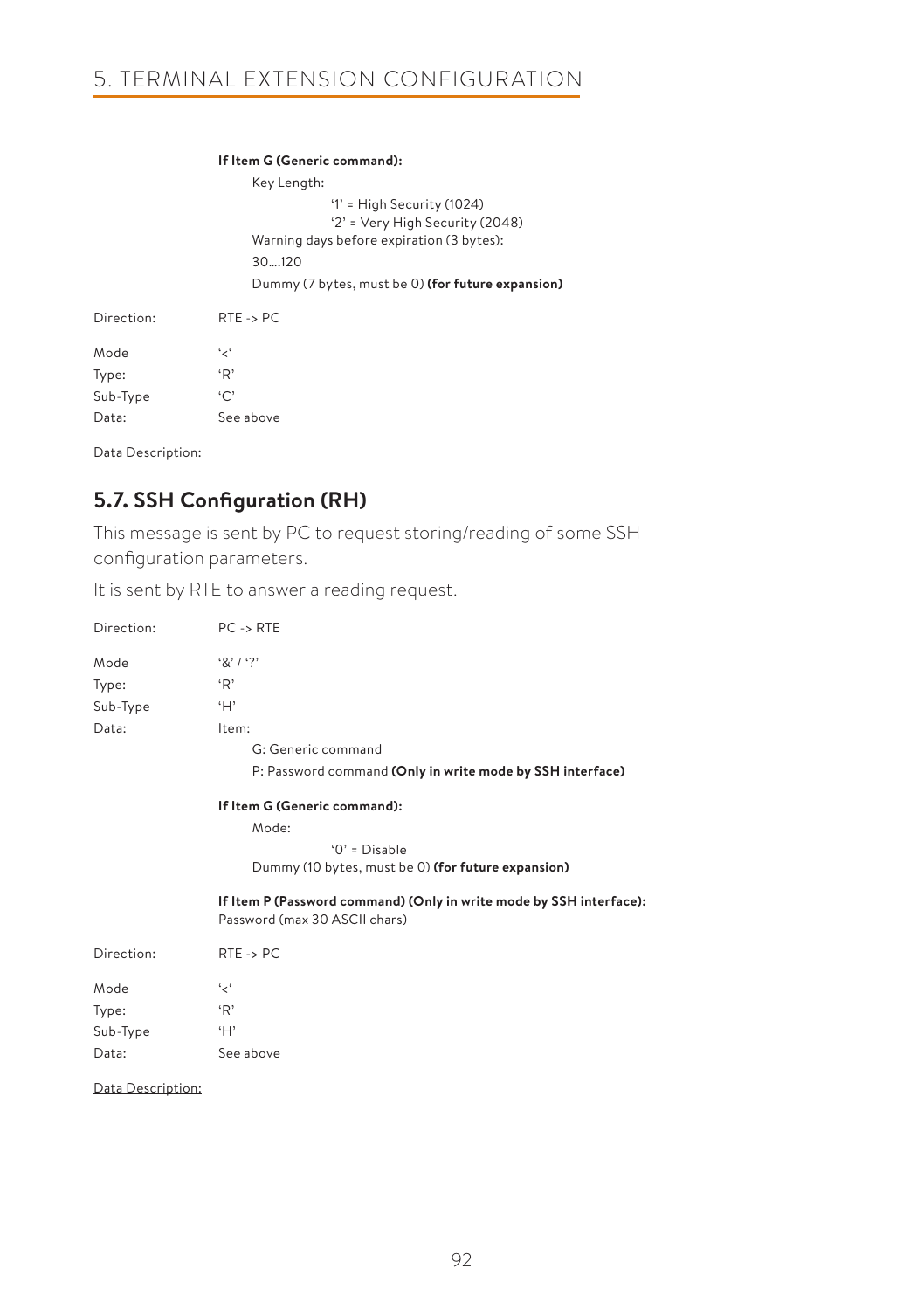**If Item G (Generic command):**

Key Length:

'1' = High Security (1024)
'2' = Very High Security (2048)

Warning days before expiration (3 bytes):

30....120

Dummy (7 bytes, must be 0) **(for future expansion)**

| | |
|---|---|
| Direction: | RTE -> PC |
| Mode | '<' |
| Type: | 'R' |
| Sub-Type | 'C' |
| Data: | See above |

Data Description:

## 5.7. SSH Configuration (RH)

This message is sent by PC to request storing/reading of some SSH configuration parameters.

It is sent by RTE to answer a reading request.

| | |
|---|---|
| Direction: | PC -> RTE |
| Mode | '&' / '?' |
| Type: | 'R' |
| Sub-Type | 'H' |
| Data: | Item: |

G: Generic command

P: Password command **(Only in write mode by SSH interface)**

**If Item G (Generic command):**

Mode:

'0' = Disable

Dummy (10 bytes, must be 0) **(for future expansion)**

**If Item P (Password command) (Only in write mode by SSH interface):**
Password (max 30 ASCII chars)

| | |
|---|---|
| Direction: | RTE -> PC |
| Mode | '<' |
| Type: | 'R' |
| Sub-Type | 'H' |
| Data: | See above |

Data Description: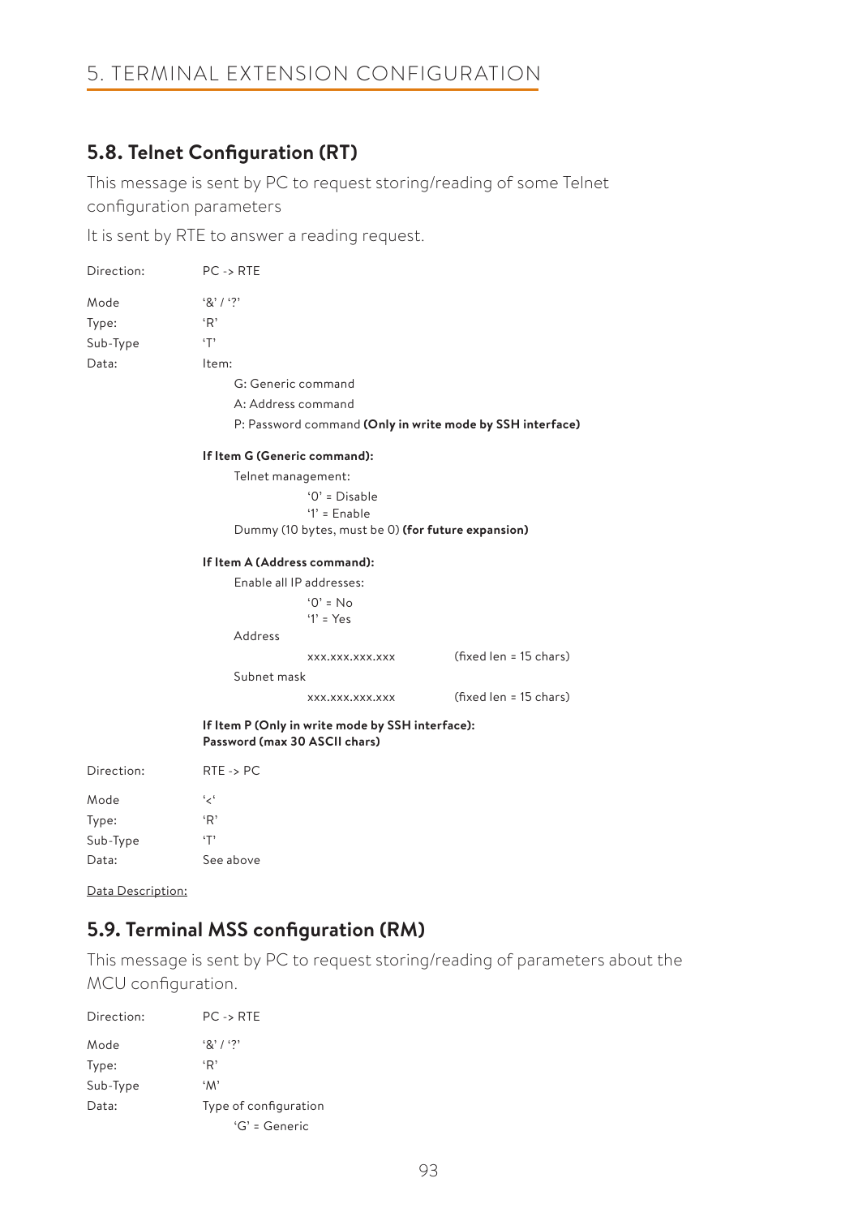# 5. TERMINAL EXTENSION CONFIGURATION

## 5.8. Telnet Configuration (RT)

This message is sent by PC to request storing/reading of some Telnet configuration parameters

It is sent by RTE to answer a reading request.

Direction: PC -> RTE

Mode: '&' / '?'
Type: 'R'
Sub-Type: 'T'
Data: Item:

- G: Generic command
- A: Address command
- P: Password command **(Only in write mode by SSH interface)**

**If Item G (Generic command):**

Telnet management:
- '0' = Disable
- '1' = Enable

Dummy (10 bytes, must be 0) **(for future expansion)**

**If Item A (Address command):**

Enable all IP addresses:
- '0' = No
- '1' = Yes

Address
- xxx.xxx.xxx.xxx (fixed len = 15 chars)

Subnet mask
- xxx.xxx.xxx.xxx (fixed len = 15 chars)

**If Item P (Only in write mode by SSH interface):**
**Password (max 30 ASCII chars)**

Direction: RTE -> PC

Mode: '<'
Type: 'R'
Sub-Type: 'T'
Data: See above

Data Description:

## 5.9. Terminal MSS configuration (RM)

This message is sent by PC to request storing/reading of parameters about the MCU configuration.

Direction: PC -> RTE

Mode: '&' / '?'
Type: 'R'
Sub-Type: 'M'
Data: Type of configuration

- 'G' = Generic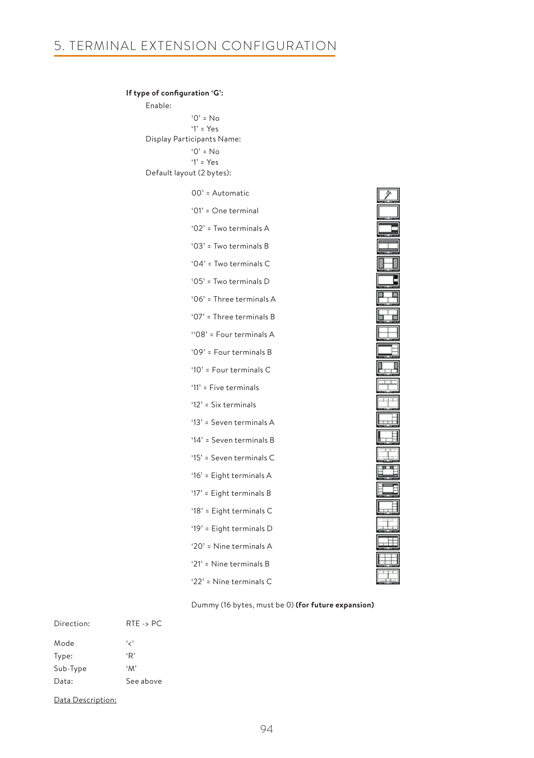# 5. TERMINAL EXTENSION CONFIGURATION

**If type of configuration 'G':**

Enable:

'0' = No
'1' = Yes

Display Participants Name:

'0' = No
'1' = Yes

Default layout (2 bytes):

00' = Automatic
'01' = One terminal
'02' = Two terminals A
'03' = Two terminals B
'04' = Two terminals C
'05' = Two terminals D
'06' = Three terminals A
'07' = Three terminals B
''08' = Four terminals A
'09' = Four terminals B
'10' = Four terminals C
'11' = Five terminals
'12' = Six terminals
'13' = Seven terminals A
'14' = Seven terminals B
'15' = Seven terminals C
'16' = Eight terminals A
'17' = Eight terminals B
'18' = Eight terminals C
'19' = Eight terminals D
'20' = Nine terminals A
'21' = Nine terminals B
'22' = Nine terminals C

Dummy (16 bytes, must be 0) **(for future expansion)**

| | |
|---|---|
| Direction: | RTE -> PC |
| Mode | '<' |
| Type: | 'R' |
| Sub-Type | 'M' |
| Data: | See above |

Data Description: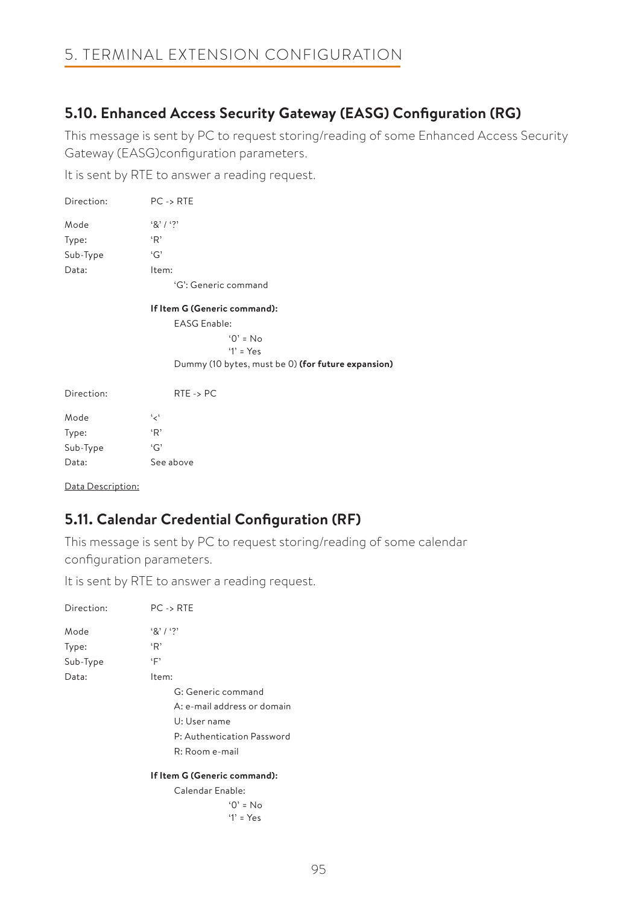# 5. TERMINAL EXTENSION CONFIGURATION

## 5.10. Enhanced Access Security Gateway (EASG) Configuration (RG)

This message is sent by PC to request storing/reading of some Enhanced Access Security Gateway (EASG)configuration parameters.

It is sent by RTE to answer a reading request.

Direction: PC -> RTE

Mode '&' / '?'
Type: 'R'
Sub-Type 'G'
Data: Item:

- 'G': Generic command

**If Item G (Generic command):**

- EASG Enable:
  - '0' = No
  - '1' = Yes
- Dummy (10 bytes, must be 0) **(for future expansion)**

Direction: RTE -> PC

Mode '<'
Type: 'R'
Sub-Type 'G'
Data: See above

Data Description:

## 5.11. Calendar Credential Configuration (RF)

This message is sent by PC to request storing/reading of some calendar configuration parameters.

It is sent by RTE to answer a reading request.

Direction: PC -> RTE

Mode '&' / '?'
Type: 'R'
Sub-Type 'F'
Data: Item:

- G: Generic command
- A: e-mail address or domain
- U: User name
- P: Authentication Password
- R: Room e-mail

**If Item G (Generic command):**

- Calendar Enable:
  - '0' = No
  - '1' = Yes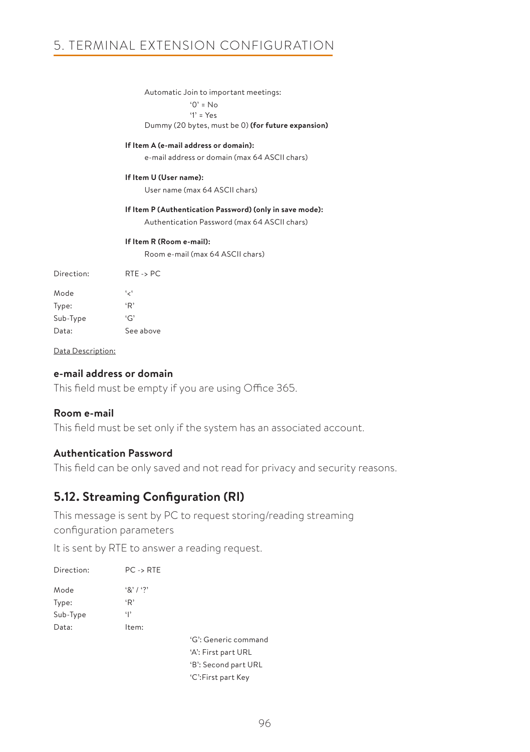Automatic Join to important meetings:

'0' = No
'1' = Yes

Dummy (20 bytes, must be 0) **(for future expansion)**

**If Item A (e-mail address or domain):**

e-mail address or domain (max 64 ASCII chars)

**If Item U (User name):**

User name (max 64 ASCII chars)

**If Item P (Authentication Password) (only in save mode):**

Authentication Password (max 64 ASCII chars)

**If Item R (Room e-mail):**

Room e-mail (max 64 ASCII chars)

Direction: RTE -> PC

Mode '<'
Type: 'R'
Sub-Type 'G'
Data: See above

Data Description:

**e-mail address or domain**

This field must be empty if you are using Office 365.

**Room e-mail**

This field must be set only if the system has an associated account.

**Authentication Password**

This field can be only saved and not read for privacy and security reasons.

## 5.12. Streaming Configuration (RI)

This message is sent by PC to request storing/reading streaming configuration parameters

It is sent by RTE to answer a reading request.

Direction: PC -> RTE

Mode '&' / '?'
Type: 'R'
Sub-Type 'I'
Data: Item:

'G': Generic command
'A': First part URL
'B': Second part URL
'C':First part Key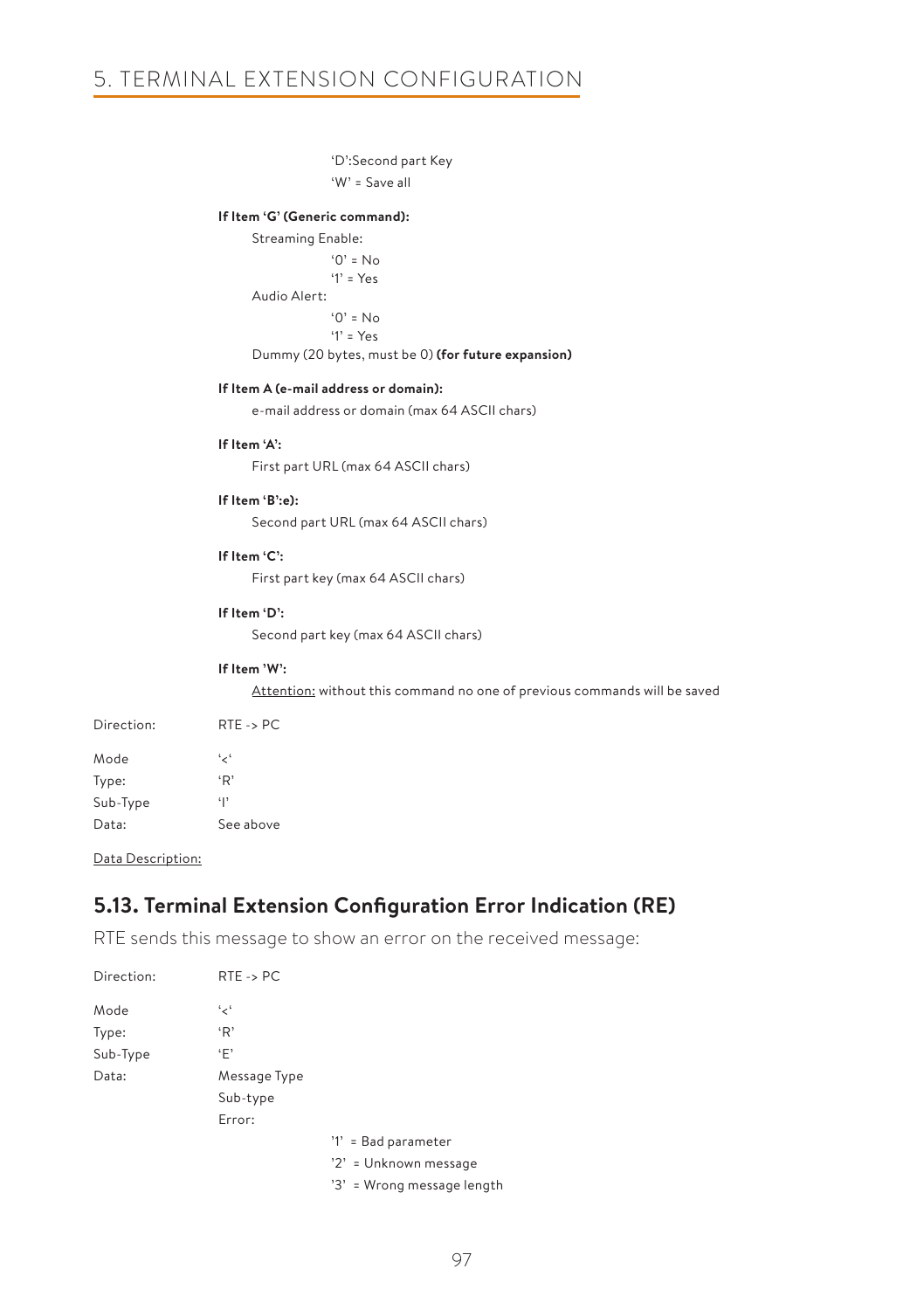'D':Second part Key

'W' = Save all

**If Item 'G' (Generic command):**

Streaming Enable:

'0' = No

'1' = Yes

Audio Alert:

'0' = No

'1' = Yes

Dummy (20 bytes, must be 0) **(for future expansion)**

**If Item A (e-mail address or domain):**

e-mail address or domain (max 64 ASCII chars)

**If Item 'A':**

First part URL (max 64 ASCII chars)

**If Item 'B':e):**

Second part URL (max 64 ASCII chars)

**If Item 'C':**

First part key (max 64 ASCII chars)

**If Item 'D':**

Second part key (max 64 ASCII chars)

**If Item 'W':**

<u>Attention:</u> without this command no one of previous commands will be saved

Direction: RTE -> PC

Mode '<'
Type: 'R'
Sub-Type 'I'
Data: See above

<u>Data Description:</u>

## 5.13. Terminal Extension Configuration Error Indication (RE)

RTE sends this message to show an error on the received message:

Direction: RTE -> PC

Mode '<'
Type: 'R'
Sub-Type 'E'
Data: Message Type
Sub-type
Error:

'1' = Bad parameter

'2' = Unknown message

'3' = Wrong message length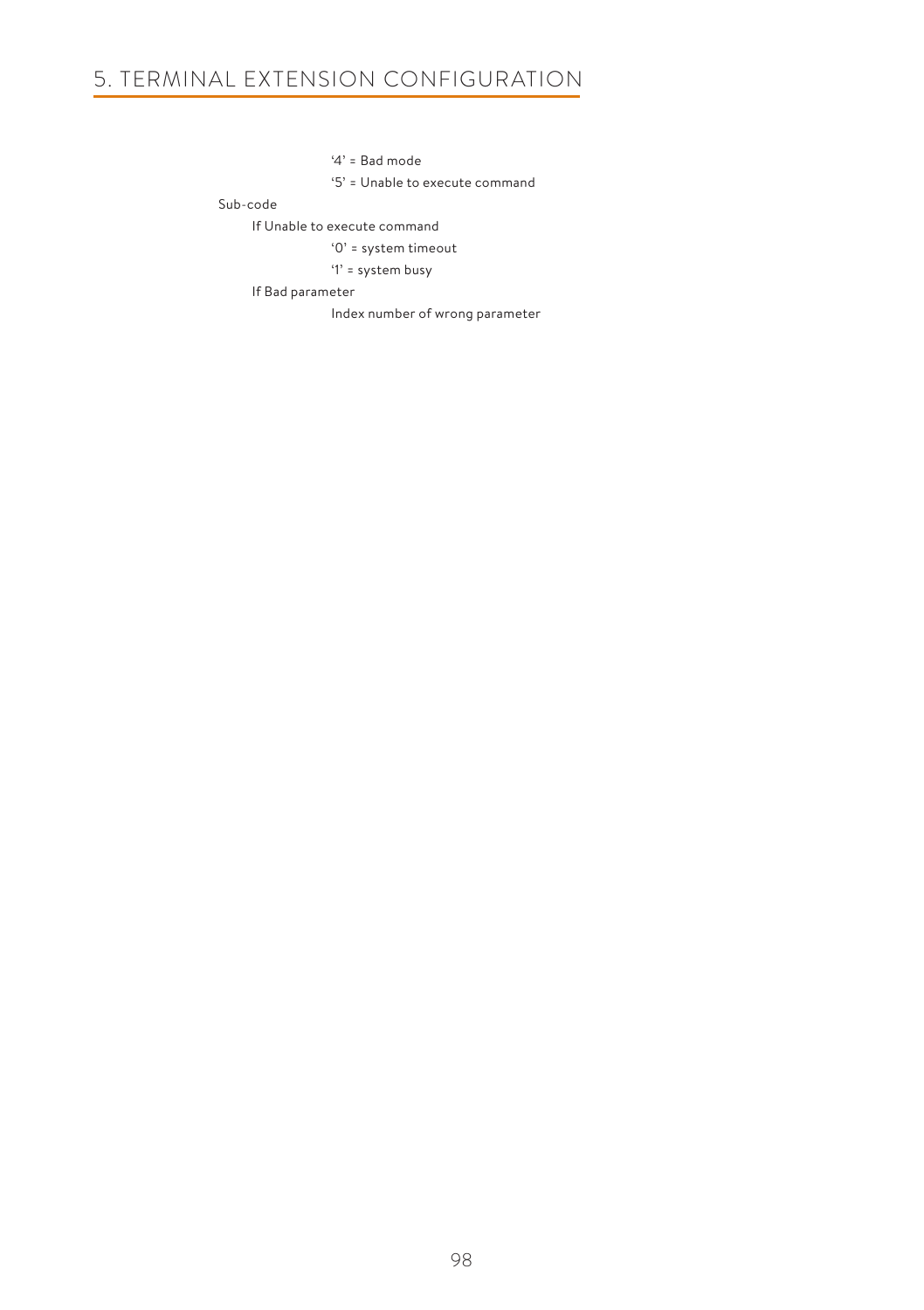'4' = Bad mode

'5' = Unable to execute command

Sub-code

If Unable to execute command

'0' = system timeout

'1' = system busy

If Bad parameter

Index number of wrong parameter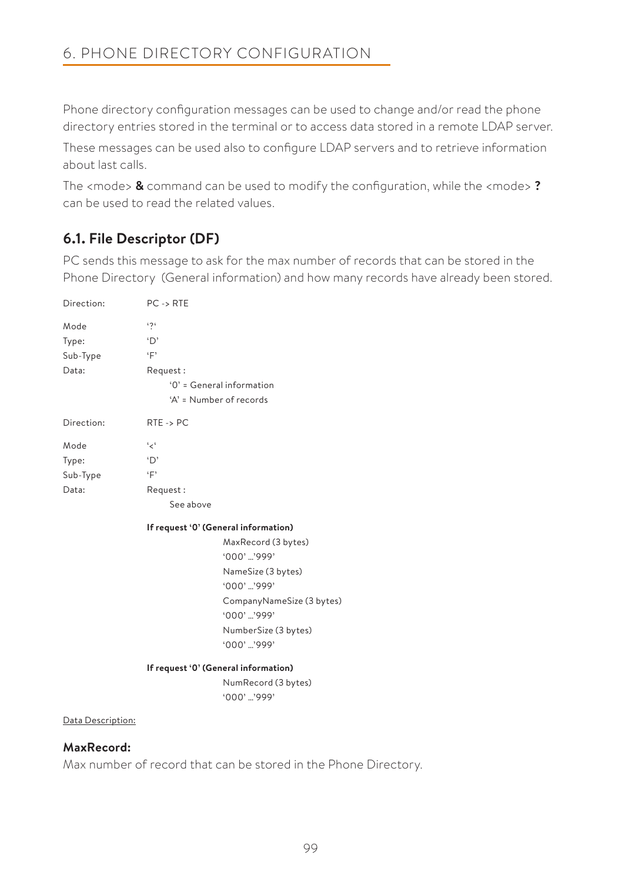# 6. PHONE DIRECTORY CONFIGURATION

Phone directory configuration messages can be used to change and/or read the phone directory entries stored in the terminal or to access data stored in a remote LDAP server.

These messages can be used also to configure LDAP servers and to retrieve information about last calls.

The <mode> **&** command can be used to modify the configuration, while the <mode> **?** can be used to read the related values.

## 6.1. File Descriptor (DF)

PC sends this message to ask for the max number of records that can be stored in the Phone Directory (General information) and how many records have already been stored.

Direction: PC -> RTE

Mode '?'
Type: 'D'
Sub-Type 'F'
Data: Request :
- '0' = General information
- 'A' = Number of records

Direction: RTE -> PC

Mode '<'
Type: 'D'
Sub-Type 'F'
Data: Request :
See above

**If request '0' (General information)**

MaxRecord (3 bytes)
'000' ...'999'
NameSize (3 bytes)
'000' ...'999'
CompanyNameSize (3 bytes)
'000' ...'999'
NumberSize (3 bytes)
'000' ...'999'

**If request '0' (General information)**

NumRecord (3 bytes)
'000' ...'999'

Data Description:

**MaxRecord:**
Max number of record that can be stored in the Phone Directory.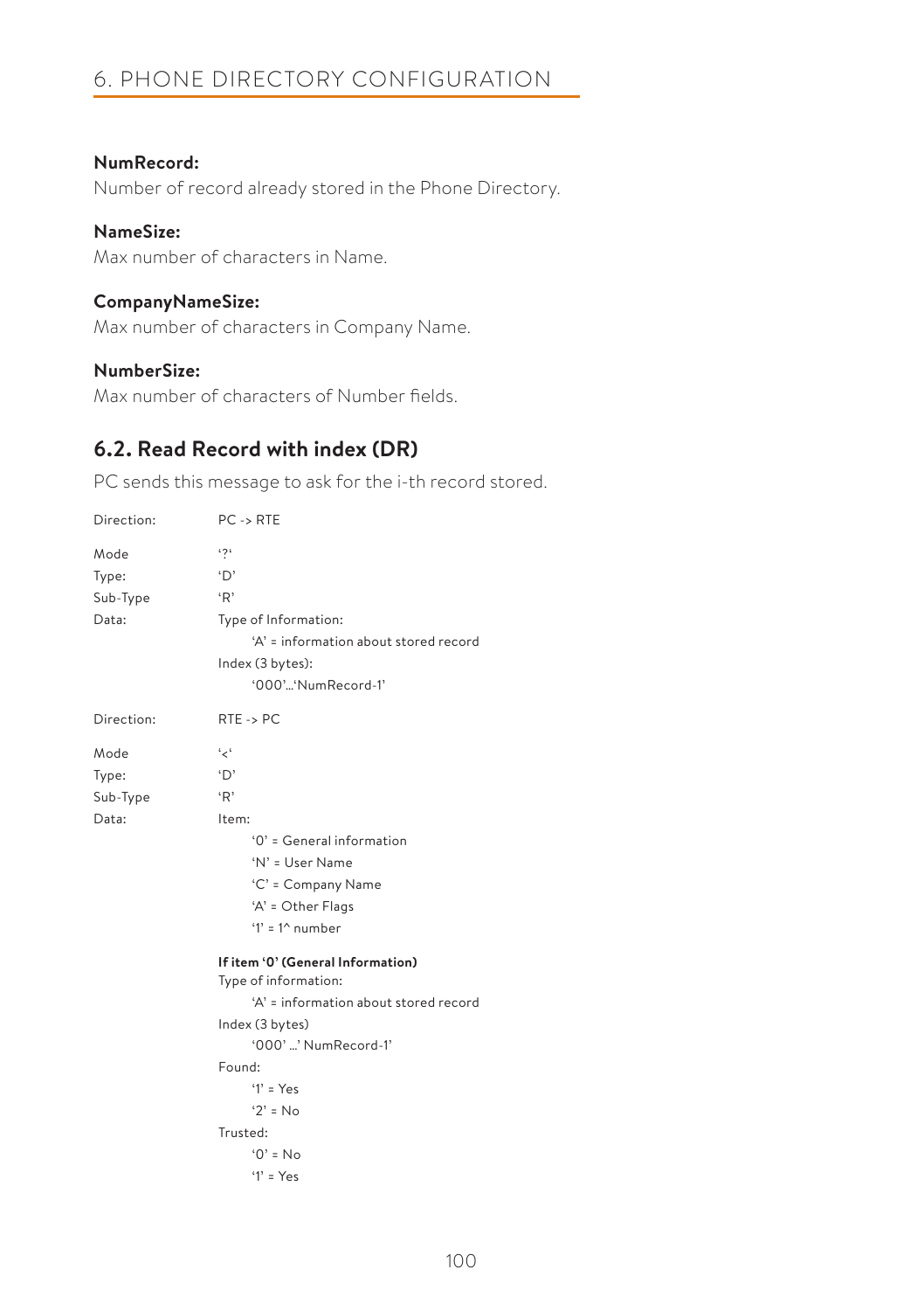**NumRecord:**
Number of record already stored in the Phone Directory.

**NameSize:**
Max number of characters in Name.

**CompanyNameSize:**
Max number of characters in Company Name.

**NumberSize:**
Max number of characters of Number fields.

## 6.2. Read Record with index (DR)

PC sends this message to ask for the i-th record stored.

Direction: PC -> RTE

Mode: '?'
Type: 'D'
Sub-Type: 'R'
Data:
- Type of Information:
  - 'A' = information about stored record
- Index (3 bytes):
  - '000'...'NumRecord-1'

Direction: RTE -> PC

Mode: '<'
Type: 'D'
Sub-Type: 'R'
Data:
- Item:
  - '0' = General information
  - 'N' = User Name
  - 'C' = Company Name
  - 'A' = Other Flags
  - '1' = 1^ number

**If item '0' (General Information)**

- Type of information:
  - 'A' = information about stored record
- Index (3 bytes)
  - '000' ...' NumRecord-1'
- Found:
  - '1' = Yes
  - '2' = No
- Trusted:
  - '0' = No
  - '1' = Yes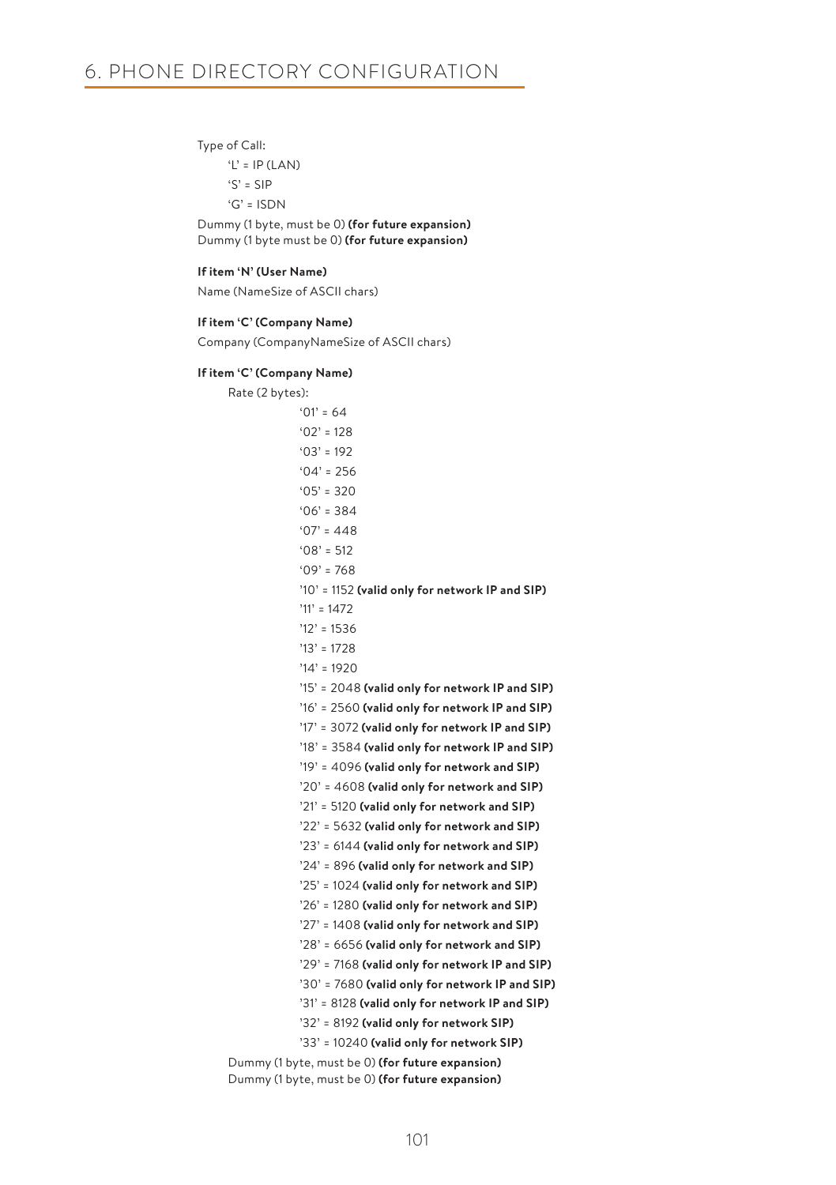Type of Call:

- 'L' = IP (LAN)
- 'S' = SIP
- 'G' = ISDN

Dummy (1 byte, must be 0) **(for future expansion)**
Dummy (1 byte must be 0) **(for future expansion)**

**If item 'N' (User Name)**

Name (NameSize of ASCII chars)

**If item 'C' (Company Name)**

Company (CompanyNameSize of ASCII chars)

**If item 'C' (Company Name)**

Rate (2 bytes):

- '01' = 64
- '02' = 128
- '03' = 192
- '04' = 256
- '05' = 320
- '06' = 384
- '07' = 448
- '08' = 512
- '09' = 768
- '10' = 1152 **(valid only for network IP and SIP)**
- '11' = 1472
- '12' = 1536
- '13' = 1728
- '14' = 1920
- '15' = 2048 **(valid only for network IP and SIP)**
- '16' = 2560 **(valid only for network IP and SIP)**
- '17' = 3072 **(valid only for network IP and SIP)**
- '18' = 3584 **(valid only for network IP and SIP)**
- '19' = 4096 **(valid only for network and SIP)**
- '20' = 4608 **(valid only for network and SIP)**
- '21' = 5120 **(valid only for network and SIP)**
- '22' = 5632 **(valid only for network and SIP)**
- '23' = 6144 **(valid only for network and SIP)**
- '24' = 896 **(valid only for network and SIP)**
- '25' = 1024 **(valid only for network and SIP)**
- '26' = 1280 **(valid only for network and SIP)**
- '27' = 1408 **(valid only for network and SIP)**
- '28' = 6656 **(valid only for network and SIP)**
- '29' = 7168 **(valid only for network IP and SIP)**
- '30' = 7680 **(valid only for network IP and SIP)**
- '31' = 8128 **(valid only for network IP and SIP)**
- '32' = 8192 **(valid only for network SIP)**
- '33' = 10240 **(valid only for network SIP)**

Dummy (1 byte, must be 0) **(for future expansion)**
Dummy (1 byte, must be 0) **(for future expansion)**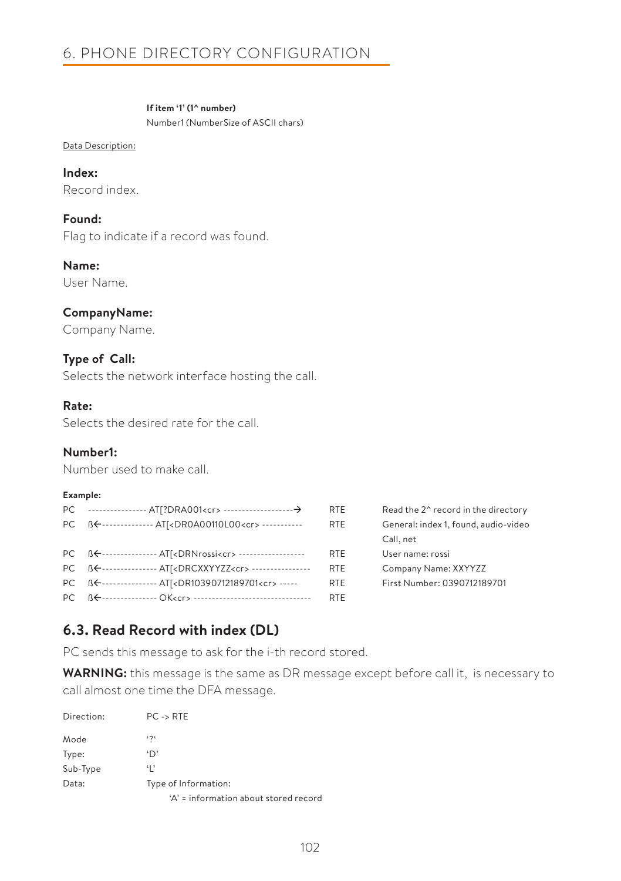**If item '1' (1^ number)**
Number1 (NumberSize of ASCII chars)

Data Description:

**Index:**
Record index.

**Found:**
Flag to indicate if a record was found.

**Name:**
User Name.

**CompanyName:**
Company Name.

**Type of Call:**
Selects the network interface hosting the call.

**Rate:**
Selects the desired rate for the call.

**Number1:**
Number used to make call.

**Example:**

| | | | |
|---|---|---|---|
| PC | ---------------- AT[?DRA001<cr> -------------------→ | RTE | Read the 2^ record in the directory |
| PC | ß←-------------- AT[<DR0A00110L00<cr> ----------- | RTE | General: index 1, found, audio-video Call, net |
| PC | ß←--------------- AT[<DRNrossi<cr> ------------------ | RTE | User name: rossi |
| PC | ß←--------------- AT[<DRCXXYYZZ<cr> ---------------- | RTE | Company Name: XXYYZZ |
| PC | ß←--------------- AT[<DR10390712189701<cr> ----- | RTE | First Number: 0390712189701 |
| PC | ß←--------------- OK<cr> ------------------------------- | RTE | |

## 6.3. Read Record with index (DL)

PC sends this message to ask for the i-th record stored.

**WARNING:** this message is the same as DR message except before call it, is necessary to call almost one time the DFA message.

| | |
|---|---|
| Direction: | PC -> RTE |
| Mode | '?' |
| Type: | 'D' |
| Sub-Type | 'L' |
| Data: | Type of Information:<br>'A' = information about stored record |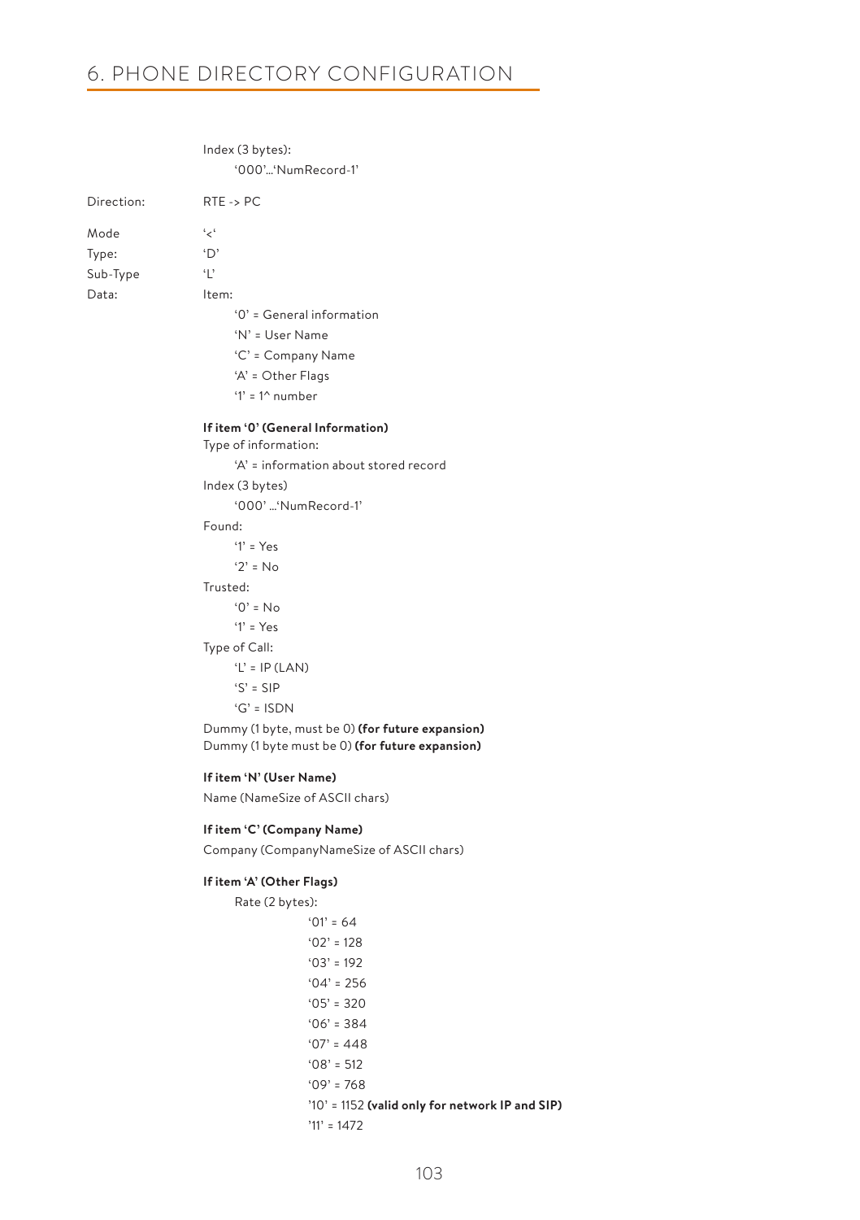# 6. PHONE DIRECTORY CONFIGURATION

Index (3 bytes):
    '000'...'NumRecord-1'

Direction: RTE -> PC

Mode '<'
Type: 'D'
Sub-Type 'L'
Data: Item:
    '0' = General information
    'N' = User Name
    'C' = Company Name
    'A' = Other Flags
    '1' = 1^ number

**If item '0' (General Information)**
Type of information:
    'A' = information about stored record
Index (3 bytes)
    '000' ...'NumRecord-1'
Found:
    '1' = Yes
    '2' = No
Trusted:
    '0' = No
    '1' = Yes
Type of Call:
    'L' = IP (LAN)
    'S' = SIP
    'G' = ISDN
Dummy (1 byte, must be 0) **(for future expansion)**
Dummy (1 byte must be 0) **(for future expansion)**

**If item 'N' (User Name)**
Name (NameSize of ASCII chars)

**If item 'C' (Company Name)**
Company (CompanyNameSize of ASCII chars)

**If item 'A' (Other Flags)**
    Rate (2 bytes):
        '01' = 64
        '02' = 128
        '03' = 192
        '04' = 256
        '05' = 320
        '06' = 384
        '07' = 448
        '08' = 512
        '09' = 768
        '10' = 1152 **(valid only for network IP and SIP)**
        '11' = 1472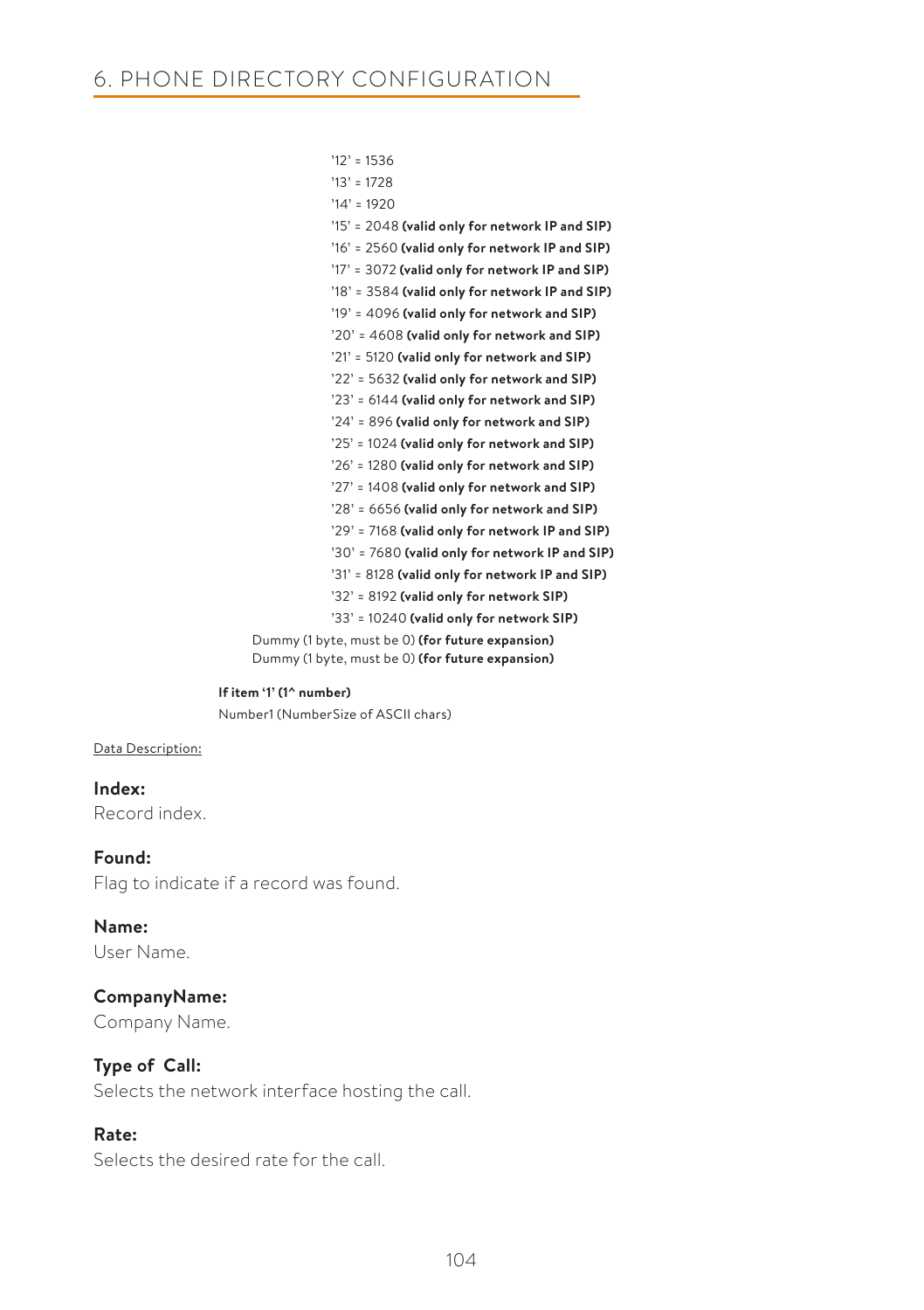’12’ = 1536
’13’ = 1728
’14’ = 1920
’15’ = 2048 **(valid only for network IP and SIP)**
’16’ = 2560 **(valid only for network IP and SIP)**
’17’ = 3072 **(valid only for network IP and SIP)**
’18’ = 3584 **(valid only for network IP and SIP)**
’19’ = 4096 **(valid only for network and SIP)**
’20’ = 4608 **(valid only for network and SIP)**
’21’ = 5120 **(valid only for network and SIP)**
’22’ = 5632 **(valid only for network and SIP)**
’23’ = 6144 **(valid only for network and SIP)**
’24’ = 896 **(valid only for network and SIP)**
’25’ = 1024 **(valid only for network and SIP)**
’26’ = 1280 **(valid only for network and SIP)**
’27’ = 1408 **(valid only for network and SIP)**
’28’ = 6656 **(valid only for network and SIP)**
’29’ = 7168 **(valid only for network IP and SIP)**
’30’ = 7680 **(valid only for network IP and SIP)**
’31’ = 8128 **(valid only for network IP and SIP)**
’32’ = 8192 **(valid only for network SIP)**
’33’ = 10240 **(valid only for network SIP)**

Dummy (1 byte, must be 0) **(for future expansion)**
Dummy (1 byte, must be 0) **(for future expansion)**

**If item ‘1’ (1^ number)**
Number1 (NumberSize of ASCII chars)

Data Description:

**Index:**
Record index.

**Found:**
Flag to indicate if a record was found.

**Name:**
User Name.

**CompanyName:**
Company Name.

**Type of Call:**
Selects the network interface hosting the call.

**Rate:**
Selects the desired rate for the call.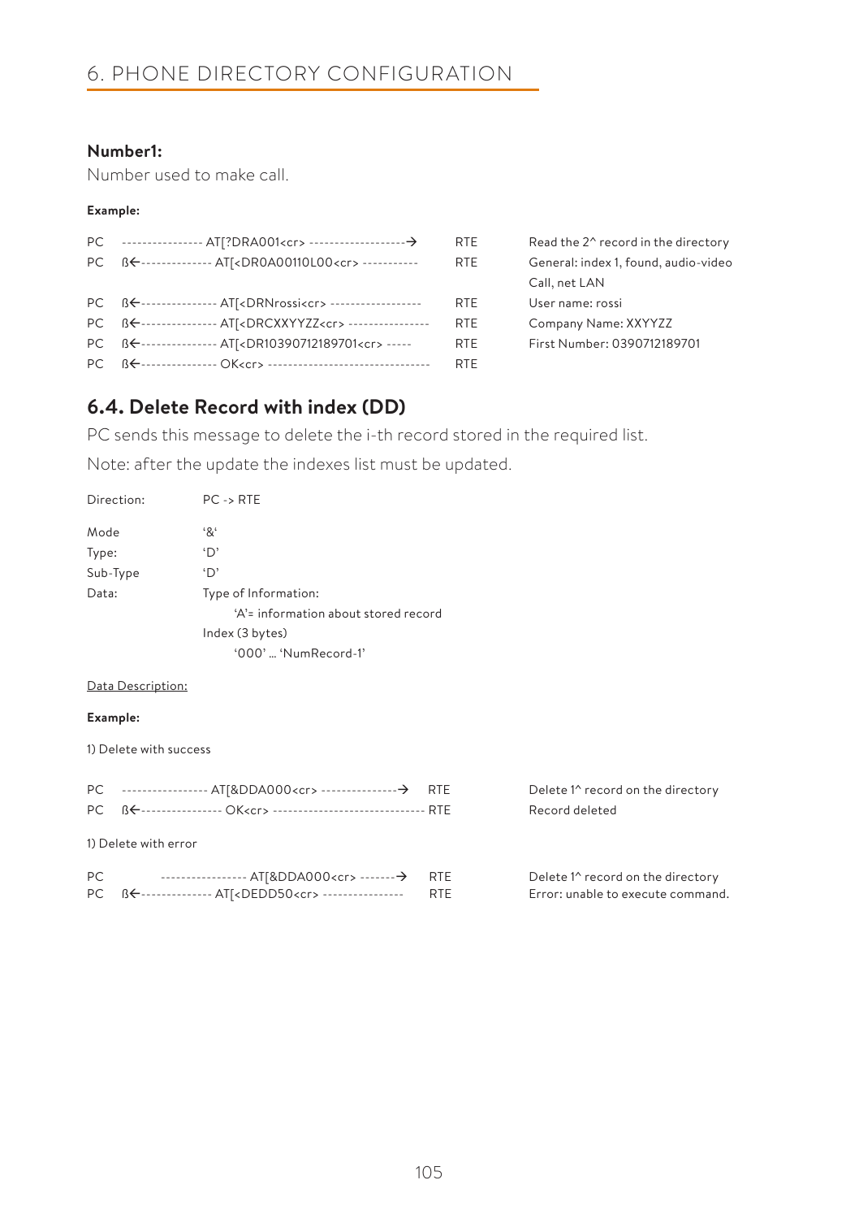## Number1:

Number used to make call.

**Example:**

```
PC   ---------------- AT[?DRA001<cr> -------------------→        RTE    Read the 2^ record in the directory
PC   ß←-------------- AT[<DR0A00110L00<cr> -----------          RTE    General: index 1, found, audio-video
                                                                       Call, net LAN
PC   ß←-------------- AT[<DRNrossi<cr> ------------------        RTE    User name: rossi
PC   ß←-------------- AT[<DRCXXYYZZ<cr> ----------------         RTE    Company Name: XXYYZZ
PC   ß←-------------- AT[<DR10390712189701<cr> -----            RTE    First Number: 0390712189701
PC   ß←-------------- OK<cr> --------------------------------   RTE
```

## 6.4. Delete Record with index (DD)

PC sends this message to delete the i-th record stored in the required list.

Note: after the update the indexes list must be updated.

Direction: PC -> RTE

Mode '&'
Type: 'D'
Sub-Type 'D'
Data: Type of Information:
'A'= information about stored record
Index (3 bytes)
'000' … 'NumRecord-1'

Data Description:

**Example:**

1) Delete with success

```
PC   ----------------- AT[&DDA000<cr> ---------------→   RTE    Delete 1^ record on the directory
PC   ß←---------------- OK<cr> ----------------------------- RTE    Record deleted
```

1) Delete with error

```
PC          ----------------- AT[&DDA000<cr> -------→   RTE    Delete 1^ record on the directory
PC   ß←-------------- AT[<DEDD50<cr> ----------------   RTE    Error: unable to execute command.
```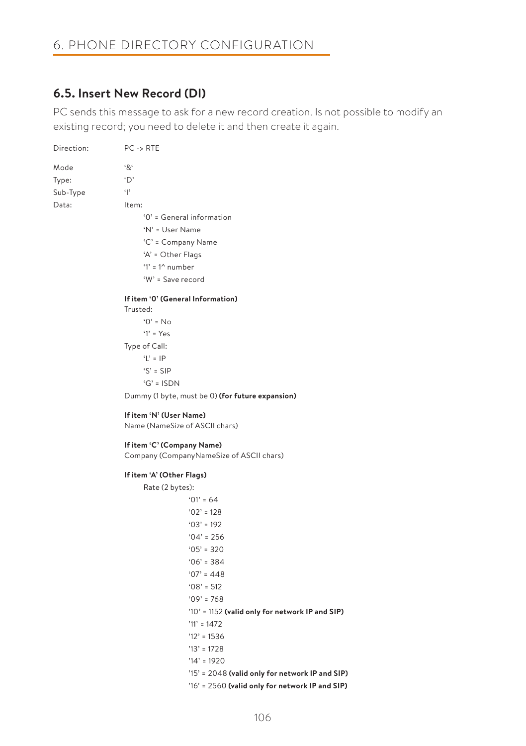## 6.5. Insert New Record (DI)

PC sends this message to ask for a new record creation. Is not possible to modify an existing record; you need to delete it and then create it again.

Direction: PC -> RTE

Mode '&'
Type: 'D'
Sub-Type 'I'
Data: Item:

- '0' = General information
- 'N' = User Name
- 'C' = Company Name
- 'A' = Other Flags
- '1' = 1^ number
- 'W' = Save record

**If item '0' (General Information)**
Trusted:

- '0' = No
- '1' = Yes

Type of Call:

- 'L' = IP
- 'S' = SIP
- 'G' = ISDN

Dummy (1 byte, must be 0) **(for future expansion)**

**If item 'N' (User Name)**
Name (NameSize of ASCII chars)

**If item 'C' (Company Name)**
Company (CompanyNameSize of ASCII chars)

**If item 'A' (Other Flags)**

Rate (2 bytes):

- '01' = 64
- '02' = 128
- '03' = 192
- '04' = 256
- '05' = 320
- '06' = 384
- '07' = 448
- '08' = 512
- '09' = 768
- '10' = 1152 **(valid only for network IP and SIP)**
- '11' = 1472
- '12' = 1536
- '13' = 1728
- '14' = 1920
- '15' = 2048 **(valid only for network IP and SIP)**
- '16' = 2560 **(valid only for network IP and SIP)**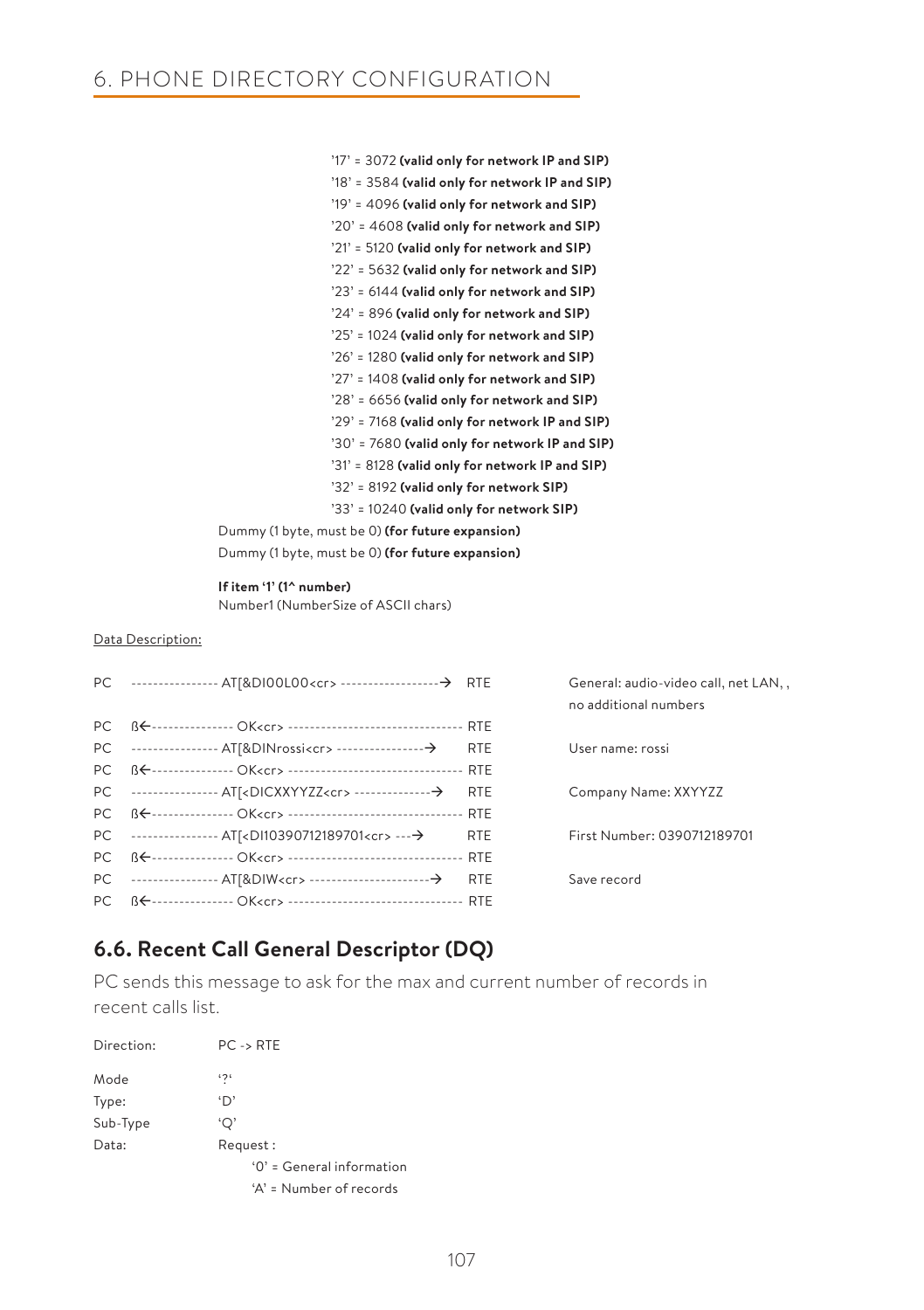'17' = 3072 **(valid only for network IP and SIP)**
'18' = 3584 **(valid only for network IP and SIP)**
'19' = 4096 **(valid only for network and SIP)**
'20' = 4608 **(valid only for network and SIP)**
'21' = 5120 **(valid only for network and SIP)**
'22' = 5632 **(valid only for network and SIP)**
'23' = 6144 **(valid only for network and SIP)**
'24' = 896 **(valid only for network and SIP)**
'25' = 1024 **(valid only for network and SIP)**
'26' = 1280 **(valid only for network and SIP)**
'27' = 1408 **(valid only for network and SIP)**
'28' = 6656 **(valid only for network and SIP)**
'29' = 7168 **(valid only for network IP and SIP)**
'30' = 7680 **(valid only for network IP and SIP)**
'31' = 8128 **(valid only for network IP and SIP)**
'32' = 8192 **(valid only for network SIP)**
'33' = 10240 **(valid only for network SIP)**

Dummy (1 byte, must be 0) **(for future expansion)**
Dummy (1 byte, must be 0) **(for future expansion)**

**If item '1' (1^ number)**
Number1 (NumberSize of ASCII chars)

Data Description:

| | | | |
|---|---|---|---|
| PC | ---------------- AT[&DI00L00<cr> ------------------→ | RTE | General: audio-video call, net LAN, , no additional numbers |
| PC | ß←--------------- OK<cr> -------------------------------- | RTE | |
| PC | ---------------- AT[&DINrossi<cr> ----------------→ | RTE | User name: rossi |
| PC | ß←--------------- OK<cr> -------------------------------- | RTE | |
| PC | ---------------- AT[<DICXXYYZZ<cr> --------------→ | RTE | Company Name: XXYYZZ |
| PC | ß←--------------- OK<cr> -------------------------------- | RTE | |
| PC | ---------------- AT[<DI10390712189701<cr> ---→ | RTE | First Number: 0390712189701 |
| PC | ß←--------------- OK<cr> -------------------------------- | RTE | |
| PC | ---------------- AT[&DIW<cr> ----------------------→ | RTE | Save record |
| PC | ß←--------------- OK<cr> -------------------------------- | RTE | |

## 6.6. Recent Call General Descriptor (DQ)

PC sends this message to ask for the max and current number of records in recent calls list.

Direction: PC -> RTE

Mode '?'
Type: 'D'
Sub-Type 'Q'
Data: Request :
'0' = General information
'A' = Number of records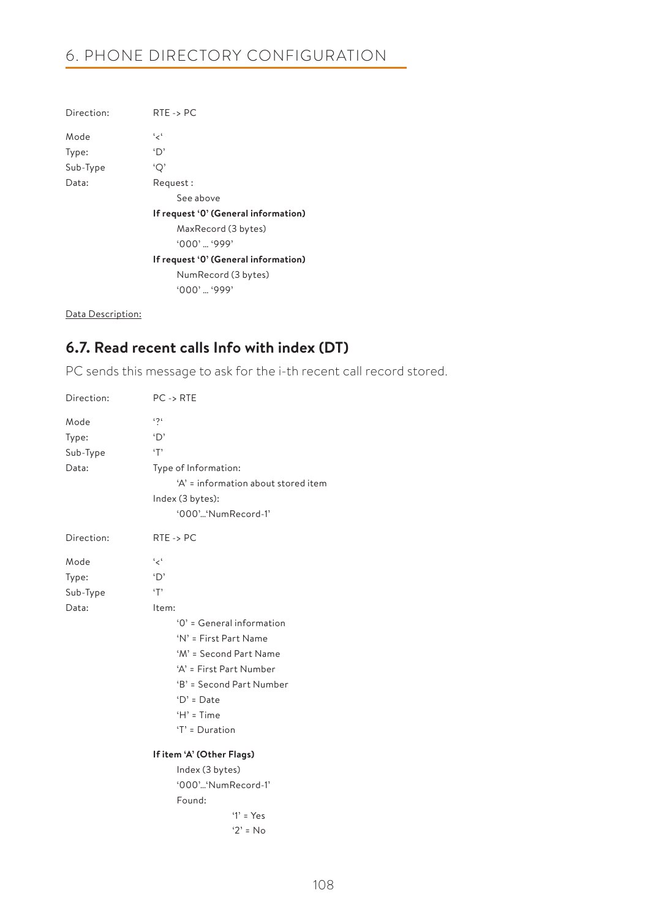Direction: RTE -> PC

Mode '<'
Type: 'D'
Sub-Type 'Q'
Data: Request :

See above

**If request '0' (General information)**

MaxRecord (3 bytes)

'000' ... '999'

**If request '0' (General information)**

NumRecord (3 bytes)

'000' ... '999'

Data Description:

## 6.7. Read recent calls Info with index (DT)

PC sends this message to ask for the i-th recent call record stored.

Direction: PC -> RTE

Mode '?'
Type: 'D'
Sub-Type 'T'
Data: Type of Information:

'A' = information about stored item

Index (3 bytes):

'000'...'NumRecord-1'

Direction: RTE -> PC

Mode '<'
Type: 'D'
Sub-Type 'T'
Data: Item:

'0' = General information
'N' = First Part Name
'M' = Second Part Name
'A' = First Part Number
'B' = Second Part Number
'D' = Date
'H' = Time
'T' = Duration

**If item 'A' (Other Flags)**

Index (3 bytes)

'000'...'NumRecord-1'

Found:

'1' = Yes
'2' = No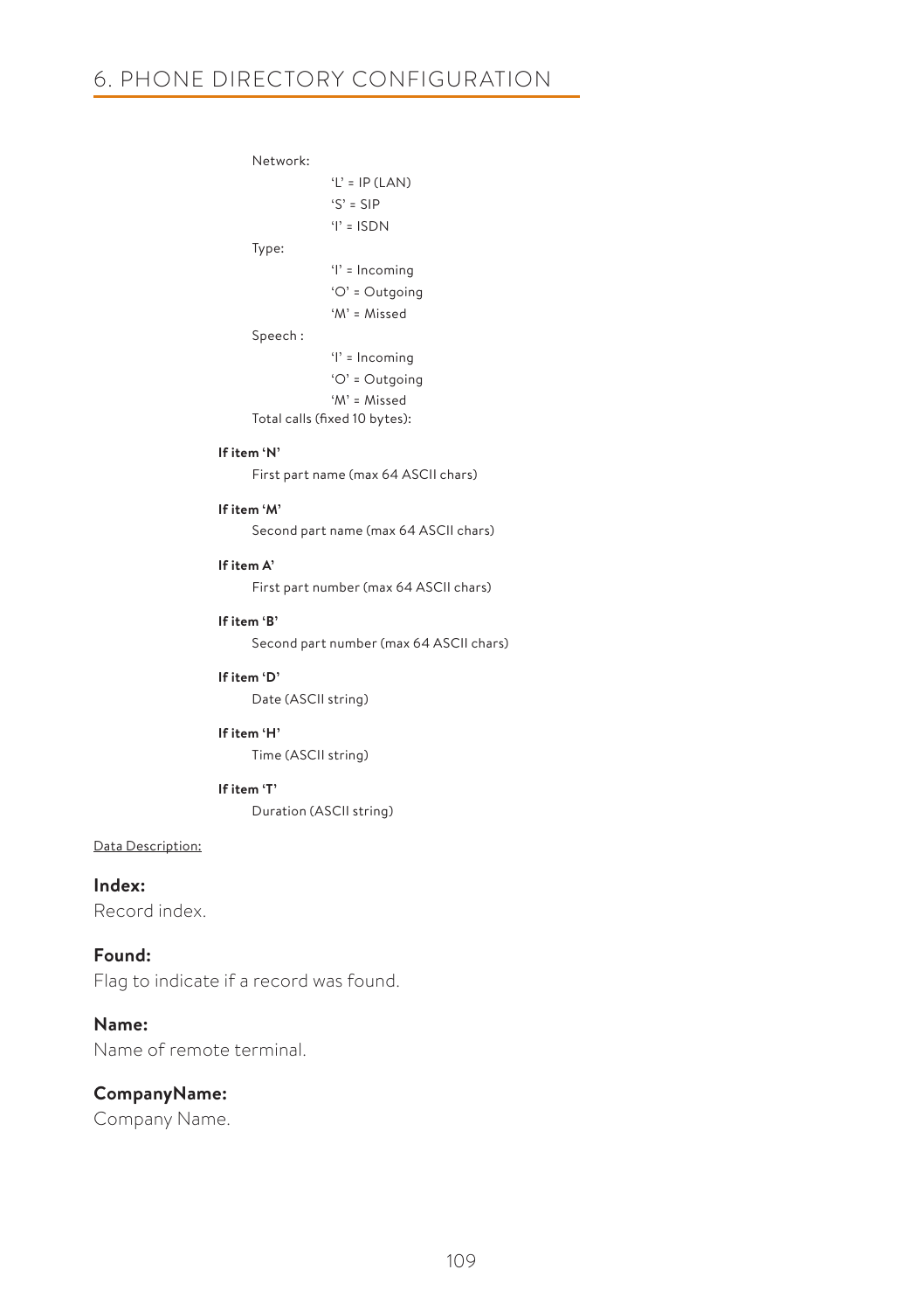Network:

- ‘L’ = IP (LAN)
- ‘S’ = SIP
- ‘I’ = ISDN

Type:

- ‘I’ = Incoming
- ‘O’ = Outgoing
- ‘M’ = Missed

Speech :

- ‘I’ = Incoming
- ‘O’ = Outgoing
- ‘M’ = Missed

Total calls (fixed 10 bytes):

**If item ‘N’**

First part name (max 64 ASCII chars)

**If item ‘M’**

Second part name (max 64 ASCII chars)

**If item A’**

First part number (max 64 ASCII chars)

**If item ‘B’**

Second part number (max 64 ASCII chars)

**If item ‘D’**

Date (ASCII string)

**If item ‘H’**

Time (ASCII string)

**If item ‘T’**

Duration (ASCII string)

Data Description:

**Index:**
Record index.

**Found:**
Flag to indicate if a record was found.

**Name:**
Name of remote terminal.

**CompanyName:**
Company Name.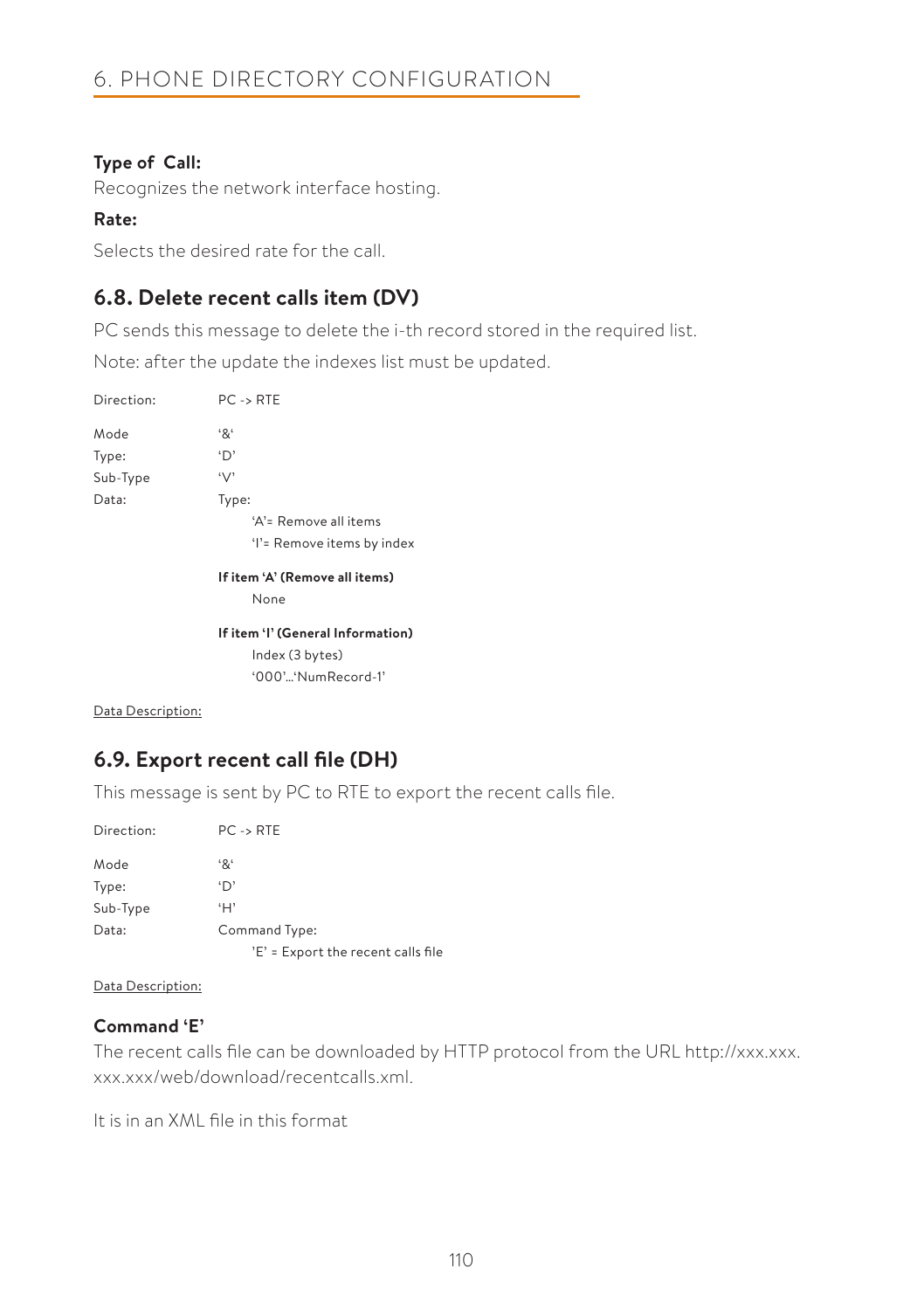**Type of Call:**

Recognizes the network interface hosting.

**Rate:**

Selects the desired rate for the call.

## 6.8. Delete recent calls item (DV)

PC sends this message to delete the i-th record stored in the required list.

Note: after the update the indexes list must be updated.

Direction: PC -> RTE

Mode '&'
Type: 'D'
Sub-Type 'V'
Data: Type:

- 'A'= Remove all items
- 'I'= Remove items by index

**If item 'A' (Remove all items)**

None

**If item 'I' (General Information)**

Index (3 bytes)
'000'...'NumRecord-1'

Data Description:

## 6.9. Export recent call file (DH)

This message is sent by PC to RTE to export the recent calls file.

Direction: PC -> RTE

Mode '&'
Type: 'D'
Sub-Type 'H'
Data: Command Type:

- 'E' = Export the recent calls file

Data Description:

### Command 'E'

The recent calls file can be downloaded by HTTP protocol from the URL http://xxx.xxx.xxx.xxx/web/download/recentcalls.xml.

It is in an XML file in this format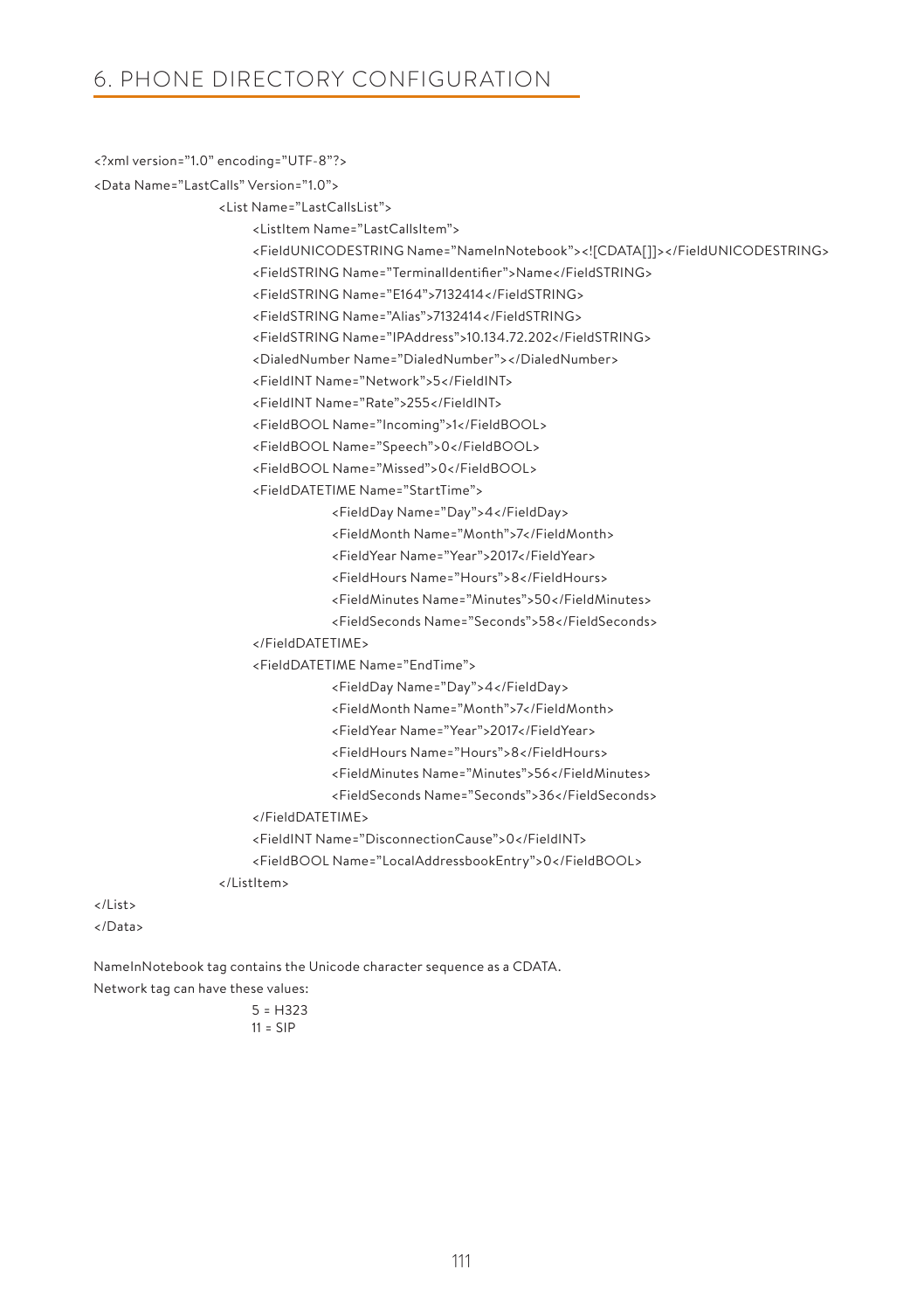# 6. PHONE DIRECTORY CONFIGURATION

```
<?xml version="1.0" encoding="UTF-8"?>
<Data Name="LastCalls" Version="1.0">
        <List Name="LastCallsList">
            <ListItem Name="LastCallsItem">
            <FieldUNICODESTRING Name="NameInNotebook"><![CDATA[]]></FieldUNICODESTRING>
            <FieldSTRING Name="TerminalIdentifier">Name</FieldSTRING>
            <FieldSTRING Name="E164">7132414</FieldSTRING>
            <FieldSTRING Name="Alias">7132414</FieldSTRING>
            <FieldSTRING Name="IPAddress">10.134.72.202</FieldSTRING>
            <DialedNumber Name="DialedNumber"></DialedNumber>
            <FieldINT Name="Network">5</FieldINT>
            <FieldINT Name="Rate">255</FieldINT>
            <FieldBOOL Name="Incoming">1</FieldBOOL>
            <FieldBOOL Name="Speech">0</FieldBOOL>
            <FieldBOOL Name="Missed">0</FieldBOOL>
            <FieldDATETIME Name="StartTime">
                    <FieldDay Name="Day">4</FieldDay>
                    <FieldMonth Name="Month">7</FieldMonth>
                    <FieldYear Name="Year">2017</FieldYear>
                    <FieldHours Name="Hours">8</FieldHours>
                    <FieldMinutes Name="Minutes">50</FieldMinutes>
                    <FieldSeconds Name="Seconds">58</FieldSeconds>
            </FieldDATETIME>
            <FieldDATETIME Name="EndTime">
                    <FieldDay Name="Day">4</FieldDay>
                    <FieldMonth Name="Month">7</FieldMonth>
                    <FieldYear Name="Year">2017</FieldYear>
                    <FieldHours Name="Hours">8</FieldHours>
                    <FieldMinutes Name="Minutes">56</FieldMinutes>
                    <FieldSeconds Name="Seconds">36</FieldSeconds>
            </FieldDATETIME>
            <FieldINT Name="DisconnectionCause">0</FieldINT>
            <FieldBOOL Name="LocalAddressbookEntry">0</FieldBOOL>
        </ListItem>
</List>
</Data>
```

NameInNotebook tag contains the Unicode character sequence as a CDATA.

Network tag can have these values:

5 = H323
11 = SIP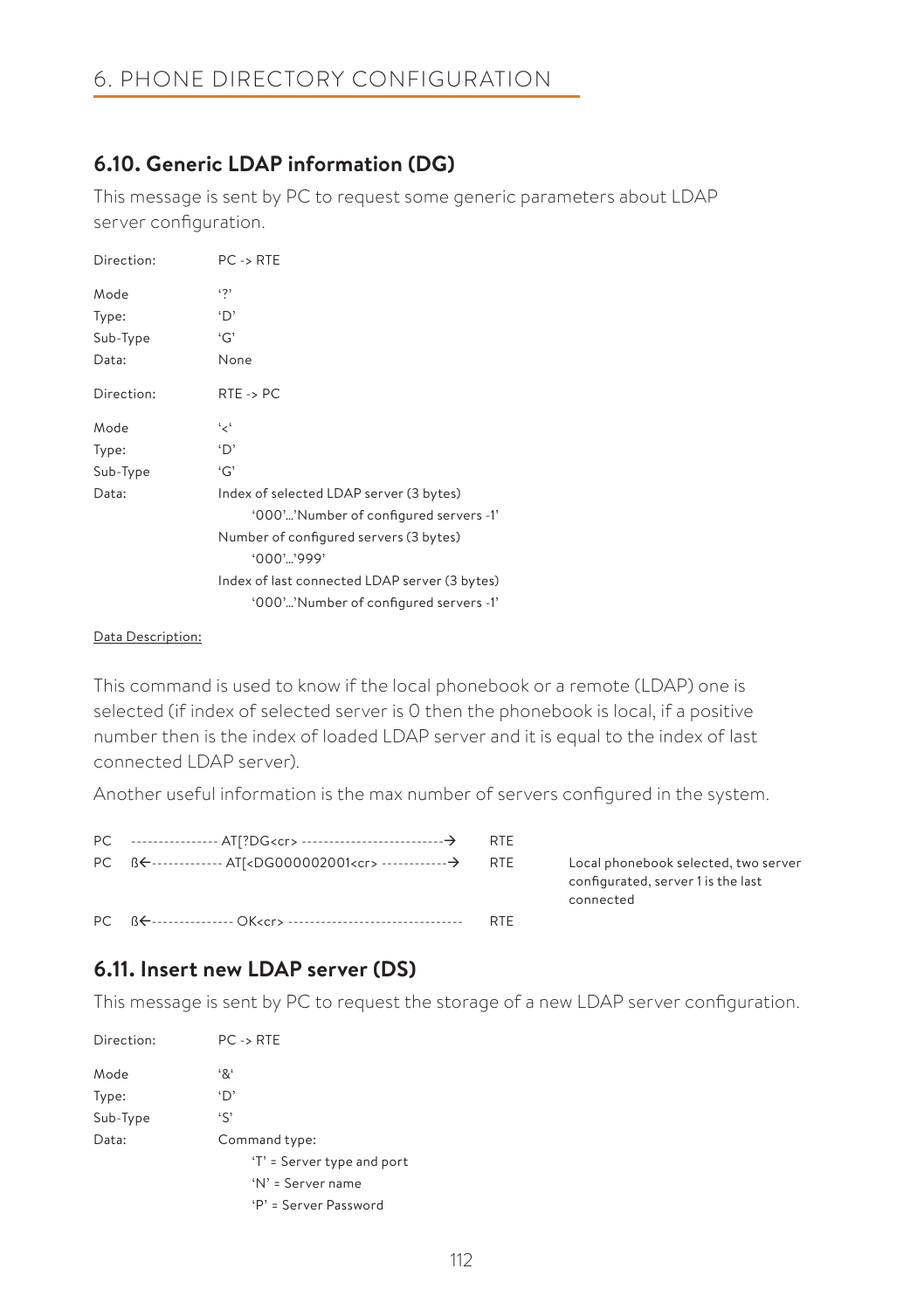# 6. PHONE DIRECTORY CONFIGURATION

## 6.10. Generic LDAP information (DG)

This message is sent by PC to request some generic parameters about LDAP server configuration.

Direction: PC -> RTE

Mode '?'
Type: 'D'
Sub-Type 'G'
Data: None

Direction: RTE -> PC

Mode '<'
Type: 'D'
Sub-Type 'G'
Data: Index of selected LDAP server (3 bytes)
'000'…'Number of configured servers -1'
Number of configured servers (3 bytes)
'000'…'999'
Index of last connected LDAP server (3 bytes)
'000'…'Number of configured servers -1'

Data Description:

This command is used to know if the local phonebook or a remote (LDAP) one is selected (if index of selected server is 0 then the phonebook is local, if a positive number then is the index of loaded LDAP server and it is equal to the index of last connected LDAP server).

Another useful information is the max number of servers configured in the system.

```
PC   ---------------- AT[?DG<cr> --------------------------→   RTE
PC   ß←------------ AT[<DG000002001<cr> ------------→          RTE    Local phonebook selected, two server
                                                                      configurated, server 1 is the last
                                                                      connected
PC   ß←--------------- OK<cr> --------------------------------  RTE
```

## 6.11. Insert new LDAP server (DS)

This message is sent by PC to request the storage of a new LDAP server configuration.

Direction: PC -> RTE

Mode '&'
Type: 'D'
Sub-Type 'S'
Data: Command type:
'T' = Server type and port
'N' = Server name
'P' = Server Password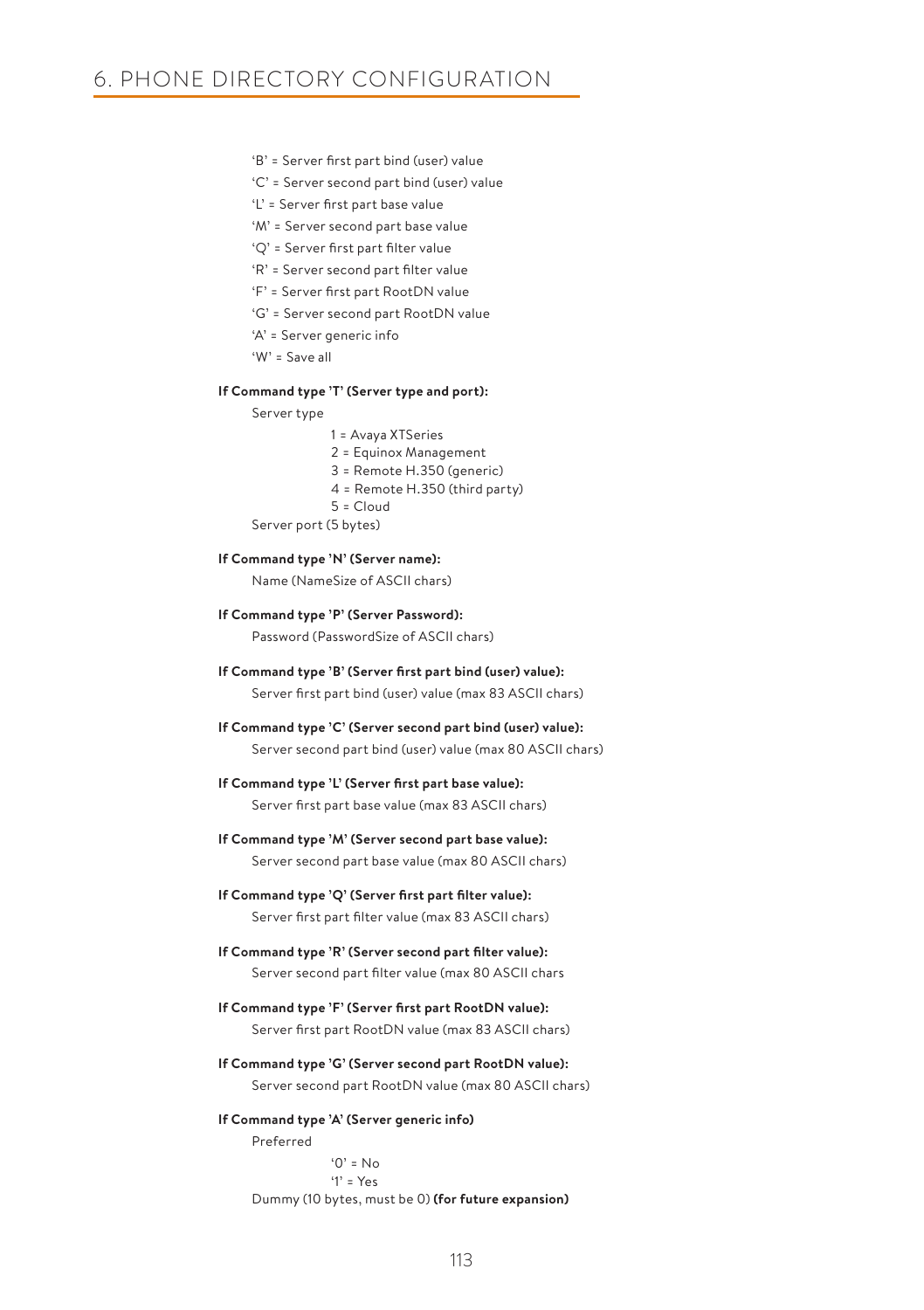'B' = Server first part bind (user) value
'C' = Server second part bind (user) value
'L' = Server first part base value
'M' = Server second part base value
'Q' = Server first part filter value
'R' = Server second part filter value
'F' = Server first part RootDN value
'G' = Server second part RootDN value
'A' = Server generic info
'W' = Save all

**If Command type 'T' (Server type and port):**

Server type

1 = Avaya XTSeries
2 = Equinox Management
3 = Remote H.350 (generic)
4 = Remote H.350 (third party)
5 = Cloud

Server port (5 bytes)

**If Command type 'N' (Server name):**

Name (NameSize of ASCII chars)

**If Command type 'P' (Server Password):**

Password (PasswordSize of ASCII chars)

**If Command type 'B' (Server first part bind (user) value):**

Server first part bind (user) value (max 83 ASCII chars)

**If Command type 'C' (Server second part bind (user) value):**

Server second part bind (user) value (max 80 ASCII chars)

**If Command type 'L' (Server first part base value):**

Server first part base value (max 83 ASCII chars)

**If Command type 'M' (Server second part base value):**

Server second part base value (max 80 ASCII chars)

**If Command type 'Q' (Server first part filter value):**

Server first part filter value (max 83 ASCII chars)

**If Command type 'R' (Server second part filter value):**

Server second part filter value (max 80 ASCII chars

**If Command type 'F' (Server first part RootDN value):**

Server first part RootDN value (max 83 ASCII chars)

**If Command type 'G' (Server second part RootDN value):**

Server second part RootDN value (max 80 ASCII chars)

**If Command type 'A' (Server generic info)**

Preferred

'0' = No
'1' = Yes

Dummy (10 bytes, must be 0) **(for future expansion)**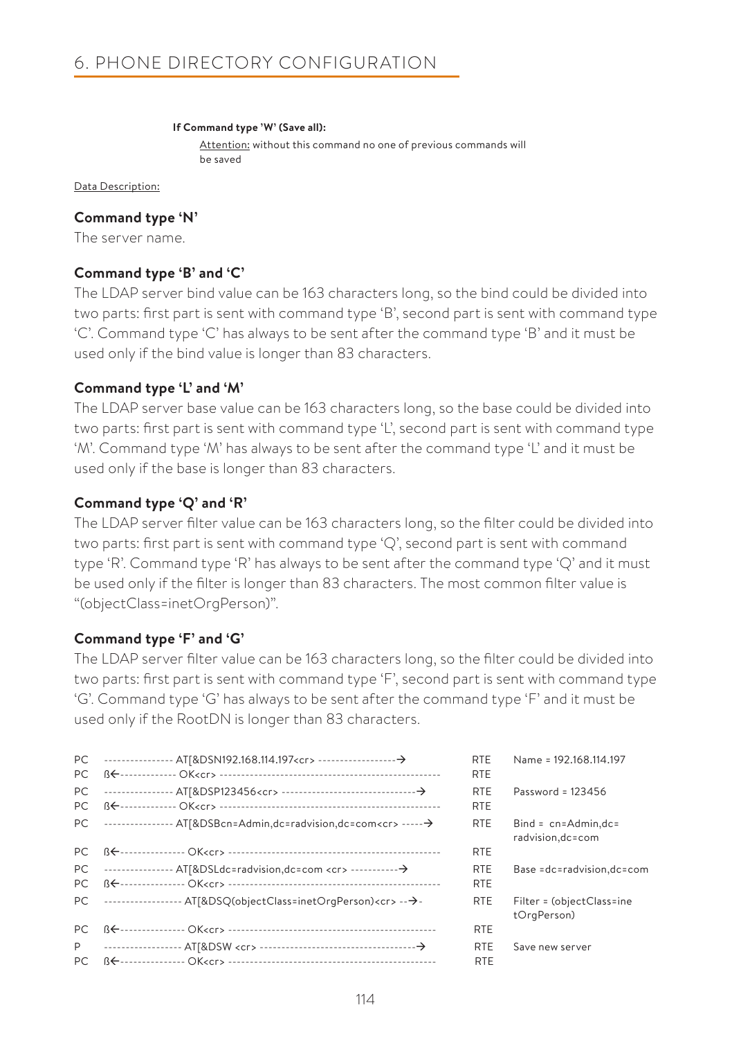# 6. PHONE DIRECTORY CONFIGURATION

**If Command type 'W' (Save all):**

Attention: without this command no one of previous commands will be saved

Data Description:

### Command type 'N'

The server name.

### Command type 'B' and 'C'

The LDAP server bind value can be 163 characters long, so the bind could be divided into two parts: first part is sent with command type 'B', second part is sent with command type 'C'. Command type 'C' has always to be sent after the command type 'B' and it must be used only if the bind value is longer than 83 characters.

### Command type 'L' and 'M'

The LDAP server base value can be 163 characters long, so the base could be divided into two parts: first part is sent with command type 'L', second part is sent with command type 'M'. Command type 'M' has always to be sent after the command type 'L' and it must be used only if the base is longer than 83 characters.

### Command type 'Q' and 'R'

The LDAP server filter value can be 163 characters long, so the filter could be divided into two parts: first part is sent with command type 'Q', second part is sent with command type 'R'. Command type 'R' has always to be sent after the command type 'Q' and it must be used only if the filter is longer than 83 characters. The most common filter value is "(objectClass=inetOrgPerson)".

### Command type 'F' and 'G'

The LDAP server filter value can be 163 characters long, so the filter could be divided into two parts: first part is sent with command type 'F', second part is sent with command type 'G'. Command type 'G' has always to be sent after the command type 'F' and it must be used only if the RootDN is longer than 83 characters.

| | | | |
|---|---|---|---|
| PC | ---------------- AT[&DSN192.168.114.197<cr> ------------------→ | RTE | Name = 192.168.114.197 |
| PC | ß←------------- OK<cr> -------------------------------------------------- | RTE | |
| PC | ---------------- AT[&DSP123456<cr> ------------------------------→ | RTE | Password = 123456 |
| PC | ß←------------- OK<cr> -------------------------------------------------- | RTE | |
| PC | ---------------- AT[&DSBcn=Admin,dc=radvision,dc=com<cr> -----→ | RTE | Bind = cn=Admin,dc=radvision,dc=com |
| PC | ß←--------------- OK<cr> ------------------------------------------------ | RTE | |
| PC | ---------------- AT[&DSLdc=radvision,dc=com <cr> -----------→ | RTE | Base =dc=radvision,dc=com |
| PC | ß←--------------- OK<cr> ------------------------------------------------ | RTE | |
| PC | ------------------ AT[&DSQ(objectClass=inetOrgPerson)<cr> --→- | RTE | Filter = (objectClass=inetOrgPerson) |
| PC | ß←--------------- OK<cr> ----------------------------------------------- | RTE | |
| P | ------------------ AT[&DSW <cr> -----------------------------------→ | RTE | Save new server |
| PC | ß←--------------- OK<cr> ----------------------------------------------- | RTE | |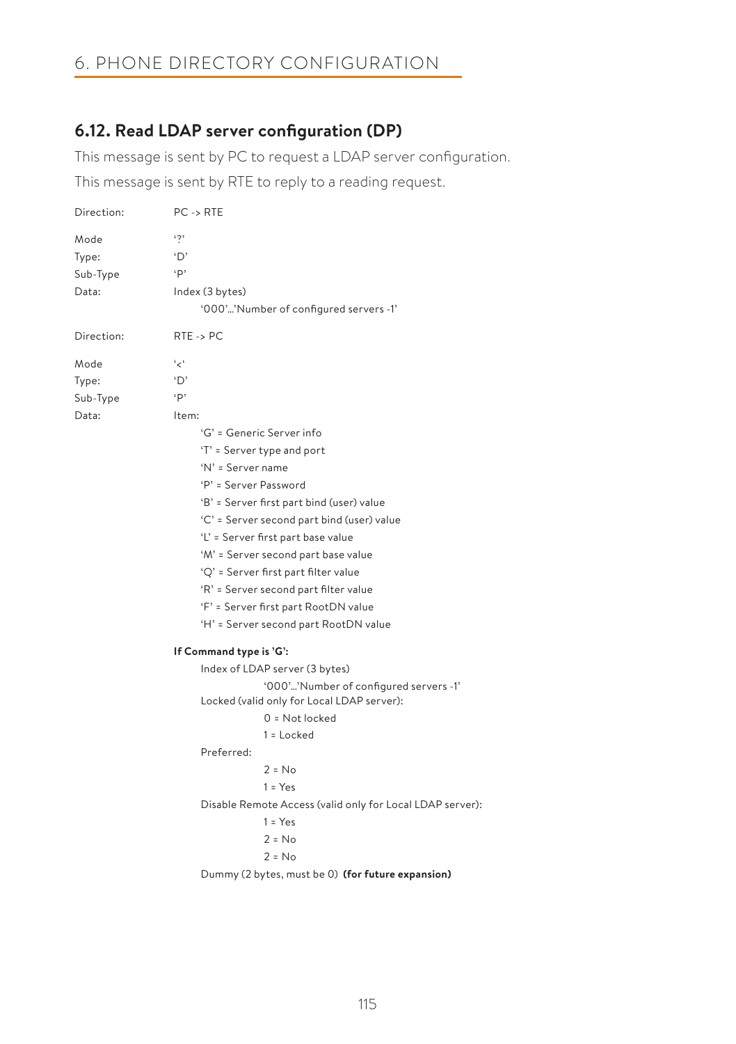## 6.12. Read LDAP server configuration (DP)

This message is sent by PC to request a LDAP server configuration.

This message is sent by RTE to reply to a reading request.

Direction: PC -> RTE

Mode '?'
Type: 'D'
Sub-Type 'P'
Data: Index (3 bytes)
  '000'...'Number of configured servers -1'

Direction: RTE -> PC

Mode '<'
Type: 'D'
Sub-Type 'P'
Data: Item:
- 'G' = Generic Server info
- 'T' = Server type and port
- 'N' = Server name
- 'P' = Server Password
- 'B' = Server first part bind (user) value
- 'C' = Server second part bind (user) value
- 'L' = Server first part base value
- 'M' = Server second part base value
- 'Q' = Server first part filter value
- 'R' = Server second part filter value
- 'F' = Server first part RootDN value
- 'H' = Server second part RootDN value

**If Command type is 'G':**

Index of LDAP server (3 bytes)
  '000'...'Number of configured servers -1'

Locked (valid only for Local LDAP server):
  0 = Not locked
  1 = Locked

Preferred:
  2 = No
  1 = Yes

Disable Remote Access (valid only for Local LDAP server):
  1 = Yes
  2 = No
  2 = No

Dummy (2 bytes, must be 0) **(for future expansion)**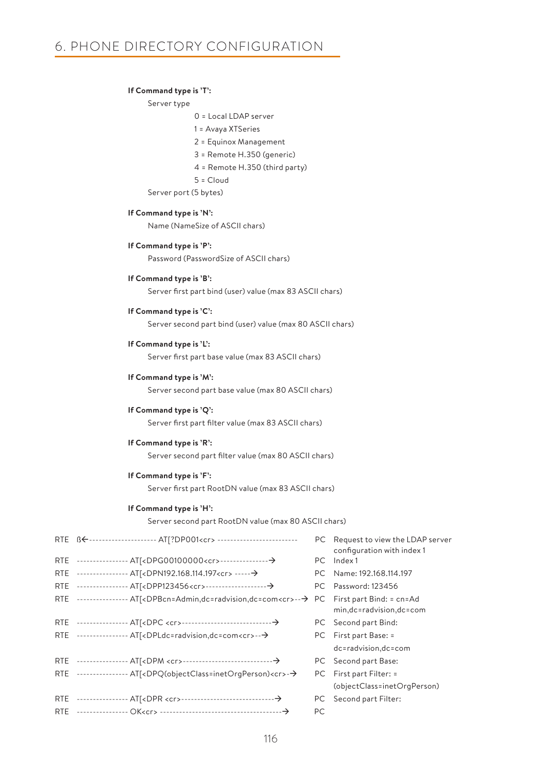# 6. PHONE DIRECTORY CONFIGURATION

**If Command type is 'T':**

Server type

- 0 = Local LDAP server
- 1 = Avaya XTSeries
- 2 = Equinox Management
- 3 = Remote H.350 (generic)
- 4 = Remote H.350 (third party)
- 5 = Cloud

Server port (5 bytes)

**If Command type is 'N':**

Name (NameSize of ASCII chars)

**If Command type is 'P':**

Password (PasswordSize of ASCII chars)

**If Command type is 'B':**

Server first part bind (user) value (max 83 ASCII chars)

**If Command type is 'C':**

Server second part bind (user) value (max 80 ASCII chars)

**If Command type is 'L':**

Server first part base value (max 83 ASCII chars)

**If Command type is 'M':**

Server second part base value (max 80 ASCII chars)

**If Command type is 'Q':**

Server first part filter value (max 83 ASCII chars)

**If Command type is 'R':**

Server second part filter value (max 80 ASCII chars)

**If Command type is 'F':**

Server first part RootDN value (max 83 ASCII chars)

**If Command type is 'H':**

Server second part RootDN value (max 80 ASCII chars)

| | | | |
|---|---|---|---|
| RTE | ß←-------------------- AT[?DP001<cr> ------------------------ | PC | Request to view the LDAP server configuration with index 1 |
| RTE | ---------------- AT[<DPG00100000<cr>---------------→ | PC | Index 1 |
| RTE | ---------------- AT[<DPN192.168.114.197<cr> -----→ | PC | Name: 192.168.114.197 |
| RTE | ---------------- AT[<DPP123456<cr>-------------------→ | PC | Password: 123456 |
| RTE | ---------------- AT[<DPBcn=Admin,dc=radvision,dc=com<cr>--→ | PC | First part Bind: = cn=Admin,dc=radvision,dc=com |
| RTE | ---------------- AT[<DPC <cr>---------------------------→ | PC | Second part Bind: |
| RTE | ---------------- AT[<DPLdc=radvision,dc=com<cr>--→ | PC | First part Base: = dc=radvision,dc=com |
| RTE | ---------------- AT[<DPM <cr>---------------------------→ | PC | Second part Base: |
| RTE | ---------------- AT[<DPQ(objectClass=inetOrgPerson)<cr>-→ | PC | First part Filter: = (objectClass=inetOrgPerson) |
| RTE | ---------------- AT[<DPR <cr>----------------------------→ | PC | Second part Filter: |
| RTE | ---------------- OK<cr> -------------------------------------→ | PC | |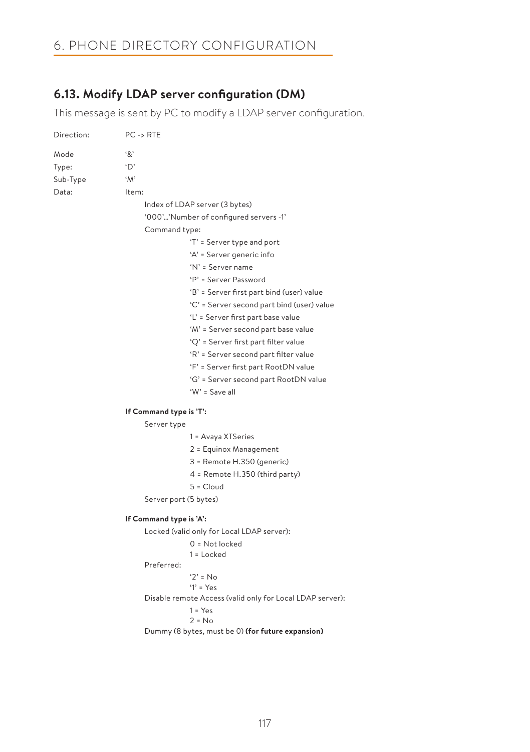## 6.13. Modify LDAP server configuration (DM)

This message is sent by PC to modify a LDAP server configuration.

Direction: PC -> RTE

Mode '&'

Type: 'D'

Sub-Type 'M'

Data: Item:

- Index of LDAP server (3 bytes)
- '000'...'Number of configured servers -1'
- Command type:
  - 'T' = Server type and port
  - 'A' = Server generic info
  - 'N' = Server name
  - 'P' = Server Password
  - 'B' = Server first part bind (user) value
  - 'C' = Server second part bind (user) value
  - 'L' = Server first part base value
  - 'M' = Server second part base value
  - 'Q' = Server first part filter value
  - 'R' = Server second part filter value
  - 'F' = Server first part RootDN value
  - 'G' = Server second part RootDN value
  - 'W' = Save all

**If Command type is 'T':**

- Server type
  - 1 = Avaya XTSeries
  - 2 = Equinox Management
  - 3 = Remote H.350 (generic)
  - 4 = Remote H.350 (third party)
  - 5 = Cloud
- Server port (5 bytes)

**If Command type is 'A':**

- Locked (valid only for Local LDAP server):
  - 0 = Not locked
  - 1 = Locked
- Preferred:
  - '2' = No
  - '1' = Yes
- Disable remote Access (valid only for Local LDAP server):
  - 1 = Yes
  - 2 = No
- Dummy (8 bytes, must be 0) **(for future expansion)**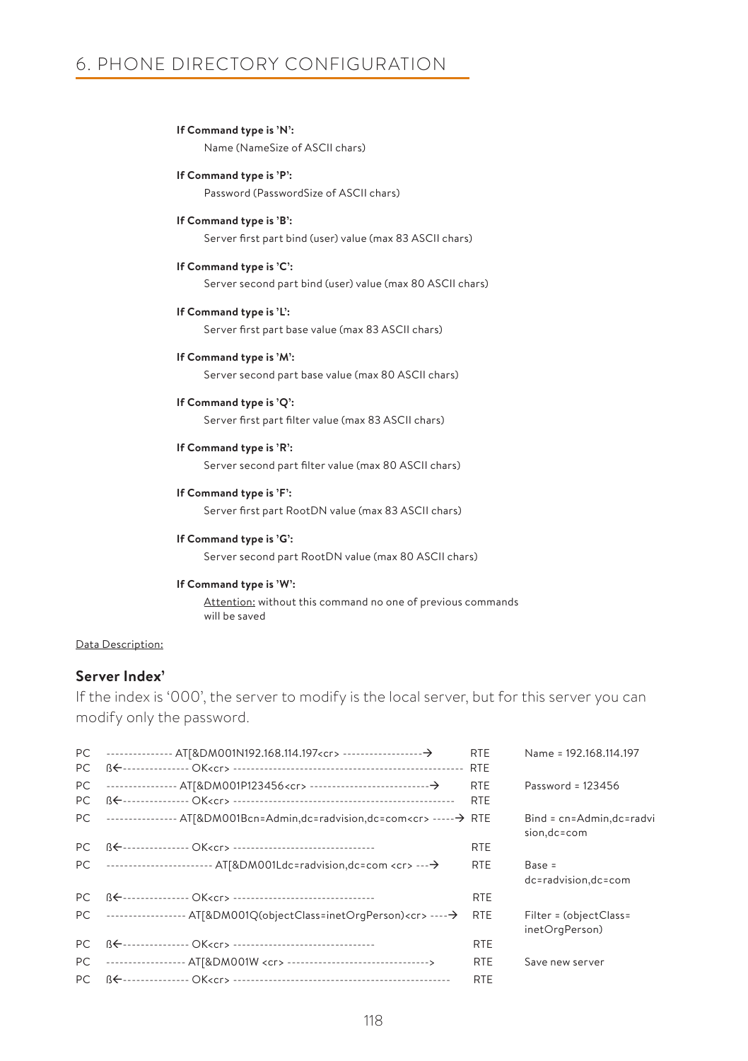# 6. PHONE DIRECTORY CONFIGURATION

**If Command type is 'N':**

Name (NameSize of ASCII chars)

**If Command type is 'P':**

Password (PasswordSize of ASCII chars)

**If Command type is 'B':**

Server first part bind (user) value (max 83 ASCII chars)

**If Command type is 'C':**

Server second part bind (user) value (max 80 ASCII chars)

**If Command type is 'L':**

Server first part base value (max 83 ASCII chars)

**If Command type is 'M':**

Server second part base value (max 80 ASCII chars)

**If Command type is 'Q':**

Server first part filter value (max 83 ASCII chars)

**If Command type is 'R':**

Server second part filter value (max 80 ASCII chars)

**If Command type is 'F':**

Server first part RootDN value (max 83 ASCII chars)

**If Command type is 'G':**

Server second part RootDN value (max 80 ASCII chars)

**If Command type is 'W':**

Attention: without this command no one of previous commands will be saved

Data Description:

### Server Index'

If the index is '000', the server to modify is the local server, but for this server you can modify only the password.

| | | | |
|---|---|---|---|
| PC | --------------- AT[&DM001N192.168.114.197<cr> -----------------→ | RTE | Name = 192.168.114.197 |
| PC | ß←--------------- OK<cr> --------------------------------------------------- | RTE | |
| PC | ---------------- AT[&DM001P123456<cr> --------------------------→ | RTE | Password = 123456 |
| PC | ß←--------------- OK<cr> ------------------------------------------------- | RTE | |
| PC | ---------------- AT[&DM001Bcn=Admin,dc=radvision,dc=com<cr> -----→ | RTE | Bind = cn=Admin,dc=radvision,dc=com |
| PC | ß←--------------- OK<cr> -------------------------------- | RTE | |
| PC | ------------------------ AT[&DM001Ldc=radvision,dc=com <cr> ---→ | RTE | Base = dc=radvision,dc=com |
| PC | ß←--------------- OK<cr> -------------------------------- | RTE | |
| PC | ------------------ AT[&DM001Q(objectClass=inetOrgPerson)<cr> ----→ | RTE | Filter = (objectClass= inetOrgPerson) |
| PC | ß←--------------- OK<cr> -------------------------------- | RTE | |
| PC | ------------------ AT[&DM001W <cr> --------------------------------> | RTE | Save new server |
| PC | ß←--------------- OK<cr> ------------------------------------------------ | RTE | |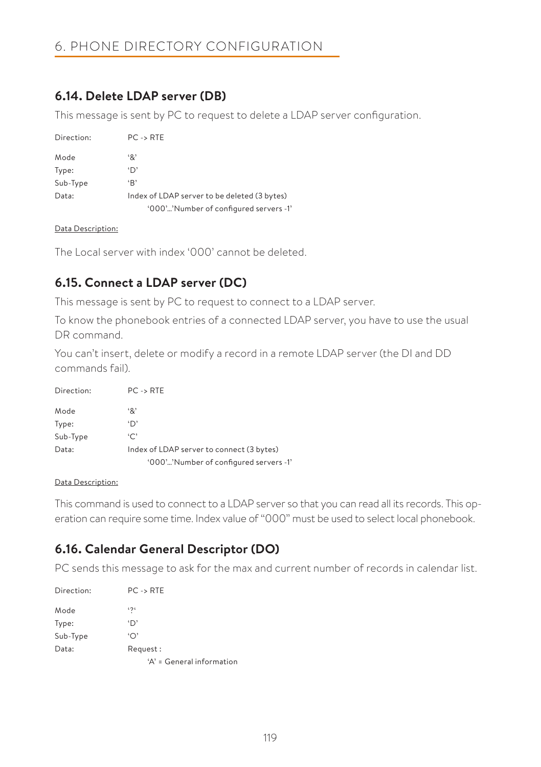# 6. PHONE DIRECTORY CONFIGURATION

## 6.14. Delete LDAP server (DB)

This message is sent by PC to request to delete a LDAP server configuration.

| | |
|---|---|
| Direction: | PC -> RTE |
| Mode | '&' |
| Type: | 'D' |
| Sub-Type | 'B' |
| Data: | Index of LDAP server to be deleted (3 bytes) |
| | '000'…'Number of configured servers -1' |

Data Description:

The Local server with index '000' cannot be deleted.

## 6.15. Connect a LDAP server (DC)

This message is sent by PC to request to connect to a LDAP server.

To know the phonebook entries of a connected LDAP server, you have to use the usual DR command.

You can't insert, delete or modify a record in a remote LDAP server (the DI and DD commands fail).

| | |
|---|---|
| Direction: | PC -> RTE |
| Mode | '&' |
| Type: | 'D' |
| Sub-Type | 'C' |
| Data: | Index of LDAP server to connect (3 bytes) |
| | '000'…'Number of configured servers -1' |

Data Description:

This command is used to connect to a LDAP server so that you can read all its records. This operation can require some time. Index value of "000" must be used to select local phonebook.

## 6.16. Calendar General Descriptor (DO)

PC sends this message to ask for the max and current number of records in calendar list.

| | |
|---|---|
| Direction: | PC -> RTE |
| Mode | '?' |
| Type: | 'D' |
| Sub-Type | 'O' |
| Data: | Request : |
| | 'A' = General information |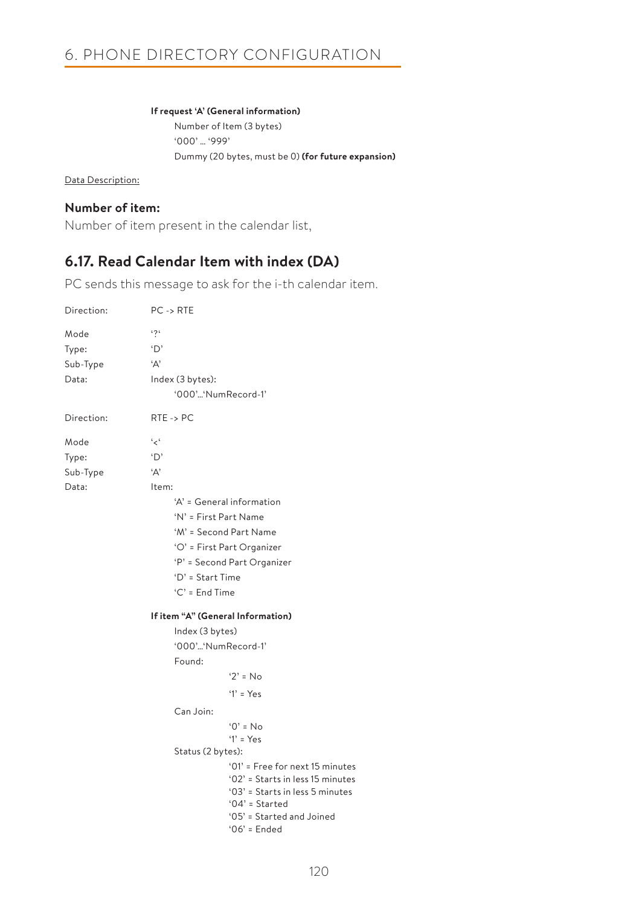**If request 'A' (General information)**

Number of Item (3 bytes)

'000' … '999'

Dummy (20 bytes, must be 0) **(for future expansion)**

Data Description:

### Number of item:

Number of item present in the calendar list,

## 6.17. Read Calendar Item with index (DA)

PC sends this message to ask for the i-th calendar item.

Direction: PC -> RTE

Mode '?'

Type: 'D'

Sub-Type 'A'

Data: Index (3 bytes):

'000'…'NumRecord-1'

Direction: RTE -> PC

Mode '<'

Type: 'D'

Sub-Type 'A'

Data: Item:

- 'A' = General information
- 'N' = First Part Name
- 'M' = Second Part Name
- 'O' = First Part Organizer
- 'P' = Second Part Organizer
- 'D' = Start Time
- 'C' = End Time

**If item "A" (General Information)**

Index (3 bytes)

'000'…'NumRecord-1'

Found:

- '2' = No
- '1' = Yes

Can Join:

- '0' = No
- '1' = Yes

Status (2 bytes):

- '01' = Free for next 15 minutes
- '02' = Starts in less 15 minutes
- '03' = Starts in less 5 minutes
- '04' = Started
- '05' = Started and Joined
- '06' = Ended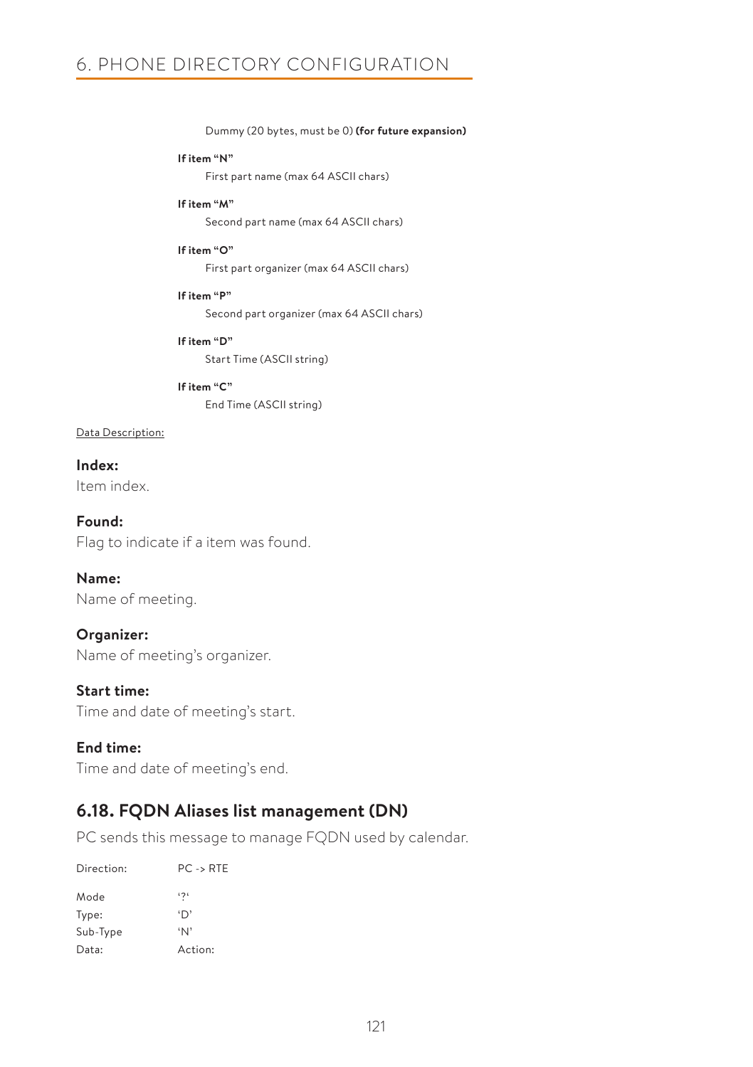Dummy (20 bytes, must be 0) **(for future expansion)**

**If item "N"**

First part name (max 64 ASCII chars)

**If item "M"**

Second part name (max 64 ASCII chars)

**If item "O"**

First part organizer (max 64 ASCII chars)

**If item "P"**

Second part organizer (max 64 ASCII chars)

**If item "D"**

Start Time (ASCII string)

**If item "C"**

End Time (ASCII string)

Data Description:

**Index:**
Item index.

**Found:**
Flag to indicate if a item was found.

**Name:**
Name of meeting.

**Organizer:**
Name of meeting's organizer.

**Start time:**
Time and date of meeting's start.

**End time:**
Time and date of meeting's end.

## 6.18. FQDN Aliases list management (DN)

PC sends this message to manage FQDN used by calendar.

Direction: PC -> RTE

Mode '?'
Type: 'D'
Sub-Type 'N'
Data: Action: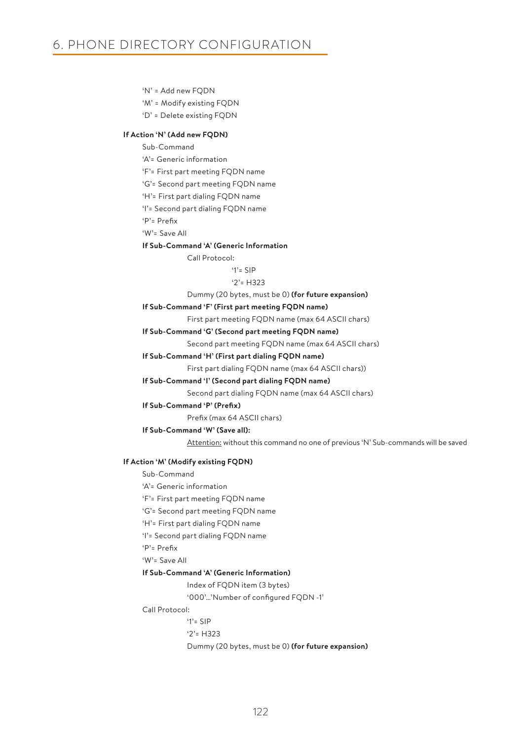'N' = Add new FQDN

'M' = Modify existing FQDN

'D' = Delete existing FQDN

**If Action 'N' (Add new FQDN)**

Sub-Command

'A'= Generic information

'F'= First part meeting FQDN name

'G'= Second part meeting FQDN name

'H'= First part dialing FQDN name

'I'= Second part dialing FQDN name

'P'= Prefix

'W'= Save All

**If Sub-Command 'A' (Generic Information**

Call Protocol:

'1'= SIP

'2'= H323

Dummy (20 bytes, must be 0) **(for future expansion)**

**If Sub-Command 'F' (First part meeting FQDN name)**

First part meeting FQDN name (max 64 ASCII chars)

**If Sub-Command 'G' (Second part meeting FQDN name)**

Second part meeting FQDN name (max 64 ASCII chars)

**If Sub-Command 'H' (First part dialing FQDN name)**

First part dialing FQDN name (max 64 ASCII chars))

**If Sub-Command 'I' (Second part dialing FQDN name)**

Second part dialing FQDN name (max 64 ASCII chars)

**If Sub-Command 'P' (Prefix)**

Prefix (max 64 ASCII chars)

**If Sub-Command 'W' (Save all):**

Attention: without this command no one of previous 'N' Sub-commands will be saved

**If Action 'M' (Modify existing FQDN)**

Sub-Command

'A'= Generic information

'F'= First part meeting FQDN name

'G'= Second part meeting FQDN name

'H'= First part dialing FQDN name

'I'= Second part dialing FQDN name

'P'= Prefix

'W'= Save All

**If Sub-Command 'A' (Generic Information)**

Index of FQDN item (3 bytes)

'000'...'Number of configured FQDN -1'

Call Protocol:

'1'= SIP

'2'= H323

Dummy (20 bytes, must be 0) **(for future expansion)**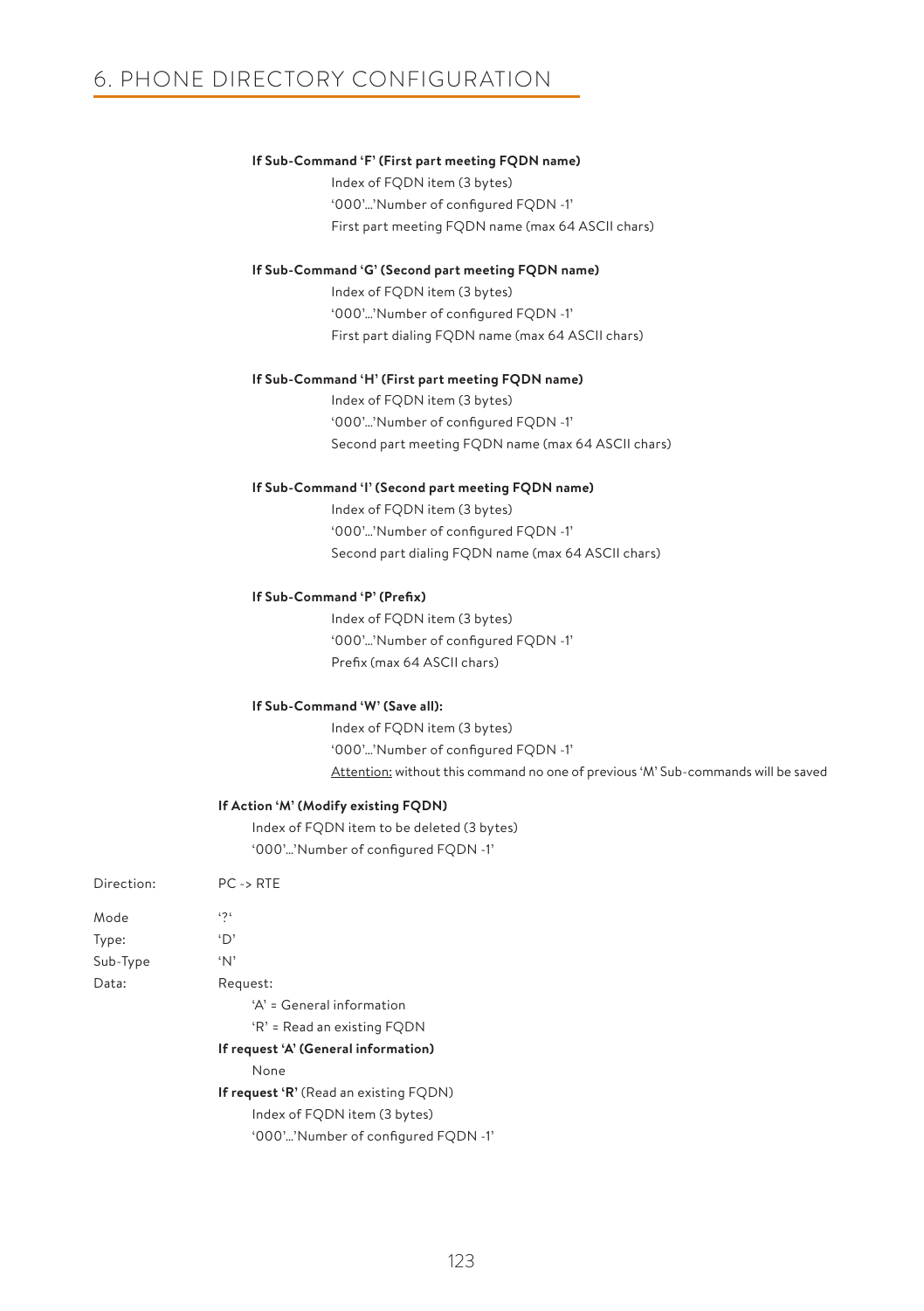# 6. PHONE DIRECTORY CONFIGURATION

**If Sub-Command 'F' (First part meeting FQDN name)**

Index of FQDN item (3 bytes)
'000'...'Number of configured FQDN -1'
First part meeting FQDN name (max 64 ASCII chars)

**If Sub-Command 'G' (Second part meeting FQDN name)**

Index of FQDN item (3 bytes)
'000'...'Number of configured FQDN -1'
First part dialing FQDN name (max 64 ASCII chars)

**If Sub-Command 'H' (First part meeting FQDN name)**

Index of FQDN item (3 bytes)
'000'...'Number of configured FQDN -1'
Second part meeting FQDN name (max 64 ASCII chars)

**If Sub-Command 'I' (Second part meeting FQDN name)**

Index of FQDN item (3 bytes)
'000'...'Number of configured FQDN -1'
Second part dialing FQDN name (max 64 ASCII chars)

**If Sub-Command 'P' (Prefix)**

Index of FQDN item (3 bytes)
'000'...'Number of configured FQDN -1'
Prefix (max 64 ASCII chars)

**If Sub-Command 'W' (Save all):**

Index of FQDN item (3 bytes)
'000'...'Number of configured FQDN -1'
<u>Attention:</u> without this command no one of previous 'M' Sub-commands will be saved

**If Action 'M' (Modify existing FQDN)**

Index of FQDN item to be deleted (3 bytes)
'000'...'Number of configured FQDN -1'

Direction: PC -> RTE

Mode '?'
Type: 'D'
Sub-Type 'N'
Data: Request:

'A' = General information
'R' = Read an existing FQDN

**If request 'A' (General information)**

None

**If request 'R'** (Read an existing FQDN)

Index of FQDN item (3 bytes)
'000'...'Number of configured FQDN -1'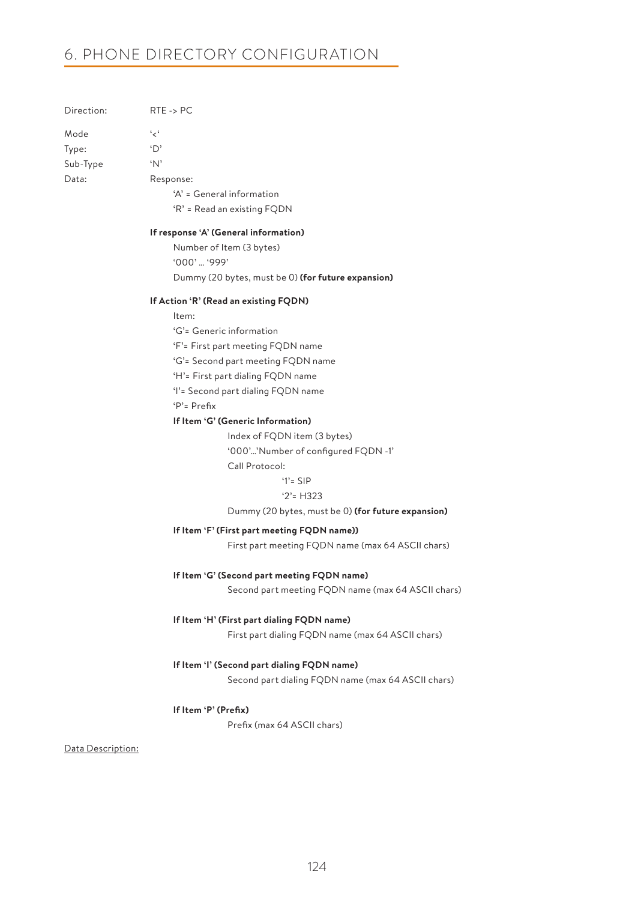# 6. PHONE DIRECTORY CONFIGURATION

Direction: RTE -> PC

Mode '<'
Type: 'D'
Sub-Type 'N'
Data: Response:

'A' = General information
'R' = Read an existing FQDN

**If response 'A' (General information)**

Number of Item (3 bytes)
'000' ... '999'
Dummy (20 bytes, must be 0) **(for future expansion)**

**If Action 'R' (Read an existing FQDN)**

Item:
'G'= Generic information
'F'= First part meeting FQDN name
'G'= Second part meeting FQDN name
'H'= First part dialing FQDN name
'I'= Second part dialing FQDN name
'P'= Prefix

**If Item 'G' (Generic Information)**

Index of FQDN item (3 bytes)
'000'...'Number of configured FQDN -1'
Call Protocol:

'1'= SIP
'2'= H323

Dummy (20 bytes, must be 0) **(for future expansion)**

**If Item 'F' (First part meeting FQDN name))**

First part meeting FQDN name (max 64 ASCII chars)

**If Item 'G' (Second part meeting FQDN name)**

Second part meeting FQDN name (max 64 ASCII chars)

**If Item 'H' (First part dialing FQDN name)**

First part dialing FQDN name (max 64 ASCII chars)

**If Item 'I' (Second part dialing FQDN name)**

Second part dialing FQDN name (max 64 ASCII chars)

**If Item 'P' (Prefix)**

Prefix (max 64 ASCII chars)

Data Description: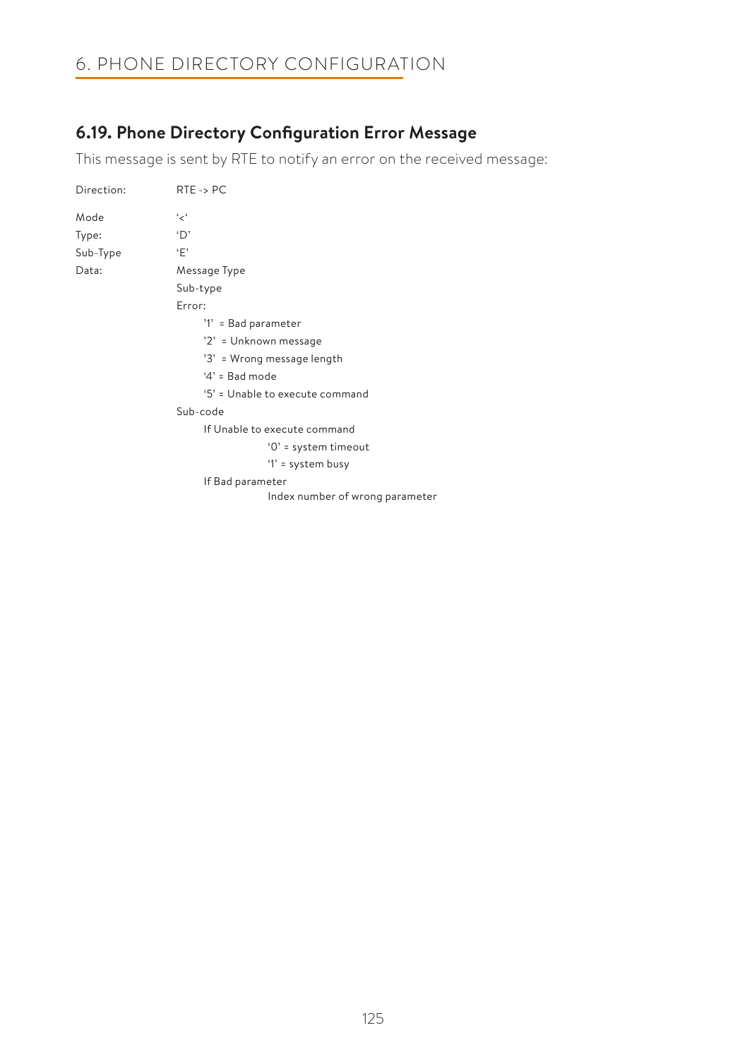# 6. PHONE DIRECTORY CONFIGURATION

## 6.19. Phone Directory Configuration Error Message

This message is sent by RTE to notify an error on the received message:

Direction: RTE -> PC

Mode '<'

Type: 'D'

Sub-Type 'E'

Data: Message Type

Sub-type

Error:

- '1' = Bad parameter
- '2' = Unknown message
- '3' = Wrong message length
- '4' = Bad mode
- '5' = Unable to execute command

Sub-code

- If Unable to execute command
  - '0' = system timeout
  - '1' = system busy
- If Bad parameter
  - Index number of wrong parameter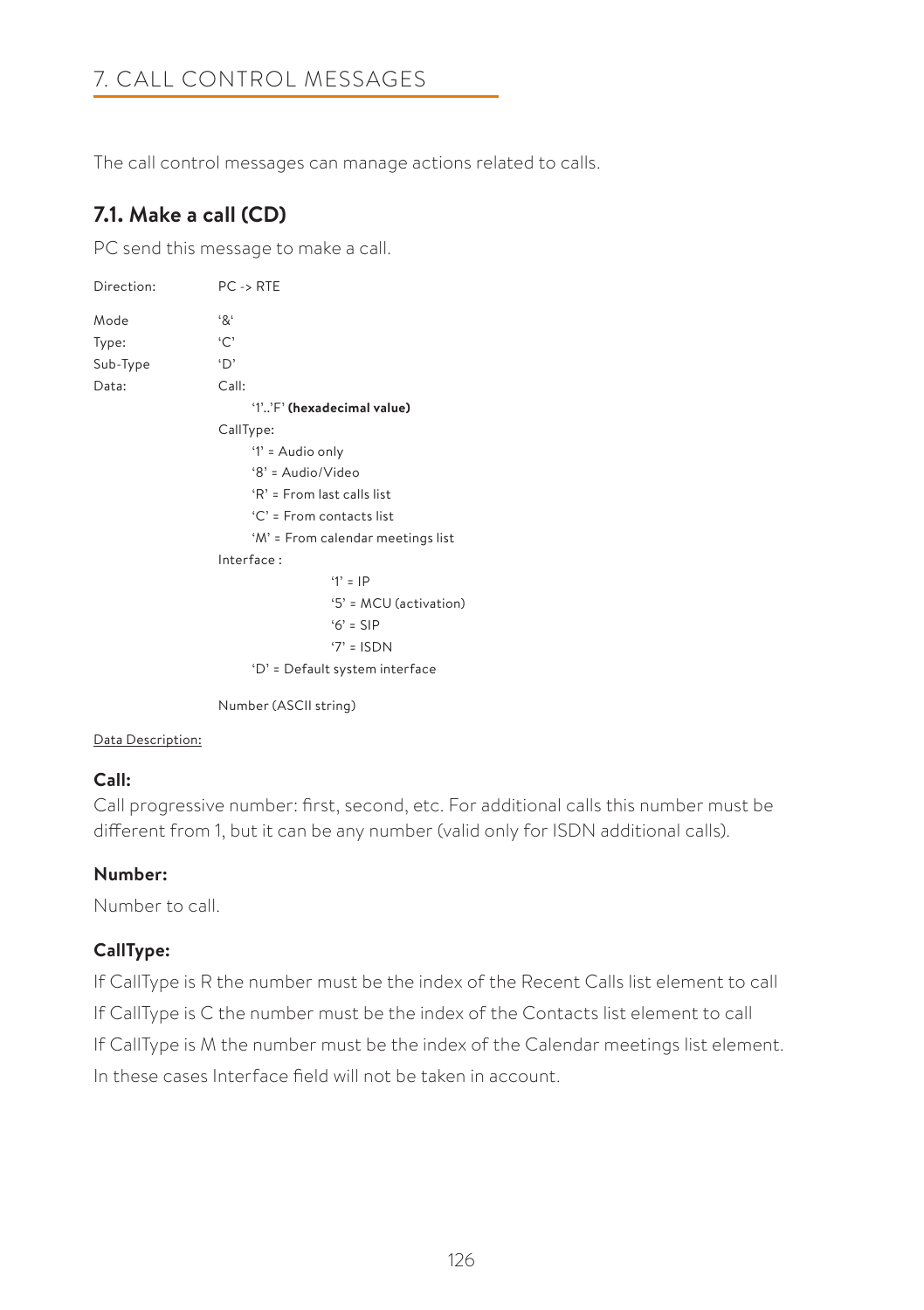# 7. CALL CONTROL MESSAGES

The call control messages can manage actions related to calls.

## 7.1. Make a call (CD)

PC send this message to make a call.

Direction: PC -> RTE

Mode '&'
Type: 'C'
Sub-Type 'D'
Data: Call:

- '1'..'F' **(hexadecimal value)**

CallType:

- '1' = Audio only
- '8' = Audio/Video
- 'R' = From last calls list
- 'C' = From contacts list
- 'M' = From calendar meetings list

Interface :

- '1' = IP
- '5' = MCU (activation)
- '6' = SIP
- '7' = ISDN
- 'D' = Default system interface

Number (ASCII string)

Data Description:

**Call:**

Call progressive number: first, second, etc. For additional calls this number must be different from 1, but it can be any number (valid only for ISDN additional calls).

**Number:**

Number to call.

**CallType:**

If CallType is R the number must be the index of the Recent Calls list element to call

If CallType is C the number must be the index of the Contacts list element to call

If CallType is M the number must be the index of the Calendar meetings list element.

In these cases Interface field will not be taken in account.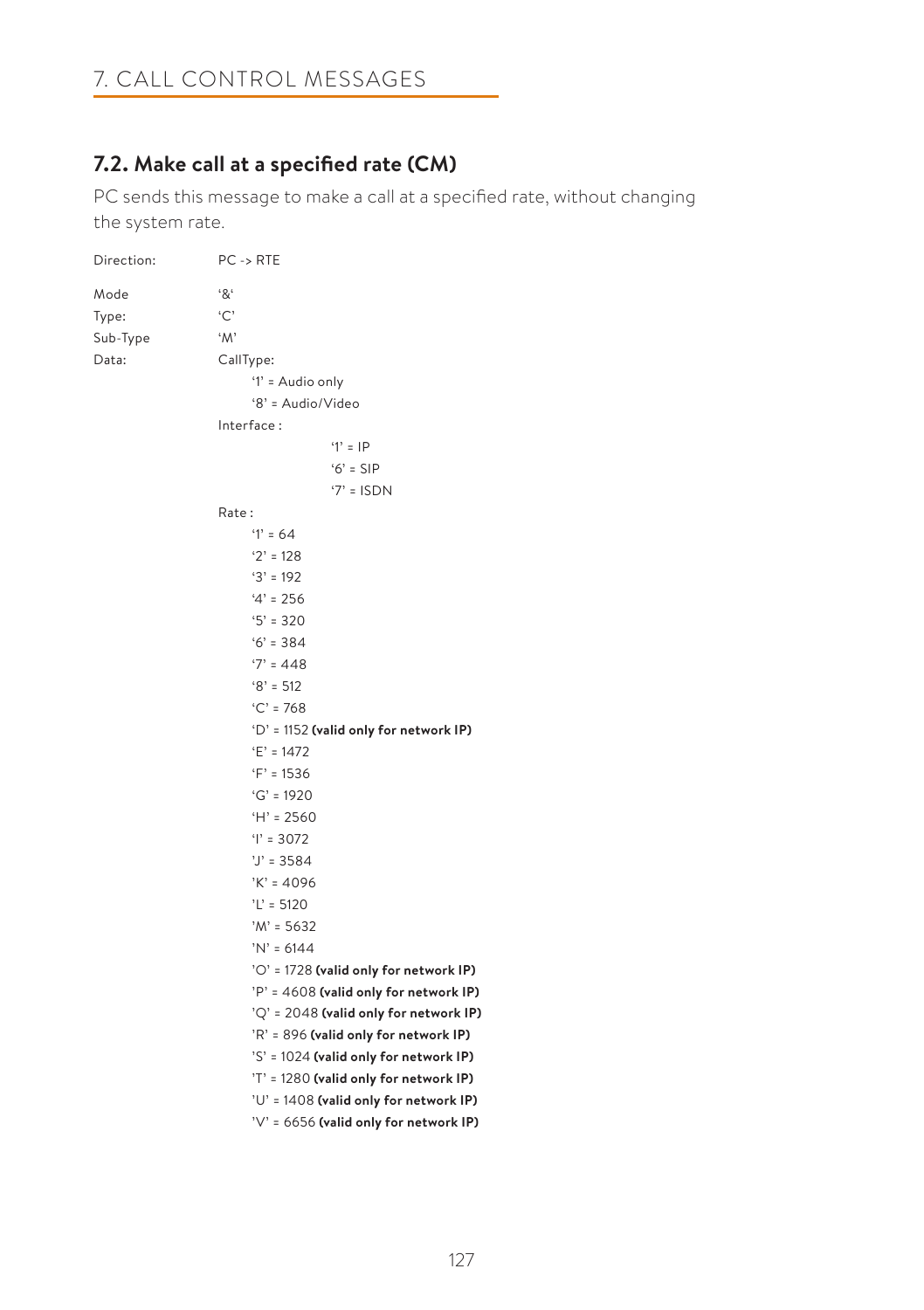## 7.2. Make call at a specified rate (CM)

PC sends this message to make a call at a specified rate, without changing the system rate.

Direction: PC -> RTE

Mode '&'

Type: 'C'

Sub-Type 'M'

Data: CallType:

- '1' = Audio only
- '8' = Audio/Video

Interface :

- '1' = IP
- '6' = SIP
- '7' = ISDN

Rate :

- '1' = 64
- '2' = 128
- '3' = 192
- '4' = 256
- '5' = 320
- '6' = 384
- '7' = 448
- '8' = 512
- 'C' = 768
- 'D' = 1152 **(valid only for network IP)**
- 'E' = 1472
- 'F' = 1536
- 'G' = 1920
- 'H' = 2560
- 'I' = 3072
- 'J' = 3584
- 'K' = 4096
- 'L' = 5120
- 'M' = 5632
- 'N' = 6144
- 'O' = 1728 **(valid only for network IP)**
- 'P' = 4608 **(valid only for network IP)**
- 'Q' = 2048 **(valid only for network IP)**
- 'R' = 896 **(valid only for network IP)**
- 'S' = 1024 **(valid only for network IP)**
- 'T' = 1280 **(valid only for network IP)**
- 'U' = 1408 **(valid only for network IP)**
- 'V' = 6656 **(valid only for network IP)**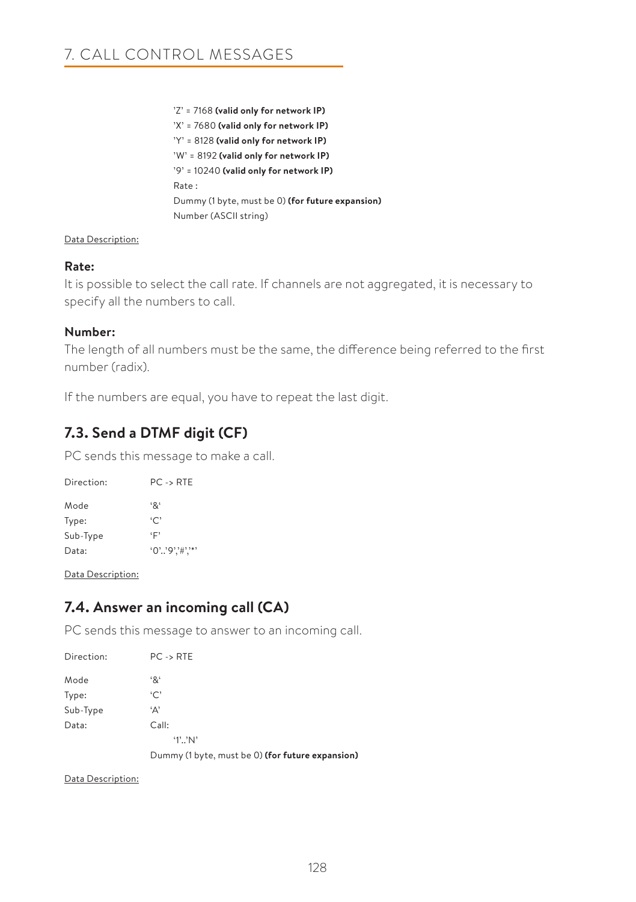'Z' = 7168 **(valid only for network IP)**
'X' = 7680 **(valid only for network IP)**
'Y' = 8128 **(valid only for network IP)**
'W' = 8192 **(valid only for network IP)**
'9' = 10240 **(valid only for network IP)**
Rate :
Dummy (1 byte, must be 0) **(for future expansion)**
Number (ASCII string)

Data Description:

**Rate:**
It is possible to select the call rate. If channels are not aggregated, it is necessary to specify all the numbers to call.

**Number:**
The length of all numbers must be the same, the difference being referred to the first number (radix).

If the numbers are equal, you have to repeat the last digit.

## 7.3. Send a DTMF digit (CF)

PC sends this message to make a call.

Direction: PC -> RTE

Mode '&'
Type: 'C'
Sub-Type 'F'
Data: '0'..'9','#','*'

Data Description:

## 7.4. Answer an incoming call (CA)

PC sends this message to answer to an incoming call.

Direction: PC -> RTE

Mode '&'
Type: 'C'
Sub-Type 'A'
Data: Call:
'1'..'N'
Dummy (1 byte, must be 0) **(for future expansion)**

Data Description: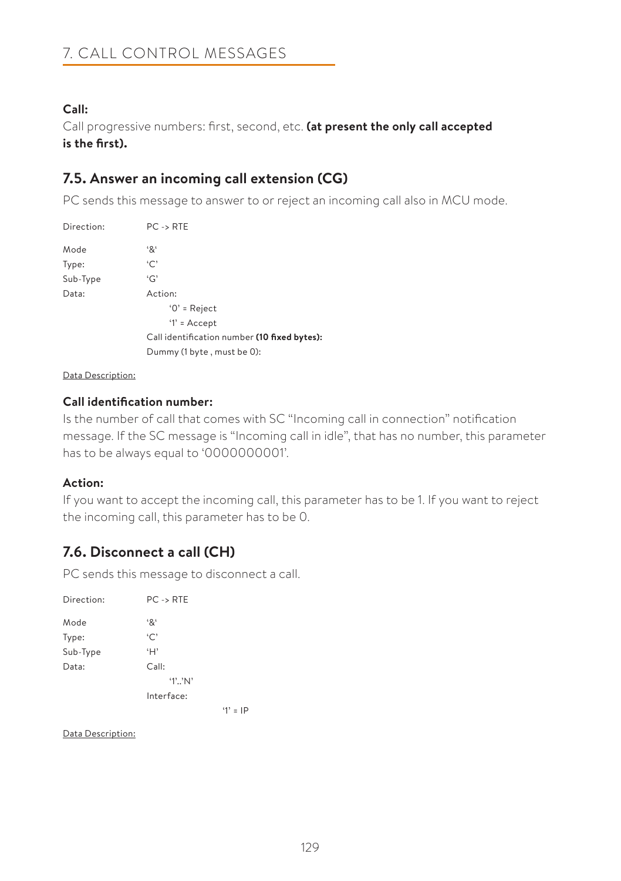# 7. CALL CONTROL MESSAGES

**Call:**

Call progressive numbers: first, second, etc. **(at present the only call accepted is the first).**

## 7.5. Answer an incoming call extension (CG)

PC sends this message to answer to or reject an incoming call also in MCU mode.

| | |
|---|---|
| Direction: | PC -> RTE |
| Mode | '&' |
| Type: | 'C' |
| Sub-Type | 'G' |
| Data: | Action: |
| | '0' = Reject |
| | '1' = Accept |
| | Call identification number **(10 fixed bytes):** |
| | Dummy (1 byte , must be 0): |

Data Description:

**Call identification number:**

Is the number of call that comes with SC "Incoming call in connection" notification message. If the SC message is "Incoming call in idle", that has no number, this parameter has to be always equal to '0000000001'.

**Action:**

If you want to accept the incoming call, this parameter has to be 1. If you want to reject the incoming call, this parameter has to be 0.

## 7.6. Disconnect a call (CH)

PC sends this message to disconnect a call.

| | |
|---|---|
| Direction: | PC -> RTE |
| Mode | '&' |
| Type: | 'C' |
| Sub-Type | 'H' |
| Data: | Call: |
| | '1'..'N' |
| | Interface: |
| | '1' = IP |

Data Description: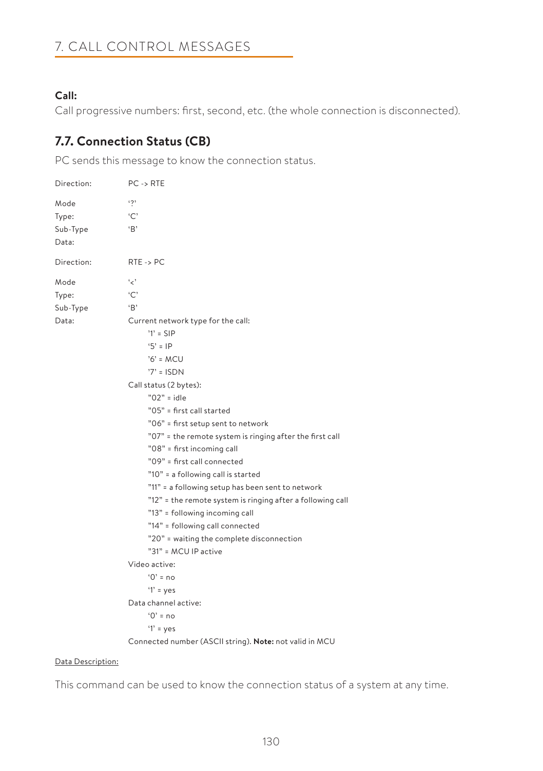**Call:**

Call progressive numbers: first, second, etc. (the whole connection is disconnected).

## 7.7. Connection Status (CB)

PC sends this message to know the connection status.

Direction: PC -> RTE

Mode '?'
Type: 'C'
Sub-Type 'B'
Data:

Direction: RTE -> PC

Mode '<'
Type: 'C'
Sub-Type 'B'
Data: Current network type for the call:

- '1' = SIP
- '5' = IP
- '6' = MCU
- '7' = ISDN

Call status (2 bytes):

- "02" = idle
- "05" = first call started
- "06" = first setup sent to network
- "07" = the remote system is ringing after the first call
- "08" = first incoming call
- "09" = first call connected
- "10" = a following call is started
- "11" = a following setup has been sent to network
- "12" = the remote system is ringing after a following call
- "13" = following incoming call
- "14" = following call connected
- "20" = waiting the complete disconnection
- "31" = MCU IP active

Video active:

- '0' = no
- '1' = yes

Data channel active:

- '0' = no
- '1' = yes

Connected number (ASCII string). **Note:** not valid in MCU

Data Description:

This command can be used to know the connection status of a system at any time.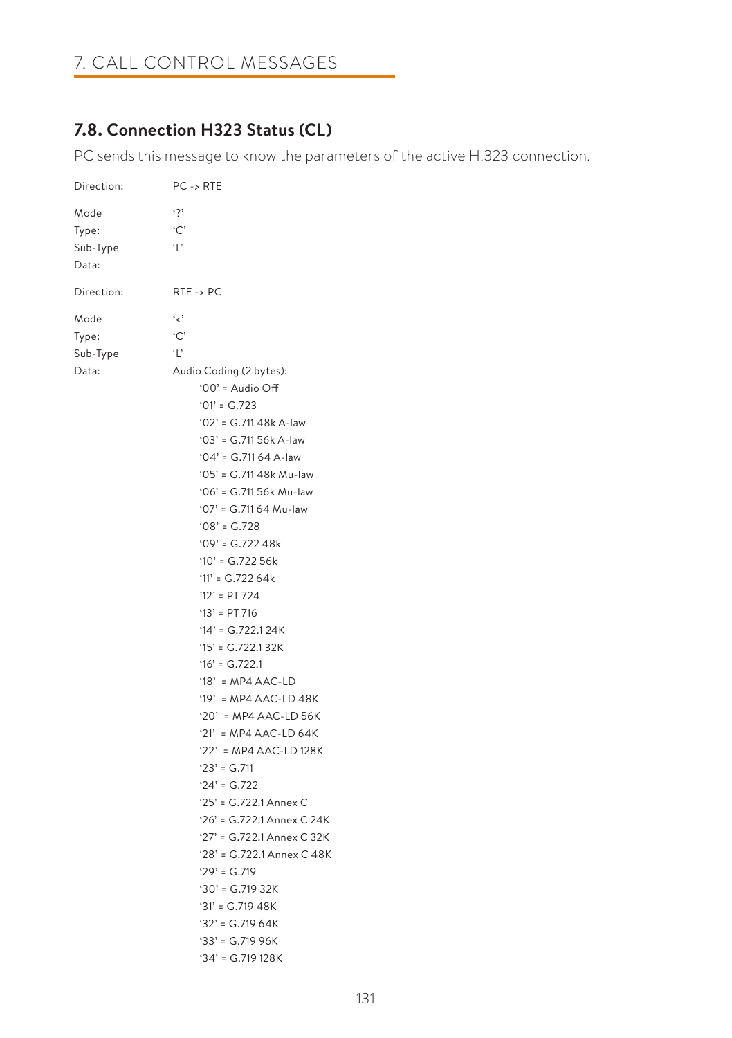# 7. CALL CONTROL MESSAGES

## 7.8. Connection H323 Status (CL)

PC sends this message to know the parameters of the active H.323 connection.

Direction: PC -> RTE

Mode '?'
Type: 'C'
Sub-Type 'L'
Data:

Direction: RTE -> PC

Mode '<'
Type: 'C'
Sub-Type 'L'
Data: Audio Coding (2 bytes):

- '00' = Audio Off
- '01' = G.723
- '02' = G.711 48k A-law
- '03' = G.711 56k A-law
- '04' = G.711 64 A-law
- '05' = G.711 48k Mu-law
- '06' = G.711 56k Mu-law
- '07' = G.711 64 Mu-law
- '08' = G.728
- '09' = G.722 48k
- '10' = G.722 56k
- '11' = G.722 64k
- '12' = PT 724
- '13' = PT 716
- '14' = G.722.1 24K
- '15' = G.722.1 32K
- '16' = G.722.1
- '18' = MP4 AAC-LD
- '19' = MP4 AAC-LD 48K
- '20' = MP4 AAC-LD 56K
- '21' = MP4 AAC-LD 64K
- '22' = MP4 AAC-LD 128K
- '23' = G.711
- '24' = G.722
- '25' = G.722.1 Annex C
- '26' = G.722.1 Annex C 24K
- '27' = G.722.1 Annex C 32K
- '28' = G.722.1 Annex C 48K
- '29' = G.719
- '30' = G.719 32K
- '31' = G.719 48K
- '32' = G.719 64K
- '33' = G.719 96K
- '34' = G.719 128K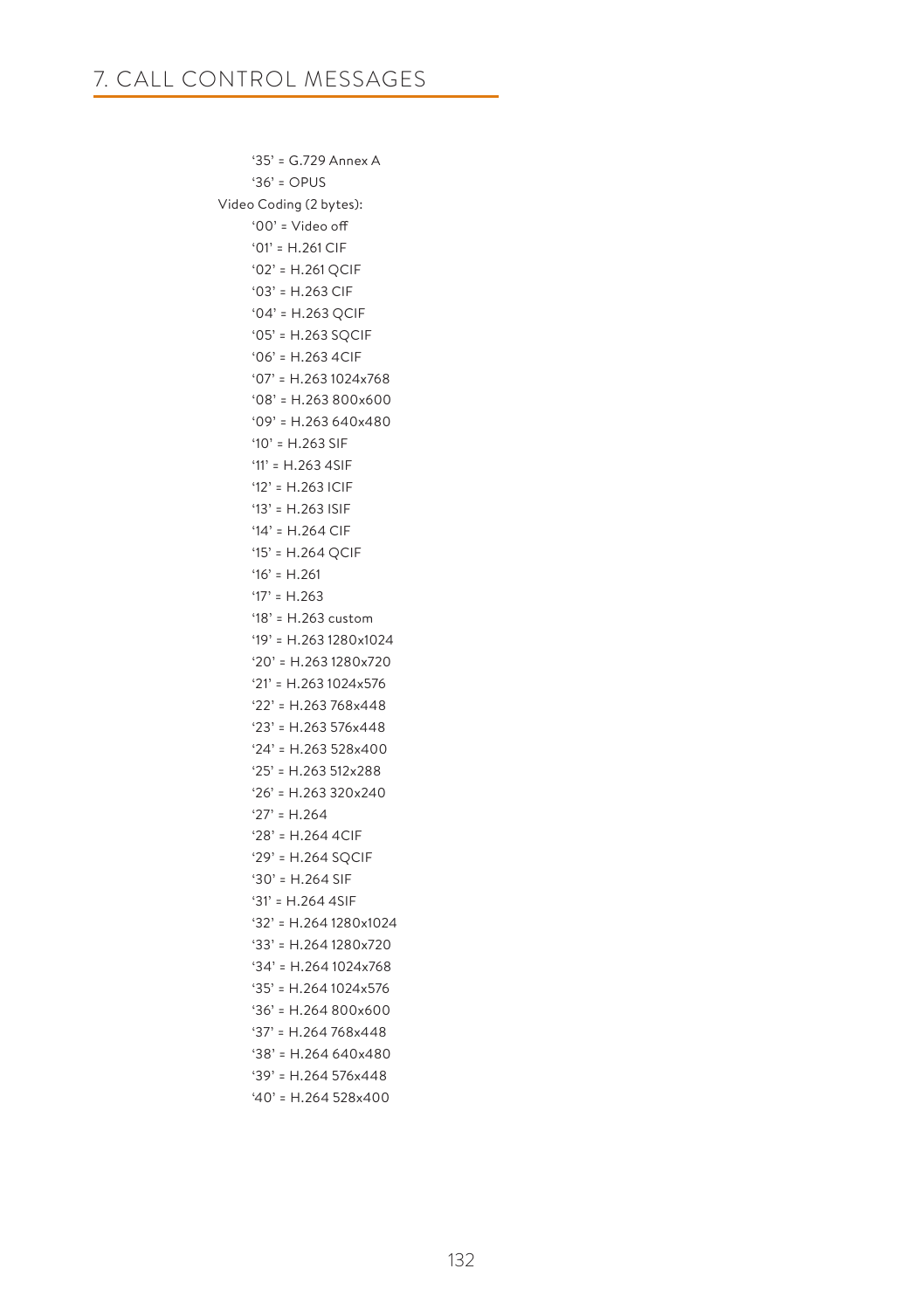'35' = G.729 Annex A

'36' = OPUS

Video Coding (2 bytes):

'00' = Video off

'01' = H.261 CIF

'02' = H.261 QCIF

'03' = H.263 CIF

'04' = H.263 QCIF

'05' = H.263 SQCIF

'06' = H.263 4CIF

'07' = H.263 1024x768

'08' = H.263 800x600

'09' = H.263 640x480

'10' = H.263 SIF

'11' = H.263 4SIF

'12' = H.263 ICIF

'13' = H.263 ISIF

'14' = H.264 CIF

'15' = H.264 QCIF

'16' = H.261

'17' = H.263

'18' = H.263 custom

'19' = H.263 1280x1024

'20' = H.263 1280x720

'21' = H.263 1024x576

'22' = H.263 768x448

'23' = H.263 576x448

'24' = H.263 528x400

'25' = H.263 512x288

'26' = H.263 320x240

'27' = H.264

'28' = H.264 4CIF

'29' = H.264 SQCIF

'30' = H.264 SIF

'31' = H.264 4SIF

'32' = H.264 1280x1024

'33' = H.264 1280x720

'34' = H.264 1024x768

'35' = H.264 1024x576

'36' = H.264 800x600

'37' = H.264 768x448

'38' = H.264 640x480

'39' = H.264 576x448

'40' = H.264 528x400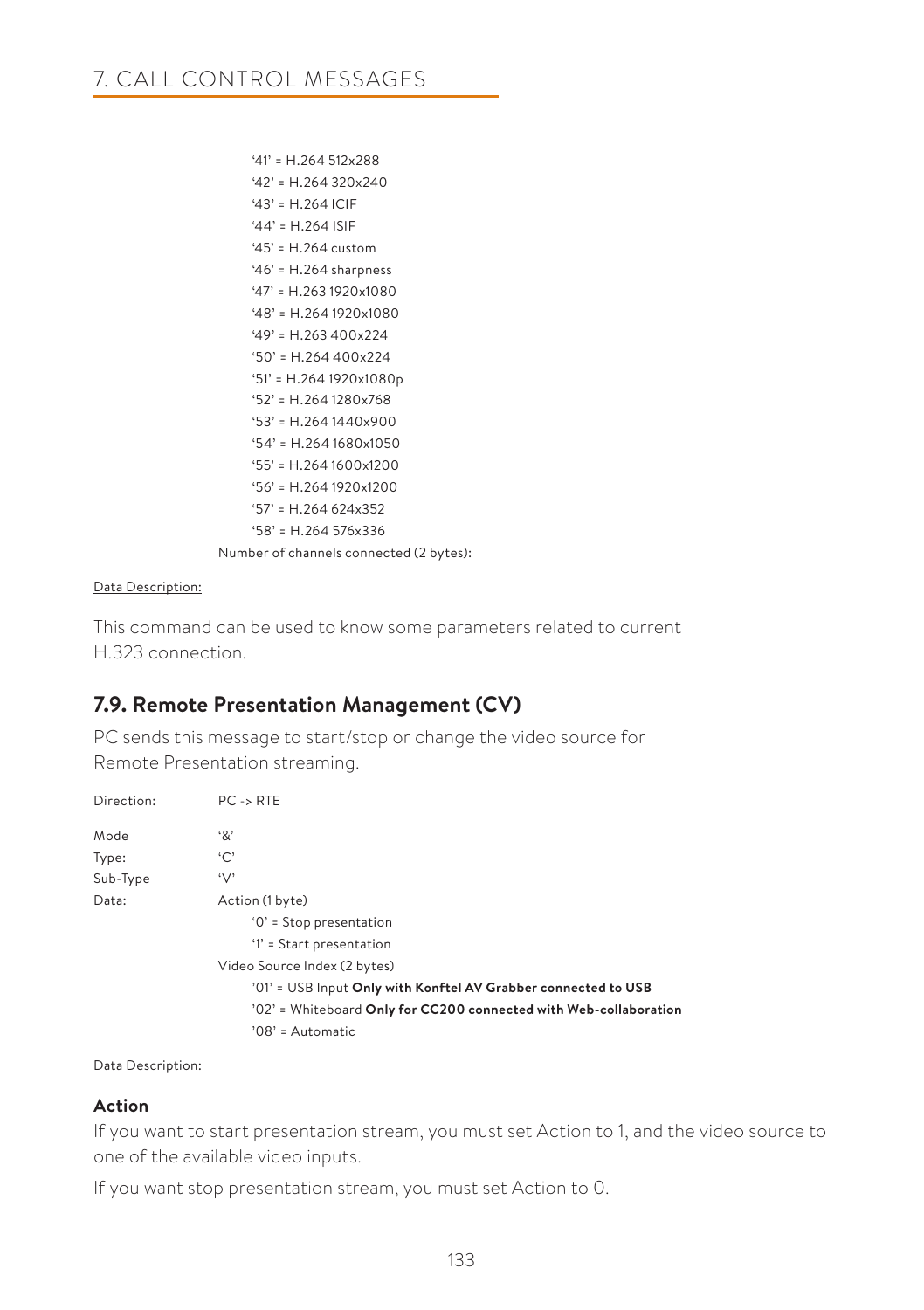'41' = H.264 512x288
'42' = H.264 320x240
'43' = H.264 ICIF
'44' = H.264 ISIF
'45' = H.264 custom
'46' = H.264 sharpness
'47' = H.263 1920x1080
'48' = H.264 1920x1080
'49' = H.263 400x224
'50' = H.264 400x224
'51' = H.264 1920x1080p
'52' = H.264 1280x768
'53' = H.264 1440x900
'54' = H.264 1680x1050
'55' = H.264 1600x1200
'56' = H.264 1920x1200
'57' = H.264 624x352
'58' = H.264 576x336

Number of channels connected (2 bytes):

Data Description:

This command can be used to know some parameters related to current H.323 connection.

## 7.9. Remote Presentation Management (CV)

PC sends this message to start/stop or change the video source for Remote Presentation streaming.

Direction: PC -> RTE

Mode '&'
Type: 'C'
Sub-Type 'V'
Data: Action (1 byte)

- '0' = Stop presentation
- '1' = Start presentation

Video Source Index (2 bytes)

- '01' = USB Input **Only with Konftel AV Grabber connected to USB**
- '02' = Whiteboard **Only for CC200 connected with Web-collaboration**
- '08' = Automatic

Data Description:

### Action

If you want to start presentation stream, you must set Action to 1, and the video source to one of the available video inputs.

If you want stop presentation stream, you must set Action to 0.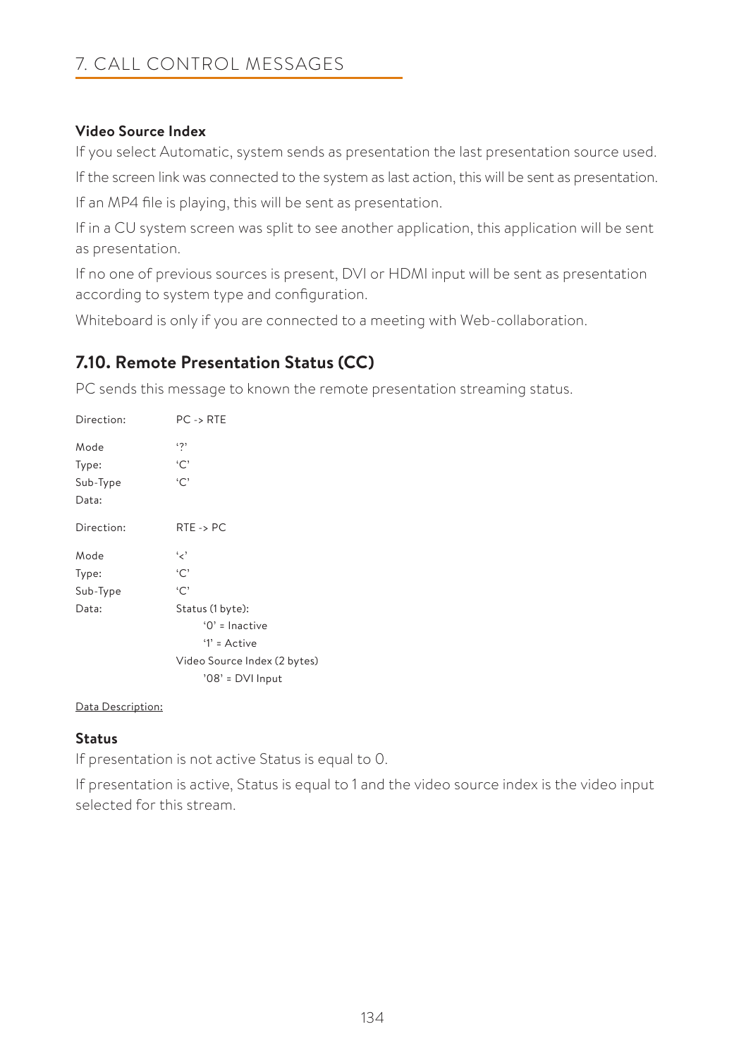**Video Source Index**

If you select Automatic, system sends as presentation the last presentation source used.

If the screen link was connected to the system as last action, this will be sent as presentation.

If an MP4 file is playing, this will be sent as presentation.

If in a CU system screen was split to see another application, this application will be sent as presentation.

If no one of previous sources is present, DVI or HDMI input will be sent as presentation according to system type and configuration.

Whiteboard is only if you are connected to a meeting with Web-collaboration.

## 7.10. Remote Presentation Status (CC)

PC sends this message to known the remote presentation streaming status.

| | |
|---|---|
| Direction: | PC -> RTE |
| Mode | '?' |
| Type: | 'C' |
| Sub-Type | 'C' |
| Data: | |

| | |
|---|---|
| Direction: | RTE -> PC |
| Mode | '<' |
| Type: | 'C' |
| Sub-Type | 'C' |
| Data: | Status (1 byte): |
| | '0' = Inactive |
| | '1' = Active |
| | Video Source Index (2 bytes) |
| | '08' = DVI Input |

Data Description:

**Status**

If presentation is not active Status is equal to 0.

If presentation is active, Status is equal to 1 and the video source index is the video input selected for this stream.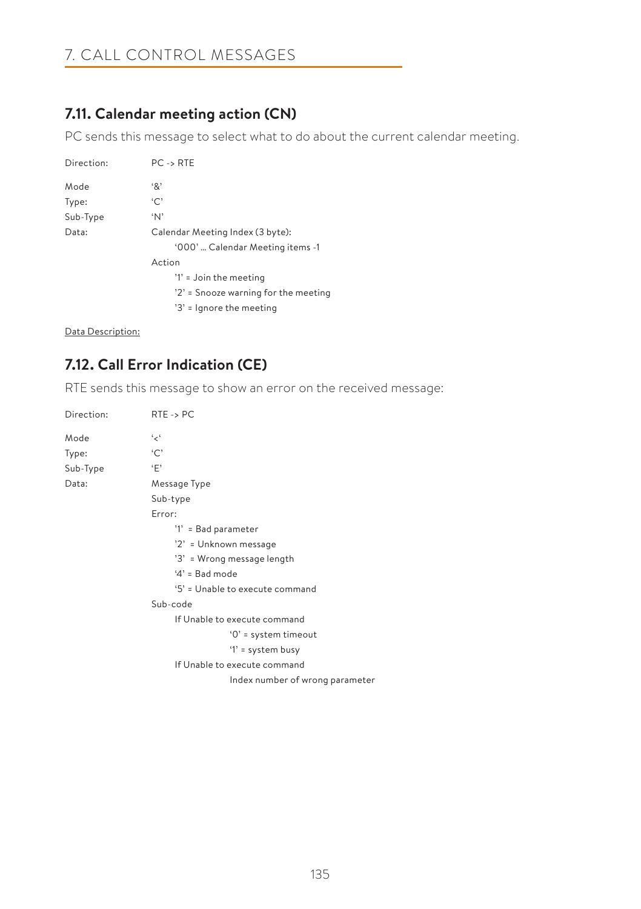## 7.11. Calendar meeting action (CN)

PC sends this message to select what to do about the current calendar meeting.

Direction: PC -> RTE

Mode '&'

Type: 'C'

Sub-Type 'N'

Data: Calendar Meeting Index (3 byte):

- '000' … Calendar Meeting items -1

Action

- '1' = Join the meeting
- '2' = Snooze warning for the meeting
- '3' = Ignore the meeting

Data Description:

## 7.12. Call Error Indication (CE)

RTE sends this message to show an error on the received message:

Direction: RTE -> PC

Mode '<'

Type: 'C'

Sub-Type 'E'

Data: Message Type

Sub-type

Error:

- '1' = Bad parameter
- '2' = Unknown message
- '3' = Wrong message length
- '4' = Bad mode
- '5' = Unable to execute command

Sub-code

- If Unable to execute command
  - '0' = system timeout
  - '1' = system busy
- If Unable to execute command
  - Index number of wrong parameter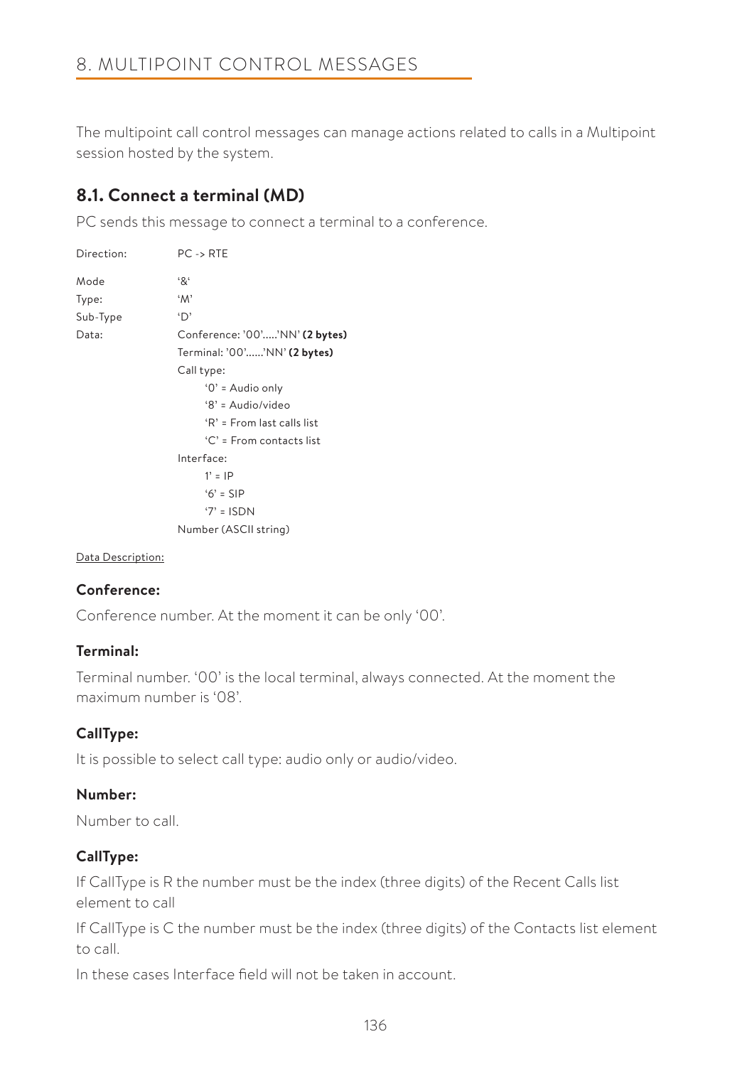# 8. MULTIPOINT CONTROL MESSAGES

The multipoint call control messages can manage actions related to calls in a Multipoint session hosted by the system.

## 8.1. Connect a terminal (MD)

PC sends this message to connect a terminal to a conference.

Direction: PC -> RTE

Mode: '&'

Type: 'M'

Sub-Type: 'D'

Data:

Conference: '00'.....'NN' **(2 bytes)**

Terminal: '00'......'NN' **(2 bytes)**

Call type:

- '0' = Audio only
- '8' = Audio/video
- 'R' = From last calls list
- 'C' = From contacts list

Interface:

- 1' = IP
- '6' = SIP
- '7' = ISDN

Number (ASCII string)

Data Description:

### Conference:

Conference number. At the moment it can be only '00'.

### Terminal:

Terminal number. '00' is the local terminal, always connected. At the moment the maximum number is '08'.

### CallType:

It is possible to select call type: audio only or audio/video.

### Number:

Number to call.

### CallType:

If CallType is R the number must be the index (three digits) of the Recent Calls list element to call

If CallType is C the number must be the index (three digits) of the Contacts list element to call.

In these cases Interface field will not be taken in account.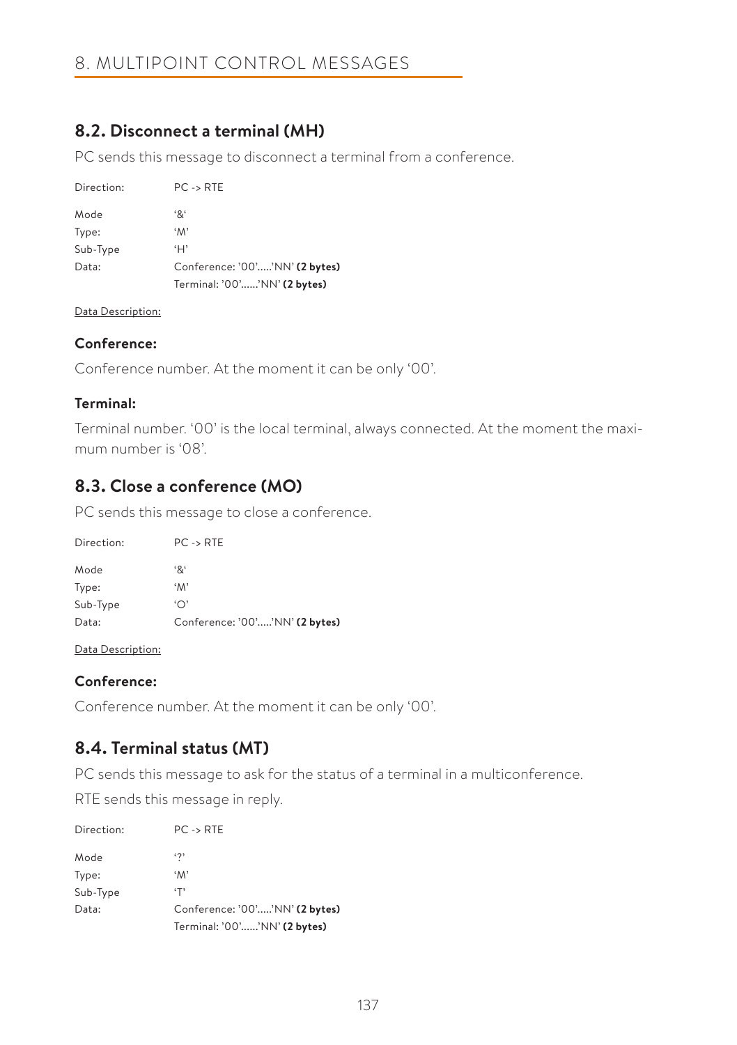# 8. MULTIPOINT CONTROL MESSAGES

## 8.2. Disconnect a terminal (MH)

PC sends this message to disconnect a terminal from a conference.

| | |
|---|---|
| Direction: | PC -> RTE |
| Mode | '&' |
| Type: | 'M' |
| Sub-Type | 'H' |
| Data: | Conference: '00'.....'NN' **(2 bytes)** |
| | Terminal: '00'......'NN' **(2 bytes)** |

Data Description:

### Conference:

Conference number. At the moment it can be only '00'.

### Terminal:

Terminal number. '00' is the local terminal, always connected. At the moment the maximum number is '08'.

## 8.3. Close a conference (MO)

PC sends this message to close a conference.

| | |
|---|---|
| Direction: | PC -> RTE |
| Mode | '&' |
| Type: | 'M' |
| Sub-Type | 'O' |
| Data: | Conference: '00'.....'NN' **(2 bytes)** |

Data Description:

### Conference:

Conference number. At the moment it can be only '00'.

## 8.4. Terminal status (MT)

PC sends this message to ask for the status of a terminal in a multiconference.

RTE sends this message in reply.

| | |
|---|---|
| Direction: | PC -> RTE |
| Mode | '?' |
| Type: | 'M' |
| Sub-Type | 'T' |
| Data: | Conference: '00'.....'NN' **(2 bytes)** |
| | Terminal: '00'......'NN' **(2 bytes)** |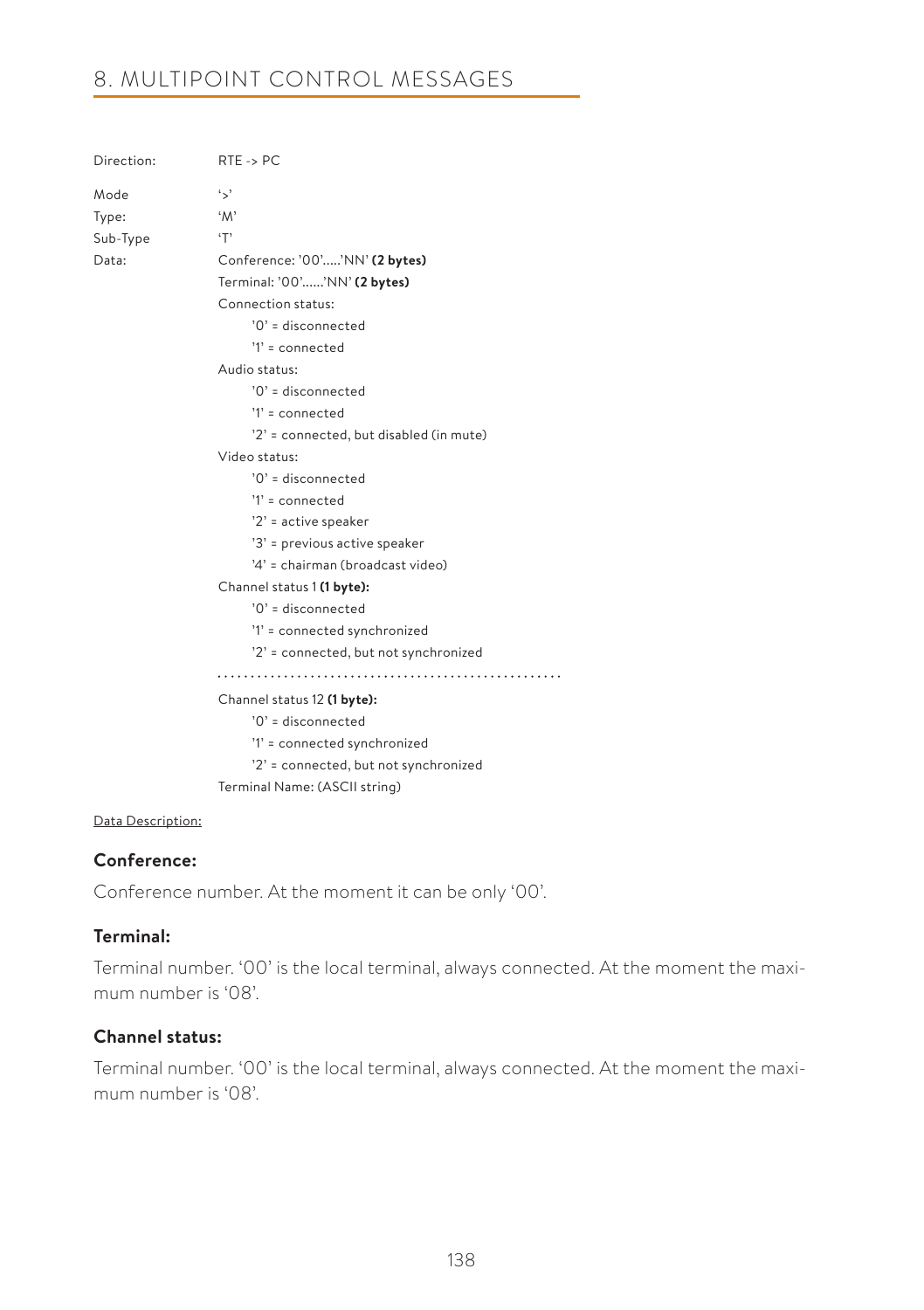# 8. MULTIPOINT CONTROL MESSAGES

Direction: RTE -> PC

Mode: ‘>’

Type: ‘M’

Sub-Type: ‘T’

Data:

Conference: ’00’.....’NN’ **(2 bytes)**

Terminal: ’00’......’NN’ **(2 bytes)**

Connection status:

- ’0’ = disconnected
- ’1’ = connected

Audio status:

- ’0’ = disconnected
- ’1’ = connected
- ’2’ = connected, but disabled (in mute)

Video status:

- ’0’ = disconnected
- ’1’ = connected
- ’2’ = active speaker
- ’3’ = previous active speaker
- ’4’ = chairman (broadcast video)

Channel status 1 **(1 byte):**

- ’0’ = disconnected
- ’1’ = connected synchronized
- ’2’ = connected, but not synchronized

.....................................................

Channel status 12 **(1 byte):**

- ’0’ = disconnected
- ’1’ = connected synchronized
- ’2’ = connected, but not synchronized

Terminal Name: (ASCII string)

Data Description:

### Conference:

Conference number. At the moment it can be only ‘00’.

### Terminal:

Terminal number. ‘00’ is the local terminal, always connected. At the moment the maximum number is ‘08’.

### Channel status:

Terminal number. ‘00’ is the local terminal, always connected. At the moment the maximum number is ‘08’.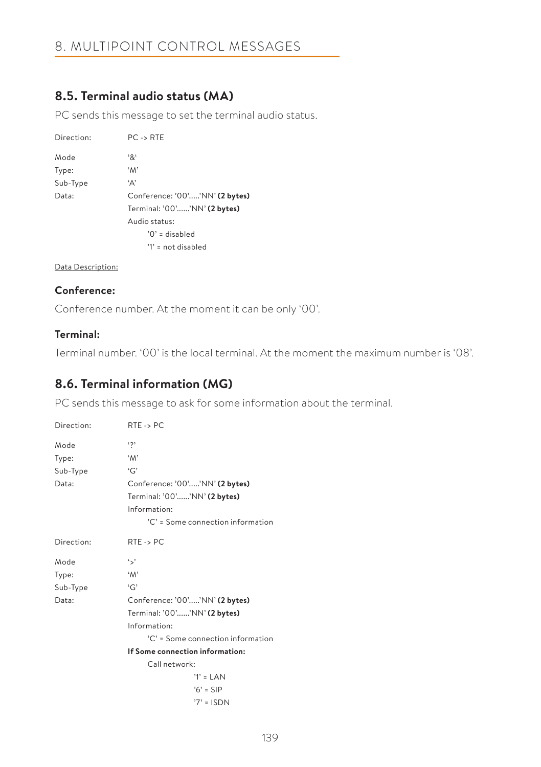## 8.5. Terminal audio status (MA)

PC sends this message to set the terminal audio status.

Direction: PC -> RTE

Mode '&'
Type: 'M'
Sub-Type 'A'
Data: Conference: '00'.....'NN' **(2 bytes)**
Terminal: '00'......'NN' **(2 bytes)**
Audio status:
- '0' = disabled
- '1' = not disabled

Data Description:

### Conference:

Conference number. At the moment it can be only '00'.

### Terminal:

Terminal number. '00' is the local terminal. At the moment the maximum number is '08'.

## 8.6. Terminal information (MG)

PC sends this message to ask for some information about the terminal.

Direction: RTE -> PC

Mode '?'
Type: 'M'
Sub-Type 'G'
Data: Conference: '00'.....'NN' **(2 bytes)**
Terminal: '00'......'NN' **(2 bytes)**
Information:
- 'C' = Some connection information

Direction: RTE -> PC

Mode '>'
Type: 'M'
Sub-Type 'G'
Data: Conference: '00'.....'NN' **(2 bytes)**
Terminal: '00'......'NN' **(2 bytes)**
Information:
- 'C' = Some connection information

**If Some connection information:**
Call network:
- '1' = LAN
- '6' = SIP
- '7' = ISDN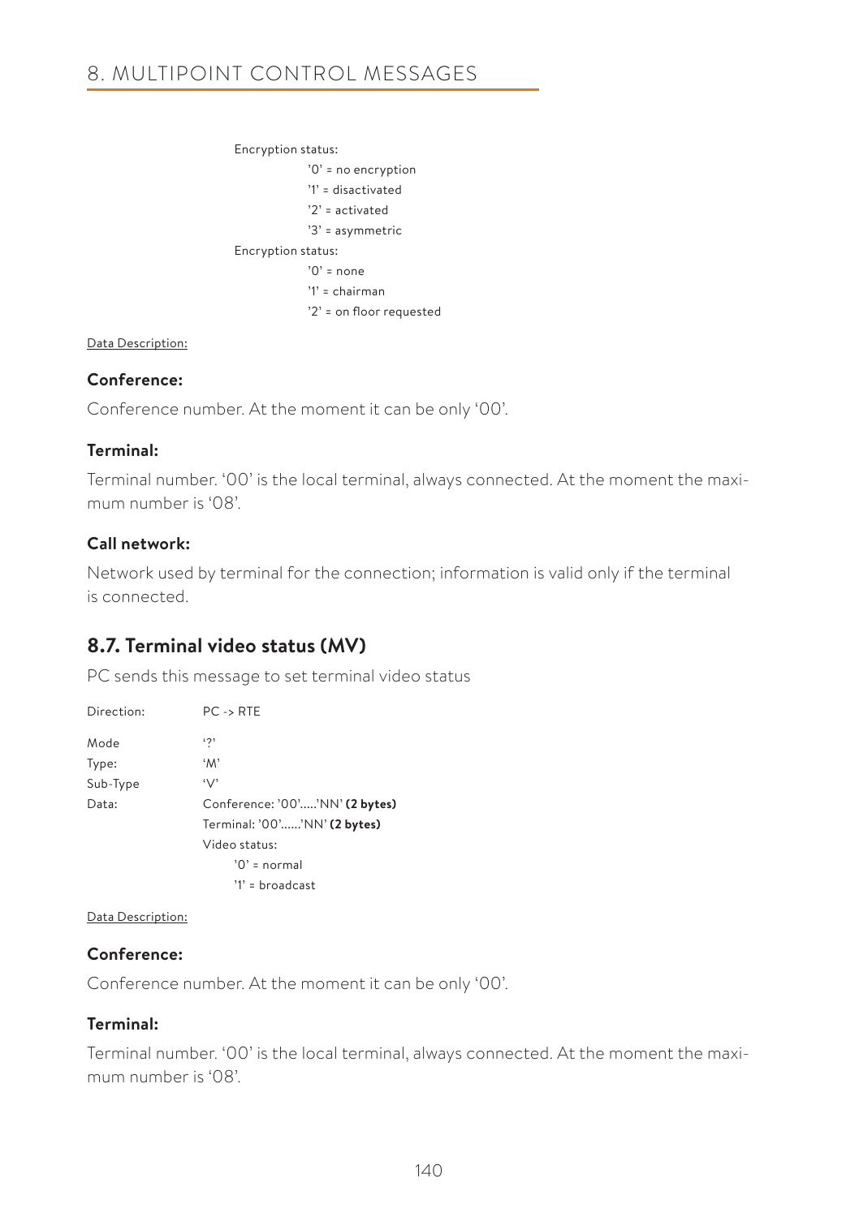Encryption status:

- '0' = no encryption
- '1' = disactivated
- '2' = activated
- '3' = asymmetric

Encryption status:

- '0' = none
- '1' = chairman
- '2' = on floor requested

Data Description:

**Conference:**

Conference number. At the moment it can be only '00'.

**Terminal:**

Terminal number. '00' is the local terminal, always connected. At the moment the maximum number is '08'.

**Call network:**

Network used by terminal for the connection; information is valid only if the terminal is connected.

## 8.7. Terminal video status (MV)

PC sends this message to set terminal video status

| | |
|---|---|
| Direction: | PC -> RTE |
| Mode | '?' |
| Type: | 'M' |
| Sub-Type | 'V' |
| Data: | Conference: '00'.....'NN' **(2 bytes)** |
| | Terminal: '00'......'NN' **(2 bytes)** |
| | Video status: |
| | '0' = normal |
| | '1' = broadcast |

Data Description:

**Conference:**

Conference number. At the moment it can be only '00'.

**Terminal:**

Terminal number. '00' is the local terminal, always connected. At the moment the maximum number is '08'.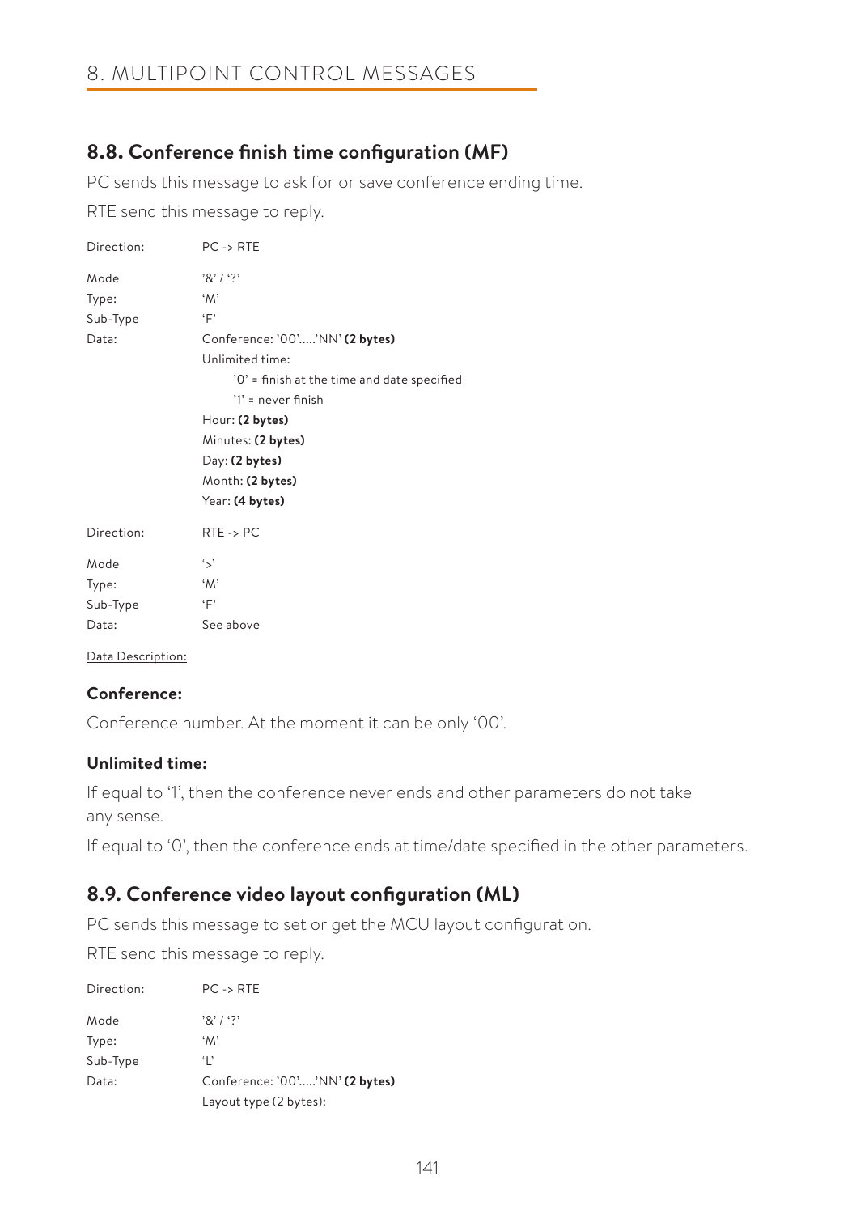## 8.8. Conference finish time configuration (MF)

PC sends this message to ask for or save conference ending time.

RTE send this message to reply.

Direction: PC -> RTE

Mode '&' / '?'

Type: 'M'

Sub-Type 'F'

Data: Conference: '00'.....'NN' **(2 bytes)**

Unlimited time:

- '0' = finish at the time and date specified
- '1' = never finish

Hour: **(2 bytes)**

Minutes: **(2 bytes)**

Day: **(2 bytes)**

Month: **(2 bytes)**

Year: **(4 bytes)**

Direction: RTE -> PC

Mode '>'

Type: 'M'

Sub-Type 'F'

Data: See above

Data Description:

**Conference:**

Conference number. At the moment it can be only '00'.

**Unlimited time:**

If equal to '1', then the conference never ends and other parameters do not take any sense.

If equal to '0', then the conference ends at time/date specified in the other parameters.

## 8.9. Conference video layout configuration (ML)

PC sends this message to set or get the MCU layout configuration.

RTE send this message to reply.

Direction: PC -> RTE

Mode '&' / '?'

Type: 'M'

Sub-Type 'L'

Data: Conference: '00'.....'NN' **(2 bytes)**

Layout type (2 bytes):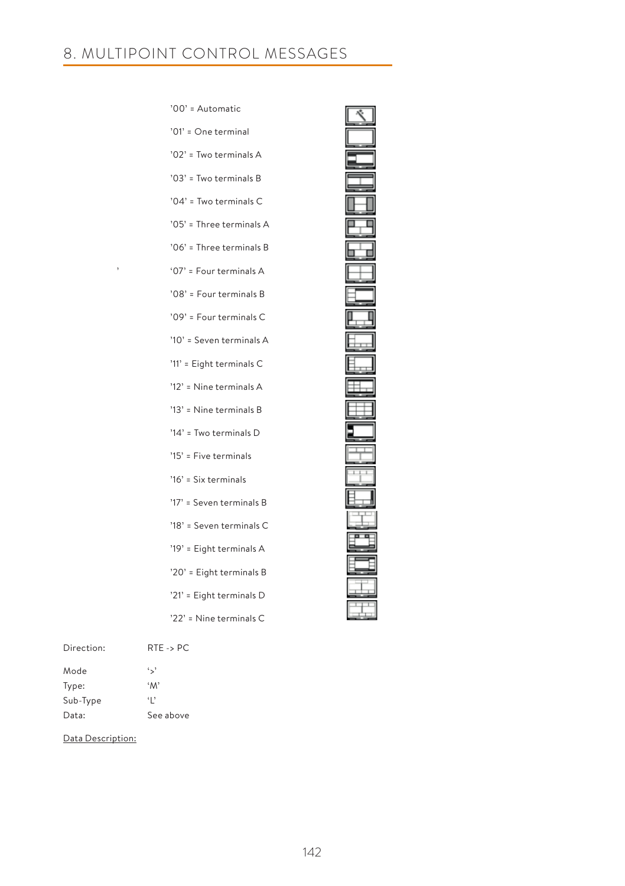# 8. MULTIPOINT CONTROL MESSAGES

’00’ = Automatic

’01’ = One terminal

’02’ = Two terminals A

’03’ = Two terminals B

’04’ = Two terminals C

’05’ = Three terminals A

’06’ = Three terminals B

‘07’ = Four terminals A

’08’ = Four terminals B

’09’ = Four terminals C

’10’ = Seven terminals A

’11’ = Eight terminals C

’12’ = Nine terminals A

’13’ = Nine terminals B

’14’ = Two terminals D

’15’ = Five terminals

’16’ = Six terminals

’17’ = Seven terminals B

’18’ = Seven terminals C

’19’ = Eight terminals A

’20’ = Eight terminals B

’21’ = Eight terminals D

’22’ = Nine terminals C

Direction: RTE -> PC

Mode ‘>’
Type: ‘M’
Sub-Type ‘L’
Data: See above

Data Description: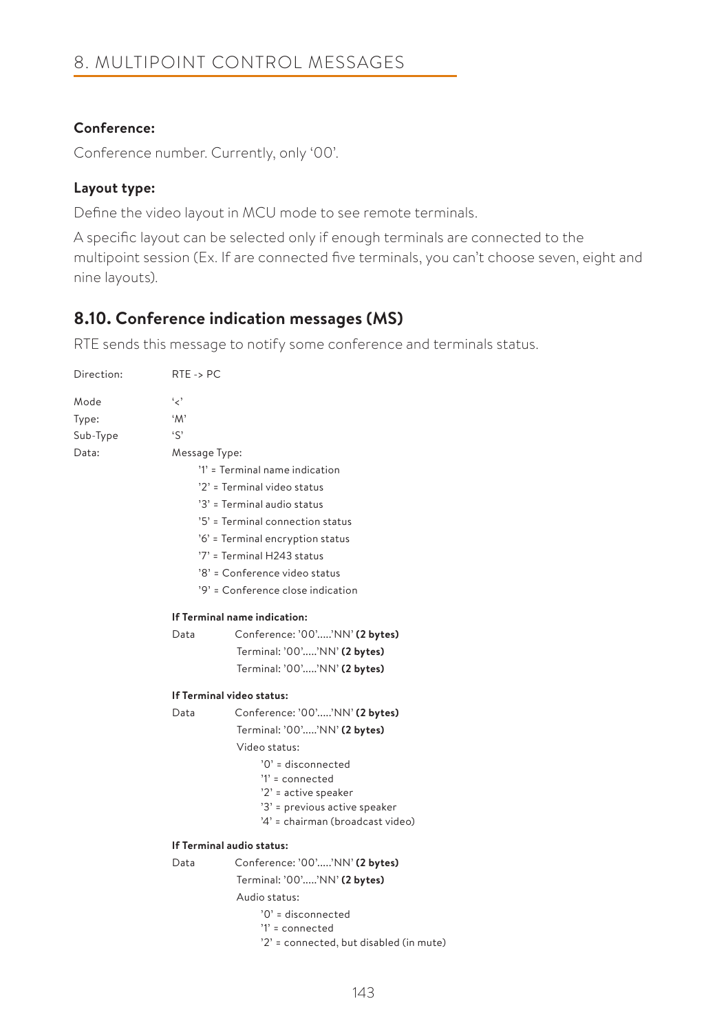# 8. MULTIPOINT CONTROL MESSAGES

**Conference:**

Conference number. Currently, only '00'.

**Layout type:**

Define the video layout in MCU mode to see remote terminals.

A specific layout can be selected only if enough terminals are connected to the multipoint session (Ex. If are connected five terminals, you can't choose seven, eight and nine layouts).

## 8.10. Conference indication messages (MS)

RTE sends this message to notify some conference and terminals status.

Direction: RTE -> PC

Mode '<'
Type: 'M'
Sub-Type 'S'
Data: Message Type:

- '1' = Terminal name indication
- '2' = Terminal video status
- '3' = Terminal audio status
- '5' = Terminal connection status
- '6' = Terminal encryption status
- '7' = Terminal H243 status
- '8' = Conference video status
- '9' = Conference close indication

**If Terminal name indication:**

Data Conference: '00'.....'NN' **(2 bytes)**
Terminal: '00'.....'NN' **(2 bytes)**
Terminal: '00'.....'NN' **(2 bytes)**

**If Terminal video status:**

Data Conference: '00'.....'NN' **(2 bytes)**
Terminal: '00'.....'NN' **(2 bytes)**
Video status:

- '0' = disconnected
- '1' = connected
- '2' = active speaker
- '3' = previous active speaker
- '4' = chairman (broadcast video)

**If Terminal audio status:**

Data Conference: '00'.....'NN' **(2 bytes)**
Terminal: '00'.....'NN' **(2 bytes)**
Audio status:

- '0' = disconnected
- '1' = connected
- '2' = connected, but disabled (in mute)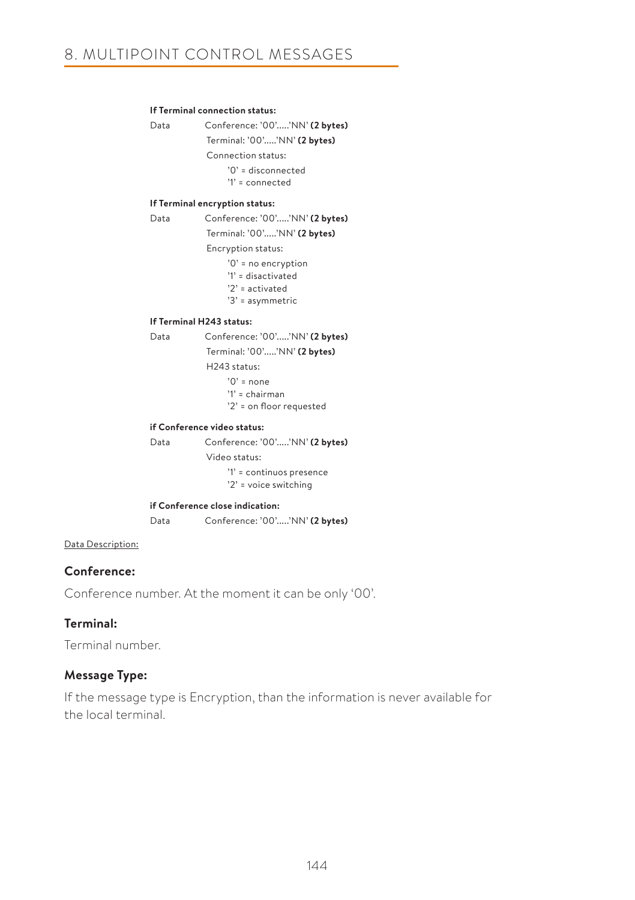**If Terminal connection status:**

Data Conference: '00'.....'NN' **(2 bytes)**

Terminal: '00'.....'NN' **(2 bytes)**

Connection status:

- '0' = disconnected
- '1' = connected

**If Terminal encryption status:**

Data Conference: '00'.....'NN' **(2 bytes)**

Terminal: '00'.....'NN' **(2 bytes)**

Encryption status:

- '0' = no encryption
- '1' = disactivated
- '2' = activated
- '3' = asymmetric

**If Terminal H243 status:**

Data Conference: '00'.....'NN' **(2 bytes)**

Terminal: '00'.....'NN' **(2 bytes)**

H243 status:

- '0' = none
- '1' = chairman
- '2' = on floor requested

**if Conference video status:**

Data Conference: '00'.....'NN' **(2 bytes)**

Video status:

- '1' = continuos presence
- '2' = voice switching

**if Conference close indication:**

Data Conference: '00'.....'NN' **(2 bytes)**

Data Description:

### Conference:

Conference number. At the moment it can be only '00'.

### Terminal:

Terminal number.

### Message Type:

If the message type is Encryption, than the information is never available for the local terminal.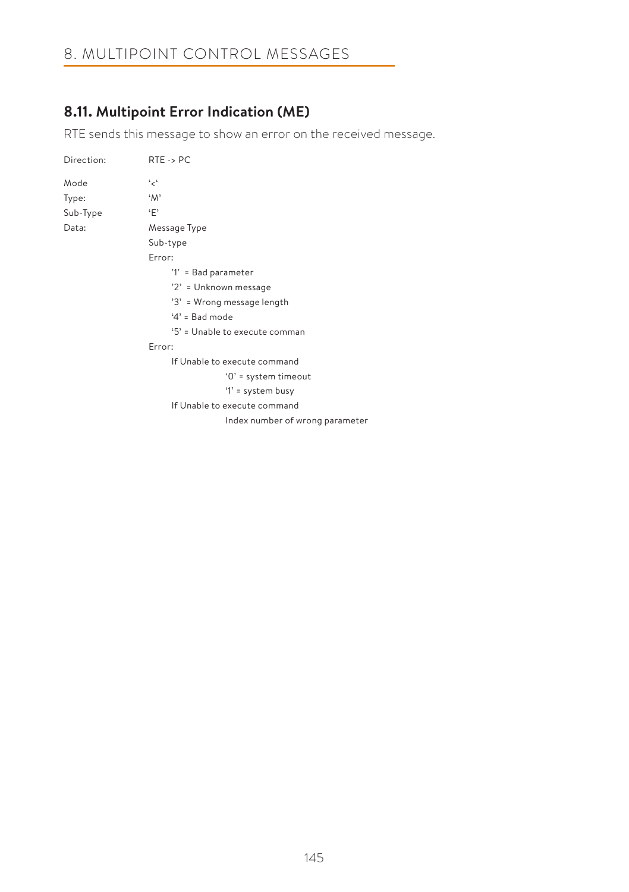# 8. MULTIPOINT CONTROL MESSAGES

## 8.11. Multipoint Error Indication (ME)

RTE sends this message to show an error on the received message.

Direction: RTE -> PC

Mode: '<'

Type: 'M'

Sub-Type: 'E'

Data:

- Message Type
- Sub-type
- Error:
  - '1' = Bad parameter
  - '2' = Unknown message
  - '3' = Wrong message length
  - '4' = Bad mode
  - '5' = Unable to execute comman
- Error:
  - If Unable to execute command
    - '0' = system timeout
    - '1' = system busy
  - If Unable to execute command
    - Index number of wrong parameter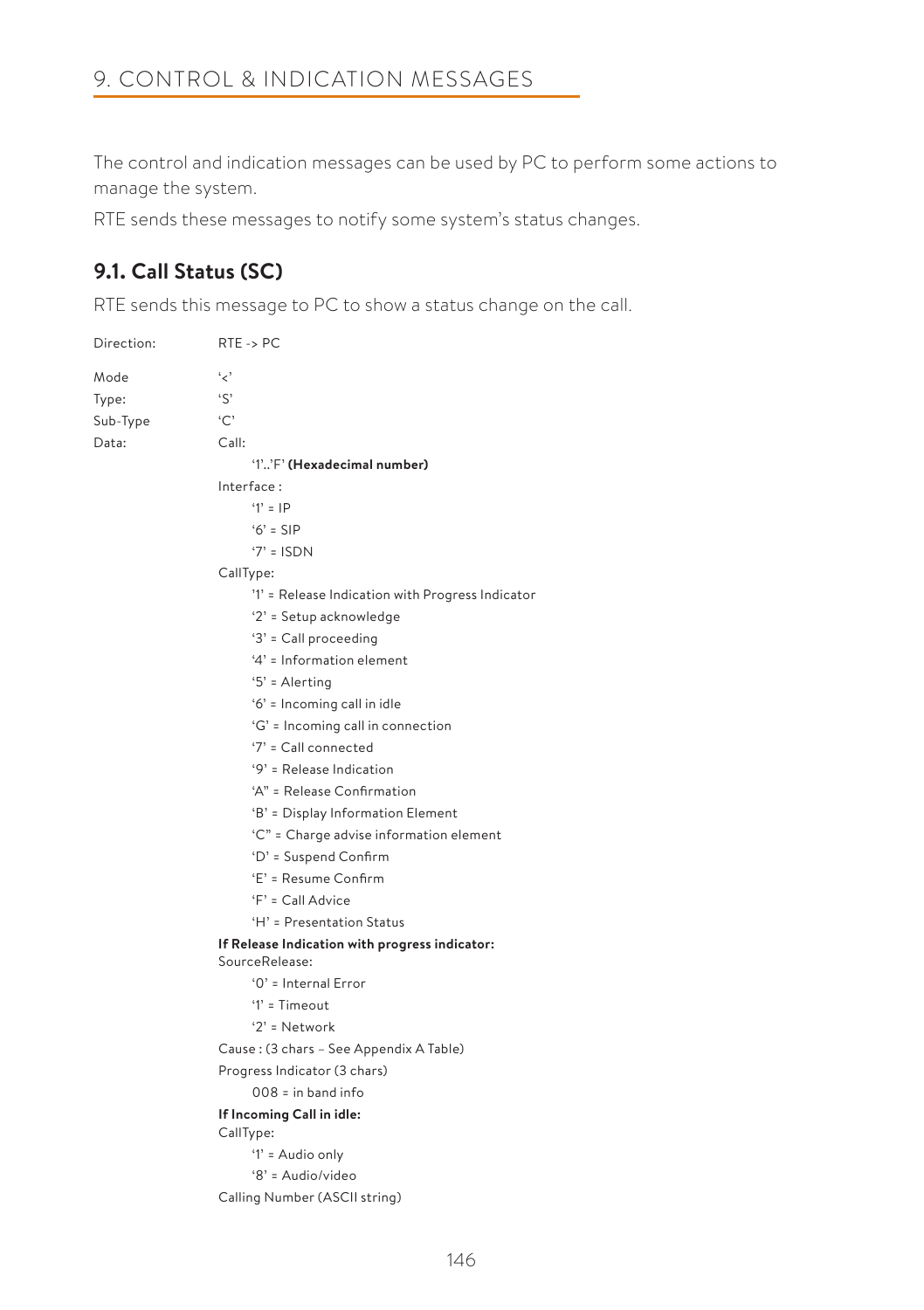# 9. CONTROL & INDICATION MESSAGES

The control and indication messages can be used by PC to perform some actions to manage the system.

RTE sends these messages to notify some system's status changes.

## 9.1. Call Status (SC)

RTE sends this message to PC to show a status change on the call.

Direction: RTE -> PC

Mode '<'

Type: 'S'

Sub-Type 'C'

Data: Call:

- '1'..'F' **(Hexadecimal number)**

Interface :

- '1' = IP
- '6' = SIP
- '7' = ISDN

CallType:

- '1' = Release Indication with Progress Indicator
- '2' = Setup acknowledge
- '3' = Call proceeding
- '4' = Information element
- '5' = Alerting
- '6' = Incoming call in idle
- 'G' = Incoming call in connection
- '7' = Call connected
- '9' = Release Indication
- 'A" = Release Confirmation
- 'B' = Display Information Element
- 'C" = Charge advise information element
- 'D' = Suspend Confirm
- 'E' = Resume Confirm
- 'F' = Call Advice
- 'H' = Presentation Status

**If Release Indication with progress indicator:**

SourceRelease:

- '0' = Internal Error
- '1' = Timeout
- '2' = Network

Cause : (3 chars – See Appendix A Table)

Progress Indicator (3 chars)

- 008 = in band info

**If Incoming Call in idle:**

CallType:

- '1' = Audio only
- '8' = Audio/video

Calling Number (ASCII string)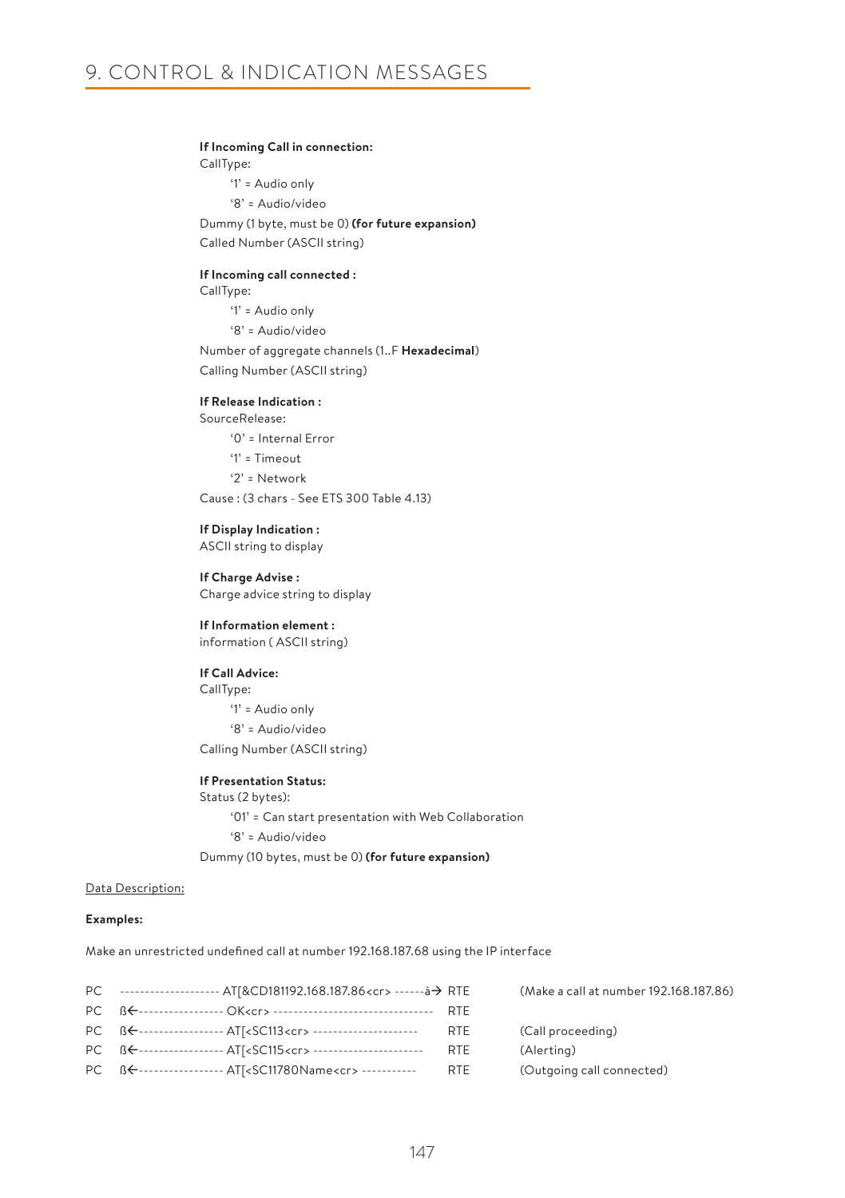**If Incoming Call in connection:**

CallType:

'1' = Audio only

'8' = Audio/video

Dummy (1 byte, must be 0) **(for future expansion)**

Called Number (ASCII string)

**If Incoming call connected :**

CallType:

'1' = Audio only

'8' = Audio/video

Number of aggregate channels (1..F **Hexadecimal**)

Calling Number (ASCII string)

**If Release Indication :**

SourceRelease:

'0' = Internal Error

'1' = Timeout

'2' = Network

Cause : (3 chars - See ETS 300 Table 4.13)

**If Display Indication :**

ASCII string to display

**If Charge Advise :**

Charge advice string to display

**If Information element :**

information ( ASCII string)

**If Call Advice:**

CallType:

'1' = Audio only

'8' = Audio/video

Calling Number (ASCII string)

**If Presentation Status:**

Status (2 bytes):

'01' = Can start presentation with Web Collaboration

'8' = Audio/video

Dummy (10 bytes, must be 0) **(for future expansion)**

Data Description:

**Examples:**

Make an unrestricted undefined call at number 192.168.187.68 using the IP interface

```
PC   -------------------- AT[&CD181192.168.187.86<cr> ------à→ RTE     (Make a call at number 192.168.187.86)
PC   ß←----------------- OK<cr> --------------------------------  RTE
PC   ß←----------------- AT[<SC113<cr> ---------------------      RTE     (Call proceeding)
PC   ß←----------------- AT[<SC115<cr> ----------------------     RTE     (Alerting)
PC   ß←----------------- AT[<SC11780Name<cr> -----------          RTE     (Outgoing call connected)
```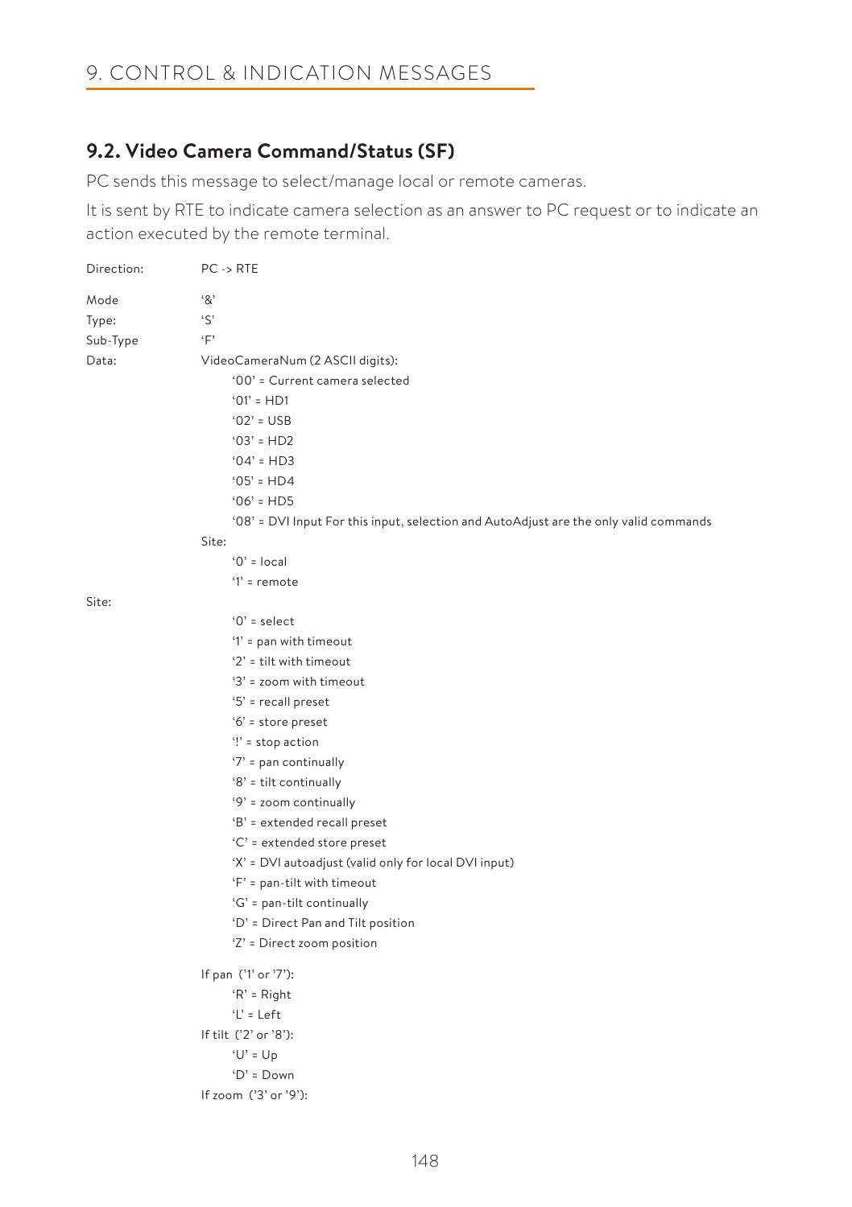# 9. CONTROL & INDICATION MESSAGES

## 9.2. Video Camera Command/Status (SF)

PC sends this message to select/manage local or remote cameras.

It is sent by RTE to indicate camera selection as an answer to PC request or to indicate an action executed by the remote terminal.

Direction: PC -> RTE

Mode: '&'

Type: 'S'

Sub-Type: 'F'

Data: VideoCameraNum (2 ASCII digits):

- '00' = Current camera selected
- '01' = HD1
- '02' = USB
- '03' = HD2
- '04' = HD3
- '05' = HD4
- '06' = HD5
- '08' = DVI Input For this input, selection and AutoAdjust are the only valid commands

Site:

- '0' = local
- '1' = remote

Site:

- '0' = select
- '1' = pan with timeout
- '2' = tilt with timeout
- '3' = zoom with timeout
- '5' = recall preset
- '6' = store preset
- '!' = stop action
- '7' = pan continually
- '8' = tilt continually
- '9' = zoom continually
- 'B' = extended recall preset
- 'C' = extended store preset
- 'X' = DVI autoadjust (valid only for local DVI input)
- 'F' = pan-tilt with timeout
- 'G' = pan-tilt continually
- 'D' = Direct Pan and Tilt position
- 'Z' = Direct zoom position

If pan ('1' or '7'):

- 'R' = Right
- 'L' = Left

If tilt ('2' or '8'):

- 'U' = Up
- 'D' = Down

If zoom ('3' or '9'):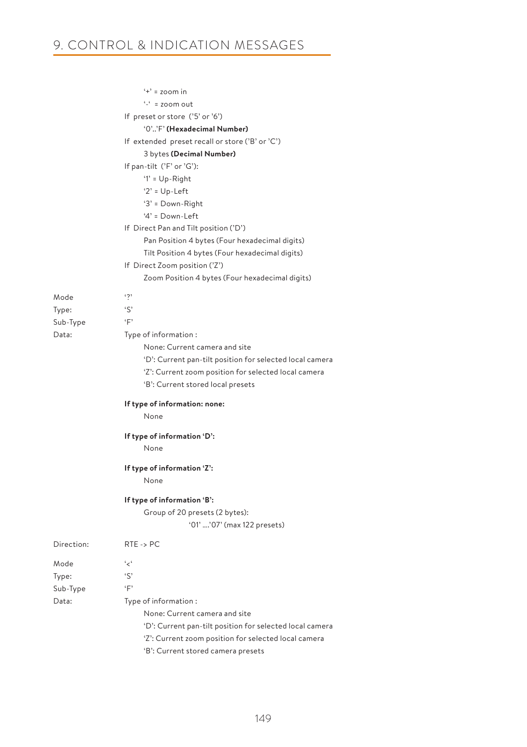'+' = zoom in

'-' = zoom out

If preset or store ('5' or '6')

'0'..'F' **(Hexadecimal Number)**

If extended preset recall or store ('B' or 'C')

3 bytes **(Decimal Number)**

If pan-tilt ('F' or 'G'):

'1' = Up-Right

'2' = Up-Left

'3' = Down-Right

'4' = Down-Left

If Direct Pan and Tilt position ('D')

Pan Position 4 bytes (Four hexadecimal digits)

Tilt Position 4 bytes (Four hexadecimal digits)

If Direct Zoom position ('Z')

Zoom Position 4 bytes (Four hexadecimal digits)

Mode '?'

Type: 'S'

Sub-Type 'F'

Data: Type of information :

None: Current camera and site

'D': Current pan-tilt position for selected local camera

'Z': Current zoom position for selected local camera

'B': Current stored local presets

**If type of information: none:**

None

**If type of information 'D':**

None

**If type of information 'Z':**

None

**If type of information 'B':**

Group of 20 presets (2 bytes):

'01' ....'07' (max 122 presets)

Direction: RTE -> PC

Mode '<'

Type: 'S'

Sub-Type 'F'

Data: Type of information :

None: Current camera and site

'D': Current pan-tilt position for selected local camera

'Z': Current zoom position for selected local camera

'B': Current stored camera presets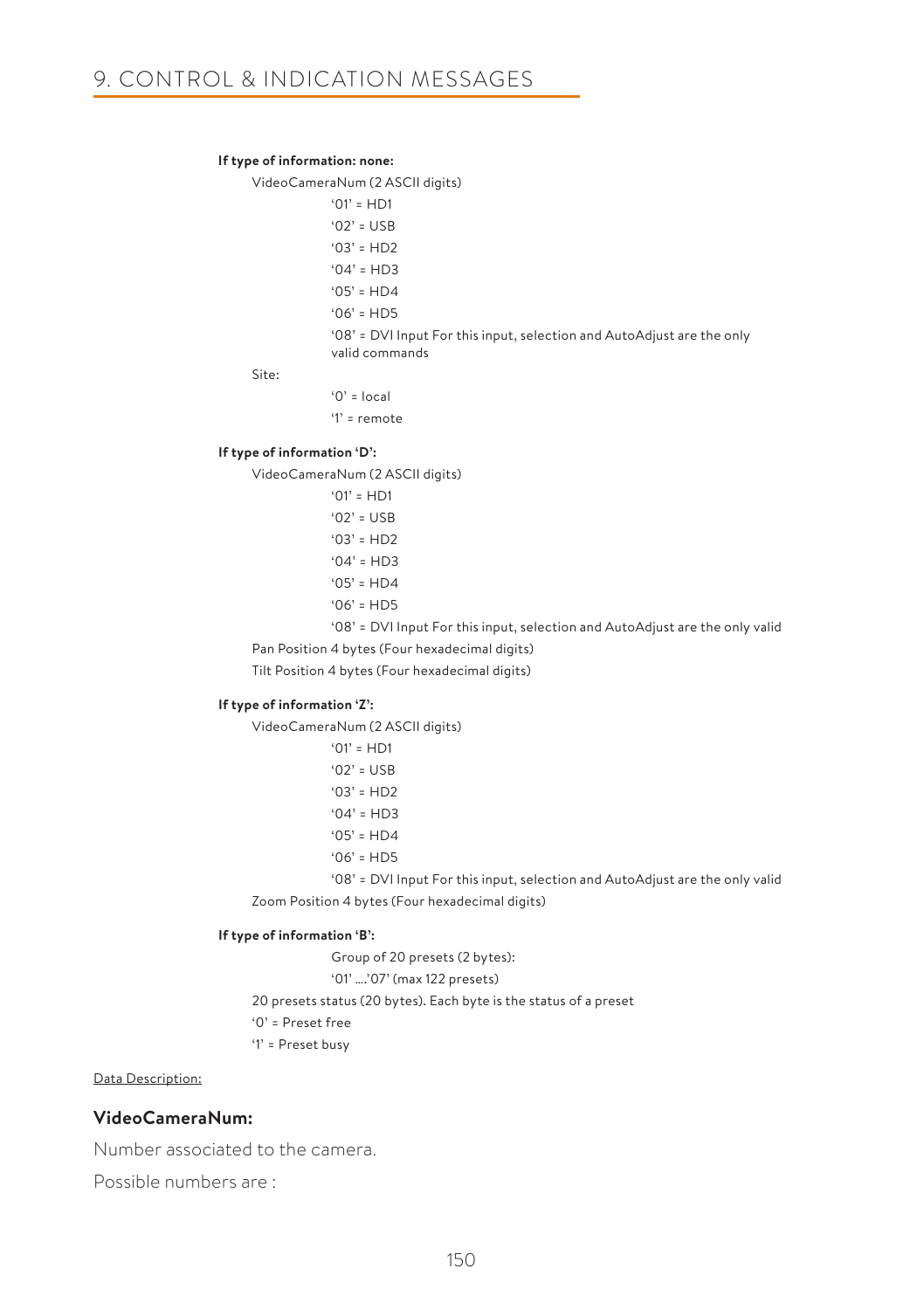**If type of information: none:**

VideoCameraNum (2 ASCII digits)

'01' = HD1

'02' = USB

'03' = HD2

'04' = HD3

'05' = HD4

'06' = HD5

'08' = DVI Input For this input, selection and AutoAdjust are the only valid commands

Site:

'0' = local

'1' = remote

**If type of information 'D':**

VideoCameraNum (2 ASCII digits)

'01' = HD1

'02' = USB

'03' = HD2

'04' = HD3

'05' = HD4

'06' = HD5

'08' = DVI Input For this input, selection and AutoAdjust are the only valid

Pan Position 4 bytes (Four hexadecimal digits)

Tilt Position 4 bytes (Four hexadecimal digits)

**If type of information 'Z':**

VideoCameraNum (2 ASCII digits)

'01' = HD1

'02' = USB

'03' = HD2

'04' = HD3

'05' = HD4

'06' = HD5

'08' = DVI Input For this input, selection and AutoAdjust are the only valid

Zoom Position 4 bytes (Four hexadecimal digits)

**If type of information 'B':**

Group of 20 presets (2 bytes):

'01' ....'07' (max 122 presets)

20 presets status (20 bytes). Each byte is the status of a preset

'0' = Preset free

'1' = Preset busy

Data Description:

### VideoCameraNum:

Number associated to the camera.

Possible numbers are :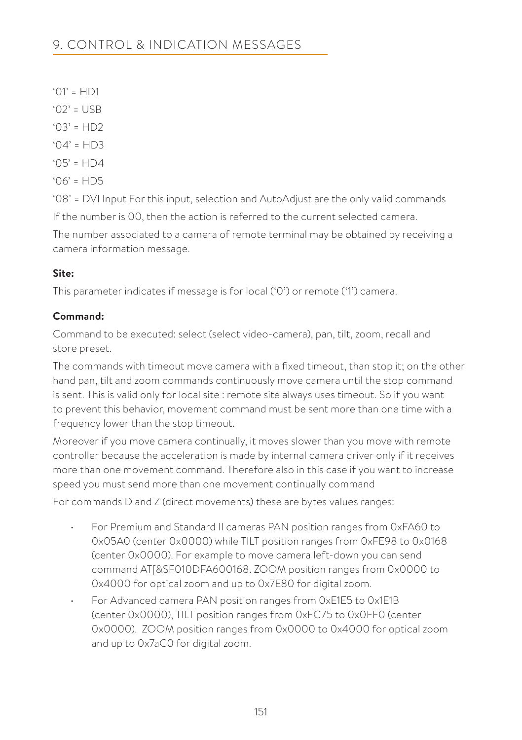# 9. CONTROL & INDICATION MESSAGES

'01' = HD1

'02' = USB

'03' = HD2

'04' = HD3

'05' = HD4

'06' = HD5

'08' = DVI Input For this input, selection and AutoAdjust are the only valid commands

If the number is 00, then the action is referred to the current selected camera.

The number associated to a camera of remote terminal may be obtained by receiving a camera information message.

**Site:**

This parameter indicates if message is for local ('0') or remote ('1') camera.

**Command:**

Command to be executed: select (select video-camera), pan, tilt, zoom, recall and store preset.

The commands with timeout move camera with a fixed timeout, than stop it; on the other hand pan, tilt and zoom commands continuously move camera until the stop command is sent. This is valid only for local site : remote site always uses timeout. So if you want to prevent this behavior, movement command must be sent more than one time with a frequency lower than the stop timeout.

Moreover if you move camera continually, it moves slower than you move with remote controller because the acceleration is made by internal camera driver only if it receives more than one movement command. Therefore also in this case if you want to increase speed you must send more than one movement continually command

For commands D and Z (direct movements) these are bytes values ranges:

- For Premium and Standard II cameras PAN position ranges from 0xFA60 to 0x05A0 (center 0x0000) while TILT position ranges from 0xFE98 to 0x0168 (center 0x0000). For example to move camera left-down you can send command AT[&SF010DFA600168. ZOOM position ranges from 0x0000 to 0x4000 for optical zoom and up to 0x7E80 for digital zoom.
- For Advanced camera PAN position ranges from 0xE1E5 to 0x1E1B (center 0x0000), TILT position ranges from 0xFC75 to 0x0FF0 (center 0x0000). ZOOM position ranges from 0x0000 to 0x4000 for optical zoom and up to 0x7aC0 for digital zoom.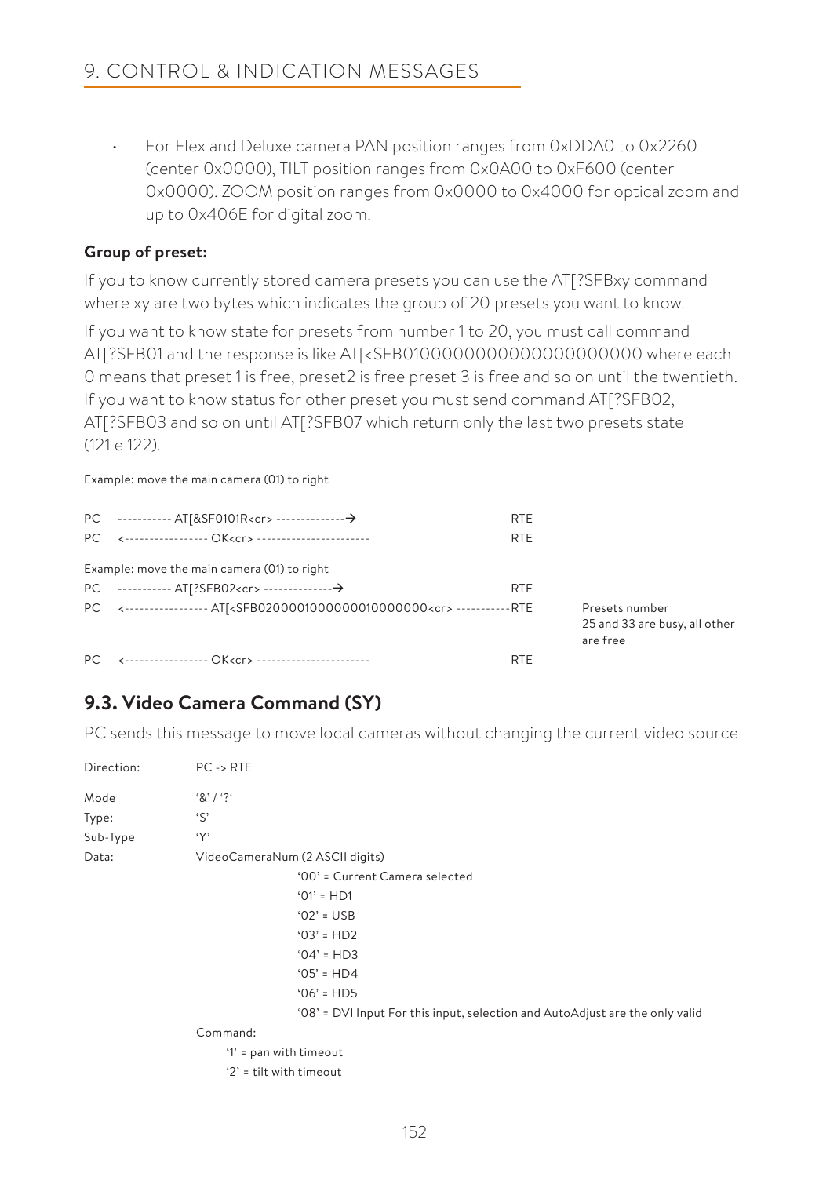## 9. CONTROL & INDICATION MESSAGES

- For Flex and Deluxe camera PAN position ranges from 0xDDA0 to 0x2260 (center 0x0000), TILT position ranges from 0x0A00 to 0xF600 (center 0x0000). ZOOM position ranges from 0x0000 to 0x4000 for optical zoom and up to 0x406E for digital zoom.

**Group of preset:**

If you to know currently stored camera presets you can use the AT[?SFBxy command where xy are two bytes which indicates the group of 20 presets you want to know.

If you want to know state for presets from number 1 to 20, you must call command AT[?SFB01 and the response is like AT[<SFB0100000000000000000000 where each 0 means that preset 1 is free, preset2 is free preset 3 is free and so on until the twentieth. If you want to know status for other preset you must send command AT[?SFB02, AT[?SFB03 and so on until AT[?SFB07 which return only the last two presets state (121 e 122).

Example: move the main camera (01) to right

```
PC   ----------- AT[&SF0101R<cr> --------------→                       RTE
PC   <----------------- OK<cr> -----------------------                 RTE
```

Example: move the main camera (01) to right

```
PC   ----------- AT[?SFB02<cr> --------------→                         RTE
PC   <----------------- AT[<SFB0200001000000010000000<cr> -----------RTE    Presets number
                                                                            25 and 33 are busy, all other
                                                                            are free
PC   <----------------- OK<cr> -----------------------                 RTE
```

## 9.3. Video Camera Command (SY)

PC sends this message to move local cameras without changing the current video source

Direction: PC -> RTE

Mode: '&' / '?'

Type: 'S'

Sub-Type: 'Y'

Data: VideoCameraNum (2 ASCII digits)

- '00' = Current Camera selected
- '01' = HD1
- '02' = USB
- '03' = HD2
- '04' = HD3
- '05' = HD4
- '06' = HD5
- '08' = DVI Input For this input, selection and AutoAdjust are the only valid

Command:

- '1' = pan with timeout
- '2' = tilt with timeout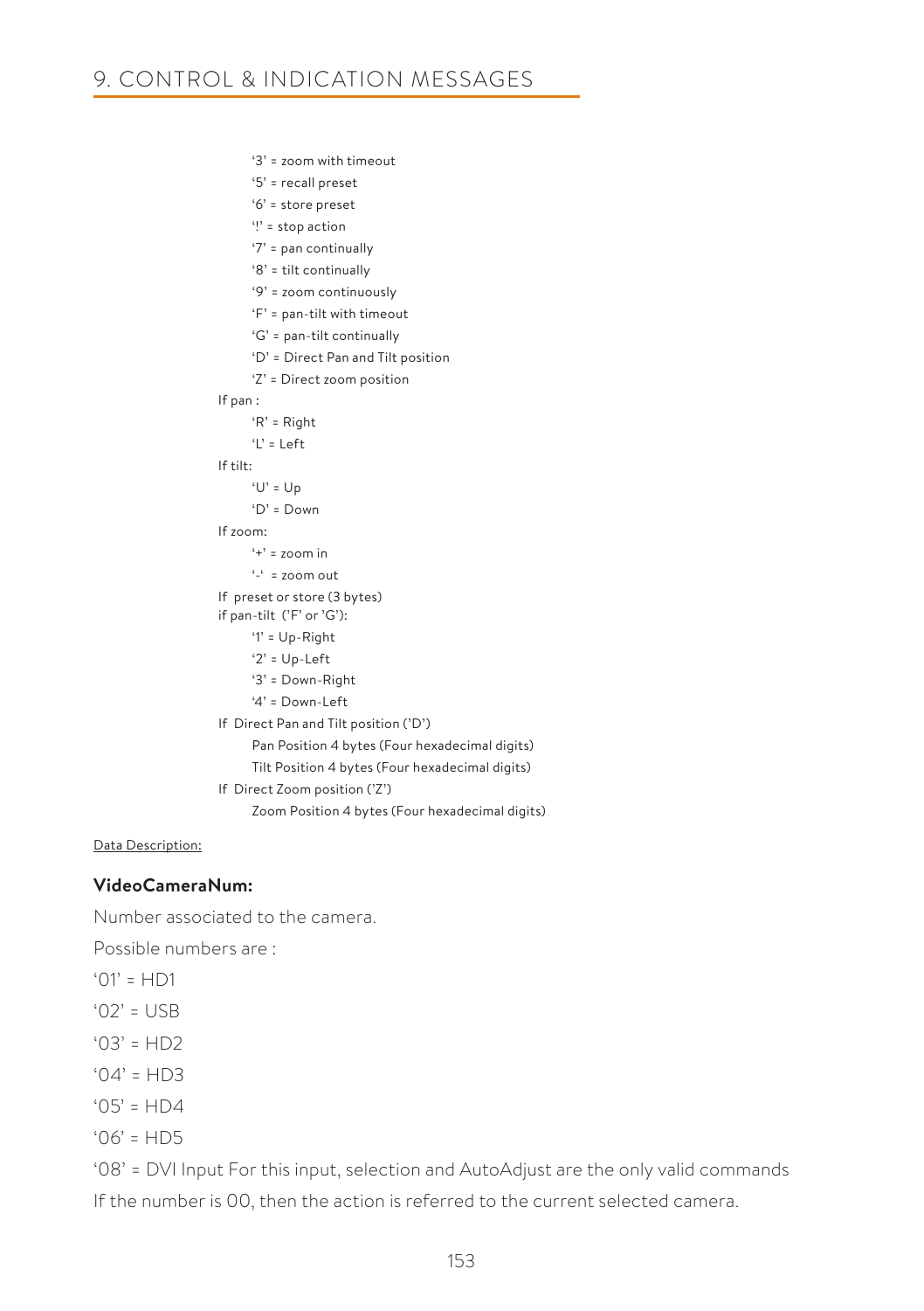'3' = zoom with timeout

'5' = recall preset

'6' = store preset

'!' = stop action

'7' = pan continually

'8' = tilt continually

'9' = zoom continuously

'F' = pan-tilt with timeout

'G' = pan-tilt continually

'D' = Direct Pan and Tilt position

'Z' = Direct zoom position

If pan :

'R' = Right

'L' = Left

If tilt:

'U' = Up

'D' = Down

If zoom:

'+' = zoom in

'-' = zoom out

If preset or store (3 bytes)

if pan-tilt ('F' or 'G'):

'1' = Up-Right

'2' = Up-Left

'3' = Down-Right

'4' = Down-Left

If Direct Pan and Tilt position ('D')

Pan Position 4 bytes (Four hexadecimal digits)

Tilt Position 4 bytes (Four hexadecimal digits)

If Direct Zoom position ('Z')

Zoom Position 4 bytes (Four hexadecimal digits)

Data Description:

**VideoCameraNum:**

Number associated to the camera.

Possible numbers are :

'01' = HD1

'02' = USB

'03' = HD2

'04' = HD3

'05' = HD4

'06' = HD5

'08' = DVI Input For this input, selection and AutoAdjust are the only valid commands

If the number is 00, then the action is referred to the current selected camera.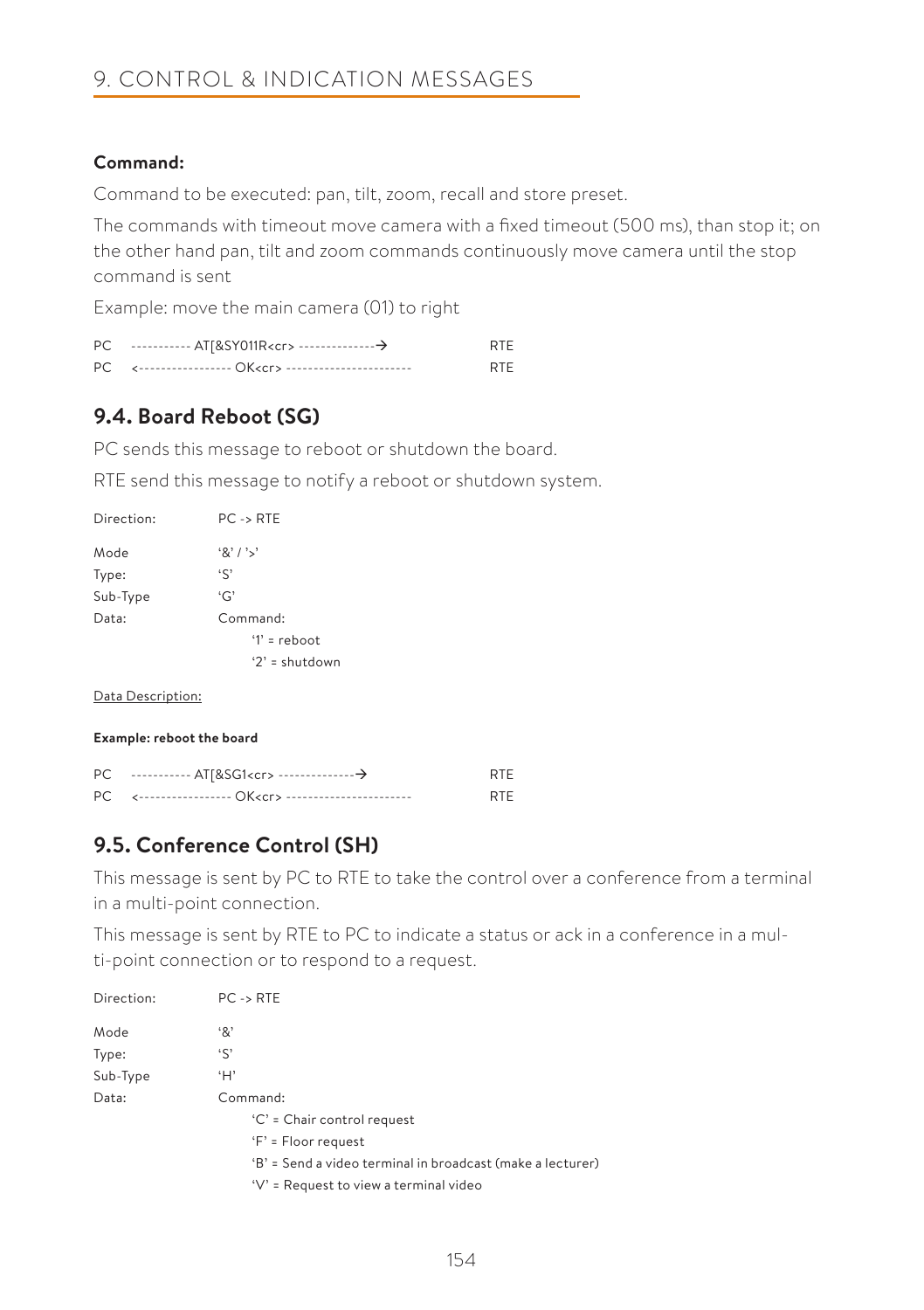## 9. CONTROL & INDICATION MESSAGES

**Command:**

Command to be executed: pan, tilt, zoom, recall and store preset.

The commands with timeout move camera with a fixed timeout (500 ms), than stop it; on the other hand pan, tilt and zoom commands continuously move camera until the stop command is sent

Example: move the main camera (01) to right

```
PC    ----------- AT[&SY011R<cr> --------------→              RTE
PC    <----------------- OK<cr> ----------------------        RTE
```

### 9.4. Board Reboot (SG)

PC sends this message to reboot or shutdown the board.

RTE send this message to notify a reboot or shutdown system.

Direction: PC -> RTE

Mode '&' / '>'
Type: 'S'
Sub-Type 'G'
Data: Command:
- '1' = reboot
- '2' = shutdown

Data Description:

**Example: reboot the board**

```
PC    ----------- AT[&SG1<cr> --------------→              RTE
PC    <----------------- OK<cr> ----------------------     RTE
```

### 9.5. Conference Control (SH)

This message is sent by PC to RTE to take the control over a conference from a terminal in a multi-point connection.

This message is sent by RTE to PC to indicate a status or ack in a conference in a multi-point connection or to respond to a request.

Direction: PC -> RTE

Mode '&'
Type: 'S'
Sub-Type 'H'
Data: Command:
- 'C' = Chair control request
- 'F' = Floor request
- 'B' = Send a video terminal in broadcast (make a lecturer)
- 'V' = Request to view a terminal video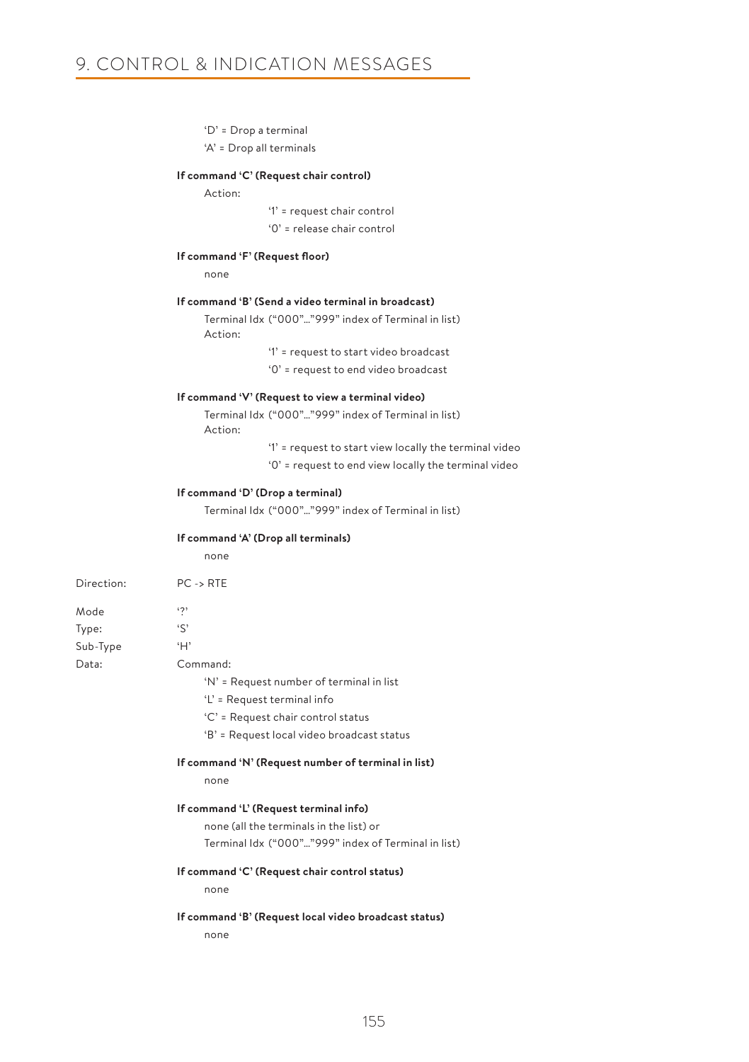'D' = Drop a terminal

'A' = Drop all terminals

**If command 'C' (Request chair control)**

Action:

'1' = request chair control

'0' = release chair control

**If command 'F' (Request floor)**

none

**If command 'B' (Send a video terminal in broadcast)**

Terminal Idx ("000"…"999" index of Terminal in list)

Action:

'1' = request to start video broadcast

'0' = request to end video broadcast

**If command 'V' (Request to view a terminal video)**

Terminal Idx ("000"…"999" index of Terminal in list)

Action:

'1' = request to start view locally the terminal video

'0' = request to end view locally the terminal video

**If command 'D' (Drop a terminal)**

Terminal Idx ("000"…"999" index of Terminal in list)

**If command 'A' (Drop all terminals)**

none

Direction: PC -> RTE

Mode '?'

Type: 'S'

Sub-Type 'H'

Data: Command:

'N' = Request number of terminal in list

'L' = Request terminal info

'C' = Request chair control status

'B' = Request local video broadcast status

**If command 'N' (Request number of terminal in list)**

none

**If command 'L' (Request terminal info)**

none (all the terminals in the list) or

Terminal Idx ("000"…"999" index of Terminal in list)

**If command 'C' (Request chair control status)**

none

**If command 'B' (Request local video broadcast status)**

none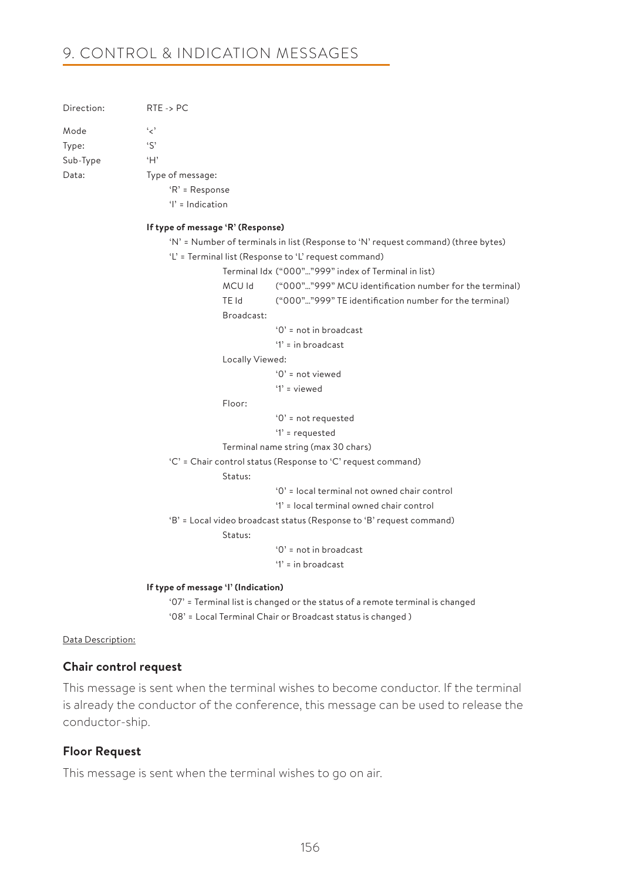# 9. CONTROL & INDICATION MESSAGES

Direction: RTE -> PC

Mode '<'
Type: 'S'
Sub-Type 'H'
Data: Type of message:
- 'R' = Response
- 'I' = Indication

**If type of message 'R' (Response)**

- 'N' = Number of terminals in list (Response to 'N' request command) (three bytes)
- 'L' = Terminal list (Response to 'L' request command)
  - Terminal Idx ("000"..."999" index of Terminal in list)
  - MCU Id ("000"..."999" MCU identification number for the terminal)
  - TE Id ("000"..."999" TE identification number for the terminal)
  - Broadcast:
    - '0' = not in broadcast
    - '1' = in broadcast
  - Locally Viewed:
    - '0' = not viewed
    - '1' = viewed
  - Floor:
    - '0' = not requested
    - '1' = requested
  - Terminal name string (max 30 chars)
- 'C' = Chair control status (Response to 'C' request command)
  - Status:
    - '0' = local terminal not owned chair control
    - '1' = local terminal owned chair control
- 'B' = Local video broadcast status (Response to 'B' request command)
  - Status:
    - '0' = not in broadcast
    - '1' = in broadcast

**If type of message 'I' (Indication)**

- '07' = Terminal list is changed or the status of a remote terminal is changed
- '08' = Local Terminal Chair or Broadcast status is changed )

Data Description:

### Chair control request

This message is sent when the terminal wishes to become conductor. If the terminal is already the conductor of the conference, this message can be used to release the conductor-ship.

### Floor Request

This message is sent when the terminal wishes to go on air.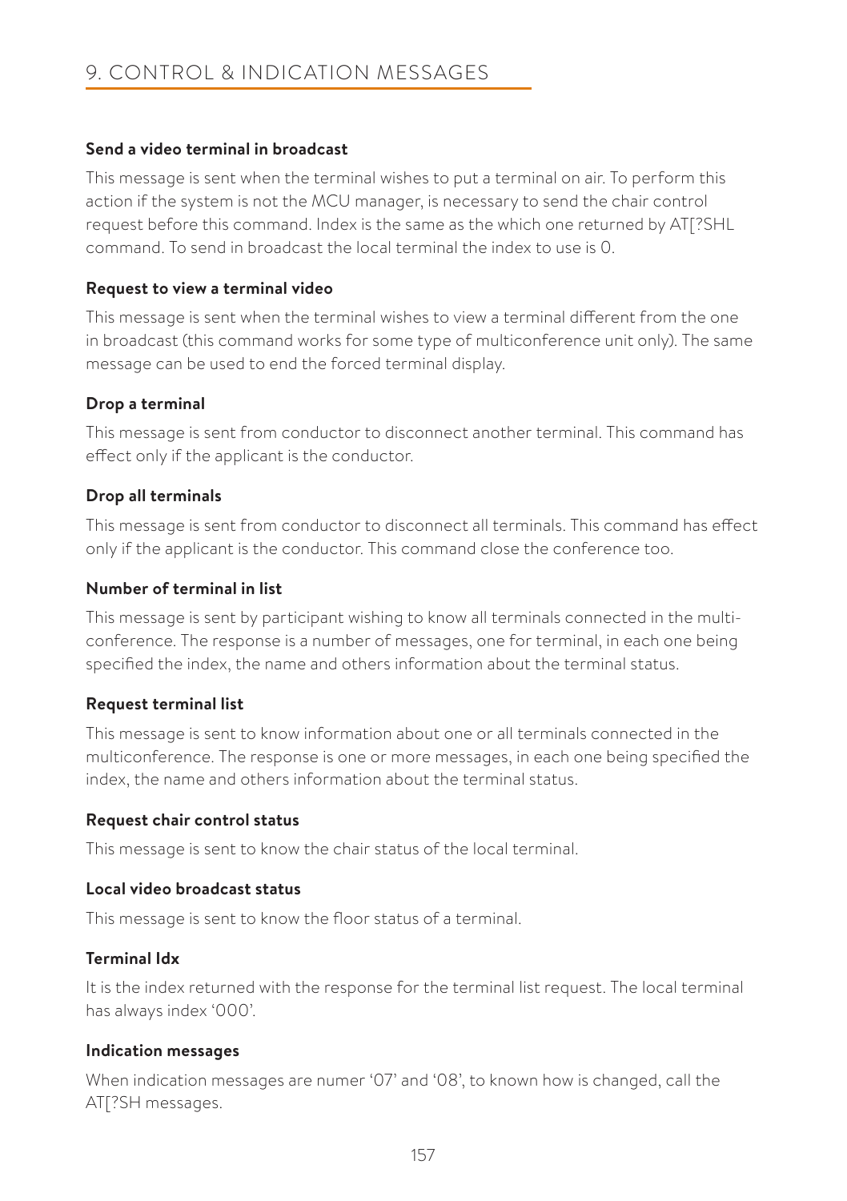# 9. CONTROL & INDICATION MESSAGES

**Send a video terminal in broadcast**

This message is sent when the terminal wishes to put a terminal on air. To perform this action if the system is not the MCU manager, is necessary to send the chair control request before this command. Index is the same as the which one returned by AT[?SHL command. To send in broadcast the local terminal the index to use is 0.

**Request to view a terminal video**

This message is sent when the terminal wishes to view a terminal different from the one in broadcast (this command works for some type of multiconference unit only). The same message can be used to end the forced terminal display.

**Drop a terminal**

This message is sent from conductor to disconnect another terminal. This command has effect only if the applicant is the conductor.

**Drop all terminals**

This message is sent from conductor to disconnect all terminals. This command has effect only if the applicant is the conductor. This command close the conference too.

**Number of terminal in list**

This message is sent by participant wishing to know all terminals connected in the multi-conference. The response is a number of messages, one for terminal, in each one being specified the index, the name and others information about the terminal status.

**Request terminal list**

This message is sent to know information about one or all terminals connected in the multiconference. The response is one or more messages, in each one being specified the index, the name and others information about the terminal status.

**Request chair control status**

This message is sent to know the chair status of the local terminal.

**Local video broadcast status**

This message is sent to know the floor status of a terminal.

**Terminal Idx**

It is the index returned with the response for the terminal list request. The local terminal has always index '000'.

**Indication messages**

When indication messages are numer '07' and '08', to known how is changed, call the AT[?SH messages.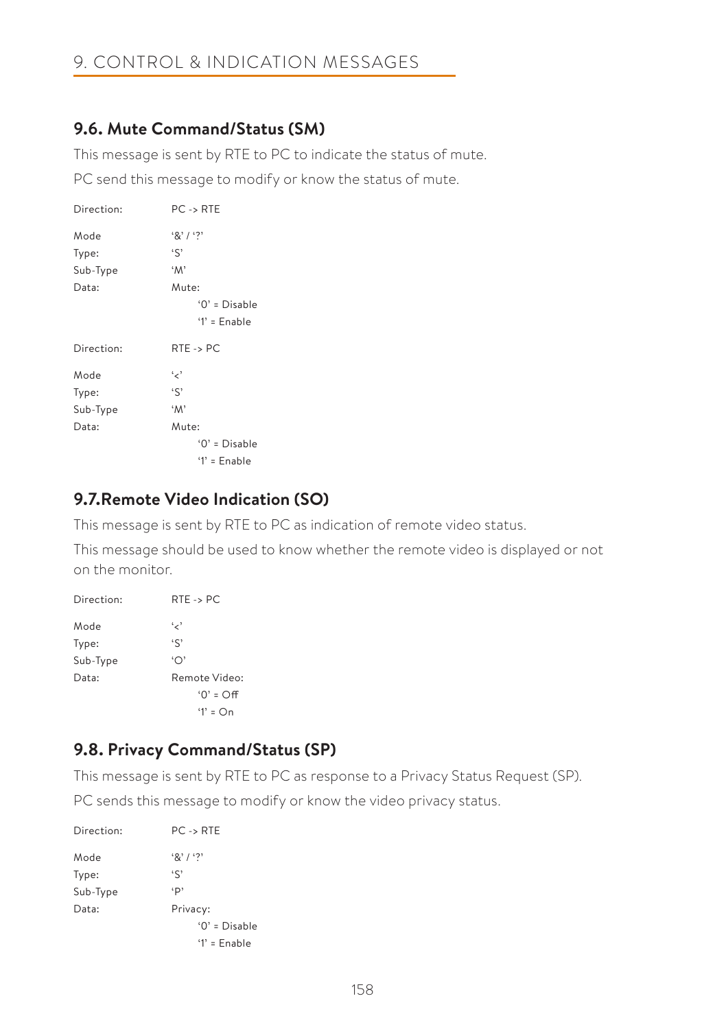## 9.6. Mute Command/Status (SM)

This message is sent by RTE to PC to indicate the status of mute.

PC send this message to modify or know the status of mute.

| | |
|---|---|
| Direction: | PC -> RTE |
| Mode | '&' / '?' |
| Type: | 'S' |
| Sub-Type | 'M' |
| Data: | Mute: |
| | '0' = Disable |
| | '1' = Enable |

| | |
|---|---|
| Direction: | RTE -> PC |
| Mode | '<' |
| Type: | 'S' |
| Sub-Type | 'M' |
| Data: | Mute: |
| | '0' = Disable |
| | '1' = Enable |

## 9.7.Remote Video Indication (SO)

This message is sent by RTE to PC as indication of remote video status.

This message should be used to know whether the remote video is displayed or not on the monitor.

| | |
|---|---|
| Direction: | RTE -> PC |
| Mode | '<' |
| Type: | 'S' |
| Sub-Type | 'O' |
| Data: | Remote Video: |
| | '0' = Off |
| | '1' = On |

## 9.8. Privacy Command/Status (SP)

This message is sent by RTE to PC as response to a Privacy Status Request (SP).

PC sends this message to modify or know the video privacy status.

| | |
|---|---|
| Direction: | PC -> RTE |
| Mode | '&' / '?' |
| Type: | 'S' |
| Sub-Type | 'P' |
| Data: | Privacy: |
| | '0' = Disable |
| | '1' = Enable |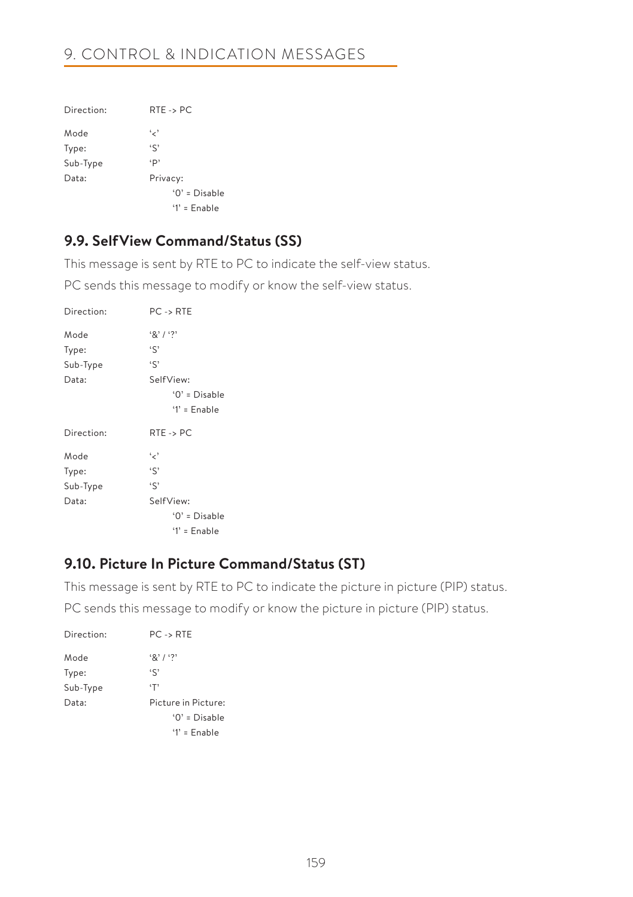Direction: RTE -> PC

Mode '<'
Type: 'S'
Sub-Type 'P'
Data: Privacy:
  '0' = Disable
  '1' = Enable

## 9.9. SelfView Command/Status (SS)

This message is sent by RTE to PC to indicate the self-view status.

PC sends this message to modify or know the self-view status.

Direction: PC -> RTE

Mode '&' / '?'
Type: 'S'
Sub-Type 'S'
Data: SelfView:
  '0' = Disable
  '1' = Enable

Direction: RTE -> PC

Mode '<'
Type: 'S'
Sub-Type 'S'
Data: SelfView:
  '0' = Disable
  '1' = Enable

## 9.10. Picture In Picture Command/Status (ST)

This message is sent by RTE to PC to indicate the picture in picture (PIP) status.

PC sends this message to modify or know the picture in picture (PIP) status.

Direction: PC -> RTE

Mode '&' / '?'
Type: 'S'
Sub-Type 'T'
Data: Picture in Picture:
  '0' = Disable
  '1' = Enable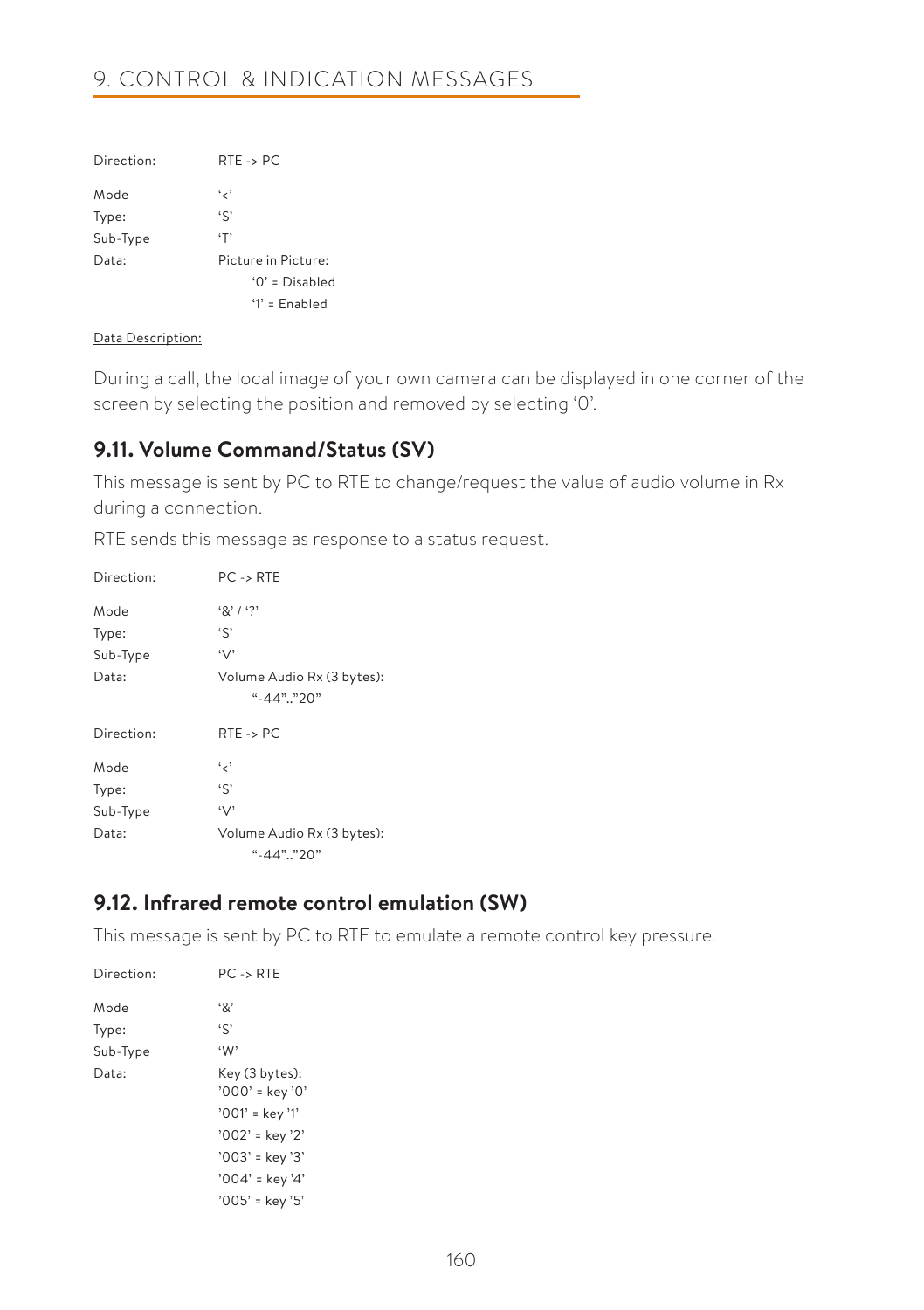| | |
|---|---|
| Direction: | RTE -> PC |
| Mode | ‘<’ |
| Type: | ‘S’ |
| Sub-Type | ‘T’ |
| Data: | Picture in Picture: |
| | ‘0’ = Disabled |
| | ‘1’ = Enabled |

Data Description:

During a call, the local image of your own camera can be displayed in one corner of the screen by selecting the position and removed by selecting ‘0’.

### 9.11. Volume Command/Status (SV)

This message is sent by PC to RTE to change/request the value of audio volume in Rx during a connection.

RTE sends this message as response to a status request.

| | |
|---|---|
| Direction: | PC -> RTE |
| Mode | ‘&’ / ‘?’ |
| Type: | ‘S’ |
| Sub-Type | ‘V’ |
| Data: | Volume Audio Rx (3 bytes): |
| | “-44”..”20” |

| | |
|---|---|
| Direction: | RTE -> PC |
| Mode | ‘<’ |
| Type: | ‘S’ |
| Sub-Type | ‘V’ |
| Data: | Volume Audio Rx (3 bytes): |
| | “-44”..”20” |

### 9.12. Infrared remote control emulation (SW)

This message is sent by PC to RTE to emulate a remote control key pressure.

| | |
|---|---|
| Direction: | PC -> RTE |
| Mode | ‘&’ |
| Type: | ‘S’ |
| Sub-Type | ‘W’ |
| Data: | Key (3 bytes): |
| | ’000’ = key ’0’ |
| | ’001’ = key ’1’ |
| | ’002’ = key ’2’ |
| | ’003’ = key ’3’ |
| | ’004’ = key ’4’ |
| | ’005’ = key ’5’ |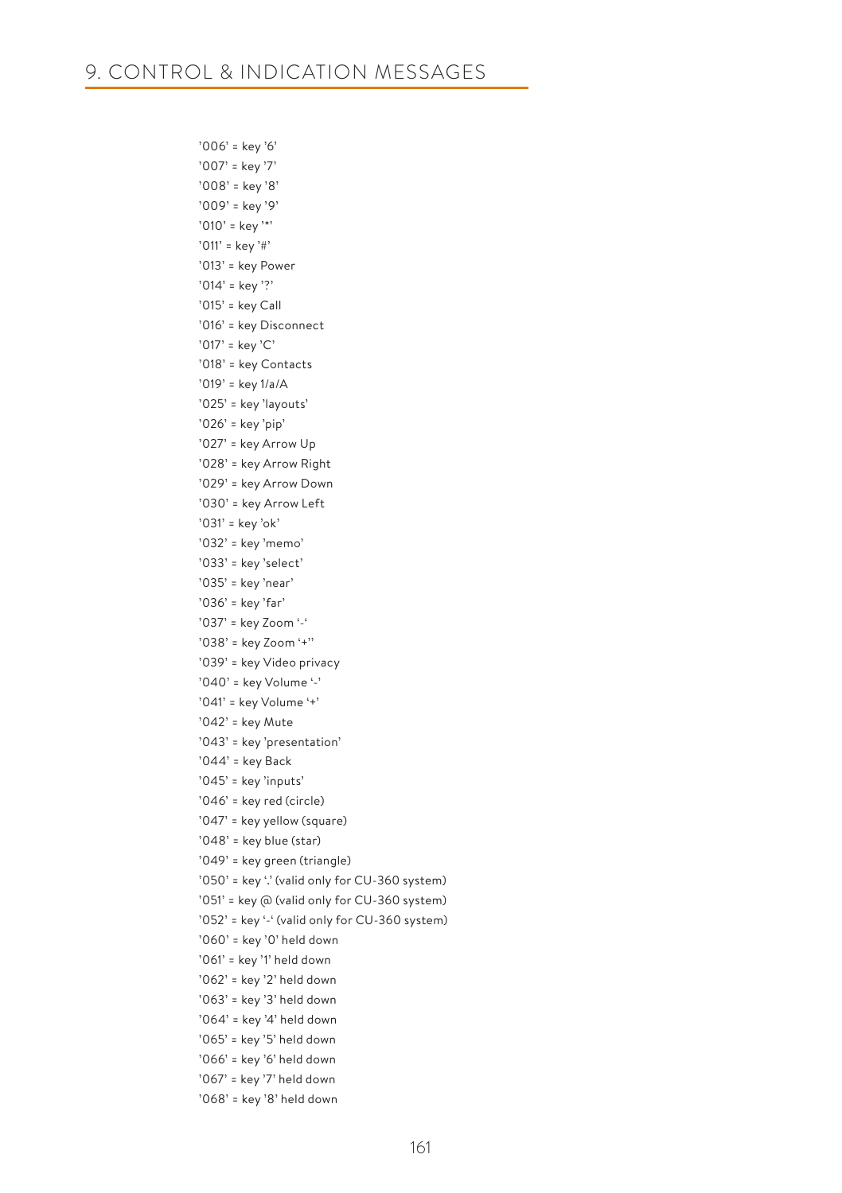# 9. CONTROL & INDICATION MESSAGES

'006' = key '6'
'007' = key '7'
'008' = key '8'
'009' = key '9'
'010' = key '*'
'011' = key '#'
'013' = key Power
'014' = key '?'
'015' = key Call
'016' = key Disconnect
'017' = key 'C'
'018' = key Contacts
'019' = key 1/a/A
'025' = key 'layouts'
'026' = key 'pip'
'027' = key Arrow Up
'028' = key Arrow Right
'029' = key Arrow Down
'030' = key Arrow Left
'031' = key 'ok'
'032' = key 'memo'
'033' = key 'select'
'035' = key 'near'
'036' = key 'far'
'037' = key Zoom '-'
'038' = key Zoom '+''
'039' = key Video privacy
'040' = key Volume '-'
'041' = key Volume '+'
'042' = key Mute
'043' = key 'presentation'
'044' = key Back
'045' = key 'inputs'
'046' = key red (circle)
'047' = key yellow (square)
'048' = key blue (star)
'049' = key green (triangle)
'050' = key '.' (valid only for CU-360 system)
'051' = key @ (valid only for CU-360 system)
'052' = key '-' (valid only for CU-360 system)
'060' = key '0' held down
'061' = key '1' held down
'062' = key '2' held down
'063' = key '3' held down
'064' = key '4' held down
'065' = key '5' held down
'066' = key '6' held down
'067' = key '7' held down
'068' = key '8' held down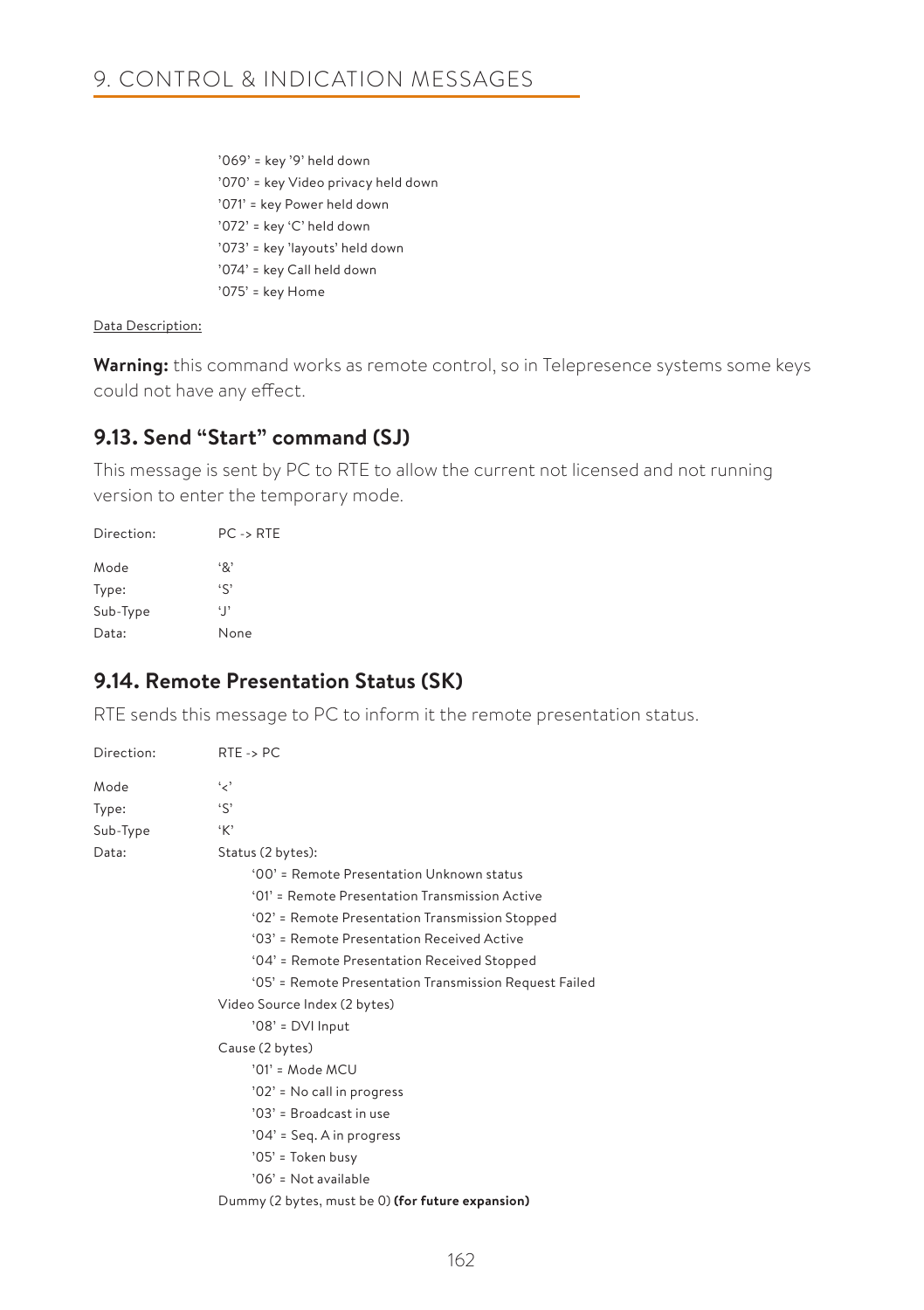'069' = key '9' held down
'070' = key Video privacy held down
'071' = key Power held down
'072' = key 'C' held down
'073' = key 'layouts' held down
'074' = key Call held down
'075' = key Home

Data Description:

**Warning:** this command works as remote control, so in Telepresence systems some keys could not have any effect.

## 9.13. Send "Start" command (SJ)

This message is sent by PC to RTE to allow the current not licensed and not running version to enter the temporary mode.

Direction: PC -> RTE

Mode '&'
Type: 'S'
Sub-Type 'J'
Data: None

## 9.14. Remote Presentation Status (SK)

RTE sends this message to PC to inform it the remote presentation status.

Direction: RTE -> PC

Mode '<'
Type: 'S'
Sub-Type 'K'
Data: Status (2 bytes):

- '00' = Remote Presentation Unknown status
- '01' = Remote Presentation Transmission Active
- '02' = Remote Presentation Transmission Stopped
- '03' = Remote Presentation Received Active
- '04' = Remote Presentation Received Stopped
- '05' = Remote Presentation Transmission Request Failed

Video Source Index (2 bytes)

- '08' = DVI Input

Cause (2 bytes)

- '01' = Mode MCU
- '02' = No call in progress
- '03' = Broadcast in use
- '04' = Seq. A in progress
- '05' = Token busy
- '06' = Not available

Dummy (2 bytes, must be 0) **(for future expansion)**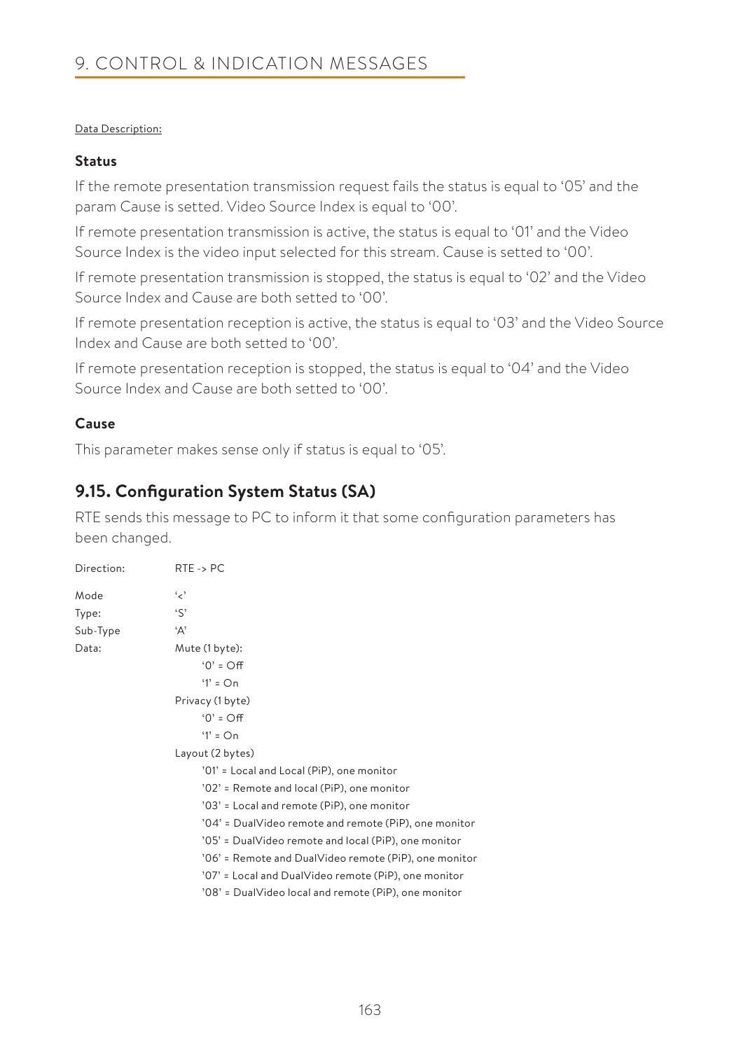Data Description:

**Status**

If the remote presentation transmission request fails the status is equal to '05' and the param Cause is setted. Video Source Index is equal to '00'.

If remote presentation transmission is active, the status is equal to '01' and the Video Source Index is the video input selected for this stream. Cause is setted to '00'.

If remote presentation transmission is stopped, the status is equal to '02' and the Video Source Index and Cause are both setted to '00'.

If remote presentation reception is active, the status is equal to '03' and the Video Source Index and Cause are both setted to '00'.

If remote presentation reception is stopped, the status is equal to '04' and the Video Source Index and Cause are both setted to '00'.

**Cause**

This parameter makes sense only if status is equal to '05'.

## 9.15. Configuration System Status (SA)

RTE sends this message to PC to inform it that some configuration parameters has been changed.

Direction: RTE -> PC

Mode '<'

Type: 'S'

Sub-Type 'A'

Data: Mute (1 byte):

- '0' = Off
- '1' = On

Privacy (1 byte)

- '0' = Off
- '1' = On

Layout (2 bytes)

- '01' = Local and Local (PiP), one monitor
- '02' = Remote and local (PiP), one monitor
- '03' = Local and remote (PiP), one monitor
- '04' = DualVideo remote and remote (PiP), one monitor
- '05' = DualVideo remote and local (PiP), one monitor
- '06' = Remote and DualVideo remote (PiP), one monitor
- '07' = Local and DualVideo remote (PiP), one monitor
- '08' = DualVideo local and remote (PiP), one monitor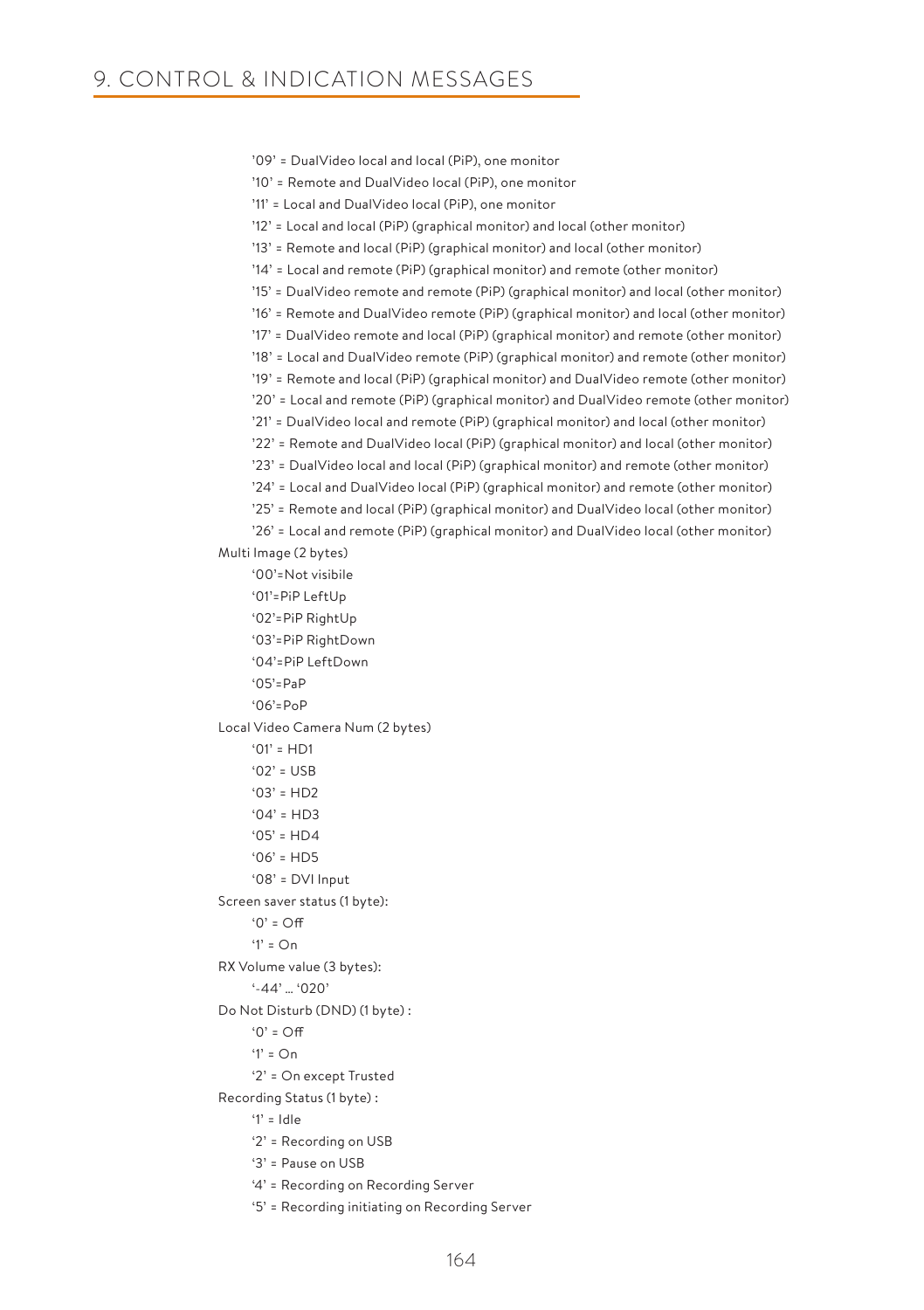# 9. CONTROL & INDICATION MESSAGES

- '09' = DualVideo local and local (PiP), one monitor
- '10' = Remote and DualVideo local (PiP), one monitor
- '11' = Local and DualVideo local (PiP), one monitor
- '12' = Local and local (PiP) (graphical monitor) and local (other monitor)
- '13' = Remote and local (PiP) (graphical monitor) and local (other monitor)
- '14' = Local and remote (PiP) (graphical monitor) and remote (other monitor)
- '15' = DualVideo remote and remote (PiP) (graphical monitor) and local (other monitor)
- '16' = Remote and DualVideo remote (PiP) (graphical monitor) and local (other monitor)
- '17' = DualVideo remote and local (PiP) (graphical monitor) and remote (other monitor)
- '18' = Local and DualVideo remote (PiP) (graphical monitor) and remote (other monitor)
- '19' = Remote and local (PiP) (graphical monitor) and DualVideo remote (other monitor)
- '20' = Local and remote (PiP) (graphical monitor) and DualVideo remote (other monitor)
- '21' = DualVideo local and remote (PiP) (graphical monitor) and local (other monitor)
- '22' = Remote and DualVideo local (PiP) (graphical monitor) and local (other monitor)
- '23' = DualVideo local and local (PiP) (graphical monitor) and remote (other monitor)
- '24' = Local and DualVideo local (PiP) (graphical monitor) and remote (other monitor)
- '25' = Remote and local (PiP) (graphical monitor) and DualVideo local (other monitor)
- '26' = Local and remote (PiP) (graphical monitor) and DualVideo local (other monitor)

Multi Image (2 bytes)

- '00'=Not visibile
- '01'=PiP LeftUp
- '02'=PiP RightUp
- '03'=PiP RightDown
- '04'=PiP LeftDown
- '05'=PaP
- '06'=PoP

Local Video Camera Num (2 bytes)

- '01' = HD1
- '02' = USB
- '03' = HD2
- '04' = HD3
- '05' = HD4
- '06' = HD5
- '08' = DVI Input

Screen saver status (1 byte):

- '0' = Off
- '1' = On

RX Volume value (3 bytes):

- '-44' ... '020'

Do Not Disturb (DND) (1 byte) :

- '0' = Off
- '1' = On
- '2' = On except Trusted

Recording Status (1 byte) :

- '1' = Idle
- '2' = Recording on USB
- '3' = Pause on USB
- '4' = Recording on Recording Server
- '5' = Recording initiating on Recording Server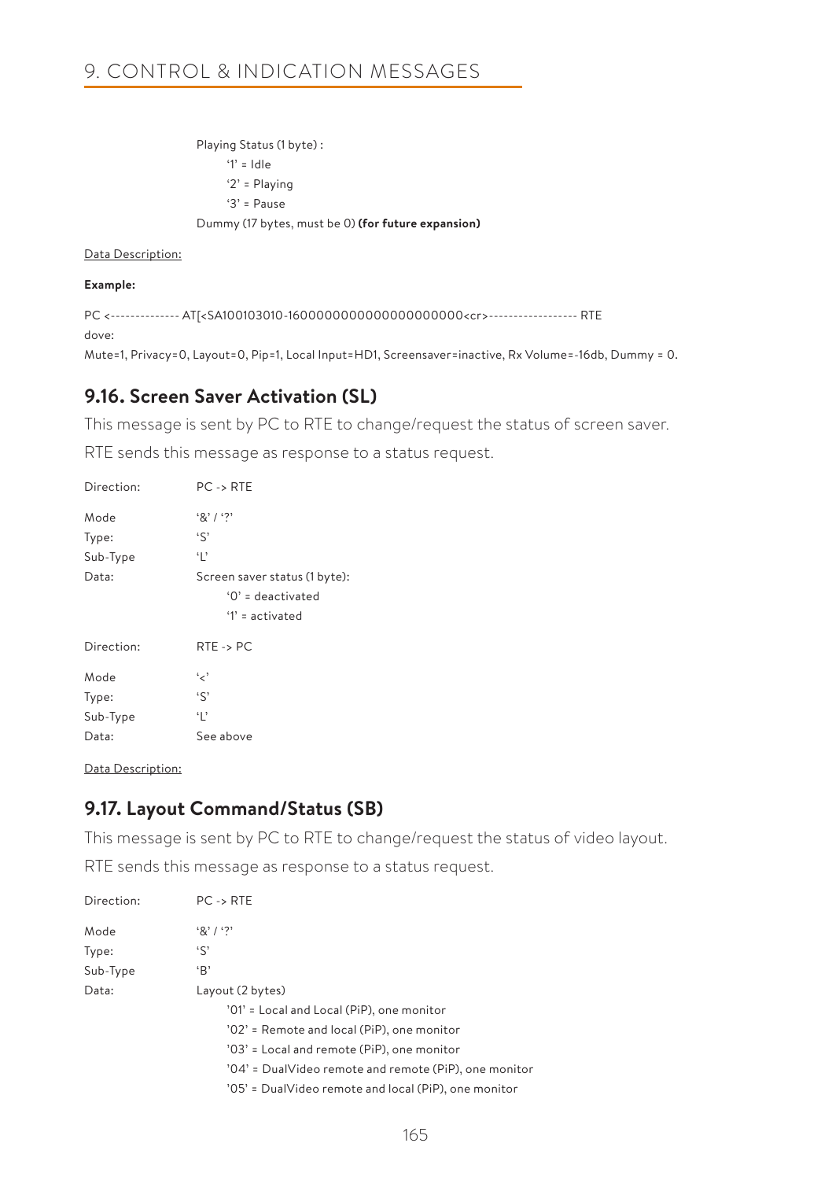Playing Status (1 byte) :

- '1' = Idle
- '2' = Playing
- '3' = Pause

Dummy (17 bytes, must be 0) **(for future expansion)**

Data Description:

**Example:**

PC <-------------- AT[<SA100103010-1600000000000000000000<cr>------------------ RTE

dove:

Mute=1, Privacy=0, Layout=0, Pip=1, Local Input=HD1, Screensaver=inactive, Rx Volume=-16db, Dummy = 0.

## 9.16. Screen Saver Activation (SL)

This message is sent by PC to RTE to change/request the status of screen saver.

RTE sends this message as response to a status request.

| | |
|---|---|
| Direction: | PC -> RTE |
| Mode | '&' / '?' |
| Type: | 'S' |
| Sub-Type | 'L' |
| Data: | Screen saver status (1 byte):<br>'0' = deactivated<br>'1' = activated |
| Direction: | RTE -> PC |
| Mode | '<' |
| Type: | 'S' |
| Sub-Type | 'L' |
| Data: | See above |

Data Description:

## 9.17. Layout Command/Status (SB)

This message is sent by PC to RTE to change/request the status of video layout.

RTE sends this message as response to a status request.

| | |
|---|---|
| Direction: | PC -> RTE |
| Mode | '&' / '?' |
| Type: | 'S' |
| Sub-Type | 'B' |
| Data: | Layout (2 bytes)<br>'01' = Local and Local (PiP), one monitor<br>'02' = Remote and local (PiP), one monitor<br>'03' = Local and remote (PiP), one monitor<br>'04' = DualVideo remote and remote (PiP), one monitor<br>'05' = DualVideo remote and local (PiP), one monitor |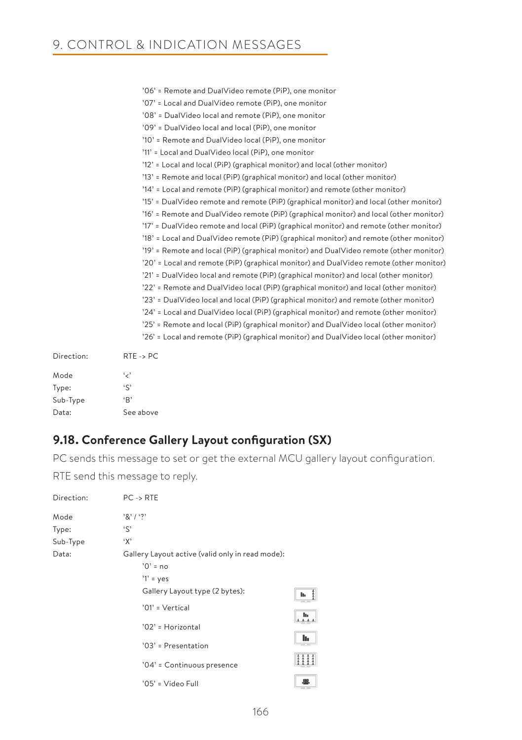'06' = Remote and DualVideo remote (PiP), one monitor
'07' = Local and DualVideo remote (PiP), one monitor
'08' = DualVideo local and remote (PiP), one monitor
'09' = DualVideo local and local (PiP), one monitor
'10' = Remote and DualVideo local (PiP), one monitor
'11' = Local and DualVideo local (PiP), one monitor
'12' = Local and local (PiP) (graphical monitor) and local (other monitor)
'13' = Remote and local (PiP) (graphical monitor) and local (other monitor)
'14' = Local and remote (PiP) (graphical monitor) and remote (other monitor)
'15' = DualVideo remote and remote (PiP) (graphical monitor) and local (other monitor)
'16' = Remote and DualVideo remote (PiP) (graphical monitor) and local (other monitor)
'17' = DualVideo remote and local (PiP) (graphical monitor) and remote (other monitor)
'18' = Local and DualVideo remote (PiP) (graphical monitor) and remote (other monitor)
'19' = Remote and local (PiP) (graphical monitor) and DualVideo remote (other monitor)
'20' = Local and remote (PiP) (graphical monitor) and DualVideo remote (other monitor)
'21' = DualVideo local and remote (PiP) (graphical monitor) and local (other monitor)
'22' = Remote and DualVideo local (PiP) (graphical monitor) and local (other monitor)
'23' = DualVideo local and local (PiP) (graphical monitor) and remote (other monitor)
'24' = Local and DualVideo local (PiP) (graphical monitor) and remote (other monitor)
'25' = Remote and local (PiP) (graphical monitor) and DualVideo local (other monitor)
'26' = Local and remote (PiP) (graphical monitor) and DualVideo local (other monitor)

Direction: RTE -> PC

Mode '<'
Type: 'S'
Sub-Type 'B'
Data: See above

## 9.18. Conference Gallery Layout configuration (SX)

PC sends this message to set or get the external MCU gallery layout configuration.

RTE send this message to reply.

Direction: PC -> RTE

Mode '&' / '?'
Type: 'S'
Sub-Type 'X'
Data: Gallery Layout active (valid only in read mode):

'0' = no
'1' = yes

Gallery Layout type (2 bytes):

'01' = Vertical
'02' = Horizontal
'03' = Presentation
'04' = Continuous presence
'05' = Video Full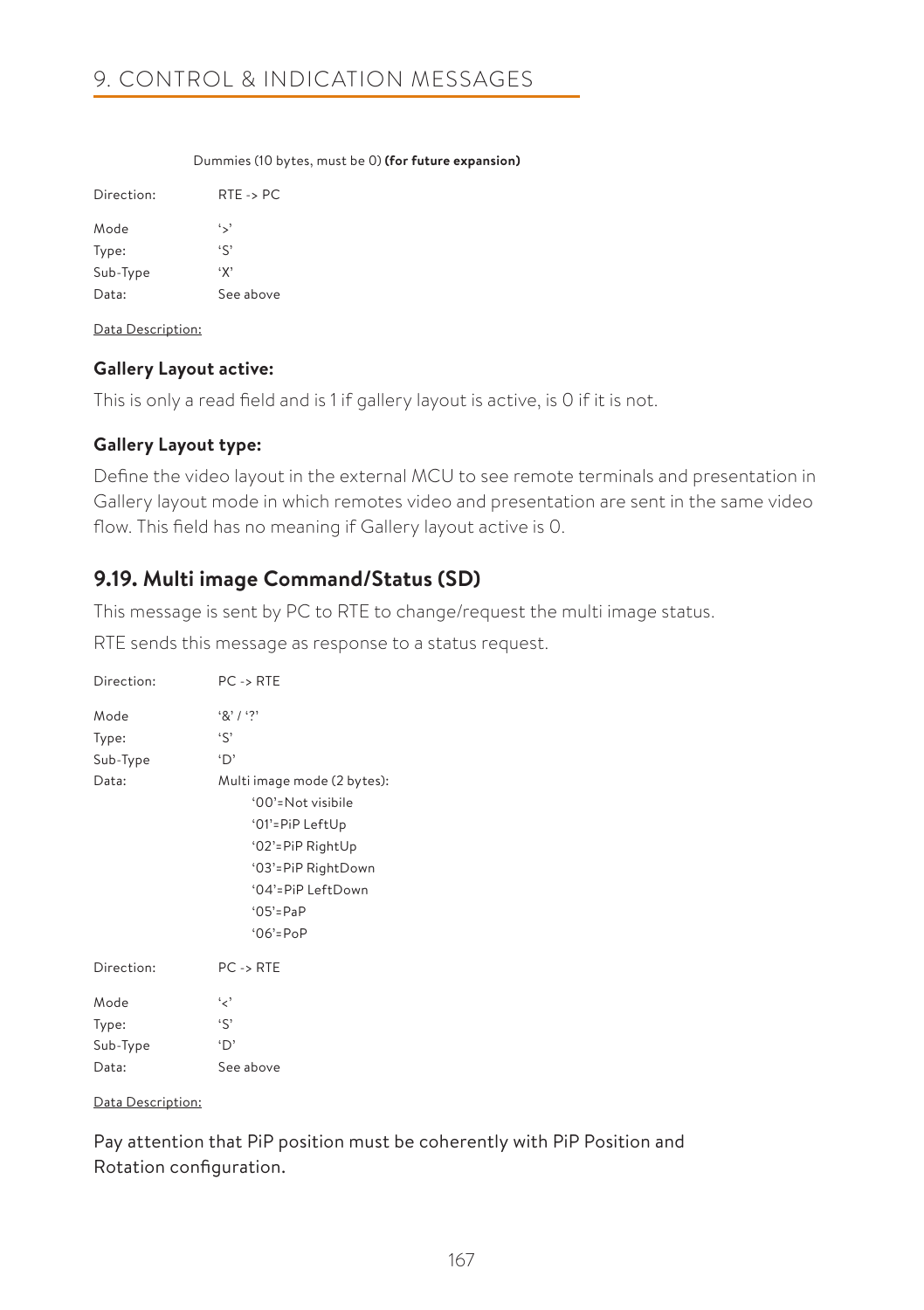Dummies (10 bytes, must be 0) **(for future expansion)**

Direction: RTE -> PC

Mode '>'
Type: 'S'
Sub-Type 'X'
Data: See above

Data Description:

**Gallery Layout active:**

This is only a read field and is 1 if gallery layout is active, is 0 if it is not.

**Gallery Layout type:**

Define the video layout in the external MCU to see remote terminals and presentation in Gallery layout mode in which remotes video and presentation are sent in the same video flow. This field has no meaning if Gallery layout active is 0.

## 9.19. Multi image Command/Status (SD)

This message is sent by PC to RTE to change/request the multi image status.

RTE sends this message as response to a status request.

Direction: PC -> RTE

Mode '&' / '?'
Type: 'S'
Sub-Type 'D'
Data: Multi image mode (2 bytes):

- '00'=Not visibile
- '01'=PiP LeftUp
- '02'=PiP RightUp
- '03'=PiP RightDown
- '04'=PiP LeftDown
- '05'=PaP
- '06'=PoP

Direction: PC -> RTE

Mode '<'
Type: 'S'
Sub-Type 'D'
Data: See above

Data Description:

Pay attention that PiP position must be coherently with PiP Position and Rotation configuration.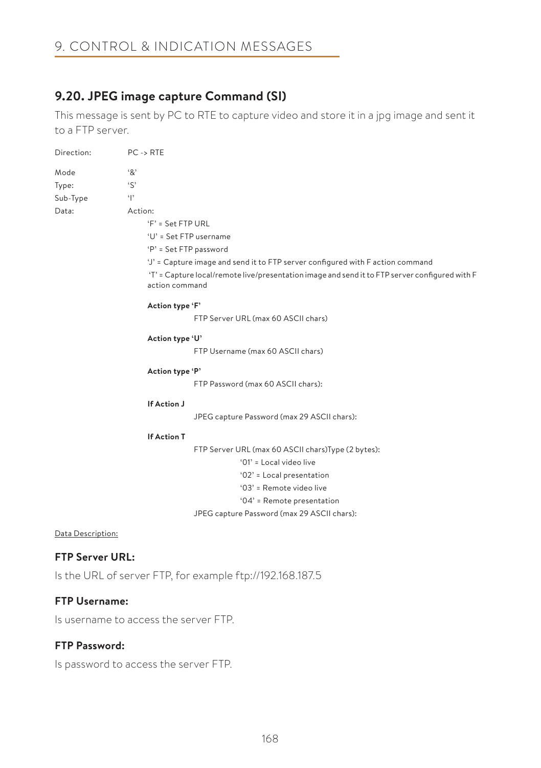## 9.20. JPEG image capture Command (SI)

This message is sent by PC to RTE to capture video and store it in a jpg image and sent it to a FTP server.

Direction: PC -> RTE

Mode '&'
Type: 'S'
Sub-Type 'I'
Data: Action:

- 'F' = Set FTP URL
- 'U' = Set FTP username
- 'P' = Set FTP password
- 'J' = Capture image and send it to FTP server configured with F action command
- 'T' = Capture local/remote live/presentation image and send it to FTP server configured with F action command

**Action type 'F'**

FTP Server URL (max 60 ASCII chars)

**Action type 'U'**

FTP Username (max 60 ASCII chars)

**Action type 'P'**

FTP Password (max 60 ASCII chars):

**If Action J**

JPEG capture Password (max 29 ASCII chars):

**If Action T**

FTP Server URL (max 60 ASCII chars)Type (2 bytes):

- '01' = Local video live
- '02' = Local presentation
- '03' = Remote video live
- '04' = Remote presentation

JPEG capture Password (max 29 ASCII chars):

Data Description:

### FTP Server URL:

Is the URL of server FTP, for example ftp://192.168.187.5

### FTP Username:

Is username to access the server FTP.

### FTP Password:

Is password to access the server FTP.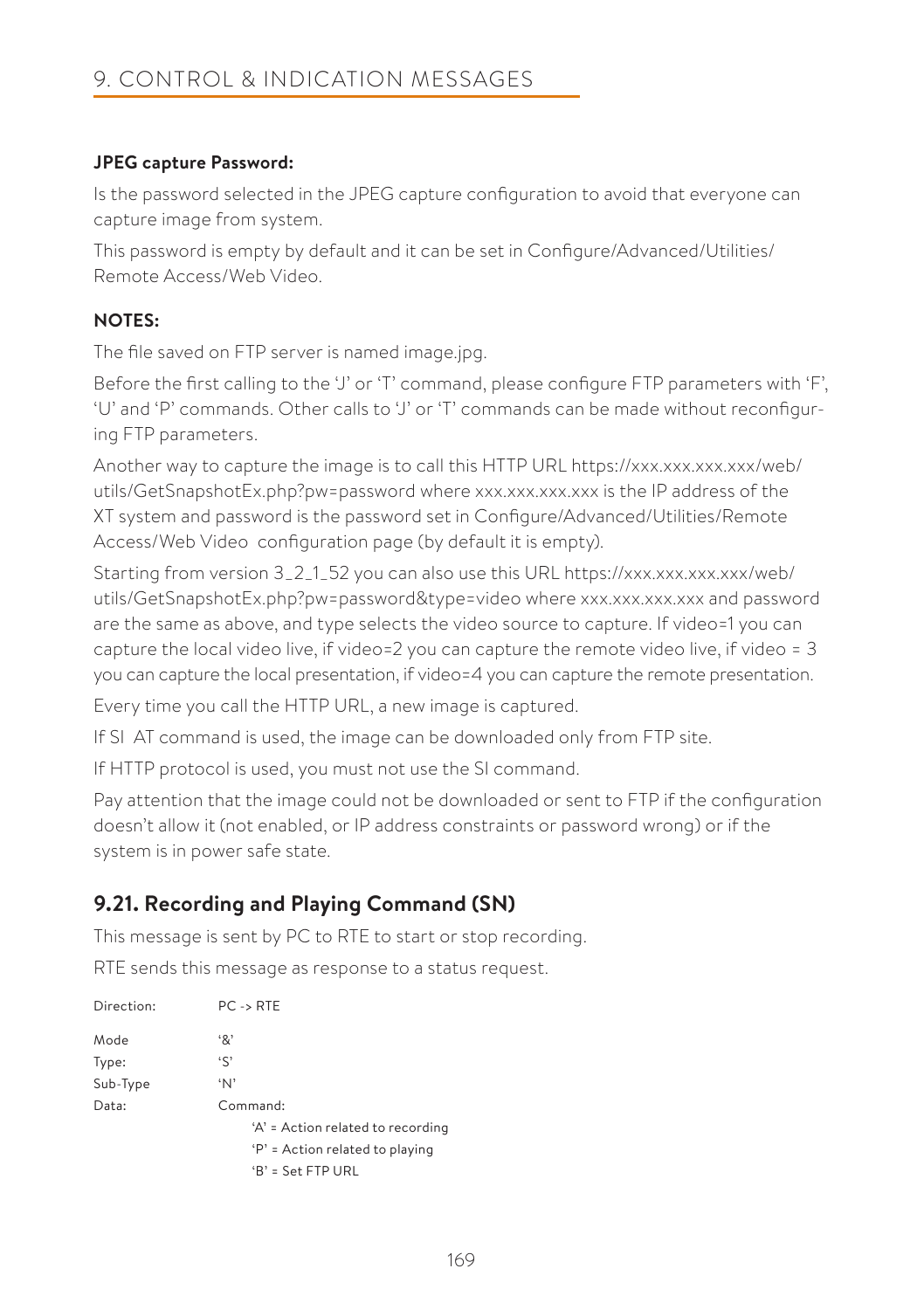## 9. CONTROL & INDICATION MESSAGES

**JPEG capture Password:**

Is the password selected in the JPEG capture configuration to avoid that everyone can capture image from system.

This password is empty by default and it can be set in Configure/Advanced/Utilities/Remote Access/Web Video.

**NOTES:**

The file saved on FTP server is named image.jpg.

Before the first calling to the 'J' or 'T' command, please configure FTP parameters with 'F', 'U' and 'P' commands. Other calls to 'J' or 'T' commands can be made without reconfiguring FTP parameters.

Another way to capture the image is to call this HTTP URL https://xxx.xxx.xxx.xxx/web/utils/GetSnapshotEx.php?pw=password where xxx.xxx.xxx.xxx is the IP address of the XT system and password is the password set in Configure/Advanced/Utilities/Remote Access/Web Video configuration page (by default it is empty).

Starting from version 3_2_1_52 you can also use this URL https://xxx.xxx.xxx.xxx/web/utils/GetSnapshotEx.php?pw=password&type=video where xxx.xxx.xxx.xxx and password are the same as above, and type selects the video source to capture. If video=1 you can capture the local video live, if video=2 you can capture the remote video live, if video = 3 you can capture the local presentation, if video=4 you can capture the remote presentation.

Every time you call the HTTP URL, a new image is captured.

If SI AT command is used, the image can be downloaded only from FTP site.

If HTTP protocol is used, you must not use the SI command.

Pay attention that the image could not be downloaded or sent to FTP if the configuration doesn't allow it (not enabled, or IP address constraints or password wrong) or if the system is in power safe state.

### 9.21. Recording and Playing Command (SN)

This message is sent by PC to RTE to start or stop recording.

RTE sends this message as response to a status request.

| | |
|---|---|
| Direction: | PC -> RTE |
| Mode | '&' |
| Type: | 'S' |
| Sub-Type | 'N' |
| Data: | Command: |
| | 'A' = Action related to recording |
| | 'P' = Action related to playing |
| | 'B' = Set FTP URL |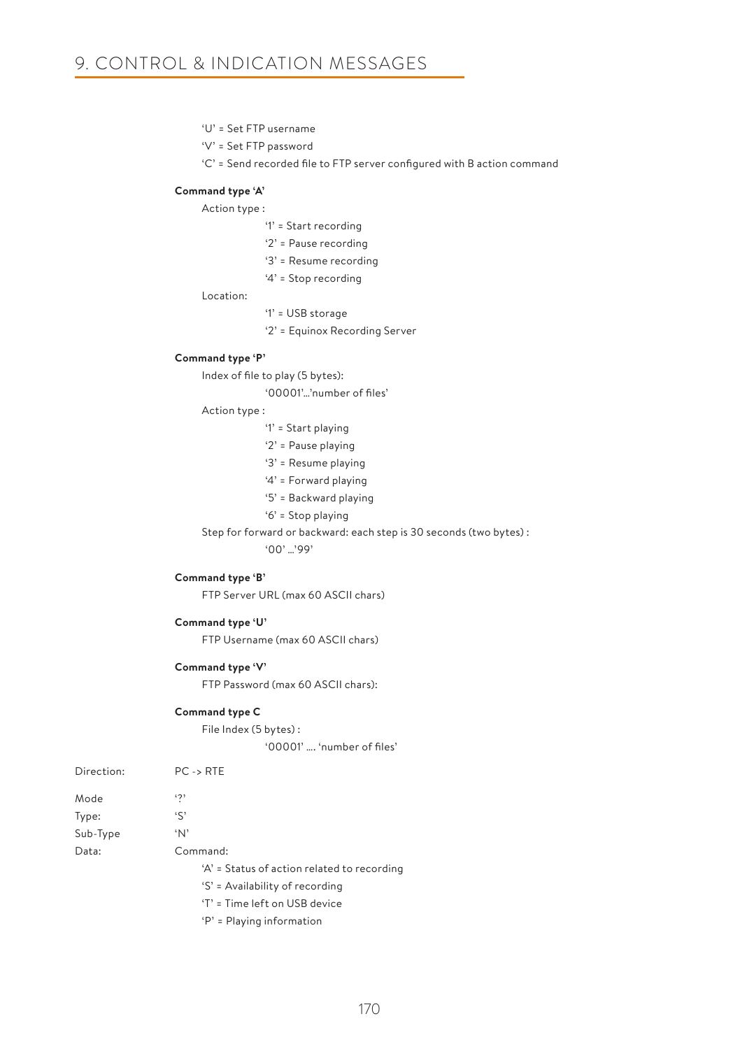'U' = Set FTP username

'V' = Set FTP password

'C' = Send recorded file to FTP server configured with B action command

**Command type 'A'**

Action type :

- '1' = Start recording
- '2' = Pause recording
- '3' = Resume recording
- '4' = Stop recording

Location:

- '1' = USB storage
- '2' = Equinox Recording Server

**Command type 'P'**

Index of file to play (5 bytes):

'00001'...'number of files'

Action type :

- '1' = Start playing
- '2' = Pause playing
- '3' = Resume playing
- '4' = Forward playing
- '5' = Backward playing
- '6' = Stop playing

Step for forward or backward: each step is 30 seconds (two bytes) :

'00' ...'99'

**Command type 'B'**

FTP Server URL (max 60 ASCII chars)

**Command type 'U'**

FTP Username (max 60 ASCII chars)

**Command type 'V'**

FTP Password (max 60 ASCII chars):

**Command type C**

File Index (5 bytes) :

'00001' .... 'number of files'

Direction: PC -> RTE

Mode: '?'

Type: 'S'

Sub-Type: 'N'

Data: Command:

- 'A' = Status of action related to recording
- 'S' = Availability of recording
- 'T' = Time left on USB device
- 'P' = Playing information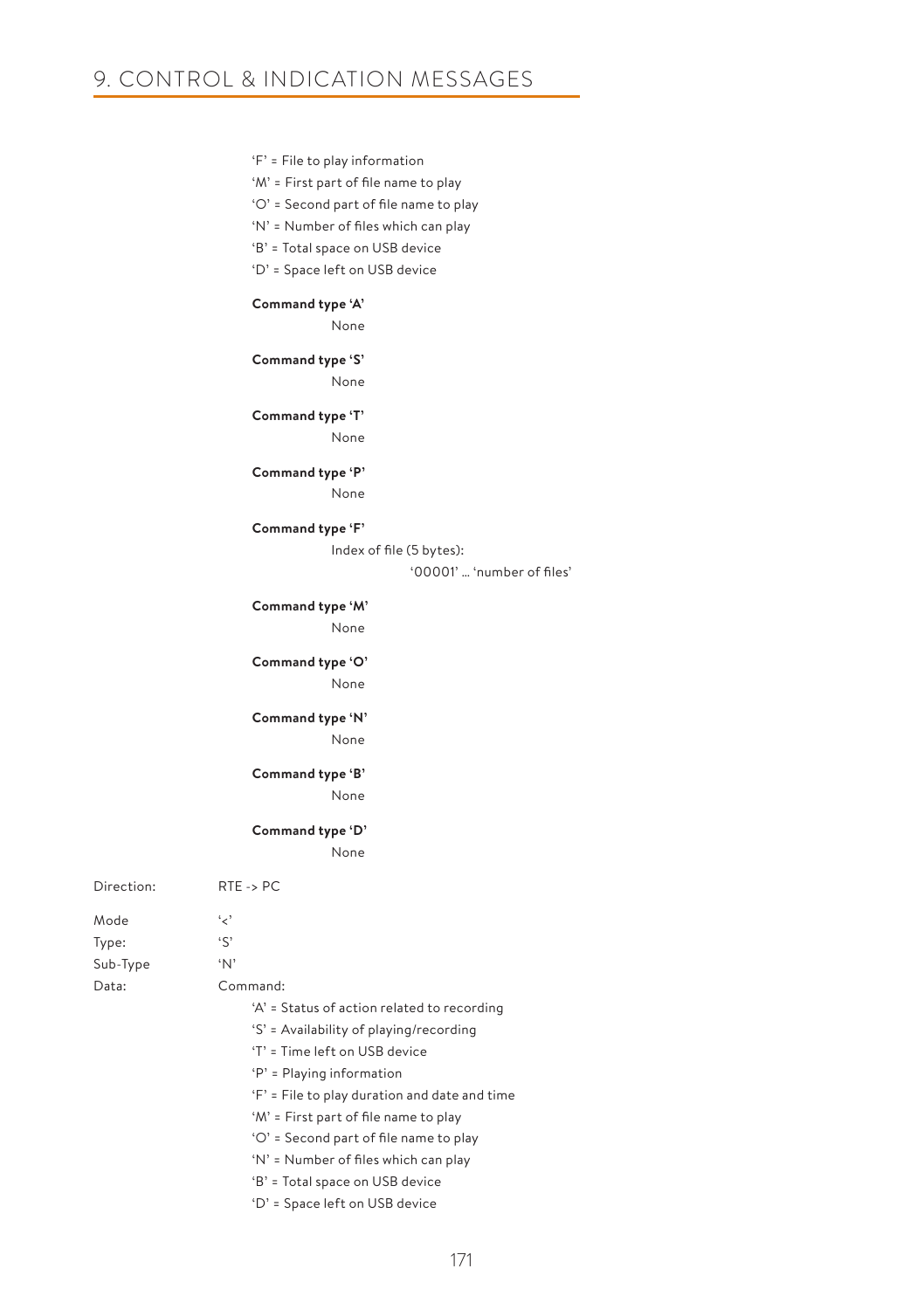'F' = File to play information
'M' = First part of file name to play
'O' = Second part of file name to play
'N' = Number of files which can play
'B' = Total space on USB device
'D' = Space left on USB device

**Command type 'A'**
None

**Command type 'S'**
None

**Command type 'T'**
None

**Command type 'P'**
None

**Command type 'F'**
Index of file (5 bytes):
'00001' … 'number of files'

**Command type 'M'**
None

**Command type 'O'**
None

**Command type 'N'**
None

**Command type 'B'**
None

**Command type 'D'**
None

Direction: RTE -> PC

Mode '<'
Type: 'S'
Sub-Type 'N'
Data: Command:

'A' = Status of action related to recording
'S' = Availability of playing/recording
'T' = Time left on USB device
'P' = Playing information
'F' = File to play duration and date and time
'M' = First part of file name to play
'O' = Second part of file name to play
'N' = Number of files which can play
'B' = Total space on USB device
'D' = Space left on USB device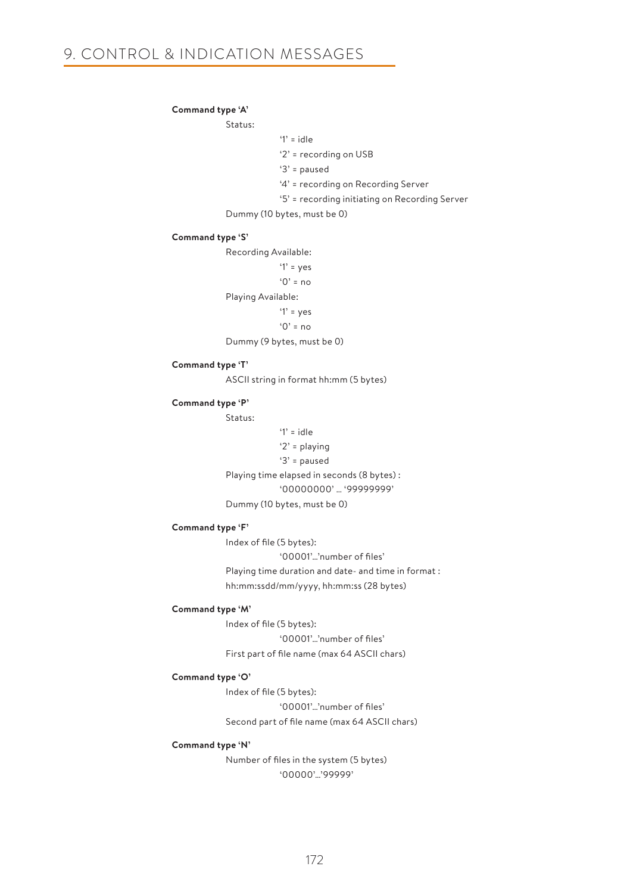# 9. CONTROL & INDICATION MESSAGES

**Command type 'A'**

Status:

- '1' = idle
- '2' = recording on USB
- '3' = paused
- '4' = recording on Recording Server
- '5' = recording initiating on Recording Server

Dummy (10 bytes, must be 0)

**Command type 'S'**

Recording Available:

- '1' = yes
- '0' = no

Playing Available:

- '1' = yes
- '0' = no

Dummy (9 bytes, must be 0)

**Command type 'T'**

ASCII string in format hh:mm (5 bytes)

**Command type 'P'**

Status:

- '1' = idle
- '2' = playing
- '3' = paused

Playing time elapsed in seconds (8 bytes) :

'00000000' … '99999999'

Dummy (10 bytes, must be 0)

**Command type 'F'**

Index of file (5 bytes):

'00001'…'number of files'

Playing time duration and date- and time in format :
hh:mm:ssdd/mm/yyyy, hh:mm:ss (28 bytes)

**Command type 'M'**

Index of file (5 bytes):

'00001'…'number of files'

First part of file name (max 64 ASCII chars)

**Command type 'O'**

Index of file (5 bytes):

'00001'…'number of files'

Second part of file name (max 64 ASCII chars)

**Command type 'N'**

Number of files in the system (5 bytes)

'00000'…'99999'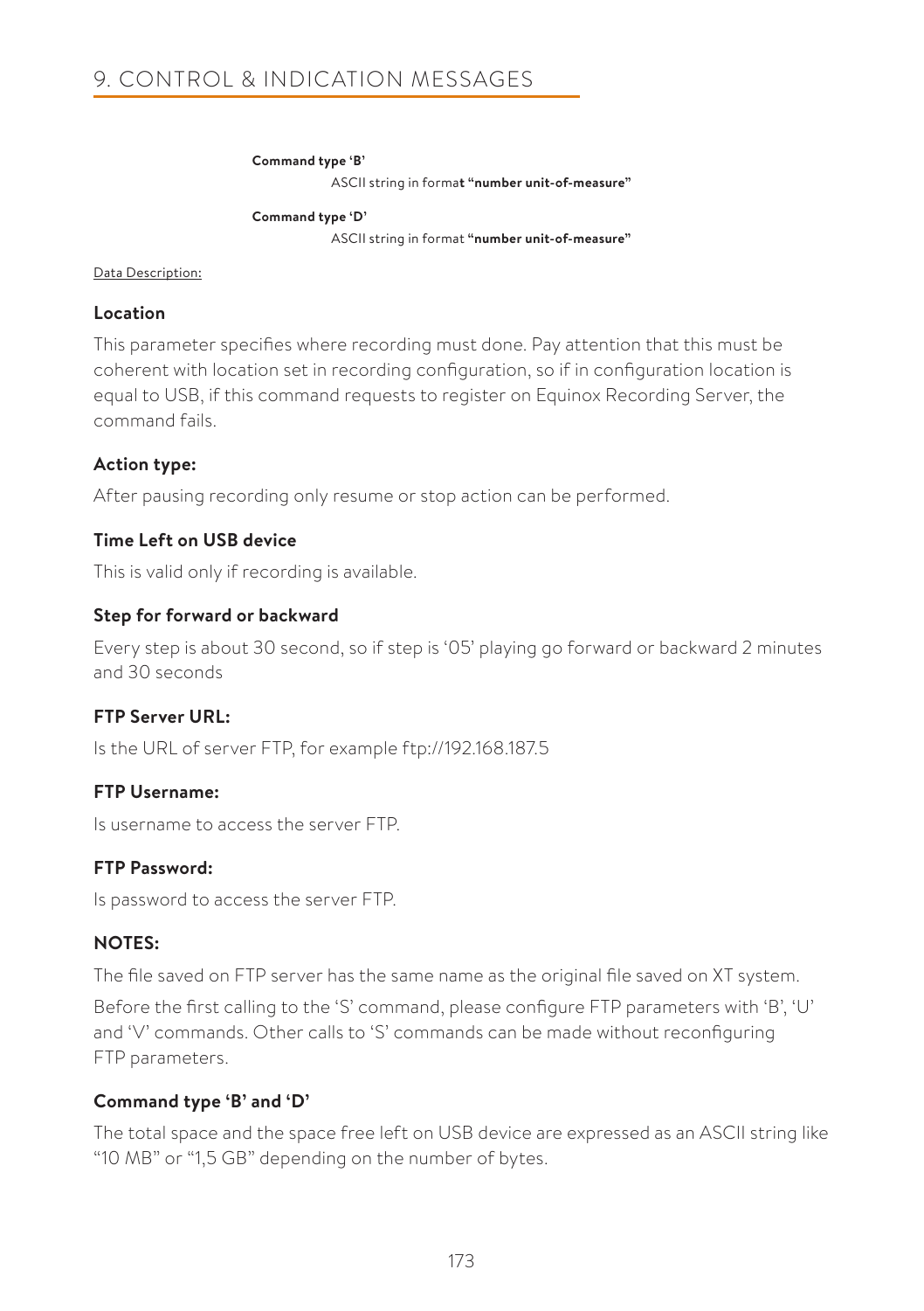**Command type 'B'**

ASCII string in format **"number unit-of-measure"**

**Command type 'D'**

ASCII string in format **"number unit-of-measure"**

Data Description:

### Location

This parameter specifies where recording must done. Pay attention that this must be coherent with location set in recording configuration, so if in configuration location is equal to USB, if this command requests to register on Equinox Recording Server, the command fails.

### Action type:

After pausing recording only resume or stop action can be performed.

### Time Left on USB device

This is valid only if recording is available.

### Step for forward or backward

Every step is about 30 second, so if step is '05' playing go forward or backward 2 minutes and 30 seconds

### FTP Server URL:

Is the URL of server FTP, for example ftp://192.168.187.5

### FTP Username:

Is username to access the server FTP.

### FTP Password:

Is password to access the server FTP.

### NOTES:

The file saved on FTP server has the same name as the original file saved on XT system.

Before the first calling to the 'S' command, please configure FTP parameters with 'B', 'U' and 'V' commands. Other calls to 'S' commands can be made without reconfiguring FTP parameters.

### Command type 'B' and 'D'

The total space and the space free left on USB device are expressed as an ASCII string like "10 MB" or "1,5 GB" depending on the number of bytes.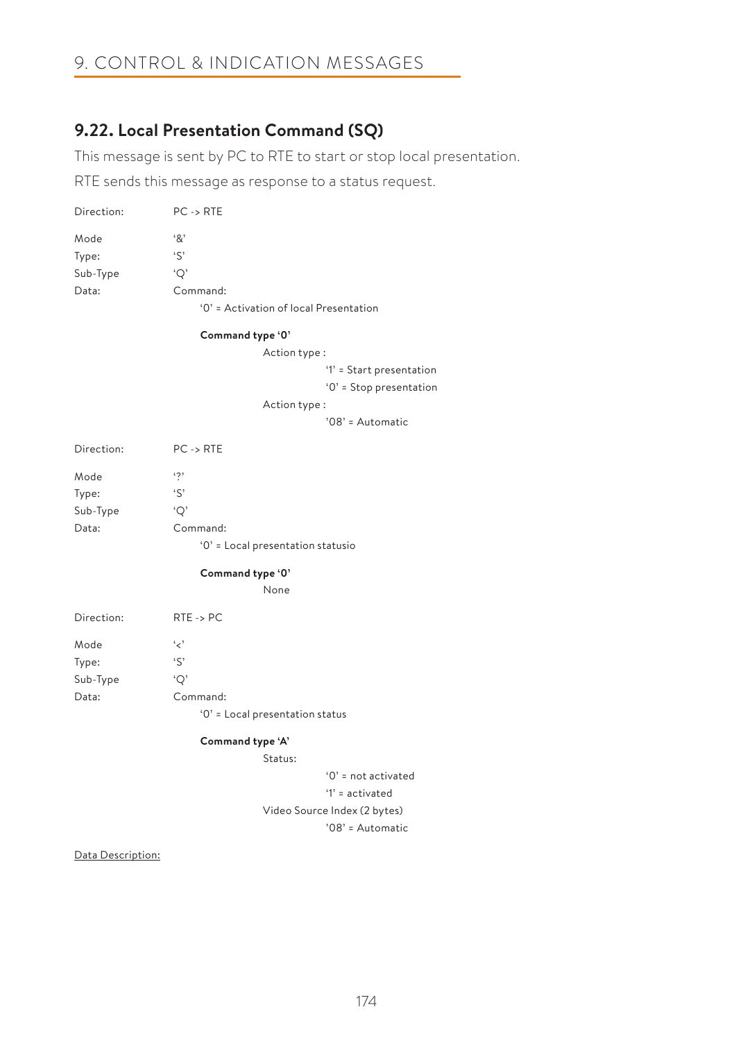# 9. CONTROL & INDICATION MESSAGES

## 9.22. Local Presentation Command (SQ)

This message is sent by PC to RTE to start or stop local presentation.

RTE sends this message as response to a status request.

Direction: PC -> RTE

Mode '&'
Type: 'S'
Sub-Type 'Q'
Data: Command:

'0' = Activation of local Presentation

**Command type '0'**

Action type :

'1' = Start presentation
'0' = Stop presentation

Action type :

'08' = Automatic

Direction: PC -> RTE

Mode '?'
Type: 'S'
Sub-Type 'Q'
Data: Command:

'0' = Local presentation statusio

**Command type '0'**

None

Direction: RTE -> PC

Mode '<'
Type: 'S'
Sub-Type 'Q'
Data: Command:

'0' = Local presentation status

**Command type 'A'**

Status:

'0' = not activated
'1' = activated

Video Source Index (2 bytes)

'08' = Automatic

Data Description: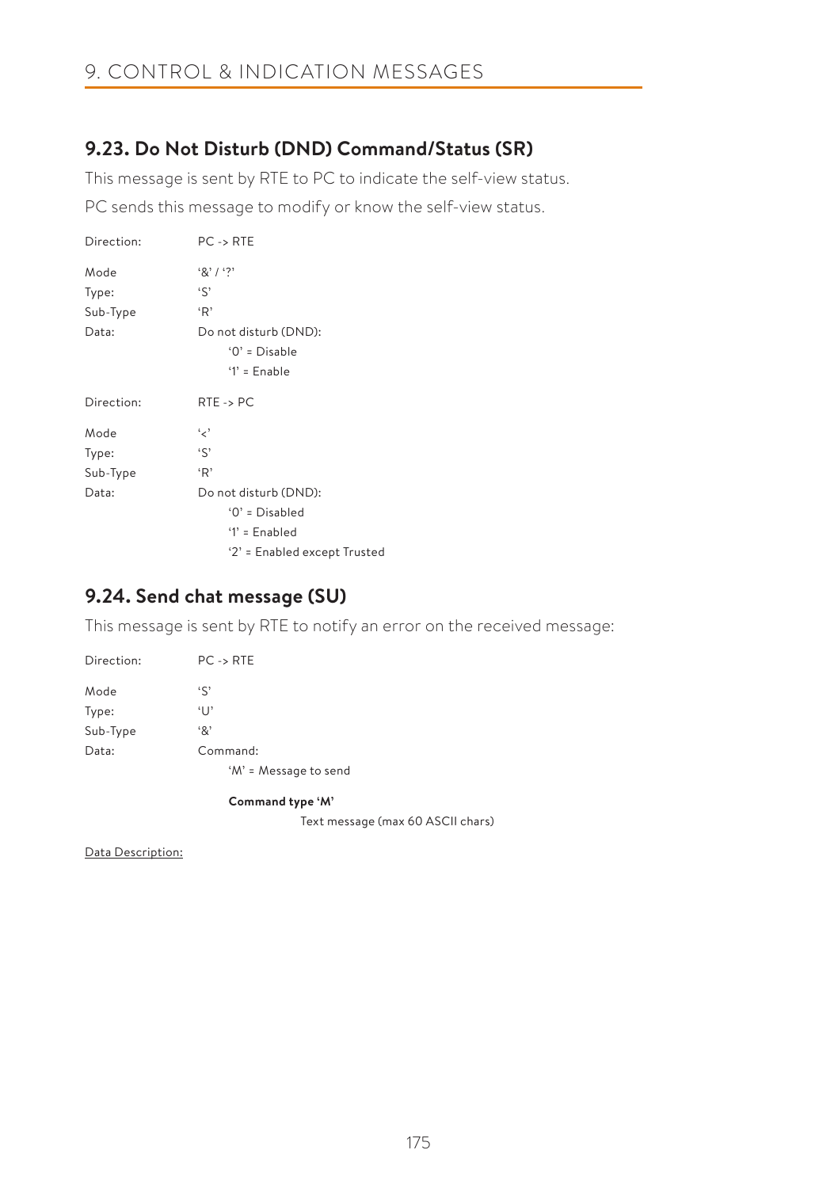## 9.23. Do Not Disturb (DND) Command/Status (SR)

This message is sent by RTE to PC to indicate the self-view status.

PC sends this message to modify or know the self-view status.

| | |
|---|---|
| Direction: | PC -> RTE |
| Mode | '&' / '?' |
| Type: | 'S' |
| Sub-Type | 'R' |
| Data: | Do not disturb (DND):<br>'0' = Disable<br>'1' = Enable |

| | |
|---|---|
| Direction: | RTE -> PC |
| Mode | '<' |
| Type: | 'S' |
| Sub-Type | 'R' |
| Data: | Do not disturb (DND):<br>'0' = Disabled<br>'1' = Enabled<br>'2' = Enabled except Trusted |

## 9.24. Send chat message (SU)

This message is sent by RTE to notify an error on the received message:

| | |
|---|---|
| Direction: | PC -> RTE |
| Mode | 'S' |
| Type: | 'U' |
| Sub-Type | '&' |
| Data: | Command:<br>'M' = Message to send |

**Command type 'M'**

Text message (max 60 ASCII chars)

Data Description: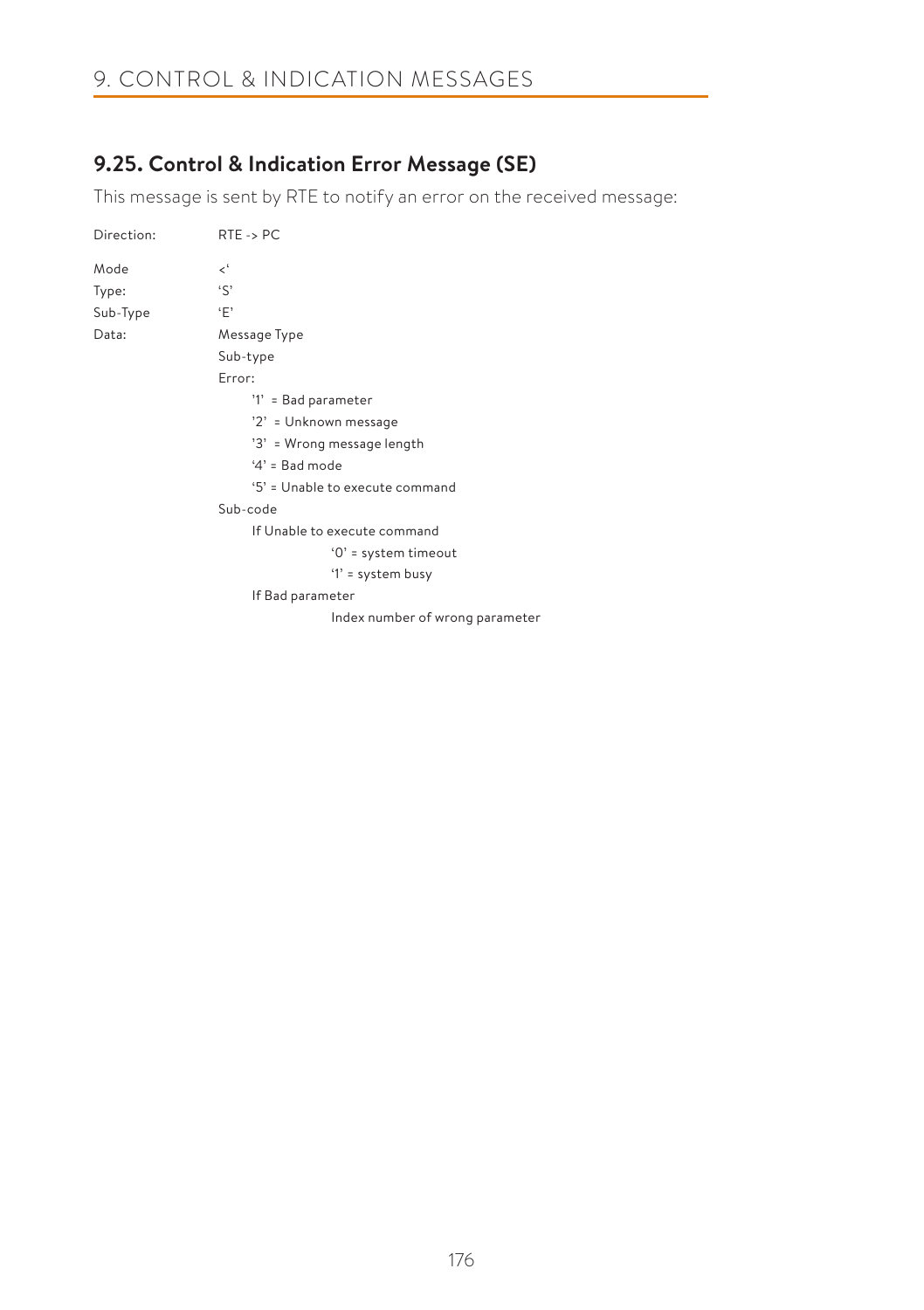## 9.25. Control & Indication Error Message (SE)

This message is sent by RTE to notify an error on the received message:

| | |
|---|---|
| Direction: | RTE -> PC |
| Mode | <‘ |
| Type: | ‘S’ |
| Sub-Type | ‘E’ |
| Data: | Message Type |
| | Sub-type |
| | Error: |
| | ’1’ = Bad parameter |
| | ’2’ = Unknown message |
| | ’3’ = Wrong message length |
| | ‘4’ = Bad mode |
| | ‘5’ = Unable to execute command |
| | Sub-code |
| | If Unable to execute command |
| | ‘0’ = system timeout |
| | ‘1’ = system busy |
| | If Bad parameter |
| | Index number of wrong parameter |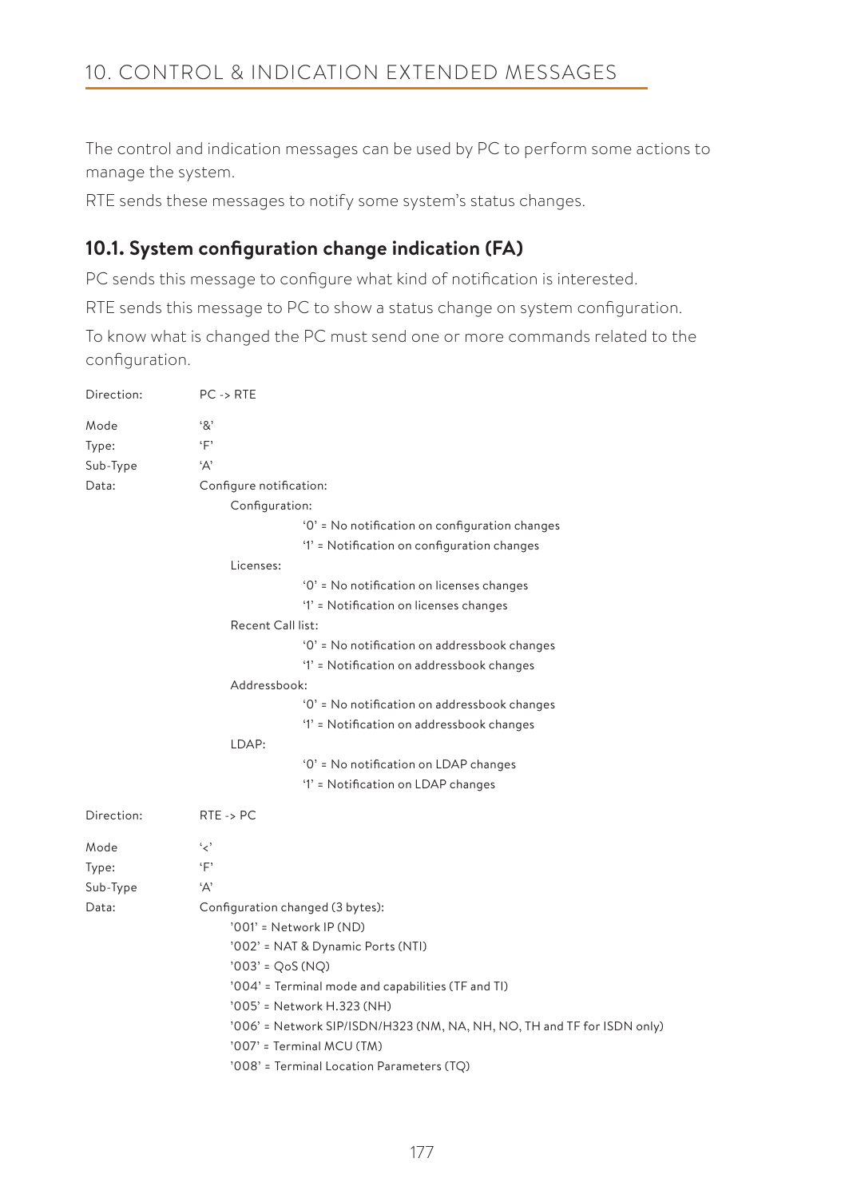# 10. CONTROL & INDICATION EXTENDED MESSAGES

The control and indication messages can be used by PC to perform some actions to manage the system.

RTE sends these messages to notify some system's status changes.

## 10.1. System configuration change indication (FA)

PC sends this message to configure what kind of notification is interested.

RTE sends this message to PC to show a status change on system configuration.

To know what is changed the PC must send one or more commands related to the configuration.

Direction: PC -> RTE

Mode '&'
Type: 'F'
Sub-Type 'A'
Data: Configure notification:

- Configuration:
  - '0' = No notification on configuration changes
  - '1' = Notification on configuration changes
- Licenses:
  - '0' = No notification on licenses changes
  - '1' = Notification on licenses changes
- Recent Call list:
  - '0' = No notification on addressbook changes
  - '1' = Notification on addressbook changes
- Addressbook:
  - '0' = No notification on addressbook changes
  - '1' = Notification on addressbook changes
- LDAP:
  - '0' = No notification on LDAP changes
  - '1' = Notification on LDAP changes

Direction: RTE -> PC

Mode '<'
Type: 'F'
Sub-Type 'A'
Data: Configuration changed (3 bytes):

- '001' = Network IP (ND)
- '002' = NAT & Dynamic Ports (NTI)
- '003' = QoS (NQ)
- '004' = Terminal mode and capabilities (TF and TI)
- '005' = Network H.323 (NH)
- '006' = Network SIP/ISDN/H323 (NM, NA, NH, NO, TH and TF for ISDN only)
- '007' = Terminal MCU (TM)
- '008' = Terminal Location Parameters (TQ)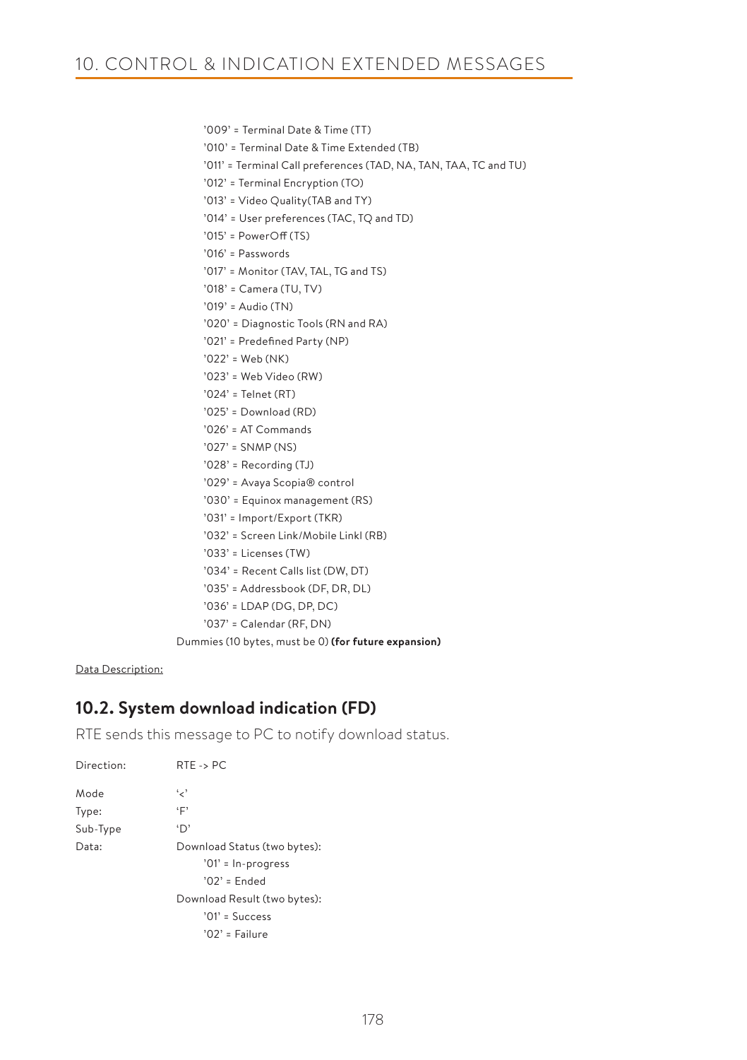'009' = Terminal Date & Time (TT)
'010' = Terminal Date & Time Extended (TB)
'011' = Terminal Call preferences (TAD, NA, TAN, TAA, TC and TU)
'012' = Terminal Encryption (TO)
'013' = Video Quality(TAB and TY)
'014' = User preferences (TAC, TQ and TD)
'015' = PowerOff (TS)
'016' = Passwords
'017' = Monitor (TAV, TAL, TG and TS)
'018' = Camera (TU, TV)
'019' = Audio (TN)
'020' = Diagnostic Tools (RN and RA)
'021' = Predefined Party (NP)
'022' = Web (NK)
'023' = Web Video (RW)
'024' = Telnet (RT)
'025' = Download (RD)
'026' = AT Commands
'027' = SNMP (NS)
'028' = Recording (TJ)
'029' = Avaya Scopia® control
'030' = Equinox management (RS)
'031' = Import/Export (TKR)
'032' = Screen Link/Mobile Linkl (RB)
'033' = Licenses (TW)
'034' = Recent Calls list (DW, DT)
'035' = Addressbook (DF, DR, DL)
'036' = LDAP (DG, DP, DC)
'037' = Calendar (RF, DN)

Dummies (10 bytes, must be 0) **(for future expansion)**

Data Description:

## 10.2. System download indication (FD)

RTE sends this message to PC to notify download status.

Direction: RTE -> PC

Mode '<'
Type: 'F'
Sub-Type 'D'
Data: Download Status (two bytes):
'01' = In-progress
'02' = Ended
Download Result (two bytes):
'01' = Success
'02' = Failure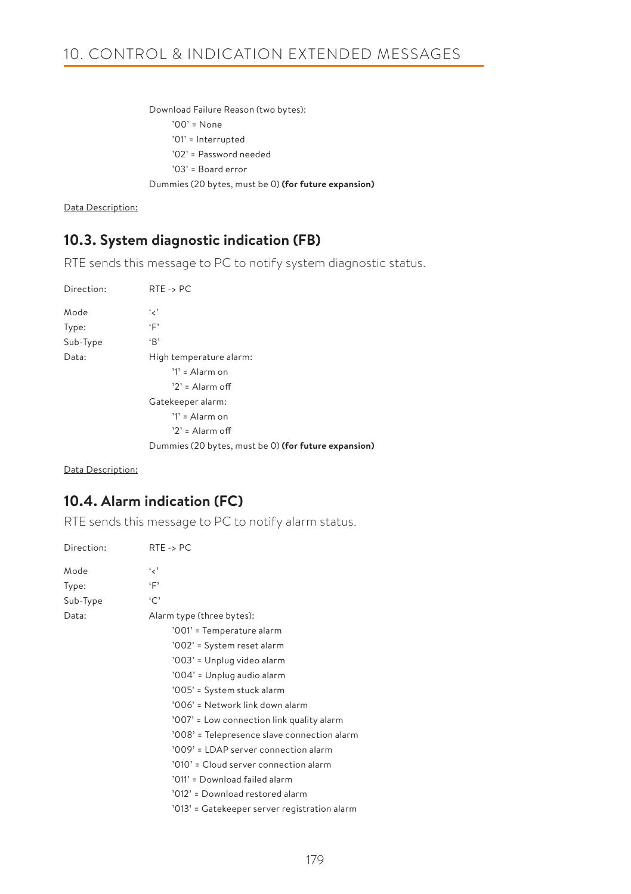Download Failure Reason (two bytes):

  '00' = None

  '01' = Interrupted

  '02' = Password needed

  '03' = Board error

Dummies (20 bytes, must be 0) **(for future expansion)**

Data Description:

## 10.3. System diagnostic indication (FB)

RTE sends this message to PC to notify system diagnostic status.

Direction: RTE -> PC

Mode '<'

Type: 'F'

Sub-Type 'B'

Data: High temperature alarm:

  '1' = Alarm on

  '2' = Alarm off

Gatekeeper alarm:

  '1' = Alarm on

  '2' = Alarm off

Dummies (20 bytes, must be 0) **(for future expansion)**

Data Description:

## 10.4. Alarm indication (FC)

RTE sends this message to PC to notify alarm status.

Direction: RTE -> PC

Mode '<'

Type: 'F'

Sub-Type 'C'

Data: Alarm type (three bytes):

  '001' = Temperature alarm

  '002' = System reset alarm

  '003' = Unplug video alarm

  '004' = Unplug audio alarm

  '005' = System stuck alarm

  '006' = Network link down alarm

  '007' = Low connection link quality alarm

  '008' = Telepresence slave connection alarm

  '009' = LDAP server connection alarm

  '010' = Cloud server connection alarm

  '011' = Download failed alarm

  '012' = Download restored alarm

  '013' = Gatekeeper server registration alarm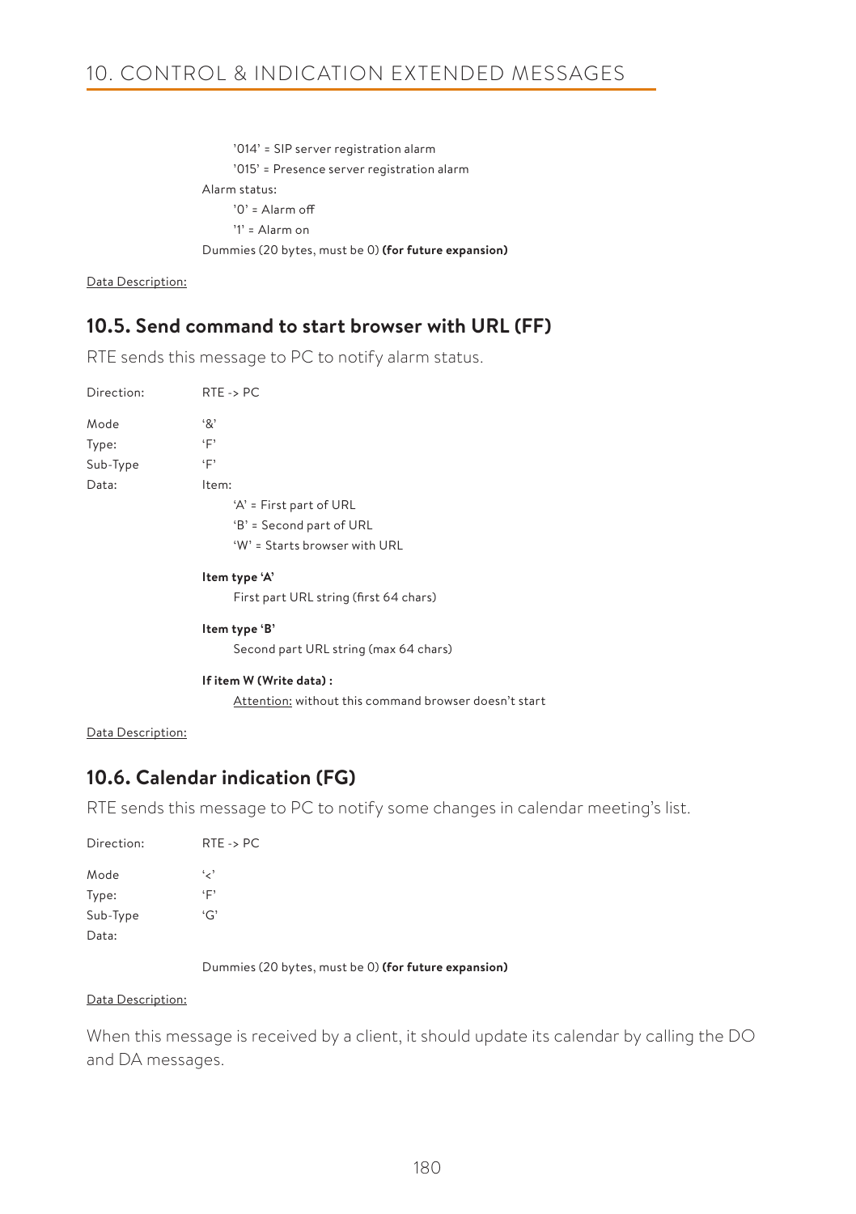'014' = SIP server registration alarm

'015' = Presence server registration alarm

Alarm status:

'0' = Alarm off

'1' = Alarm on

Dummies (20 bytes, must be 0) **(for future expansion)**

Data Description:

## 10.5. Send command to start browser with URL (FF)

RTE sends this message to PC to notify alarm status.

Direction: RTE -> PC

Mode '&'

Type: 'F'

Sub-Type 'F'

Data: Item:

'A' = First part of URL

'B' = Second part of URL

'W' = Starts browser with URL

**Item type 'A'**

First part URL string (first 64 chars)

**Item type 'B'**

Second part URL string (max 64 chars)

**If item W (Write data) :**

Attention: without this command browser doesn't start

Data Description:

## 10.6. Calendar indication (FG)

RTE sends this message to PC to notify some changes in calendar meeting's list.

Direction: RTE -> PC

Mode '<'

Type: 'F'

Sub-Type 'G'

Data:

Dummies (20 bytes, must be 0) **(for future expansion)**

Data Description:

When this message is received by a client, it should update its calendar by calling the DO and DA messages.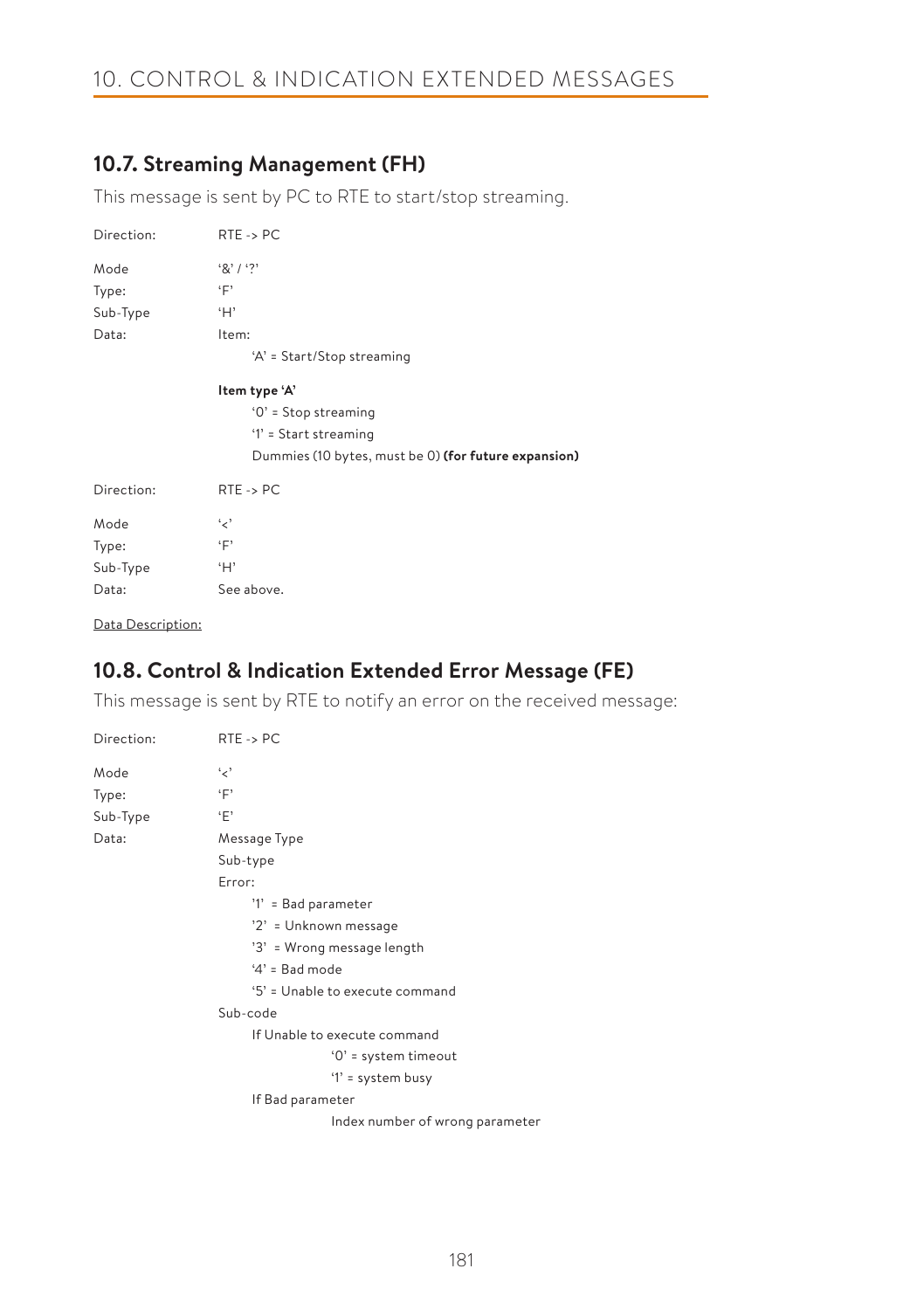## 10.7. Streaming Management (FH)

This message is sent by PC to RTE to start/stop streaming.

Direction: RTE -> PC

Mode '&' / '?'

Type: 'F'

Sub-Type 'H'

Data: Item:

- 'A' = Start/Stop streaming

**Item type 'A'**

- '0' = Stop streaming
- '1' = Start streaming
- Dummies (10 bytes, must be 0) **(for future expansion)**

Direction: RTE -> PC

Mode '<'

Type: 'F'

Sub-Type 'H'

Data: See above.

Data Description:

## 10.8. Control & Indication Extended Error Message (FE)

This message is sent by RTE to notify an error on the received message:

Direction: RTE -> PC

Mode '<'

Type: 'F'

Sub-Type 'E'

Data: Message Type

Sub-type

Error:

- '1' = Bad parameter
- '2' = Unknown message
- '3' = Wrong message length
- '4' = Bad mode
- '5' = Unable to execute command

Sub-code

- If Unable to execute command
  - '0' = system timeout
  - '1' = system busy
- If Bad parameter
  - Index number of wrong parameter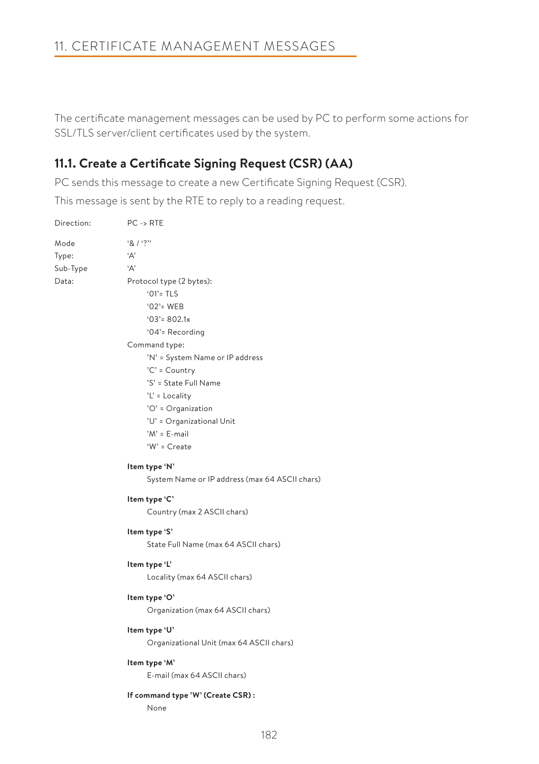# 11. CERTIFICATE MANAGEMENT MESSAGES

The certificate management messages can be used by PC to perform some actions for SSL/TLS server/client certificates used by the system.

## 11.1. Create a Certificate Signing Request (CSR) (AA)

PC sends this message to create a new Certificate Signing Request (CSR).

This message is sent by the RTE to reply to a reading request.

Direction: PC -> RTE

Mode: '& / '?''

Type: 'A'

Sub-Type: 'A'

Data: Protocol type (2 bytes):

- '01'= TLS
- '02'= WEB
- '03'= 802.1x
- '04'= Recording

Command type:

- 'N' = System Name or IP address
- 'C' = Country
- 'S' = State Full Name
- 'L' = Locality
- 'O' = Organization
- 'U' = Organizational Unit
- 'M' = E-mail
- 'W' = Create

**Item type 'N'**

System Name or IP address (max 64 ASCII chars)

**Item type 'C'**

Country (max 2 ASCII chars)

**Item type 'S'**

State Full Name (max 64 ASCII chars)

**Item type 'L'**

Locality (max 64 ASCII chars)

**Item type 'O'**

Organization (max 64 ASCII chars)

**Item type 'U'**

Organizational Unit (max 64 ASCII chars)

**Item type 'M'**

E-mail (max 64 ASCII chars)

**If command type 'W' (Create CSR) :**

None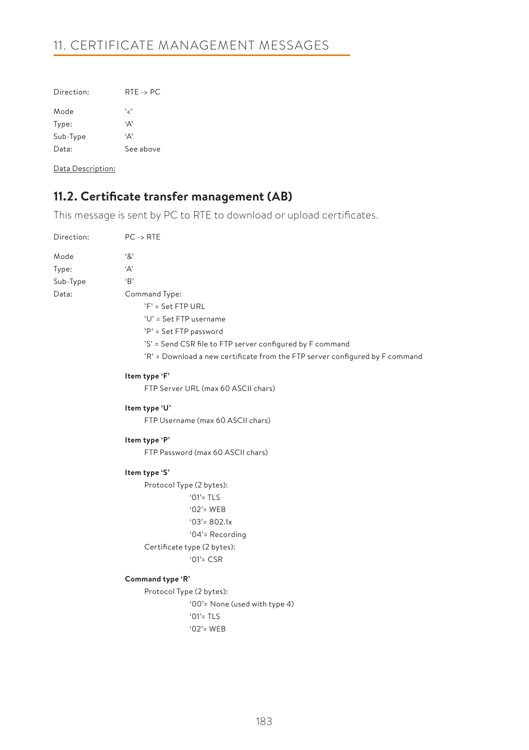Direction: RTE -> PC

Mode '<'
Type: 'A'
Sub-Type 'A'
Data: See above

Data Description:

## 11.2. Certificate transfer management (AB)

This message is sent by PC to RTE to download or upload certificates.

Direction: PC -> RTE

Mode '&'
Type: 'A'
Sub-Type 'B'
Data: Command Type:

- 'F' = Set FTP URL
- 'U' = Set FTP username
- 'P' = Set FTP password
- 'S' = Send CSR file to FTP server configured by F command
- 'R' = Download a new certificate from the FTP server configured by F command

**Item type 'F'**

FTP Server URL (max 60 ASCII chars)

**Item type 'U'**

FTP Username (max 60 ASCII chars)

**Item type 'P'**

FTP Password (max 60 ASCII chars)

**Item type 'S'**

Protocol Type (2 bytes):

- '01'= TLS
- '02'= WEB
- '03'= 802.1x
- '04'= Recording

Certificate type (2 bytes):

- '01'= CSR

**Command type 'R'**

Protocol Type (2 bytes):

- '00'= None (used with type 4)
- '01'= TLS
- '02'= WEB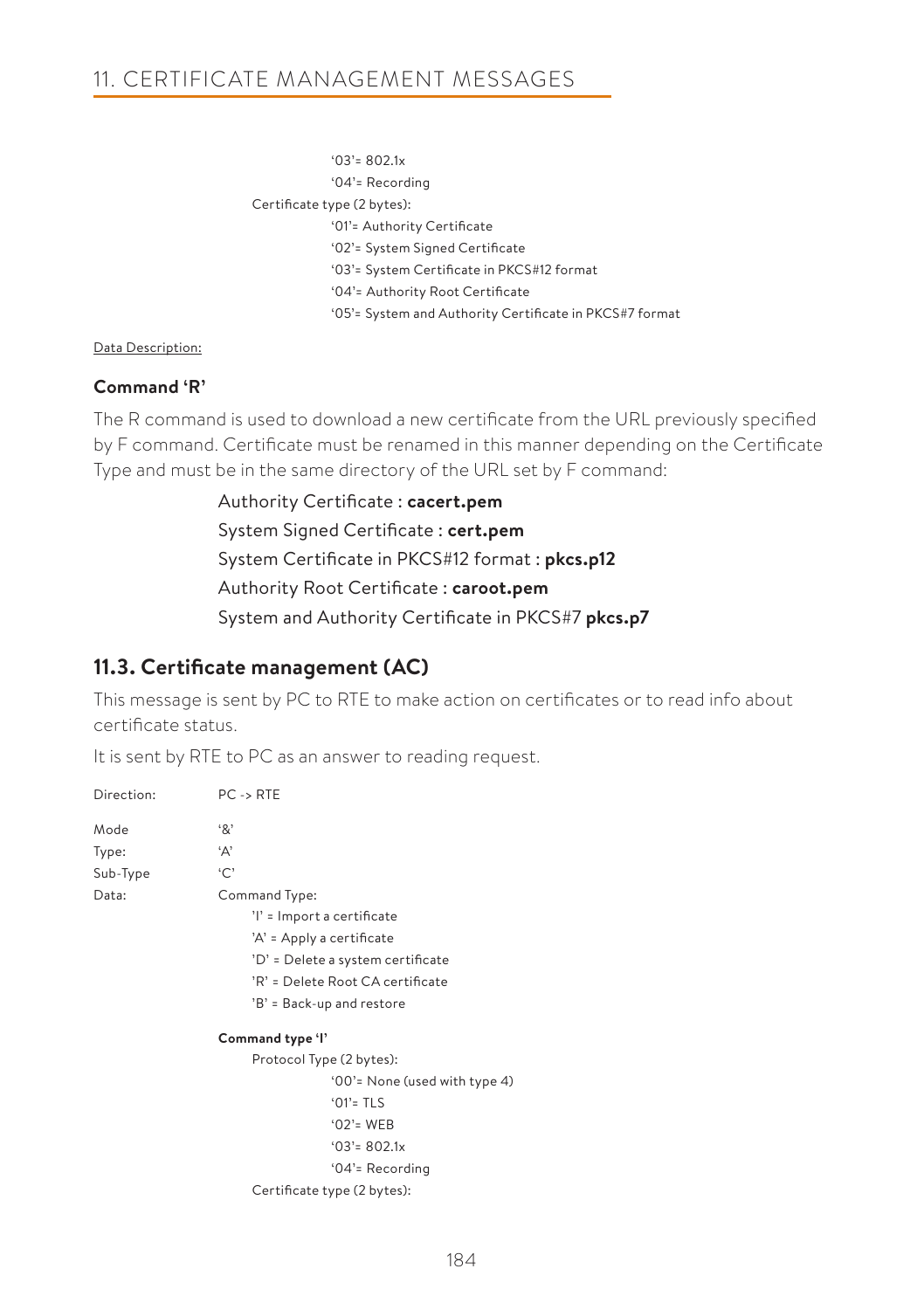'03'= 802.1x
'04'= Recording

Certificate type (2 bytes):

'01'= Authority Certificate
'02'= System Signed Certificate
'03'= System Certificate in PKCS#12 format
'04'= Authority Root Certificate
'05'= System and Authority Certificate in PKCS#7 format

Data Description:

**Command 'R'**

The R command is used to download a new certificate from the URL previously specified by F command. Certificate must be renamed in this manner depending on the Certificate Type and must be in the same directory of the URL set by F command:

Authority Certificate : **cacert.pem**
System Signed Certificate : **cert.pem**
System Certificate in PKCS#12 format : **pkcs.p12**
Authority Root Certificate : **caroot.pem**
System and Authority Certificate in PKCS#7 **pkcs.p7**

## 11.3. Certificate management (AC)

This message is sent by PC to RTE to make action on certificates or to read info about certificate status.

It is sent by RTE to PC as an answer to reading request.

Direction: PC -> RTE

Mode: '&'
Type: 'A'
Sub-Type: 'C'
Data: Command Type:

'I' = Import a certificate
'A' = Apply a certificate
'D' = Delete a system certificate
'R' = Delete Root CA certificate
'B' = Back-up and restore

**Command type 'I'**

Protocol Type (2 bytes):

'00'= None (used with type 4)
'01'= TLS
'02'= WEB
'03'= 802.1x
'04'= Recording

Certificate type (2 bytes):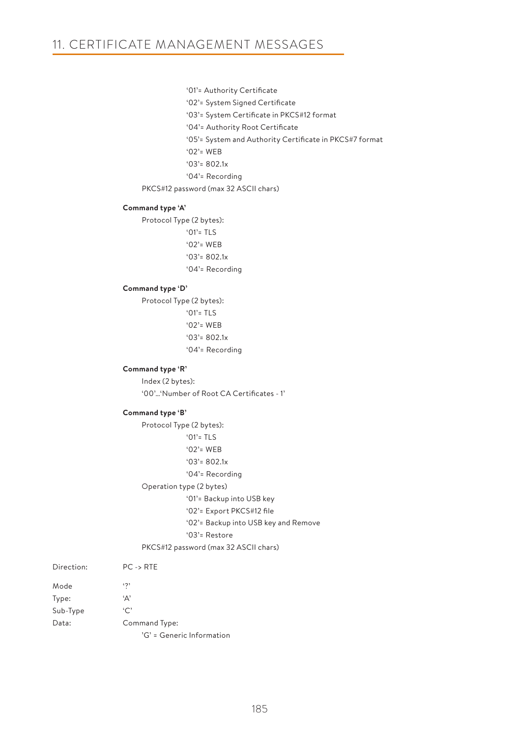'01'= Authority Certificate

'02'= System Signed Certificate

'03'= System Certificate in PKCS#12 format

'04'= Authority Root Certificate

'05'= System and Authority Certificate in PKCS#7 format

'02'= WEB

'03'= 802.1x

'04'= Recording

PKCS#12 password (max 32 ASCII chars)

**Command type 'A'**

Protocol Type (2 bytes):

'01'= TLS

'02'= WEB

'03'= 802.1x

'04'= Recording

**Command type 'D'**

Protocol Type (2 bytes):

'01'= TLS

'02'= WEB

'03'= 802.1x

'04'= Recording

**Command type 'R'**

Index (2 bytes):

'00'...'Number of Root CA Certificates - 1'

**Command type 'B'**

Protocol Type (2 bytes):

'01'= TLS

'02'= WEB

'03'= 802.1x

'04'= Recording

Operation type (2 bytes)

'01'= Backup into USB key

'02'= Export PKCS#12 file

'02'= Backup into USB key and Remove

'03'= Restore

PKCS#12 password (max 32 ASCII chars)

Direction: PC -> RTE

Mode '?'

Type: 'A'

Sub-Type 'C'

Data: Command Type:

'G' = Generic Information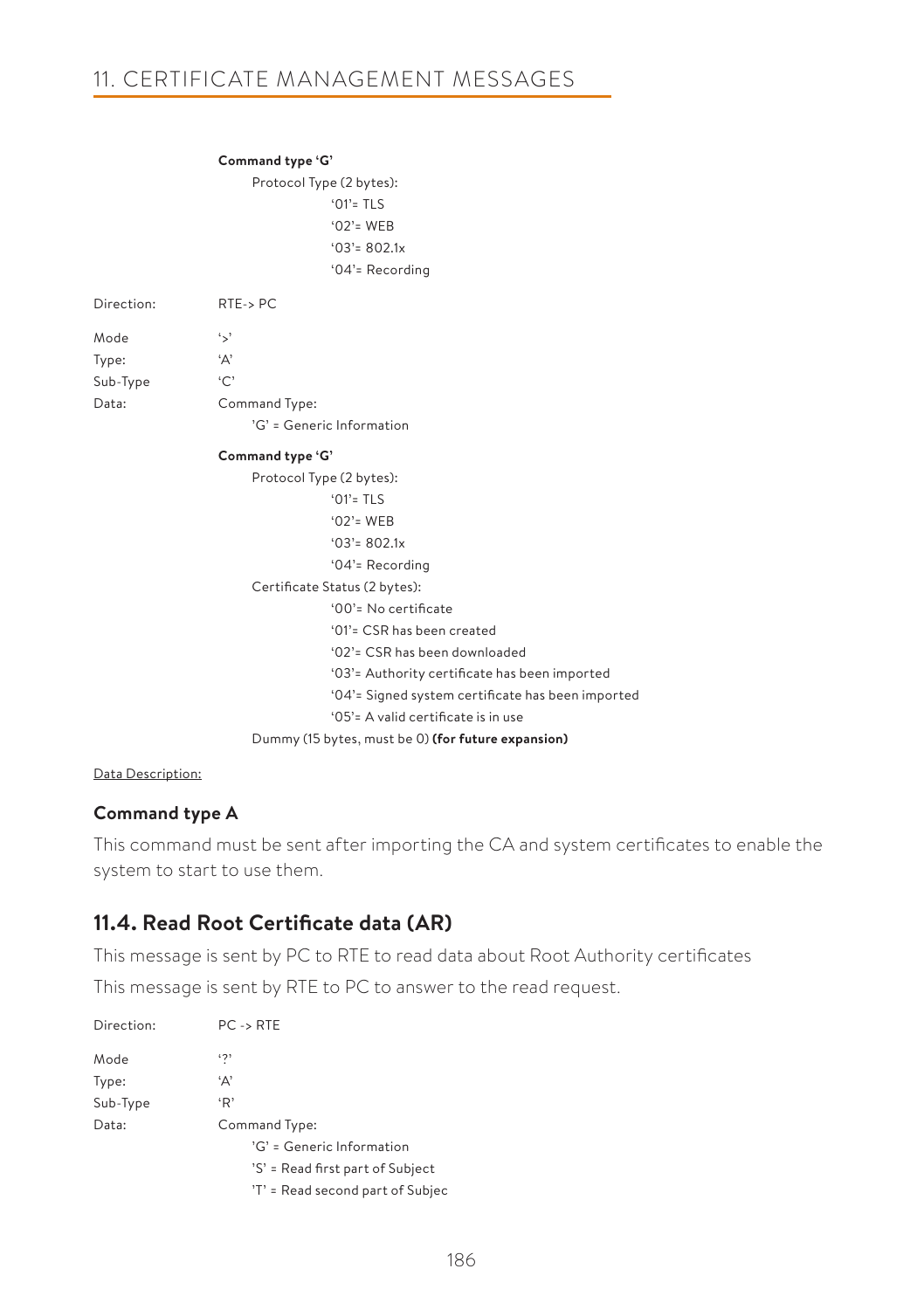**Command type 'G'**

Protocol Type (2 bytes):

'01'= TLS

'02'= WEB

'03'= 802.1x

'04'= Recording

Direction: RTE-> PC

Mode '>'

Type: 'A'

Sub-Type 'C'

Data: Command Type:

'G' = Generic Information

**Command type 'G'**

Protocol Type (2 bytes):

'01'= TLS

'02'= WEB

'03'= 802.1x

'04'= Recording

Certificate Status (2 bytes):

'00'= No certificate

'01'= CSR has been created

'02'= CSR has been downloaded

'03'= Authority certificate has been imported

'04'= Signed system certificate has been imported

'05'= A valid certificate is in use

Dummy (15 bytes, must be 0) **(for future expansion)**

Data Description:

### Command type A

This command must be sent after importing the CA and system certificates to enable the system to start to use them.

## 11.4. Read Root Certificate data (AR)

This message is sent by PC to RTE to read data about Root Authority certificates

This message is sent by RTE to PC to answer to the read request.

Direction: PC -> RTE

Mode '?'

Type: 'A'

Sub-Type 'R'

Data: Command Type:

'G' = Generic Information

'S' = Read first part of Subject

'T' = Read second part of Subjec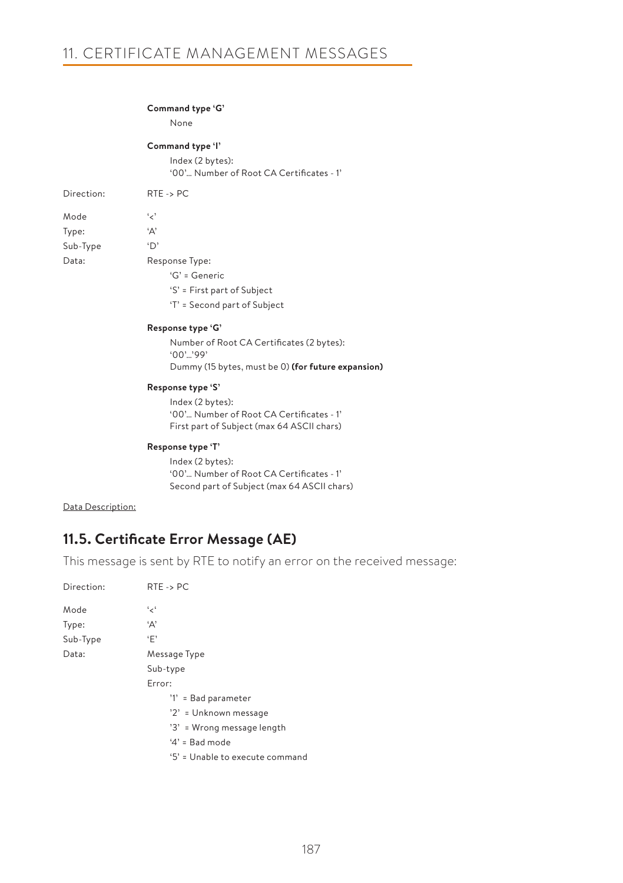**Command type 'G'**

None

**Command type 'I'**

Index (2 bytes):
'00'... Number of Root CA Certificates - 1'

Direction: RTE -> PC

Mode '<'

Type: 'A'

Sub-Type 'D'

Data: Response Type:

- 'G' = Generic
- 'S' = First part of Subject
- 'T' = Second part of Subject

**Response type 'G'**

Number of Root CA Certificates (2 bytes):
'00'...'99'
Dummy (15 bytes, must be 0) **(for future expansion)**

**Response type 'S'**

Index (2 bytes):
'00'... Number of Root CA Certificates - 1'
First part of Subject (max 64 ASCII chars)

**Response type 'T'**

Index (2 bytes):
'00'... Number of Root CA Certificates - 1'
Second part of Subject (max 64 ASCII chars)

Data Description:

## 11.5. Certificate Error Message (AE)

This message is sent by RTE to notify an error on the received message:

Direction: RTE -> PC

Mode '<'

Type: 'A'

Sub-Type 'E'

Data: Message Type

Sub-type

Error:

- '1' = Bad parameter
- '2' = Unknown message
- '3' = Wrong message length
- '4' = Bad mode
- '5' = Unable to execute command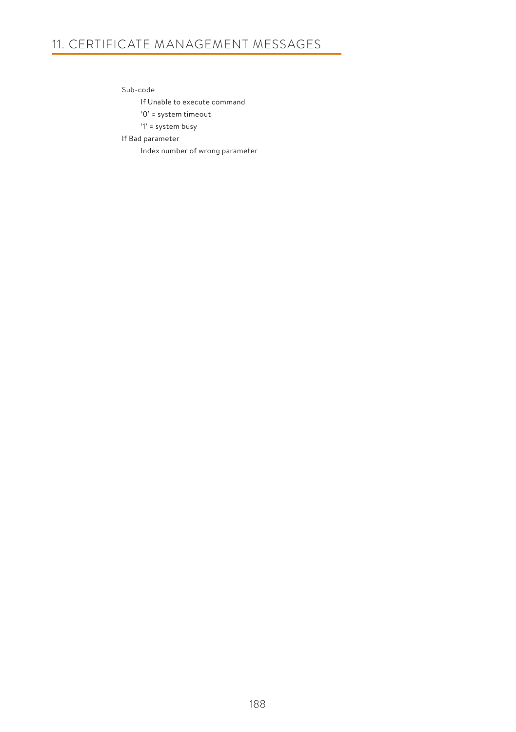Sub-code

- If Unable to execute command
- '0' = system timeout
- '1' = system busy

If Bad parameter

- Index number of wrong parameter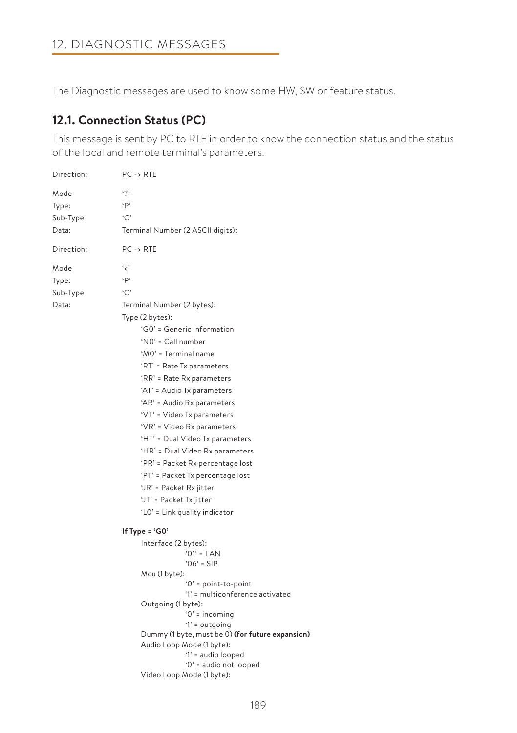# 12. DIAGNOSTIC MESSAGES

The Diagnostic messages are used to know some HW, SW or feature status.

## 12.1. Connection Status (PC)

This message is sent by PC to RTE in order to know the connection status and the status of the local and remote terminal's parameters.

Direction: PC -> RTE

Mode '?'
Type: 'P'
Sub-Type 'C'
Data: Terminal Number (2 ASCII digits):

Direction: PC -> RTE

Mode '<'
Type: 'P'
Sub-Type 'C'
Data: Terminal Number (2 bytes):

Type (2 bytes):

- 'G0' = Generic Information
- 'N0' = Call number
- 'M0' = Terminal name
- 'RT' = Rate Tx parameters
- 'RR' = Rate Rx parameters
- 'AT' = Audio Tx parameters
- 'AR' = Audio Rx parameters
- 'VT' = Video Tx parameters
- 'VR' = Video Rx parameters
- 'HT' = Dual Video Tx parameters
- 'HR' = Dual Video Rx parameters
- 'PR' = Packet Rx percentage lost
- 'PT' = Packet Tx percentage lost
- 'JR' = Packet Rx jitter
- 'JT' = Packet Tx jitter
- 'L0' = Link quality indicator

**If Type = 'G0'**

Interface (2 bytes):
- '01' = LAN
- '06' = SIP

Mcu (1 byte):
- '0' = point-to-point
- '1' = multiconference activated

Outgoing (1 byte):
- '0' = incoming
- '1' = outgoing

Dummy (1 byte, must be 0) **(for future expansion)**

Audio Loop Mode (1 byte):
- '1' = audio looped
- '0' = audio not looped

Video Loop Mode (1 byte):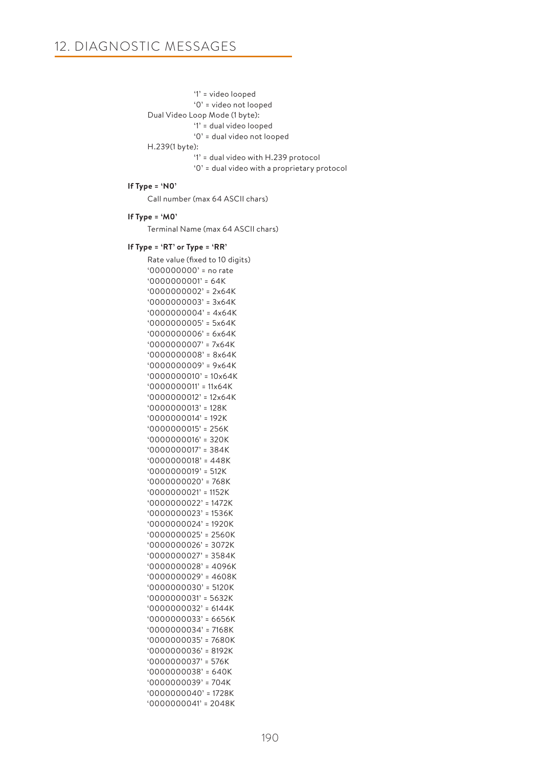'1' = video looped
'0' = video not looped

Dual Video Loop Mode (1 byte):
'1' = dual video looped
'0' = dual video not looped

H.239(1 byte):
'1' = dual video with H.239 protocol
'0' = dual video with a proprietary protocol

**If Type = 'N0'**

Call number (max 64 ASCII chars)

**If Type = 'M0'**

Terminal Name (max 64 ASCII chars)

**If Type = 'RT' or Type = 'RR'**

Rate value (fixed to 10 digits)
'000000000' = no rate
'0000000001' = 64K
'0000000002' = 2x64K
'0000000003' = 3x64K
'0000000004' = 4x64K
'0000000005' = 5x64K
'0000000006' = 6x64K
'0000000007' = 7x64K
'0000000008' = 8x64K
'0000000009' = 9x64K
'0000000010' = 10x64K
'0000000011' = 11x64K
'0000000012' = 12x64K
'0000000013' = 128K
'0000000014' = 192K
'0000000015' = 256K
'0000000016' = 320K
'0000000017' = 384K
'0000000018' = 448K
'0000000019' = 512K
'0000000020' = 768K
'0000000021' = 1152K
'0000000022' = 1472K
'0000000023' = 1536K
'0000000024' = 1920K
'0000000025' = 2560K
'0000000026' = 3072K
'0000000027' = 3584K
'0000000028' = 4096K
'0000000029' = 4608K
'0000000030' = 5120K
'0000000031' = 5632K
'0000000032' = 6144K
'0000000033' = 6656K
'0000000034' = 7168K
'0000000035' = 7680K
'0000000036' = 8192K
'0000000037' = 576K
'0000000038' = 640K
'0000000039' = 704K
'0000000040' = 1728K
'0000000041' = 2048K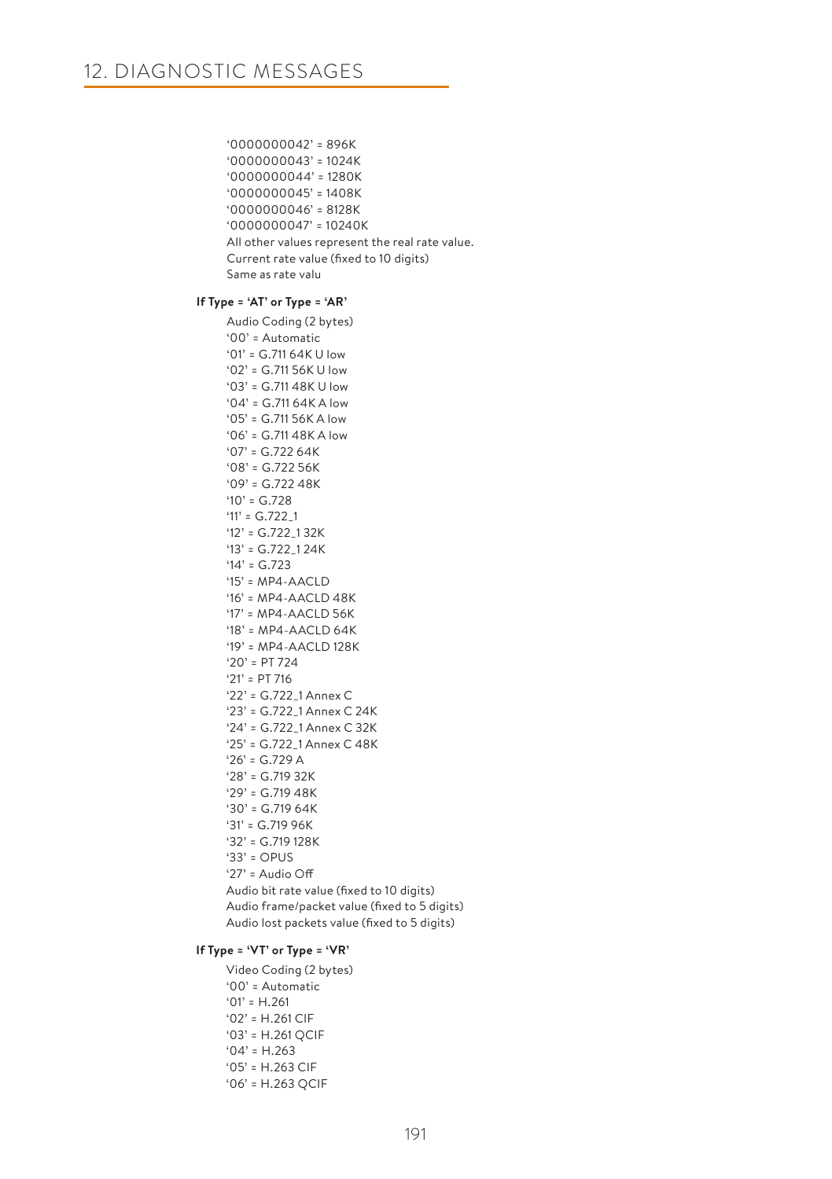'0000000042' = 896K
'0000000043' = 1024K
'0000000044' = 1280K
'0000000045' = 1408K
'0000000046' = 8128K
'0000000047' = 10240K
All other values represent the real rate value.
Current rate value (fixed to 10 digits)
Same as rate valu

**If Type = 'AT' or Type = 'AR'**

Audio Coding (2 bytes)
'00' = Automatic
'01' = G.711 64K U low
'02' = G.711 56K U low
'03' = G.711 48K U low
'04' = G.711 64K A low
'05' = G.711 56K A low
'06' = G.711 48K A low
'07' = G.722 64K
'08' = G.722 56K
'09' = G.722 48K
'10' = G.728
'11' = G.722_1
'12' = G.722_1 32K
'13' = G.722_1 24K
'14' = G.723
'15' = MP4-AACLD
'16' = MP4-AACLD 48K
'17' = MP4-AACLD 56K
'18' = MP4-AACLD 64K
'19' = MP4-AACLD 128K
'20' = PT 724
'21' = PT 716
'22' = G.722_1 Annex C
'23' = G.722_1 Annex C 24K
'24' = G.722_1 Annex C 32K
'25' = G.722_1 Annex C 48K
'26' = G.729 A
'28' = G.719 32K
'29' = G.719 48K
'30' = G.719 64K
'31' = G.719 96K
'32' = G.719 128K
'33' = OPUS
'27' = Audio Off
Audio bit rate value (fixed to 10 digits)
Audio frame/packet value (fixed to 5 digits)
Audio lost packets value (fixed to 5 digits)

**If Type = 'VT' or Type = 'VR'**

Video Coding (2 bytes)
'00' = Automatic
'01' = H.261
'02' = H.261 CIF
'03' = H.261 QCIF
'04' = H.263
'05' = H.263 CIF
'06' = H.263 QCIF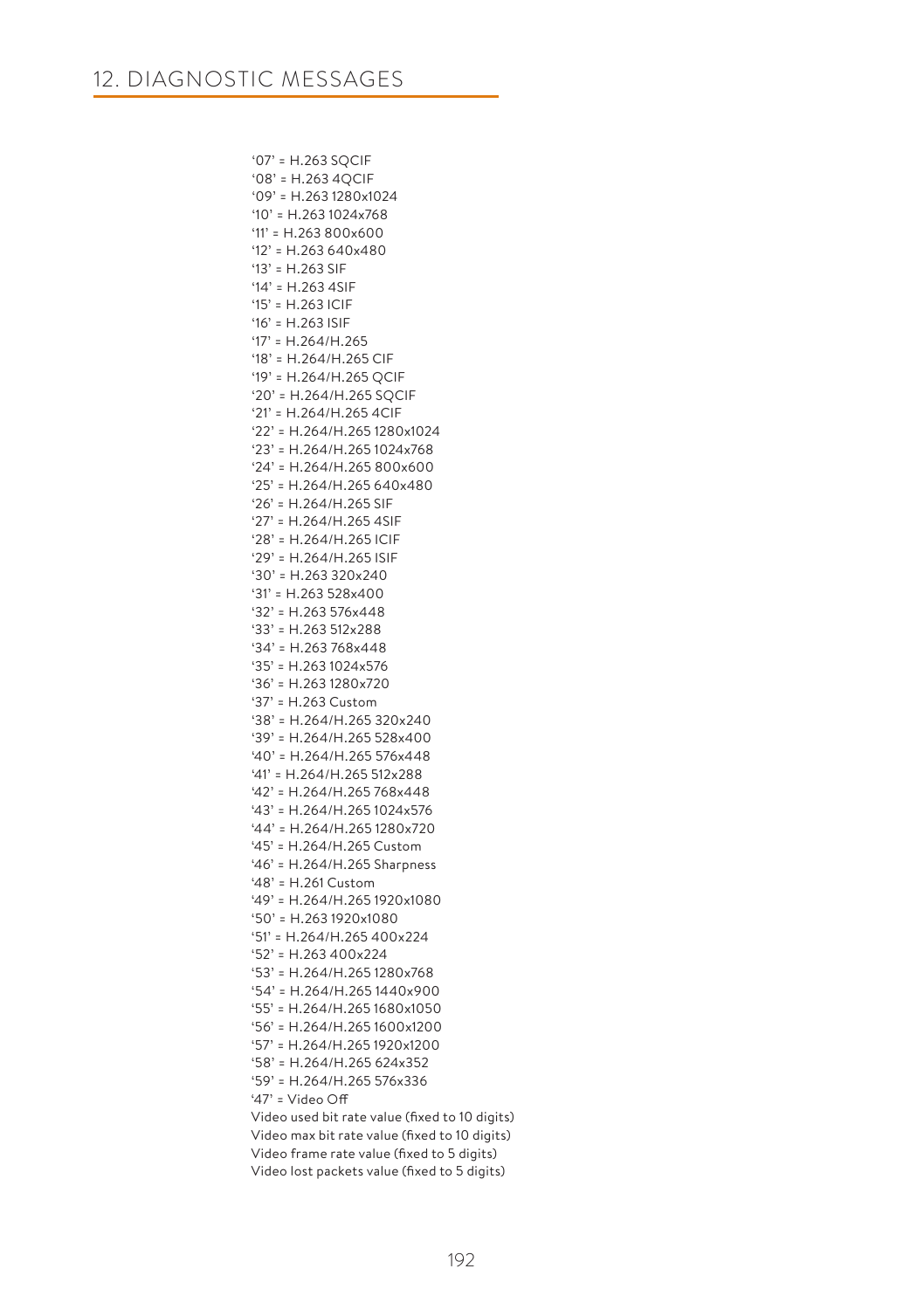## 12. DIAGNOSTIC MESSAGES

'07' = H.263 SQCIF
'08' = H.263 4QCIF
'09' = H.263 1280x1024
'10' = H.263 1024x768
'11' = H.263 800x600
'12' = H.263 640x480
'13' = H.263 SIF
'14' = H.263 4SIF
'15' = H.263 ICIF
'16' = H.263 ISIF
'17' = H.264/H.265
'18' = H.264/H.265 CIF
'19' = H.264/H.265 QCIF
'20' = H.264/H.265 SQCIF
'21' = H.264/H.265 4CIF
'22' = H.264/H.265 1280x1024
'23' = H.264/H.265 1024x768
'24' = H.264/H.265 800x600
'25' = H.264/H.265 640x480
'26' = H.264/H.265 SIF
'27' = H.264/H.265 4SIF
'28' = H.264/H.265 ICIF
'29' = H.264/H.265 ISIF
'30' = H.263 320x240
'31' = H.263 528x400
'32' = H.263 576x448
'33' = H.263 512x288
'34' = H.263 768x448
'35' = H.263 1024x576
'36' = H.263 1280x720
'37' = H.263 Custom
'38' = H.264/H.265 320x240
'39' = H.264/H.265 528x400
'40' = H.264/H.265 576x448
'41' = H.264/H.265 512x288
'42' = H.264/H.265 768x448
'43' = H.264/H.265 1024x576
'44' = H.264/H.265 1280x720
'45' = H.264/H.265 Custom
'46' = H.264/H.265 Sharpness
'48' = H.261 Custom
'49' = H.264/H.265 1920x1080
'50' = H.263 1920x1080
'51' = H.264/H.265 400x224
'52' = H.263 400x224
'53' = H.264/H.265 1280x768
'54' = H.264/H.265 1440x900
'55' = H.264/H.265 1680x1050
'56' = H.264/H.265 1600x1200
'57' = H.264/H.265 1920x1200
'58' = H.264/H.265 624x352
'59' = H.264/H.265 576x336
'47' = Video Off
Video used bit rate value (fixed to 10 digits)
Video max bit rate value (fixed to 10 digits)
Video frame rate value (fixed to 5 digits)
Video lost packets value (fixed to 5 digits)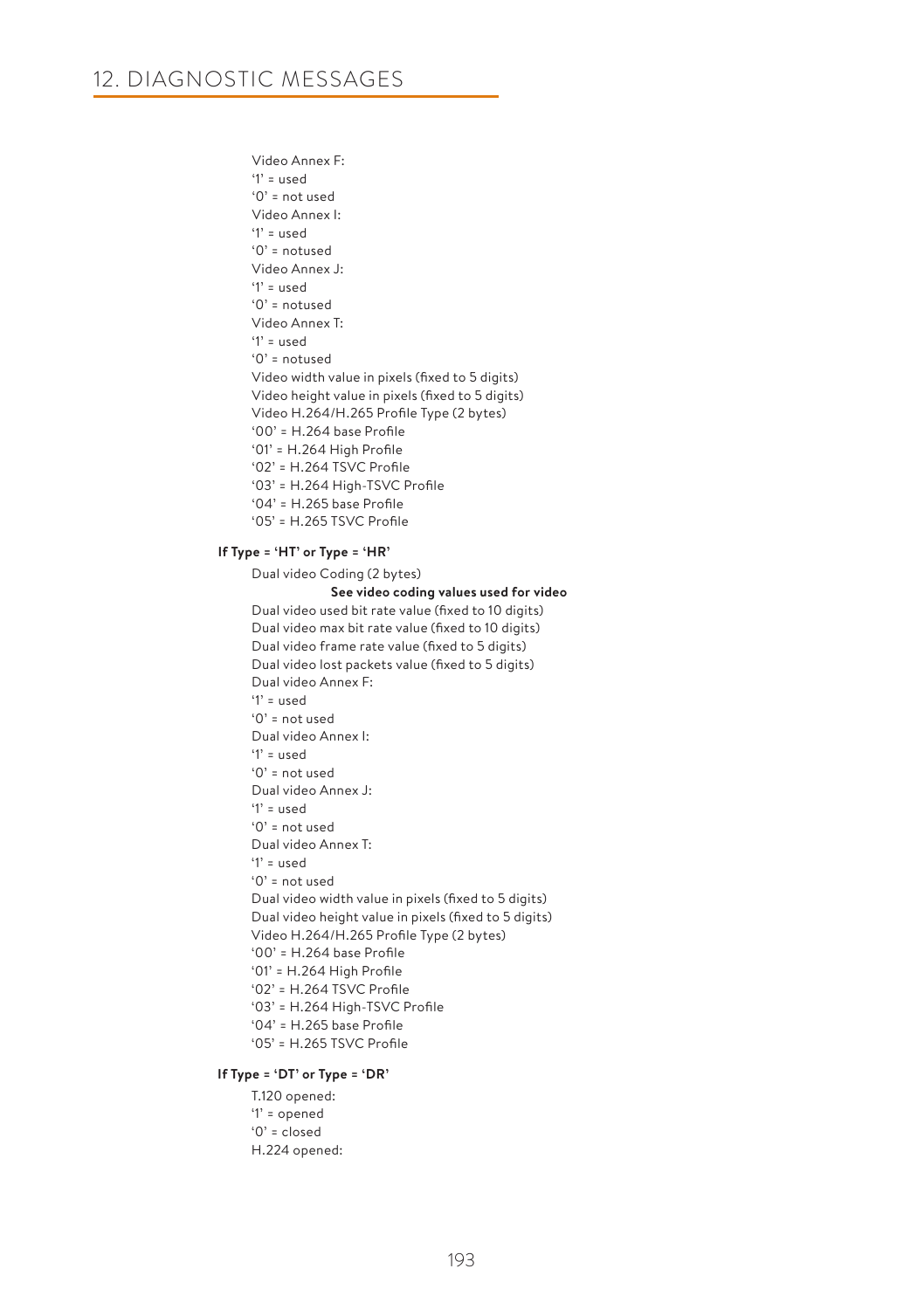Video Annex F:
'1' = used
'0' = not used
Video Annex I:
'1' = used
'0' = notused
Video Annex J:
'1' = used
'0' = notused
Video Annex T:
'1' = used
'0' = notused
Video width value in pixels (fixed to 5 digits)
Video height value in pixels (fixed to 5 digits)
Video H.264/H.265 Profile Type (2 bytes)
'00' = H.264 base Profile
'01' = H.264 High Profile
'02' = H.264 TSVC Profile
'03' = H.264 High-TSVC Profile
'04' = H.265 base Profile
'05' = H.265 TSVC Profile

**If Type = 'HT' or Type = 'HR'**

Dual video Coding (2 bytes)
**See video coding values used for video**
Dual video used bit rate value (fixed to 10 digits)
Dual video max bit rate value (fixed to 10 digits)
Dual video frame rate value (fixed to 5 digits)
Dual video lost packets value (fixed to 5 digits)
Dual video Annex F:
'1' = used
'0' = not used
Dual video Annex I:
'1' = used
'0' = not used
Dual video Annex J:
'1' = used
'0' = not used
Dual video Annex T:
'1' = used
'0' = not used
Dual video width value in pixels (fixed to 5 digits)
Dual video height value in pixels (fixed to 5 digits)
Video H.264/H.265 Profile Type (2 bytes)
'00' = H.264 base Profile
'01' = H.264 High Profile
'02' = H.264 TSVC Profile
'03' = H.264 High-TSVC Profile
'04' = H.265 base Profile
'05' = H.265 TSVC Profile

**If Type = 'DT' or Type = 'DR'**

T.120 opened:
'1' = opened
'0' = closed
H.224 opened: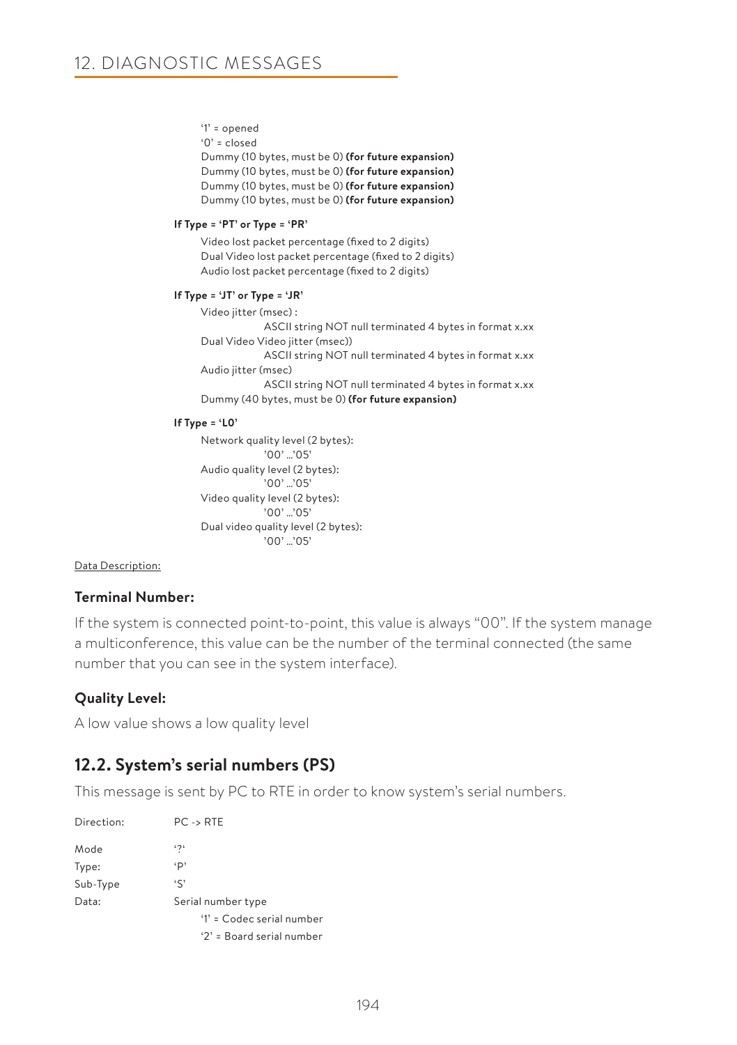'1' = opened
'0' = closed
Dummy (10 bytes, must be 0) **(for future expansion)**
Dummy (10 bytes, must be 0) **(for future expansion)**
Dummy (10 bytes, must be 0) **(for future expansion)**
Dummy (10 bytes, must be 0) **(for future expansion)**

**If Type = 'PT' or Type = 'PR'**

Video lost packet percentage (fixed to 2 digits)
Dual Video lost packet percentage (fixed to 2 digits)
Audio lost packet percentage (fixed to 2 digits)

**If Type = 'JT' or Type = 'JR'**

Video jitter (msec) :
    ASCII string NOT null terminated 4 bytes in format x.xx
Dual Video Video jitter (msec))
    ASCII string NOT null terminated 4 bytes in format x.xx
Audio jitter (msec)
    ASCII string NOT null terminated 4 bytes in format x.xx
Dummy (40 bytes, must be 0) **(for future expansion)**

**If Type = 'L0'**

Network quality level (2 bytes):
    '00' ...'05'
Audio quality level (2 bytes):
    '00' ...'05'
Video quality level (2 bytes):
    '00' ...'05'
Dual video quality level (2 bytes):
    '00' ...'05'

Data Description:

### Terminal Number:

If the system is connected point-to-point, this value is always "00". If the system manage a multiconference, this value can be the number of the terminal connected (the same number that you can see in the system interface).

### Quality Level:

A low value shows a low quality level

## 12.2. System's serial numbers (PS)

This message is sent by PC to RTE in order to know system's serial numbers.

Direction: PC -> RTE

Mode '?'
Type: 'P'
Sub-Type 'S'
Data: Serial number type
    '1' = Codec serial number
    '2' = Board serial number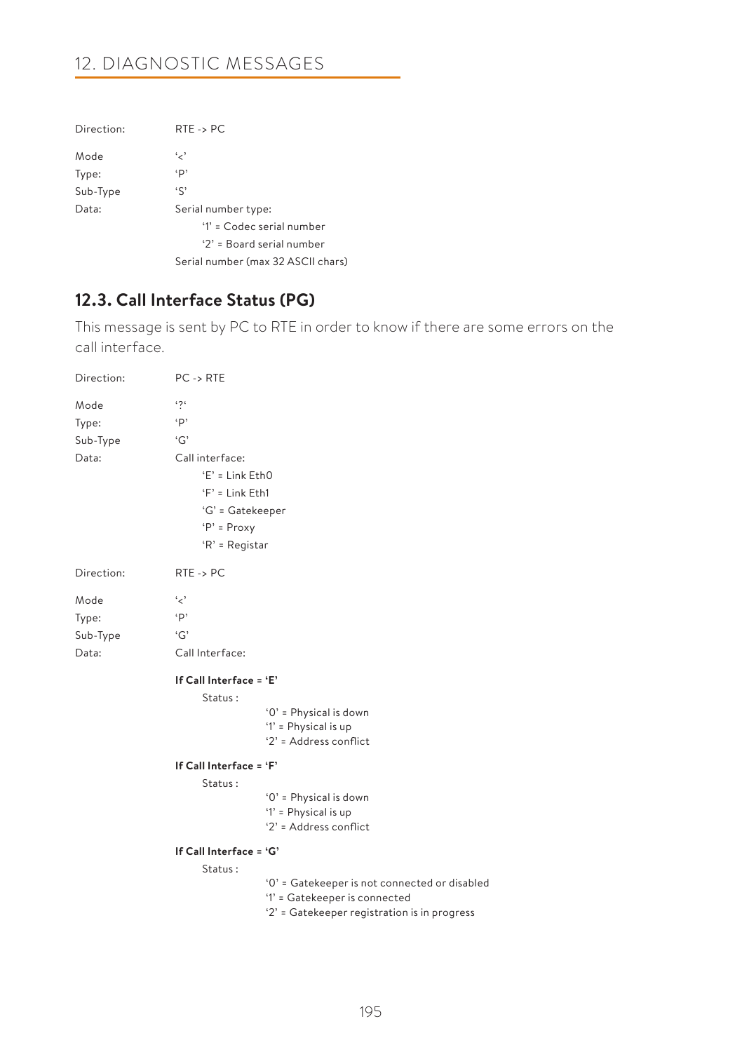Direction: RTE -> PC

Mode '<'
Type: 'P'
Sub-Type 'S'
Data: Serial number type:
- '1' = Codec serial number
- '2' = Board serial number

Serial number (max 32 ASCII chars)

## 12.3. Call Interface Status (PG)

This message is sent by PC to RTE in order to know if there are some errors on the call interface.

Direction: PC -> RTE

Mode '?'
Type: 'P'
Sub-Type 'G'
Data: Call interface:
- 'E' = Link Eth0
- 'F' = Link Eth1
- 'G' = Gatekeeper
- 'P' = Proxy
- 'R' = Registar

Direction: RTE -> PC

Mode '<'
Type: 'P'
Sub-Type 'G'
Data: Call Interface:

**If Call Interface = 'E'**

Status :
- '0' = Physical is down
- '1' = Physical is up
- '2' = Address conflict

**If Call Interface = 'F'**

Status :
- '0' = Physical is down
- '1' = Physical is up
- '2' = Address conflict

**If Call Interface = 'G'**

Status :
- '0' = Gatekeeper is not connected or disabled
- '1' = Gatekeeper is connected
- '2' = Gatekeeper registration is in progress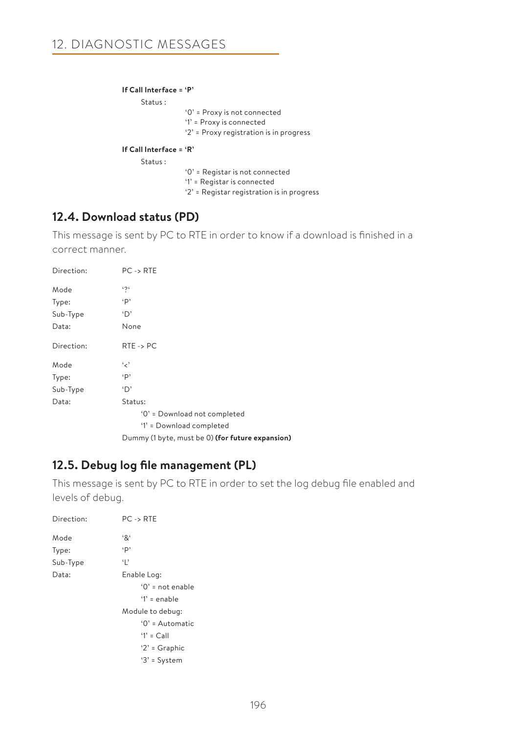**If Call Interface = 'P'**

Status :

'0' = Proxy is not connected
'1' = Proxy is connected
'2' = Proxy registration is in progress

**If Call Interface = 'R'**

Status :

'0' = Registar is not connected
'1' = Registar is connected
'2' = Registar registration is in progress

## 12.4. Download status (PD)

This message is sent by PC to RTE in order to know if a download is finished in a correct manner.

Direction: PC -> RTE

Mode '?'
Type: 'P'
Sub-Type 'D'
Data: None

Direction: RTE -> PC

Mode '<'
Type: 'P'
Sub-Type 'D'
Data: Status:

- '0' = Download not completed
- '1' = Download completed

Dummy (1 byte, must be 0) **(for future expansion)**

## 12.5. Debug log file management (PL)

This message is sent by PC to RTE in order to set the log debug file enabled and levels of debug.

Direction: PC -> RTE

Mode '&'
Type: 'P'
Sub-Type 'L'
Data: Enable Log:

- '0' = not enable
- '1' = enable

Module to debug:

- '0' = Automatic
- '1' = Call
- '2' = Graphic
- '3' = System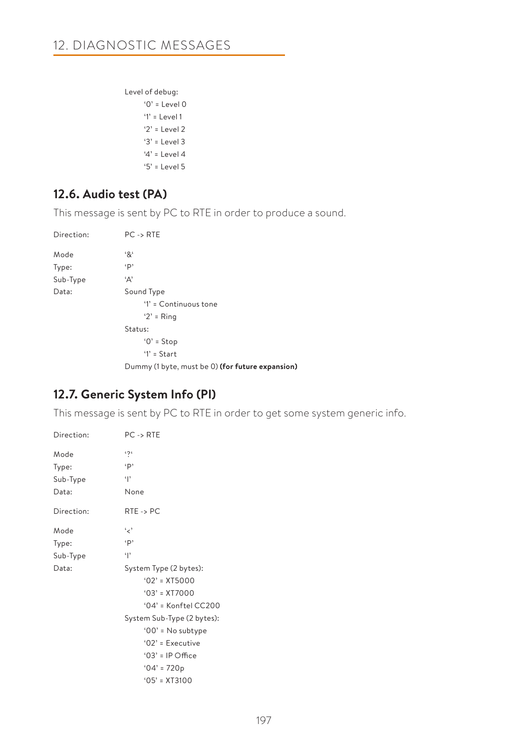Level of debug:

- '0' = Level 0
- '1' = Level 1
- '2' = Level 2
- '3' = Level 3
- '4' = Level 4
- '5' = Level 5

## 12.6. Audio test (PA)

This message is sent by PC to RTE in order to produce a sound.

Direction: PC -> RTE

Mode '&'
Type: 'P'
Sub-Type 'A'
Data: Sound Type
- '1' = Continuous tone
- '2' = Ring

Status:
- '0' = Stop
- '1' = Start

Dummy (1 byte, must be 0) **(for future expansion)**

## 12.7. Generic System Info (PI)

This message is sent by PC to RTE in order to get some system generic info.

Direction: PC -> RTE

Mode '?'
Type: 'P'
Sub-Type 'I'
Data: None

Direction: RTE -> PC

Mode '<'
Type: 'P'
Sub-Type 'I'
Data: System Type (2 bytes):
- '02' = XT5000
- '03' = XT7000
- '04' = Konftel CC200

System Sub-Type (2 bytes):
- '00' = No subtype
- '02' = Executive
- '03' = IP Office
- '04' = 720p
- '05' = XT3100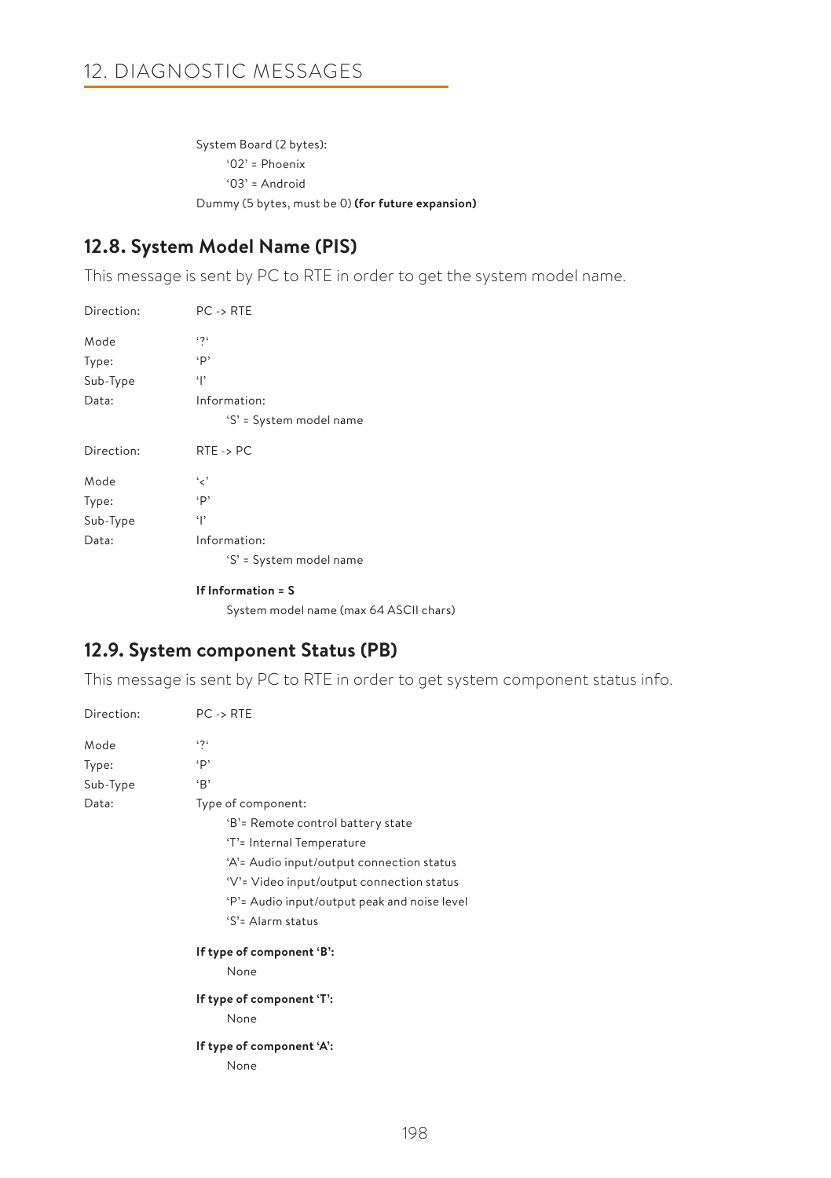System Board (2 bytes):
  '02' = Phoenix
  '03' = Android
Dummy (5 bytes, must be 0) **(for future expansion)**

## 12.8. System Model Name (PIS)

This message is sent by PC to RTE in order to get the system model name.

Direction: PC -> RTE

Mode: '?'
Type: 'P'
Sub-Type: 'I'
Data: Information:
  'S' = System model name

Direction: RTE -> PC

Mode: '<'
Type: 'P'
Sub-Type: 'I'
Data: Information:
  'S' = System model name

**If Information = S**
  System model name (max 64 ASCII chars)

## 12.9. System component Status (PB)

This message is sent by PC to RTE in order to get system component status info.

Direction: PC -> RTE

Mode: '?'
Type: 'P'
Sub-Type: 'B'
Data: Type of component:
  'B'= Remote control battery state
  'T'= Internal Temperature
  'A'= Audio input/output connection status
  'V'= Video input/output connection status
  'P'= Audio input/output peak and noise level
  'S'= Alarm status

**If type of component 'B':**
  None

**If type of component 'T':**
  None

**If type of component 'A':**
  None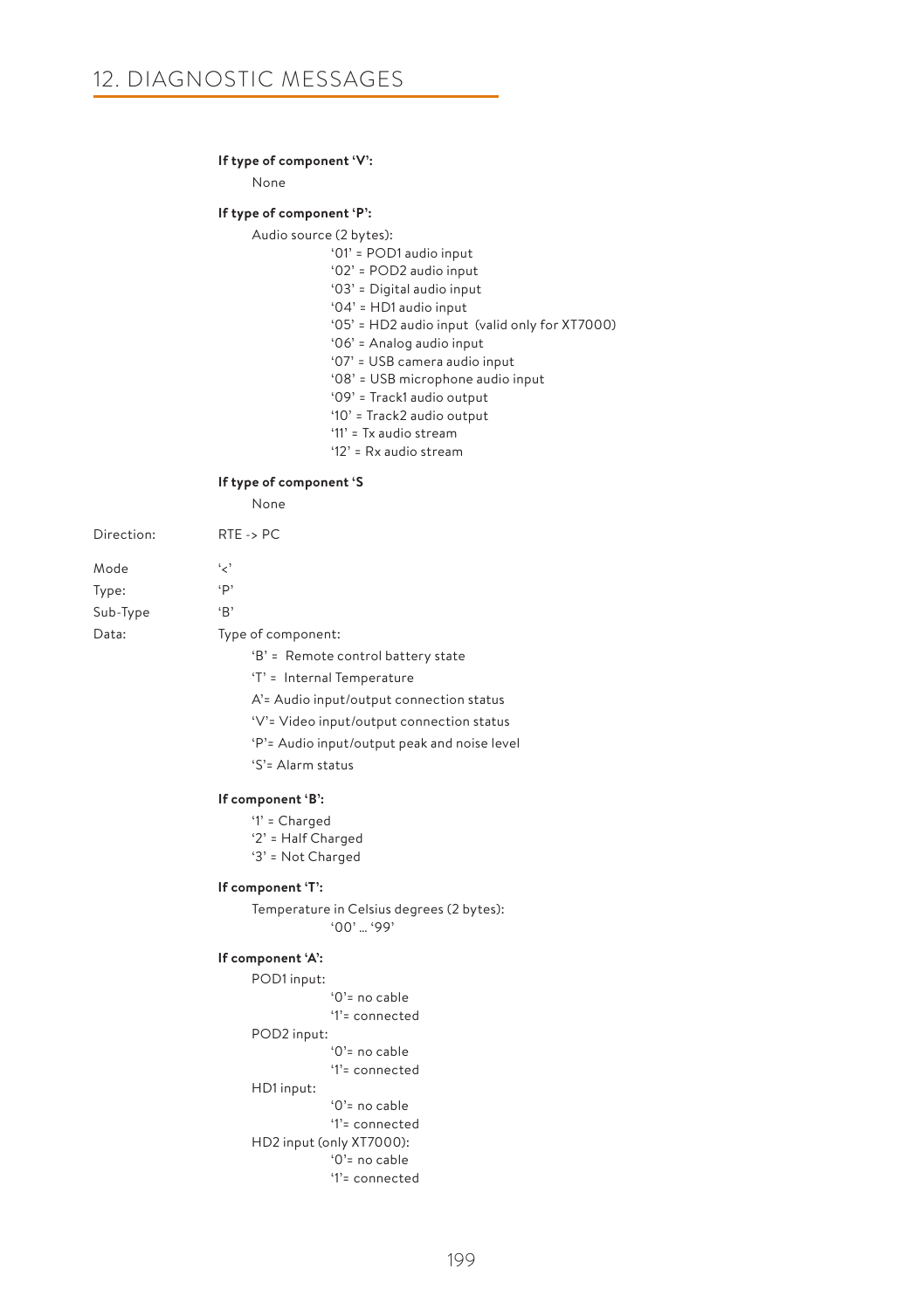**If type of component 'V':**

None

**If type of component 'P':**

Audio source (2 bytes):

'01' = POD1 audio input
'02' = POD2 audio input
'03' = Digital audio input
'04' = HD1 audio input
'05' = HD2 audio input (valid only for XT7000)
'06' = Analog audio input
'07' = USB camera audio input
'08' = USB microphone audio input
'09' = Track1 audio output
'10' = Track2 audio output
'11' = Tx audio stream
'12' = Rx audio stream

**If type of component 'S**

None

Direction: RTE -> PC

Mode '<'

Type: 'P'

Sub-Type 'B'

Data: Type of component:

'B' = Remote control battery state

'T' = Internal Temperature

A'= Audio input/output connection status

'V'= Video input/output connection status

'P'= Audio input/output peak and noise level

'S'= Alarm status

**If component 'B':**

'1' = Charged
'2' = Half Charged
'3' = Not Charged

**If component 'T':**

Temperature in Celsius degrees (2 bytes):

'00' ... '99'

**If component 'A':**

POD1 input:

'0'= no cable
'1'= connected

POD2 input:

'0'= no cable
'1'= connected

HD1 input:

'0'= no cable
'1'= connected

HD2 input (only XT7000):

'0'= no cable
'1'= connected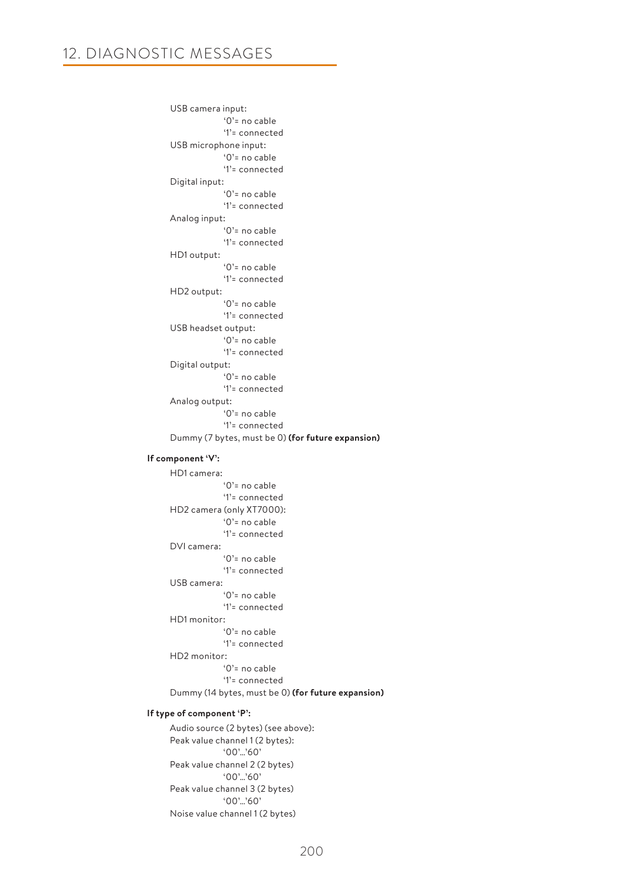USB camera input:
- '0'= no cable
- '1'= connected

USB microphone input:
- '0'= no cable
- '1'= connected

Digital input:
- '0'= no cable
- '1'= connected

Analog input:
- '0'= no cable
- '1'= connected

HD1 output:
- '0'= no cable
- '1'= connected

HD2 output:
- '0'= no cable
- '1'= connected

USB headset output:
- '0'= no cable
- '1'= connected

Digital output:
- '0'= no cable
- '1'= connected

Analog output:
- '0'= no cable
- '1'= connected

Dummy (7 bytes, must be 0) **(for future expansion)**

**If component 'V':**

HD1 camera:
- '0'= no cable
- '1'= connected

HD2 camera (only XT7000):
- '0'= no cable
- '1'= connected

DVI camera:
- '0'= no cable
- '1'= connected

USB camera:
- '0'= no cable
- '1'= connected

HD1 monitor:
- '0'= no cable
- '1'= connected

HD2 monitor:
- '0'= no cable
- '1'= connected

Dummy (14 bytes, must be 0) **(for future expansion)**

**If type of component 'P':**

Audio source (2 bytes) (see above):

Peak value channel 1 (2 bytes):
- '00'...'60'

Peak value channel 2 (2 bytes)
- '00'...'60'

Peak value channel 3 (2 bytes)
- '00'...'60'

Noise value channel 1 (2 bytes)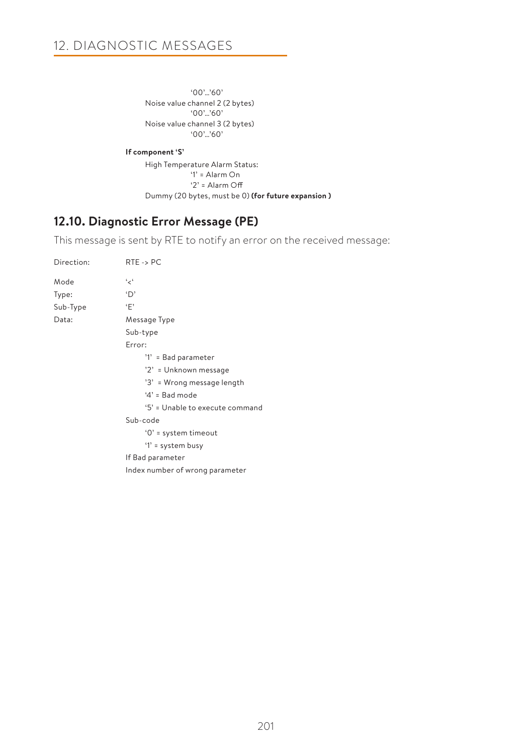'00'...'60'

Noise value channel 2 (2 bytes)

'00'...'60'

Noise value channel 3 (2 bytes)

'00'...'60'

**If component 'S'**

High Temperature Alarm Status:

'1' = Alarm On

'2' = Alarm Off

Dummy (20 bytes, must be 0) **(for future expansion )**

## 12.10. Diagnostic Error Message (PE)

This message is sent by RTE to notify an error on the received message:

Direction: RTE -> PC

Mode '<'

Type: 'D'

Sub-Type 'E'

Data: Message Type

Sub-type

Error:

- '1' = Bad parameter
- '2' = Unknown message
- '3' = Wrong message length
- '4' = Bad mode
- '5' = Unable to execute command

Sub-code

- '0' = system timeout
- '1' = system busy

If Bad parameter

Index number of wrong parameter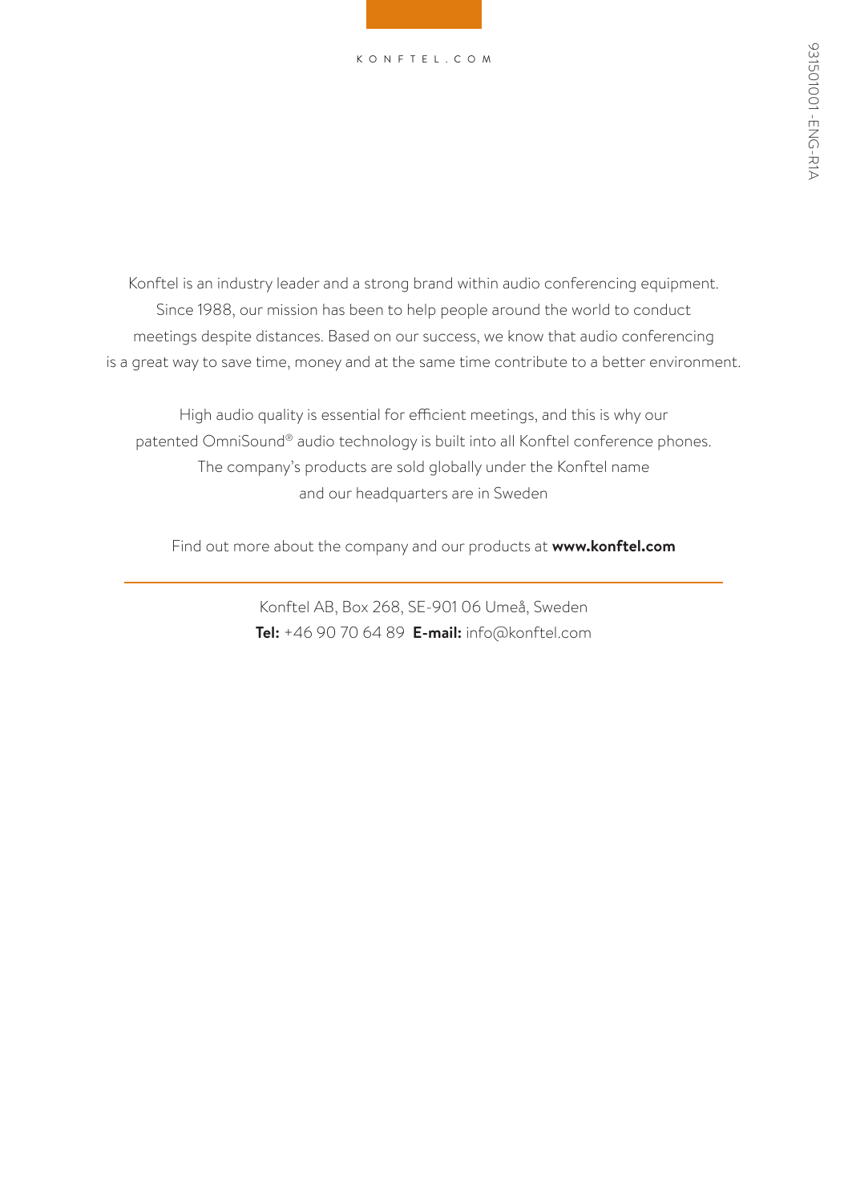Konftel is an industry leader and a strong brand within audio conferencing equipment. Since 1988, our mission has been to help people around the world to conduct meetings despite distances. Based on our success, we know that audio conferencing is a great way to save time, money and at the same time contribute to a better environment.

High audio quality is essential for efficient meetings, and this is why our patented OmniSound® audio technology is built into all Konftel conference phones. The company's products are sold globally under the Konftel name and our headquarters are in Sweden

Find out more about the company and our products at **www.konftel.com**

---

Konftel AB, Box 268, SE-901 06 Umeå, Sweden
**Tel:** +46 90 70 64 89 **E-mail:** info@konftel.com

931501001-ENG-R1A